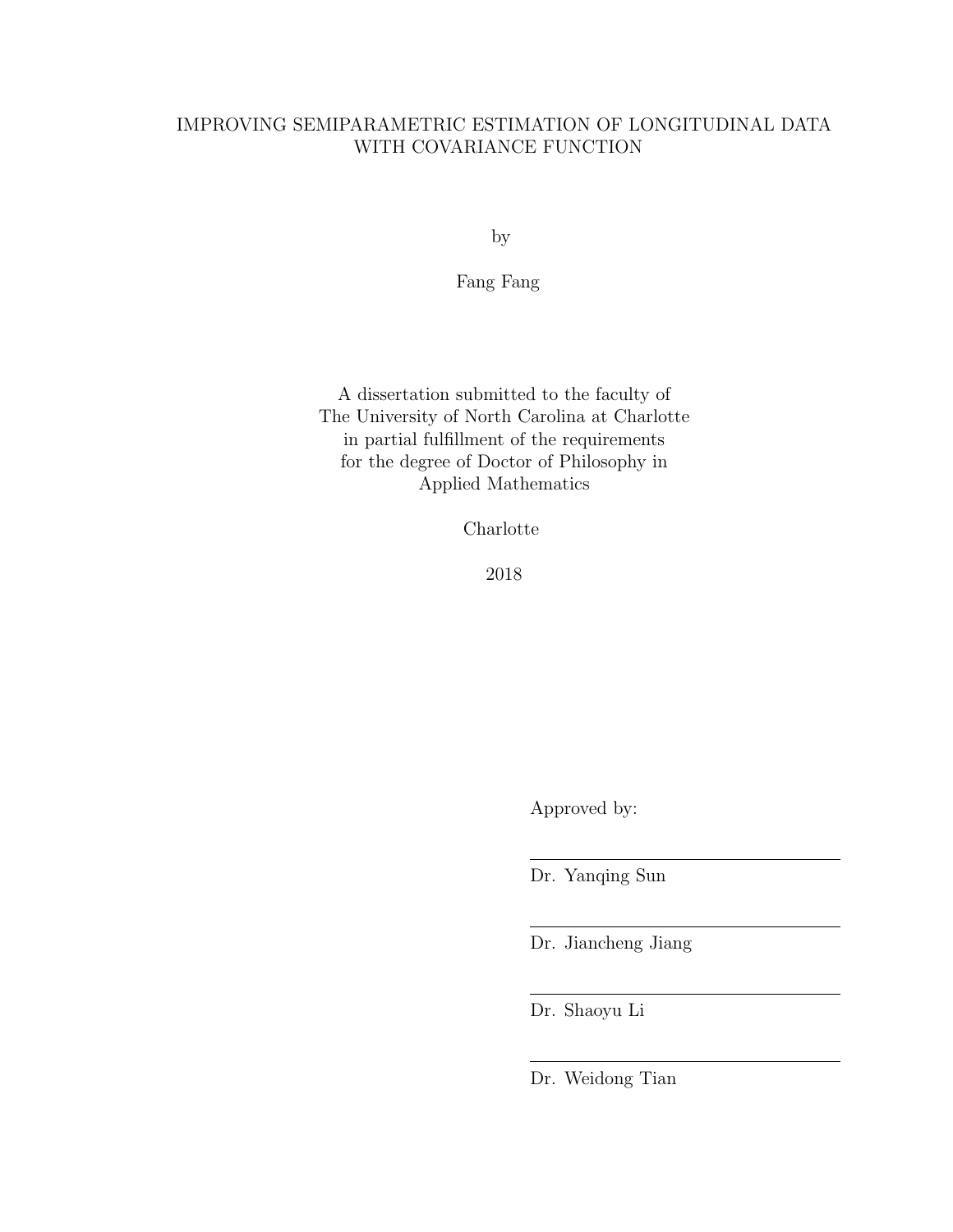# IMPROVING SEMIPARAMETRIC ESTIMATION OF LONGITUDINAL DATA WITH COVARIANCE FUNCTION

by

Fang Fang

A dissertation submitted to the faculty of
The University of North Carolina at Charlotte
in partial fulfillment of the requirements
for the degree of Doctor of Philosophy in
Applied Mathematics

Charlotte

2018

Approved by:

Dr. Yanqing Sun

Dr. Jiancheng Jiang

Dr. Shaoyu Li

Dr. Weidong Tian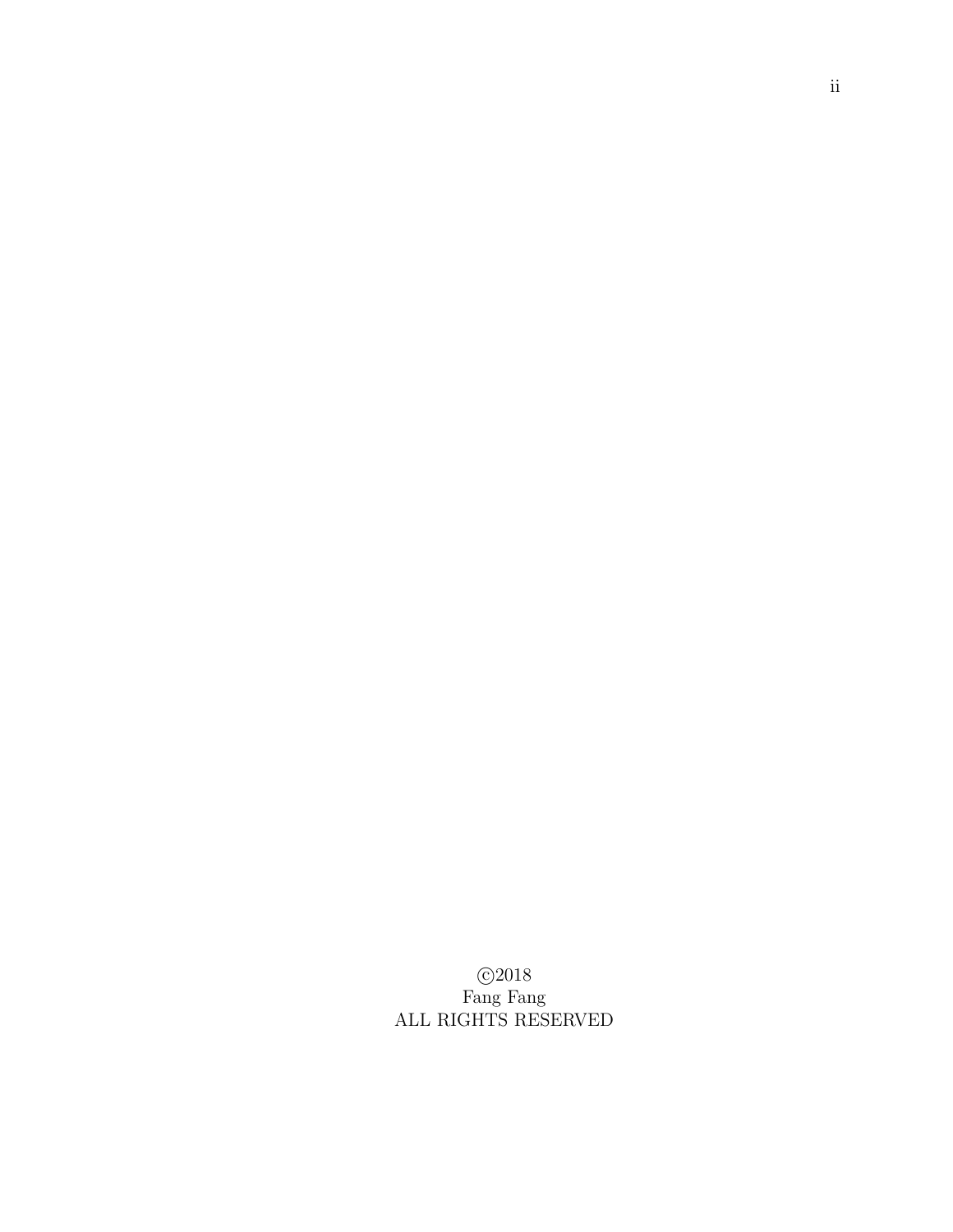©2018
Fang Fang
ALL RIGHTS RESERVED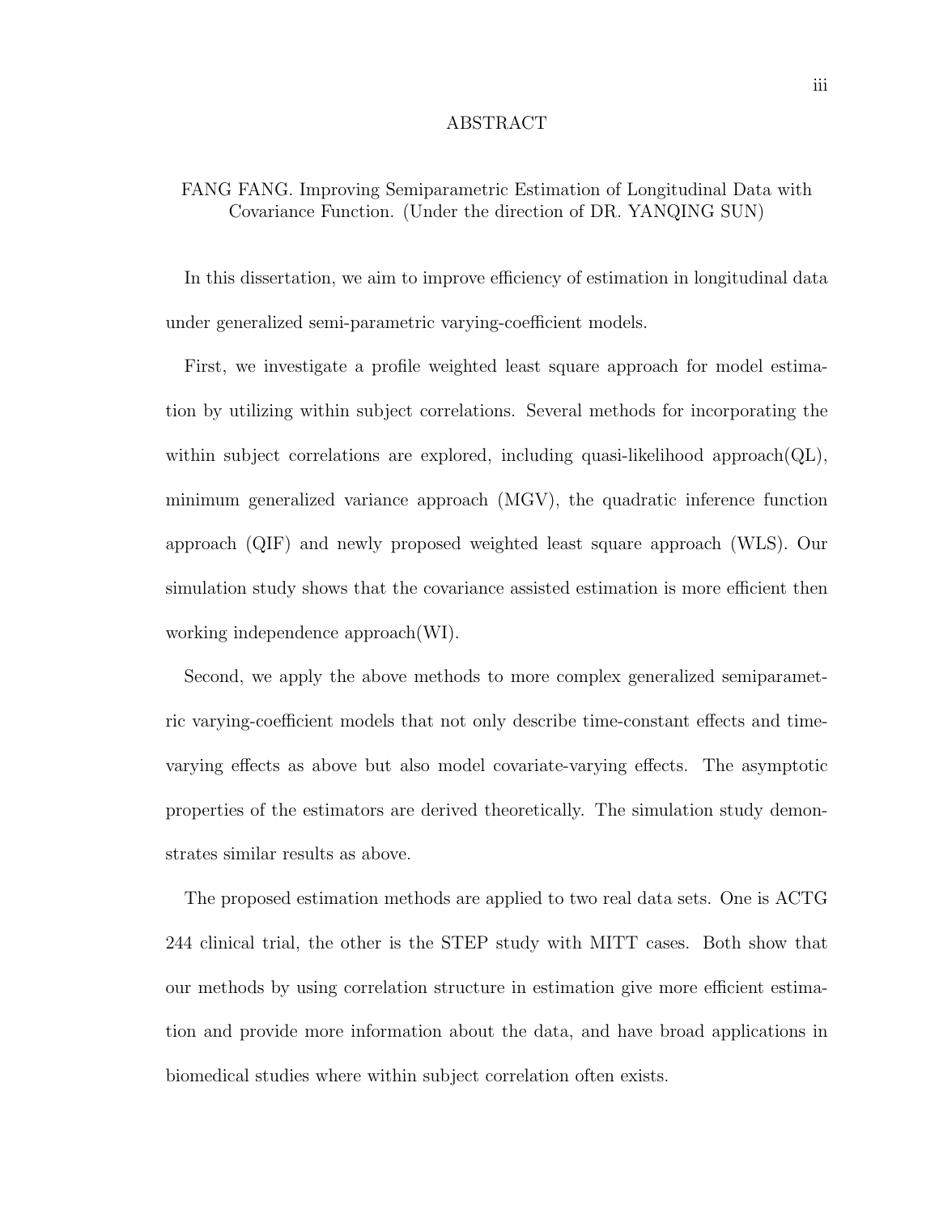# ABSTRACT

FANG FANG. Improving Semiparametric Estimation of Longitudinal Data with Covariance Function. (Under the direction of DR. YANQING SUN)

In this dissertation, we aim to improve efficiency of estimation in longitudinal data under generalized semi-parametric varying-coefficient models.

First, we investigate a profile weighted least square approach for model estimation by utilizing within subject correlations. Several methods for incorporating the within subject correlations are explored, including quasi-likelihood approach(QL), minimum generalized variance approach (MGV), the quadratic inference function approach (QIF) and newly proposed weighted least square approach (WLS). Our simulation study shows that the covariance assisted estimation is more efficient then working independence approach(WI).

Second, we apply the above methods to more complex generalized semiparametric varying-coefficient models that not only describe time-constant effects and time-varying effects as above but also model covariate-varying effects. The asymptotic properties of the estimators are derived theoretically. The simulation study demonstrates similar results as above.

The proposed estimation methods are applied to two real data sets. One is ACTG 244 clinical trial, the other is the STEP study with MITT cases. Both show that our methods by using correlation structure in estimation give more efficient estimation and provide more information about the data, and have broad applications in biomedical studies where within subject correlation often exists.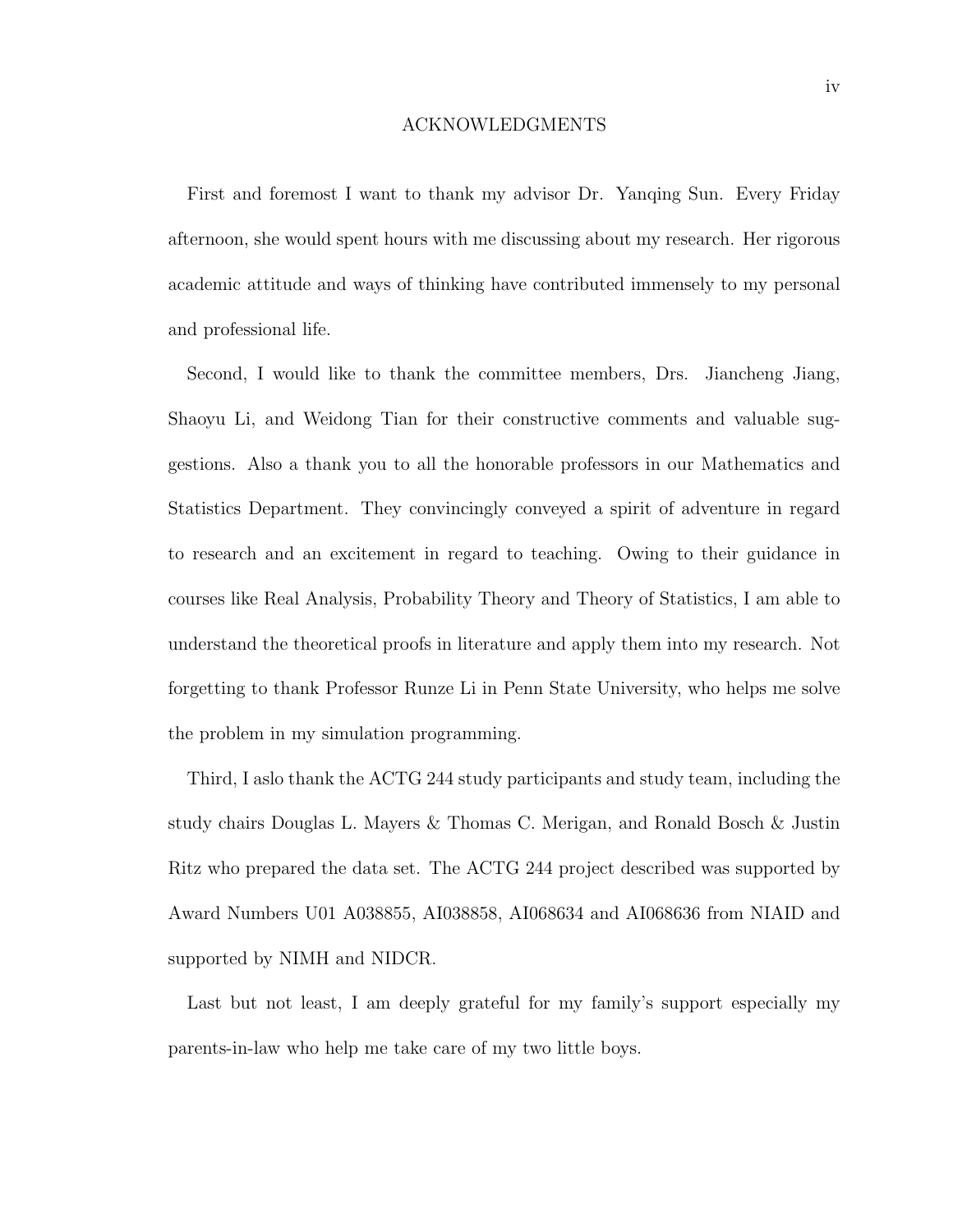# ACKNOWLEDGMENTS

First and foremost I want to thank my advisor Dr. Yanqing Sun. Every Friday afternoon, she would spent hours with me discussing about my research. Her rigorous academic attitude and ways of thinking have contributed immensely to my personal and professional life.

Second, I would like to thank the committee members, Drs. Jiancheng Jiang, Shaoyu Li, and Weidong Tian for their constructive comments and valuable suggestions. Also a thank you to all the honorable professors in our Mathematics and Statistics Department. They convincingly conveyed a spirit of adventure in regard to research and an excitement in regard to teaching. Owing to their guidance in courses like Real Analysis, Probability Theory and Theory of Statistics, I am able to understand the theoretical proofs in literature and apply them into my research. Not forgetting to thank Professor Runze Li in Penn State University, who helps me solve the problem in my simulation programming.

Third, I aslo thank the ACTG 244 study participants and study team, including the study chairs Douglas L. Mayers & Thomas C. Merigan, and Ronald Bosch & Justin Ritz who prepared the data set. The ACTG 244 project described was supported by Award Numbers U01 A038855, AI038858, AI068634 and AI068636 from NIAID and supported by NIMH and NIDCR.

Last but not least, I am deeply grateful for my family's support especially my parents-in-law who help me take care of my two little boys.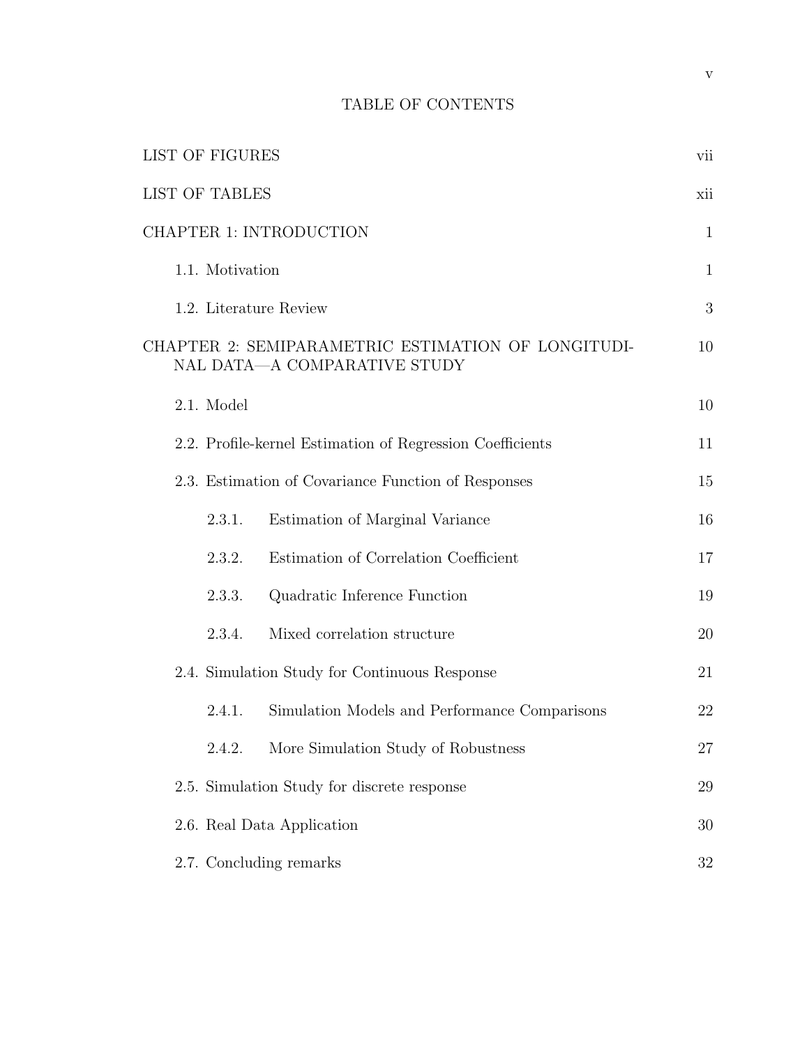# TABLE OF CONTENTS

| | |
|---|---|
| LIST OF FIGURES | vii |
| LIST OF TABLES | xii |
| CHAPTER 1: INTRODUCTION | 1 |
| 1.1. Motivation | 1 |
| 1.2. Literature Review | 3 |
| CHAPTER 2: SEMIPARAMETRIC ESTIMATION OF LONGITUDINAL DATA—A COMPARATIVE STUDY | 10 |
| 2.1. Model | 10 |
| 2.2. Profile-kernel Estimation of Regression Coefficients | 11 |
| 2.3. Estimation of Covariance Function of Responses | 15 |
| 2.3.1. Estimation of Marginal Variance | 16 |
| 2.3.2. Estimation of Correlation Coefficient | 17 |
| 2.3.3. Quadratic Inference Function | 19 |
| 2.3.4. Mixed correlation structure | 20 |
| 2.4. Simulation Study for Continuous Response | 21 |
| 2.4.1. Simulation Models and Performance Comparisons | 22 |
| 2.4.2. More Simulation Study of Robustness | 27 |
| 2.5. Simulation Study for discrete response | 29 |
| 2.6. Real Data Application | 30 |
| 2.7. Concluding remarks | 32 |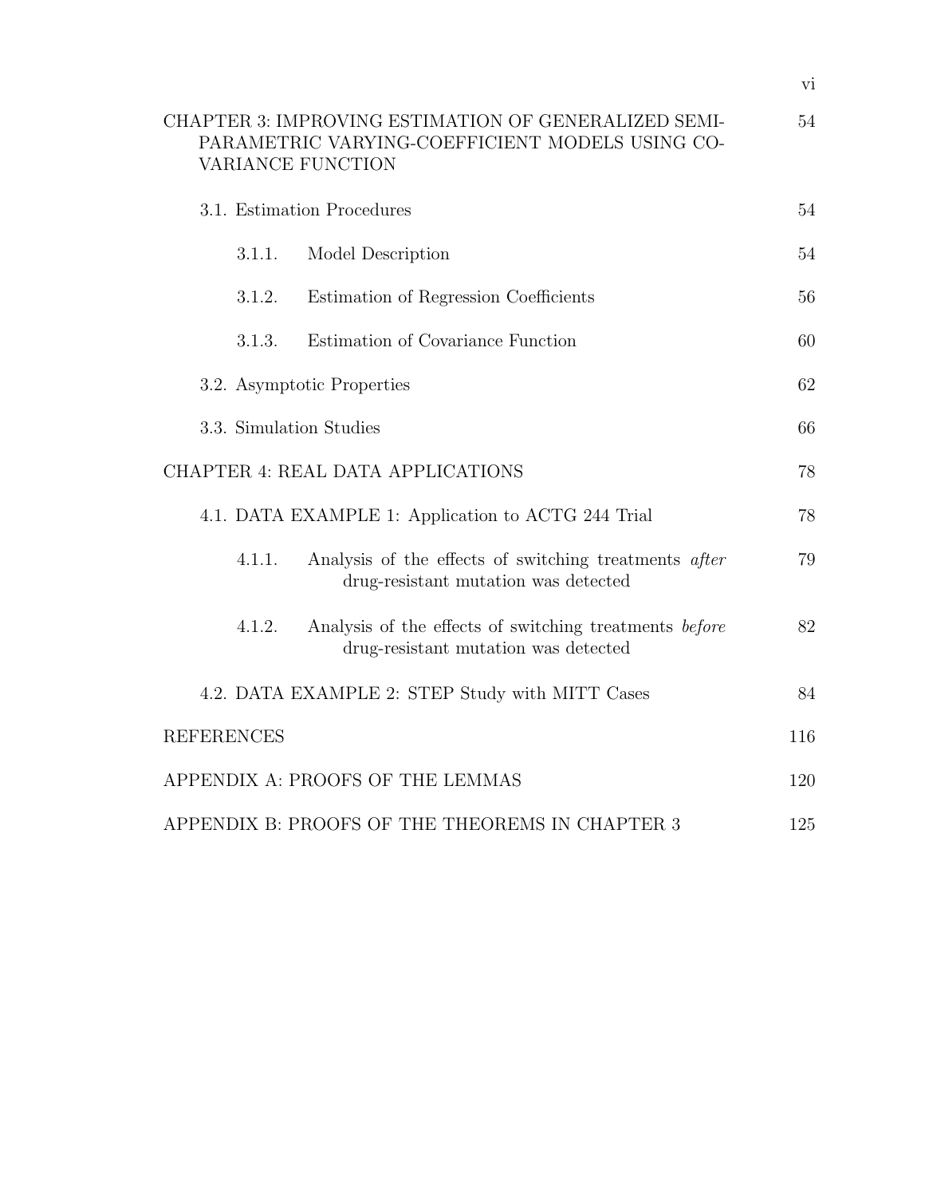CHAPTER 3: IMPROVING ESTIMATION OF GENERALIZED SEMI-PARAMETRIC VARYING-COEFFICIENT MODELS USING COVARIANCE FUNCTION — 54

- 3.1. Estimation Procedures — 54
  - 3.1.1. Model Description — 54
  - 3.1.2. Estimation of Regression Coefficients — 56
  - 3.1.3. Estimation of Covariance Function — 60
- 3.2. Asymptotic Properties — 62
- 3.3. Simulation Studies — 66

CHAPTER 4: REAL DATA APPLICATIONS — 78

- 4.1. DATA EXAMPLE 1: Application to ACTG 244 Trial — 78
  - 4.1.1. Analysis of the effects of switching treatments *after* drug-resistant mutation was detected — 79
  - 4.1.2. Analysis of the effects of switching treatments *before* drug-resistant mutation was detected — 82
- 4.2. DATA EXAMPLE 2: STEP Study with MITT Cases — 84

REFERENCES — 116

APPENDIX A: PROOFS OF THE LEMMAS — 120

APPENDIX B: PROOFS OF THE THEOREMS IN CHAPTER 3 — 125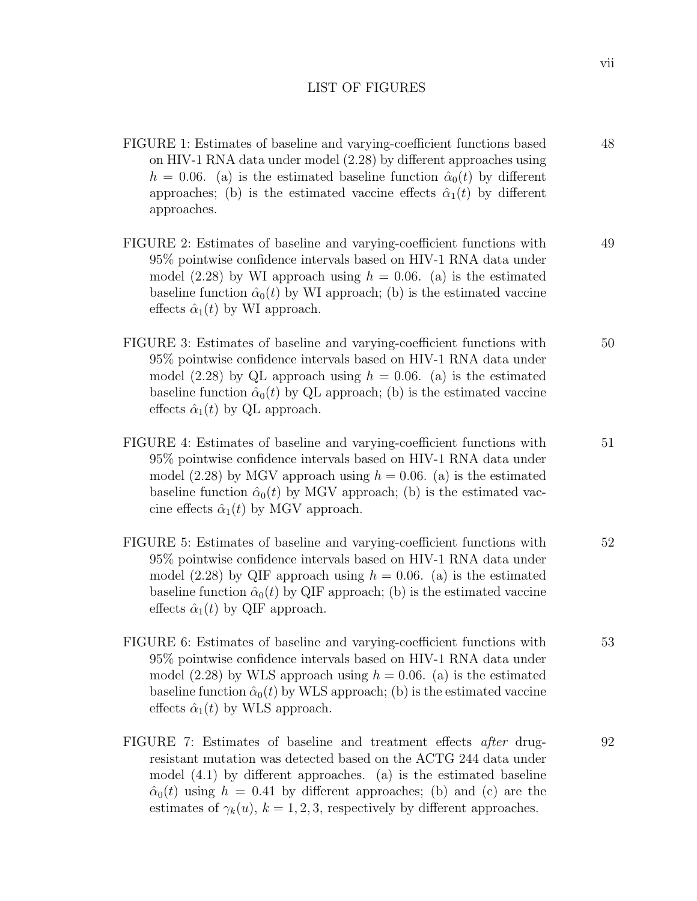# LIST OF FIGURES

FIGURE 1: Estimates of baseline and varying-coefficient functions based on HIV-1 RNA data under model (2.28) by different approaches using $h = 0.06$. (a) is the estimated baseline function $\hat{\alpha}_0(t)$ by different approaches; (b) is the estimated vaccine effects $\hat{\alpha}_1(t)$ by different approaches. — 48

FIGURE 2: Estimates of baseline and varying-coefficient functions with 95% pointwise confidence intervals based on HIV-1 RNA data under model (2.28) by WI approach using $h = 0.06$. (a) is the estimated baseline function $\hat{\alpha}_0(t)$ by WI approach; (b) is the estimated vaccine effects $\hat{\alpha}_1(t)$ by WI approach. — 49

FIGURE 3: Estimates of baseline and varying-coefficient functions with 95% pointwise confidence intervals based on HIV-1 RNA data under model (2.28) by QL approach using $h = 0.06$. (a) is the estimated baseline function $\hat{\alpha}_0(t)$ by QL approach; (b) is the estimated vaccine effects $\hat{\alpha}_1(t)$ by QL approach. — 50

FIGURE 4: Estimates of baseline and varying-coefficient functions with 95% pointwise confidence intervals based on HIV-1 RNA data under model (2.28) by MGV approach using $h = 0.06$. (a) is the estimated baseline function $\hat{\alpha}_0(t)$ by MGV approach; (b) is the estimated vaccine effects $\hat{\alpha}_1(t)$ by MGV approach. — 51

FIGURE 5: Estimates of baseline and varying-coefficient functions with 95% pointwise confidence intervals based on HIV-1 RNA data under model (2.28) by QIF approach using $h = 0.06$. (a) is the estimated baseline function $\hat{\alpha}_0(t)$ by QIF approach; (b) is the estimated vaccine effects $\hat{\alpha}_1(t)$ by QIF approach. — 52

FIGURE 6: Estimates of baseline and varying-coefficient functions with 95% pointwise confidence intervals based on HIV-1 RNA data under model (2.28) by WLS approach using $h = 0.06$. (a) is the estimated baseline function $\hat{\alpha}_0(t)$ by WLS approach; (b) is the estimated vaccine effects $\hat{\alpha}_1(t)$ by WLS approach. — 53

FIGURE 7: Estimates of baseline and treatment effects *after* drug-resistant mutation was detected based on the ACTG 244 data under model (4.1) by different approaches. (a) is the estimated baseline $\hat{\alpha}_0(t)$ using $h = 0.41$ by different approaches; (b) and (c) are the estimates of $\gamma_k(u)$, $k = 1, 2, 3$, respectively by different approaches. — 92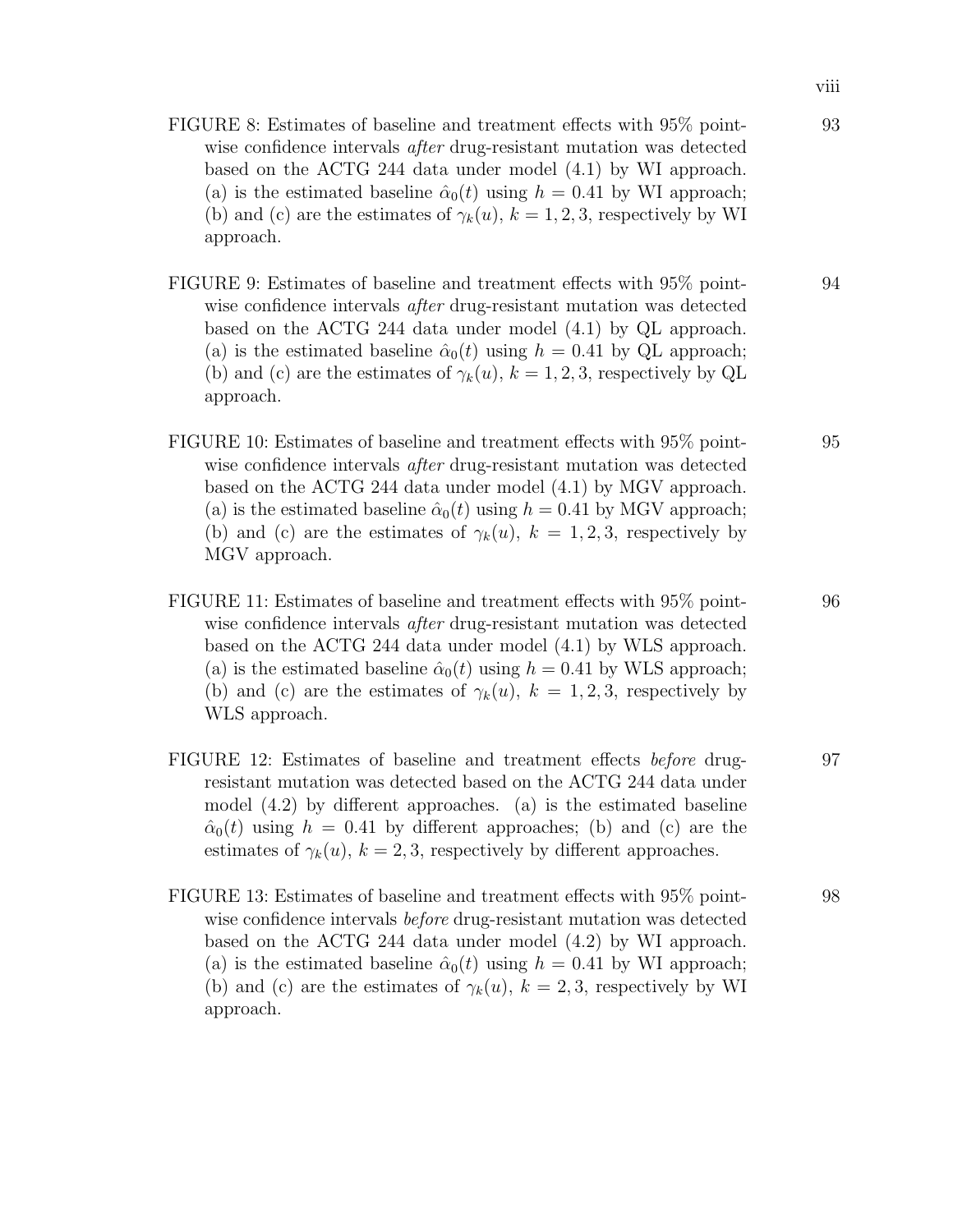FIGURE 8: Estimates of baseline and treatment effects with 95% pointwise confidence intervals *after* drug-resistant mutation was detected based on the ACTG 244 data under model (4.1) by WI approach. (a) is the estimated baseline $\hat{\alpha}_0(t)$ using $h = 0.41$ by WI approach; (b) and (c) are the estimates of $\gamma_k(u)$, $k = 1, 2, 3$, respectively by WI approach. 93

FIGURE 9: Estimates of baseline and treatment effects with 95% pointwise confidence intervals *after* drug-resistant mutation was detected based on the ACTG 244 data under model (4.1) by QL approach. (a) is the estimated baseline $\hat{\alpha}_0(t)$ using $h = 0.41$ by QL approach; (b) and (c) are the estimates of $\gamma_k(u)$, $k = 1, 2, 3$, respectively by QL approach. 94

FIGURE 10: Estimates of baseline and treatment effects with 95% pointwise confidence intervals *after* drug-resistant mutation was detected based on the ACTG 244 data under model (4.1) by MGV approach. (a) is the estimated baseline $\hat{\alpha}_0(t)$ using $h = 0.41$ by MGV approach; (b) and (c) are the estimates of $\gamma_k(u)$, $k = 1, 2, 3$, respectively by MGV approach. 95

FIGURE 11: Estimates of baseline and treatment effects with 95% pointwise confidence intervals *after* drug-resistant mutation was detected based on the ACTG 244 data under model (4.1) by WLS approach. (a) is the estimated baseline $\hat{\alpha}_0(t)$ using $h = 0.41$ by WLS approach; (b) and (c) are the estimates of $\gamma_k(u)$, $k = 1, 2, 3$, respectively by WLS approach. 96

FIGURE 12: Estimates of baseline and treatment effects *before* drug-resistant mutation was detected based on the ACTG 244 data under model (4.2) by different approaches. (a) is the estimated baseline $\hat{\alpha}_0(t)$ using $h = 0.41$ by different approaches; (b) and (c) are the estimates of $\gamma_k(u)$, $k = 2, 3$, respectively by different approaches. 97

FIGURE 13: Estimates of baseline and treatment effects with 95% pointwise confidence intervals *before* drug-resistant mutation was detected based on the ACTG 244 data under model (4.2) by WI approach. (a) is the estimated baseline $\hat{\alpha}_0(t)$ using $h = 0.41$ by WI approach; (b) and (c) are the estimates of $\gamma_k(u)$, $k = 2, 3$, respectively by WI approach. 98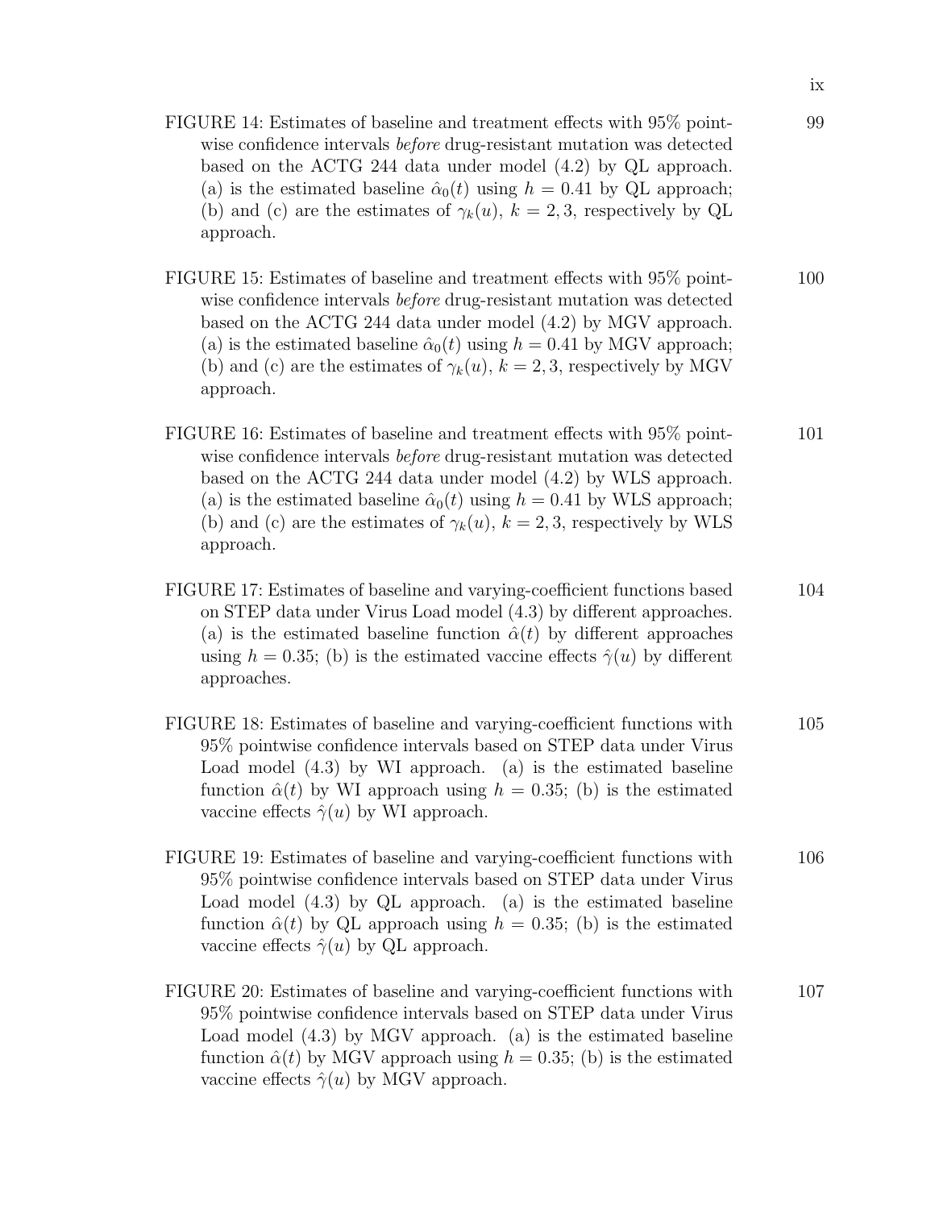FIGURE 14: Estimates of baseline and treatment effects with 95% pointwise confidence intervals *before* drug-resistant mutation was detected based on the ACTG 244 data under model (4.2) by QL approach. (a) is the estimated baseline $\hat{\alpha}_0(t)$ using $h = 0.41$ by QL approach; (b) and (c) are the estimates of $\gamma_k(u)$, $k = 2, 3$, respectively by QL approach. 99

FIGURE 15: Estimates of baseline and treatment effects with 95% pointwise confidence intervals *before* drug-resistant mutation was detected based on the ACTG 244 data under model (4.2) by MGV approach. (a) is the estimated baseline $\hat{\alpha}_0(t)$ using $h = 0.41$ by MGV approach; (b) and (c) are the estimates of $\gamma_k(u)$, $k = 2, 3$, respectively by MGV approach. 100

FIGURE 16: Estimates of baseline and treatment effects with 95% pointwise confidence intervals *before* drug-resistant mutation was detected based on the ACTG 244 data under model (4.2) by WLS approach. (a) is the estimated baseline $\hat{\alpha}_0(t)$ using $h = 0.41$ by WLS approach; (b) and (c) are the estimates of $\gamma_k(u)$, $k = 2, 3$, respectively by WLS approach. 101

FIGURE 17: Estimates of baseline and varying-coefficient functions based on STEP data under Virus Load model (4.3) by different approaches. (a) is the estimated baseline function $\hat{\alpha}(t)$ by different approaches using $h = 0.35$; (b) is the estimated vaccine effects $\hat{\gamma}(u)$ by different approaches. 104

FIGURE 18: Estimates of baseline and varying-coefficient functions with 95% pointwise confidence intervals based on STEP data under Virus Load model (4.3) by WI approach. (a) is the estimated baseline function $\hat{\alpha}(t)$ by WI approach using $h = 0.35$; (b) is the estimated vaccine effects $\hat{\gamma}(u)$ by WI approach. 105

FIGURE 19: Estimates of baseline and varying-coefficient functions with 95% pointwise confidence intervals based on STEP data under Virus Load model (4.3) by QL approach. (a) is the estimated baseline function $\hat{\alpha}(t)$ by QL approach using $h = 0.35$; (b) is the estimated vaccine effects $\hat{\gamma}(u)$ by QL approach. 106

FIGURE 20: Estimates of baseline and varying-coefficient functions with 95% pointwise confidence intervals based on STEP data under Virus Load model (4.3) by MGV approach. (a) is the estimated baseline function $\hat{\alpha}(t)$ by MGV approach using $h = 0.35$; (b) is the estimated vaccine effects $\hat{\gamma}(u)$ by MGV approach. 107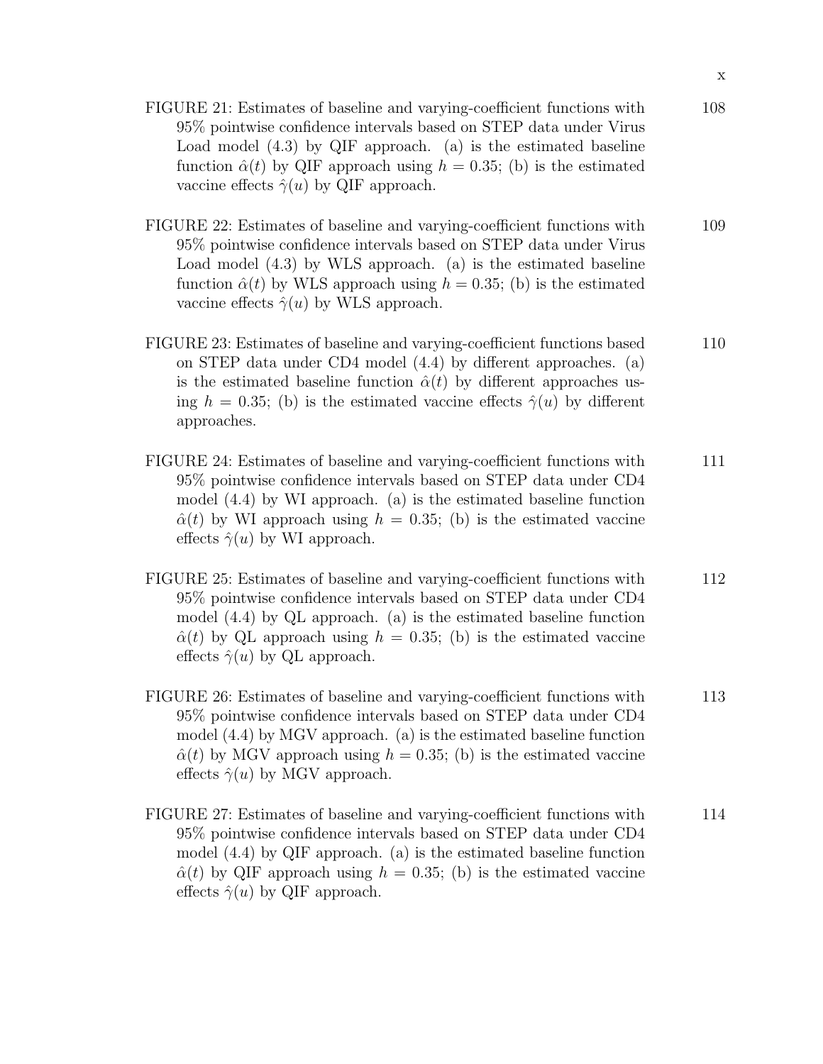FIGURE 21: Estimates of baseline and varying-coefficient functions with 95% pointwise confidence intervals based on STEP data under Virus Load model (4.3) by QIF approach. (a) is the estimated baseline function $\hat{\alpha}(t)$ by QIF approach using $h = 0.35$; (b) is the estimated vaccine effects $\hat{\gamma}(u)$ by QIF approach. 108

FIGURE 22: Estimates of baseline and varying-coefficient functions with 95% pointwise confidence intervals based on STEP data under Virus Load model (4.3) by WLS approach. (a) is the estimated baseline function $\hat{\alpha}(t)$ by WLS approach using $h = 0.35$; (b) is the estimated vaccine effects $\hat{\gamma}(u)$ by WLS approach. 109

FIGURE 23: Estimates of baseline and varying-coefficient functions based on STEP data under CD4 model (4.4) by different approaches. (a) is the estimated baseline function $\hat{\alpha}(t)$ by different approaches using $h = 0.35$; (b) is the estimated vaccine effects $\hat{\gamma}(u)$ by different approaches. 110

FIGURE 24: Estimates of baseline and varying-coefficient functions with 95% pointwise confidence intervals based on STEP data under CD4 model (4.4) by WI approach. (a) is the estimated baseline function $\hat{\alpha}(t)$ by WI approach using $h = 0.35$; (b) is the estimated vaccine effects $\hat{\gamma}(u)$ by WI approach. 111

FIGURE 25: Estimates of baseline and varying-coefficient functions with 95% pointwise confidence intervals based on STEP data under CD4 model (4.4) by QL approach. (a) is the estimated baseline function $\hat{\alpha}(t)$ by QL approach using $h = 0.35$; (b) is the estimated vaccine effects $\hat{\gamma}(u)$ by QL approach. 112

FIGURE 26: Estimates of baseline and varying-coefficient functions with 95% pointwise confidence intervals based on STEP data under CD4 model (4.4) by MGV approach. (a) is the estimated baseline function $\hat{\alpha}(t)$ by MGV approach using $h = 0.35$; (b) is the estimated vaccine effects $\hat{\gamma}(u)$ by MGV approach. 113

FIGURE 27: Estimates of baseline and varying-coefficient functions with 95% pointwise confidence intervals based on STEP data under CD4 model (4.4) by QIF approach. (a) is the estimated baseline function $\hat{\alpha}(t)$ by QIF approach using $h = 0.35$; (b) is the estimated vaccine effects $\hat{\gamma}(u)$ by QIF approach. 114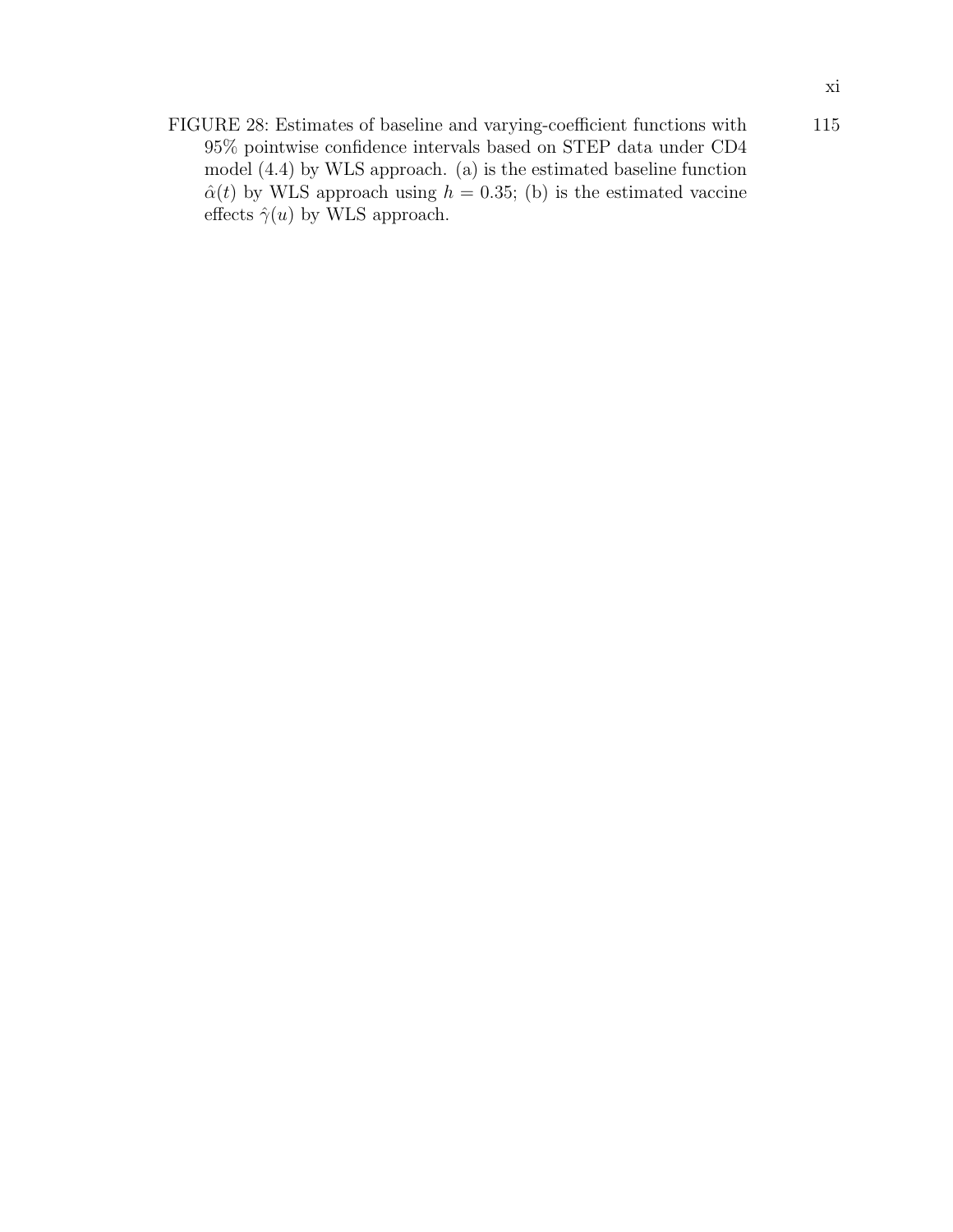FIGURE 28: Estimates of baseline and varying-coefficient functions with 95% pointwise confidence intervals based on STEP data under CD4 model (4.4) by WLS approach. (a) is the estimated baseline function $\hat{\alpha}(t)$ by WLS approach using $h = 0.35$; (b) is the estimated vaccine effects $\hat{\gamma}(u)$ by WLS approach. 115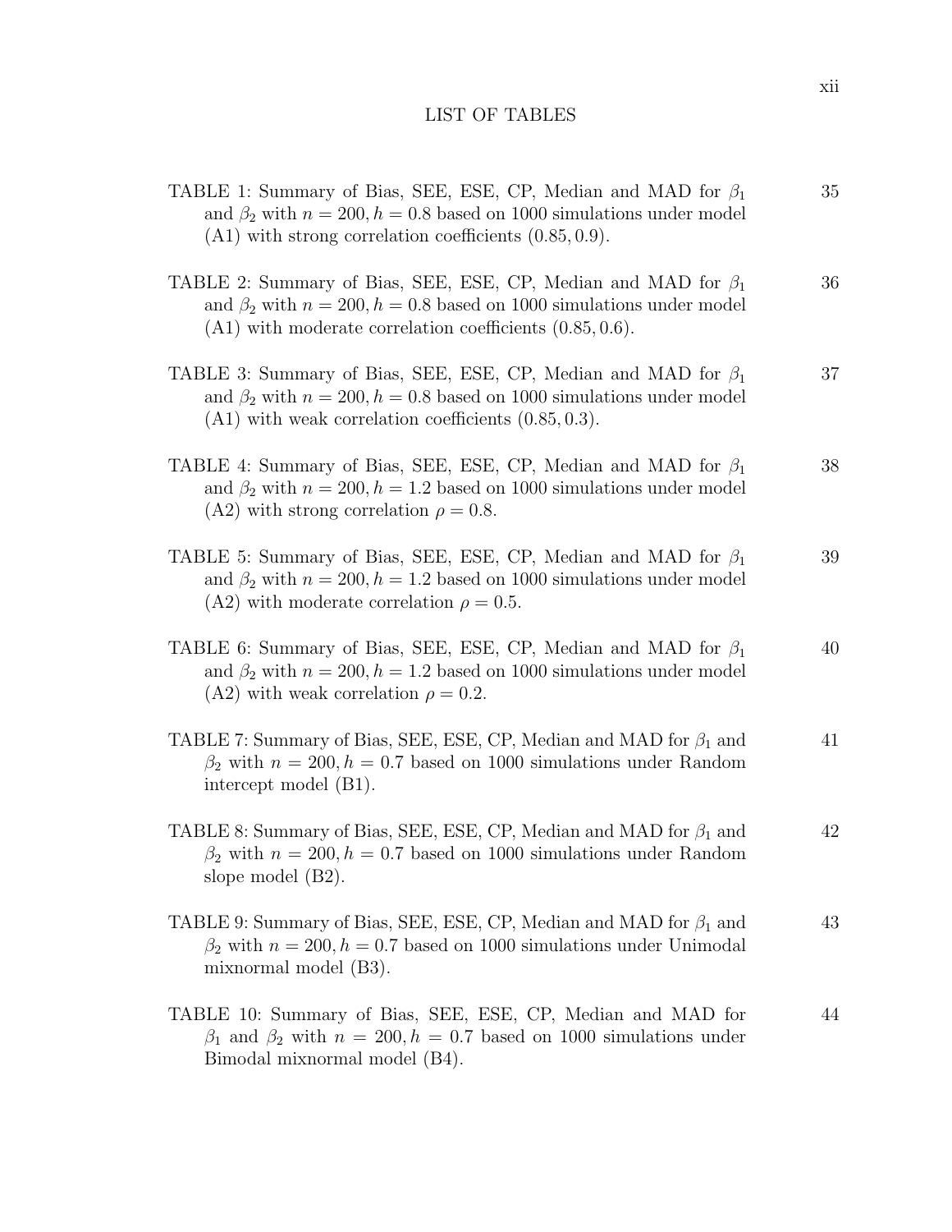# LIST OF TABLES

TABLE 1: Summary of Bias, SEE, ESE, CP, Median and MAD for $\beta_1$ and $\beta_2$ with $n = 200, h = 0.8$ based on 1000 simulations under model (A1) with strong correlation coefficients $(0.85, 0.9)$. 35

TABLE 2: Summary of Bias, SEE, ESE, CP, Median and MAD for $\beta_1$ and $\beta_2$ with $n = 200, h = 0.8$ based on 1000 simulations under model (A1) with moderate correlation coefficients $(0.85, 0.6)$. 36

TABLE 3: Summary of Bias, SEE, ESE, CP, Median and MAD for $\beta_1$ and $\beta_2$ with $n = 200, h = 0.8$ based on 1000 simulations under model (A1) with weak correlation coefficients $(0.85, 0.3)$. 37

TABLE 4: Summary of Bias, SEE, ESE, CP, Median and MAD for $\beta_1$ and $\beta_2$ with $n = 200, h = 1.2$ based on 1000 simulations under model (A2) with strong correlation $\rho = 0.8$. 38

TABLE 5: Summary of Bias, SEE, ESE, CP, Median and MAD for $\beta_1$ and $\beta_2$ with $n = 200, h = 1.2$ based on 1000 simulations under model (A2) with moderate correlation $\rho = 0.5$. 39

TABLE 6: Summary of Bias, SEE, ESE, CP, Median and MAD for $\beta_1$ and $\beta_2$ with $n = 200, h = 1.2$ based on 1000 simulations under model (A2) with weak correlation $\rho = 0.2$. 40

TABLE 7: Summary of Bias, SEE, ESE, CP, Median and MAD for $\beta_1$ and $\beta_2$ with $n = 200, h = 0.7$ based on 1000 simulations under Random intercept model (B1). 41

TABLE 8: Summary of Bias, SEE, ESE, CP, Median and MAD for $\beta_1$ and $\beta_2$ with $n = 200, h = 0.7$ based on 1000 simulations under Random slope model (B2). 42

TABLE 9: Summary of Bias, SEE, ESE, CP, Median and MAD for $\beta_1$ and $\beta_2$ with $n = 200, h = 0.7$ based on 1000 simulations under Unimodal mixnormal model (B3). 43

TABLE 10: Summary of Bias, SEE, ESE, CP, Median and MAD for $\beta_1$ and $\beta_2$ with $n = 200, h = 0.7$ based on 1000 simulations under Bimodal mixnormal model (B4). 44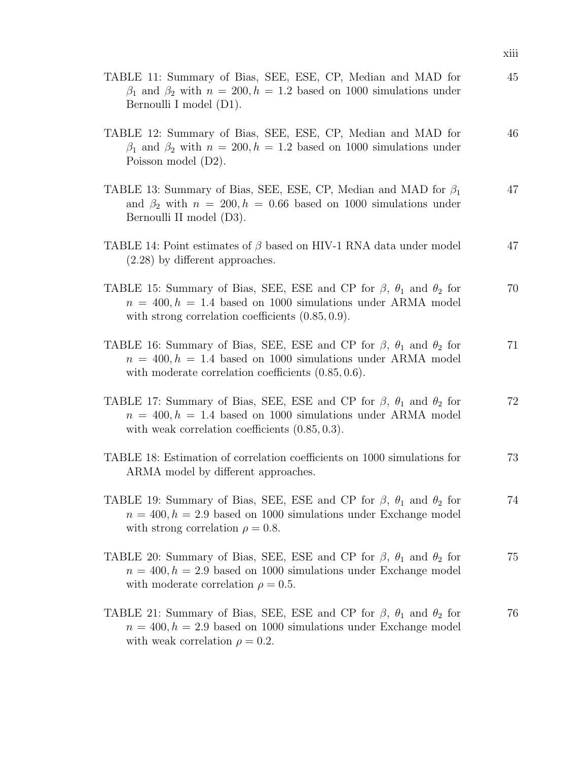TABLE 11: Summary of Bias, SEE, ESE, CP, Median and MAD for $\beta_1$ and $\beta_2$ with $n = 200, h = 1.2$ based on 1000 simulations under Bernoulli I model (D1). 45

TABLE 12: Summary of Bias, SEE, ESE, CP, Median and MAD for $\beta_1$ and $\beta_2$ with $n = 200, h = 1.2$ based on 1000 simulations under Poisson model (D2). 46

TABLE 13: Summary of Bias, SEE, ESE, CP, Median and MAD for $\beta_1$ and $\beta_2$ with $n = 200, h = 0.66$ based on 1000 simulations under Bernoulli II model (D3). 47

TABLE 14: Point estimates of $\beta$ based on HIV-1 RNA data under model (2.28) by different approaches. 47

TABLE 15: Summary of Bias, SEE, ESE and CP for $\beta$, $\theta_1$ and $\theta_2$ for $n = 400, h = 1.4$ based on 1000 simulations under ARMA model with strong correlation coefficients $(0.85, 0.9)$. 70

TABLE 16: Summary of Bias, SEE, ESE and CP for $\beta$, $\theta_1$ and $\theta_2$ for $n = 400, h = 1.4$ based on 1000 simulations under ARMA model with moderate correlation coefficients $(0.85, 0.6)$. 71

TABLE 17: Summary of Bias, SEE, ESE and CP for $\beta$, $\theta_1$ and $\theta_2$ for $n = 400, h = 1.4$ based on 1000 simulations under ARMA model with weak correlation coefficients $(0.85, 0.3)$. 72

TABLE 18: Estimation of correlation coefficients on 1000 simulations for ARMA model by different approaches. 73

TABLE 19: Summary of Bias, SEE, ESE and CP for $\beta$, $\theta_1$ and $\theta_2$ for $n = 400, h = 2.9$ based on 1000 simulations under Exchange model with strong correlation $\rho = 0.8$. 74

TABLE 20: Summary of Bias, SEE, ESE and CP for $\beta$, $\theta_1$ and $\theta_2$ for $n = 400, h = 2.9$ based on 1000 simulations under Exchange model with moderate correlation $\rho = 0.5$. 75

TABLE 21: Summary of Bias, SEE, ESE and CP for $\beta$, $\theta_1$ and $\theta_2$ for $n = 400, h = 2.9$ based on 1000 simulations under Exchange model with weak correlation $\rho = 0.2$. 76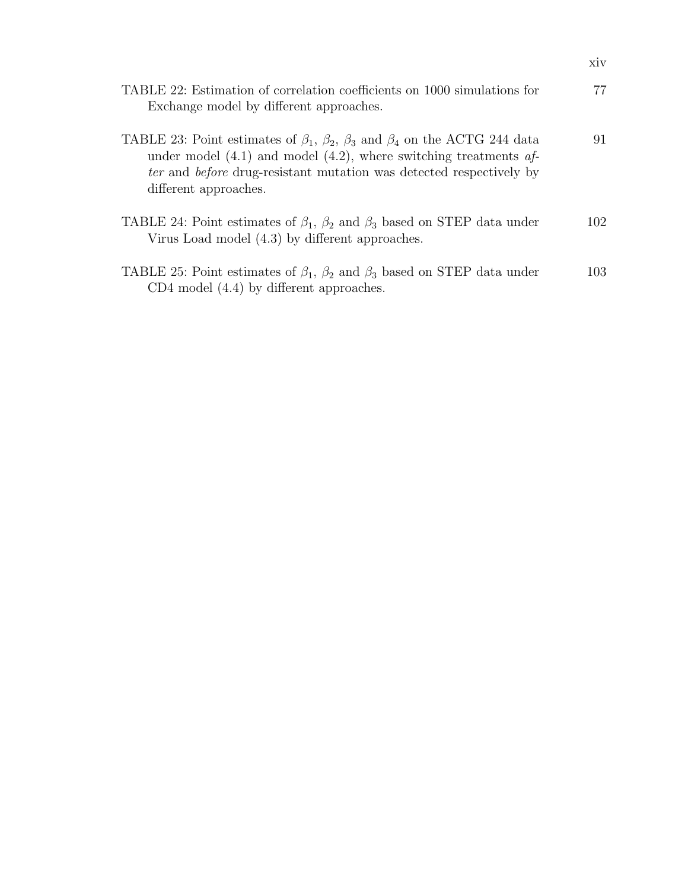TABLE 22: Estimation of correlation coefficients on 1000 simulations for Exchange model by different approaches. 77

TABLE 23: Point estimates of $\beta_1$, $\beta_2$, $\beta_3$ and $\beta_4$ on the ACTG 244 data under model (4.1) and model (4.2), where switching treatments *after* and *before* drug-resistant mutation was detected respectively by different approaches. 91

TABLE 24: Point estimates of $\beta_1$, $\beta_2$ and $\beta_3$ based on STEP data under Virus Load model (4.3) by different approaches. 102

TABLE 25: Point estimates of $\beta_1$, $\beta_2$ and $\beta_3$ based on STEP data under CD4 model (4.4) by different approaches. 103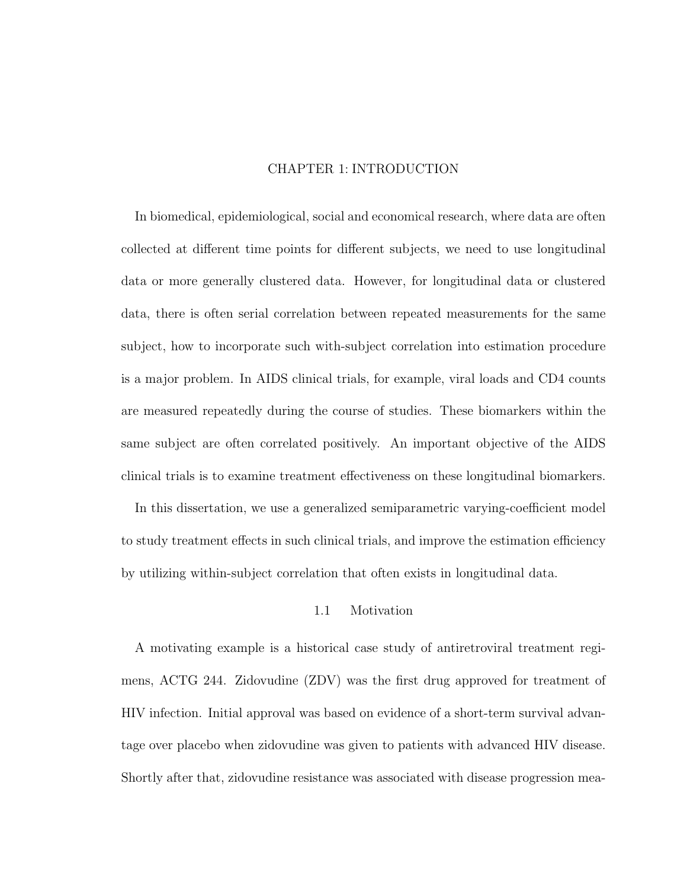# CHAPTER 1: INTRODUCTION

In biomedical, epidemiological, social and economical research, where data are often collected at different time points for different subjects, we need to use longitudinal data or more generally clustered data. However, for longitudinal data or clustered data, there is often serial correlation between repeated measurements for the same subject, how to incorporate such with-subject correlation into estimation procedure is a major problem. In AIDS clinical trials, for example, viral loads and CD4 counts are measured repeatedly during the course of studies. These biomarkers within the same subject are often correlated positively. An important objective of the AIDS clinical trials is to examine treatment effectiveness on these longitudinal biomarkers.

In this dissertation, we use a generalized semiparametric varying-coefficient model to study treatment effects in such clinical trials, and improve the estimation efficiency by utilizing within-subject correlation that often exists in longitudinal data.

## 1.1 Motivation

A motivating example is a historical case study of antiretroviral treatment regimens, ACTG 244. Zidovudine (ZDV) was the first drug approved for treatment of HIV infection. Initial approval was based on evidence of a short-term survival advantage over placebo when zidovudine was given to patients with advanced HIV disease. Shortly after that, zidovudine resistance was associated with disease progression mea-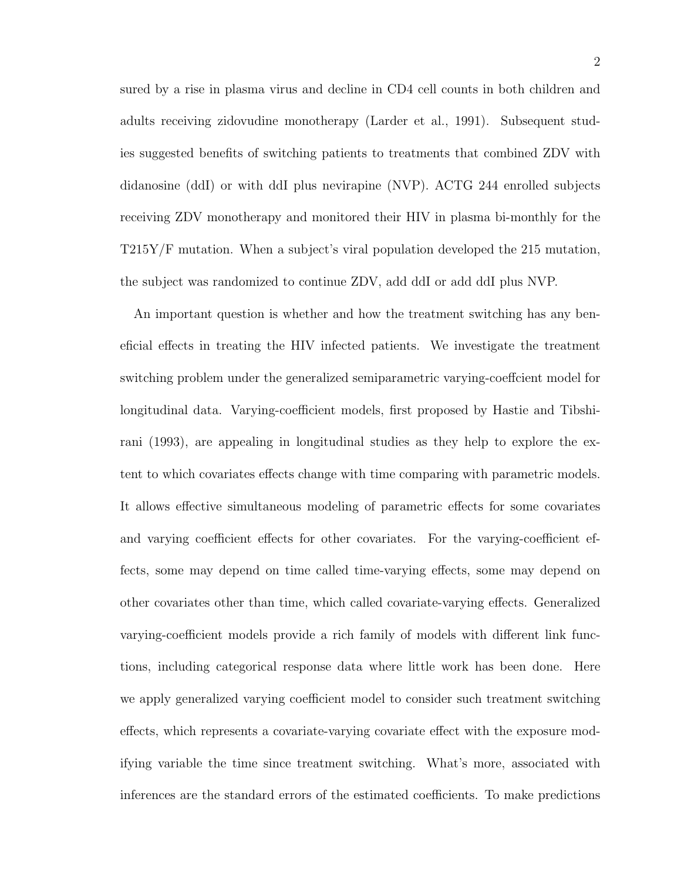sured by a rise in plasma virus and decline in CD4 cell counts in both children and adults receiving zidovudine monotherapy (Larder et al., 1991). Subsequent studies suggested benefits of switching patients to treatments that combined ZDV with didanosine (ddI) or with ddI plus nevirapine (NVP). ACTG 244 enrolled subjects receiving ZDV monotherapy and monitored their HIV in plasma bi-monthly for the T215Y/F mutation. When a subject's viral population developed the 215 mutation, the subject was randomized to continue ZDV, add ddI or add ddI plus NVP.

An important question is whether and how the treatment switching has any beneficial effects in treating the HIV infected patients. We investigate the treatment switching problem under the generalized semiparametric varying-coeffcient model for longitudinal data. Varying-coefficient models, first proposed by Hastie and Tibshirani (1993), are appealing in longitudinal studies as they help to explore the extent to which covariates effects change with time comparing with parametric models. It allows effective simultaneous modeling of parametric effects for some covariates and varying coefficient effects for other covariates. For the varying-coefficient effects, some may depend on time called time-varying effects, some may depend on other covariates other than time, which called covariate-varying effects. Generalized varying-coefficient models provide a rich family of models with different link functions, including categorical response data where little work has been done. Here we apply generalized varying coefficient model to consider such treatment switching effects, which represents a covariate-varying covariate effect with the exposure modifying variable the time since treatment switching. What's more, associated with inferences are the standard errors of the estimated coefficients. To make predictions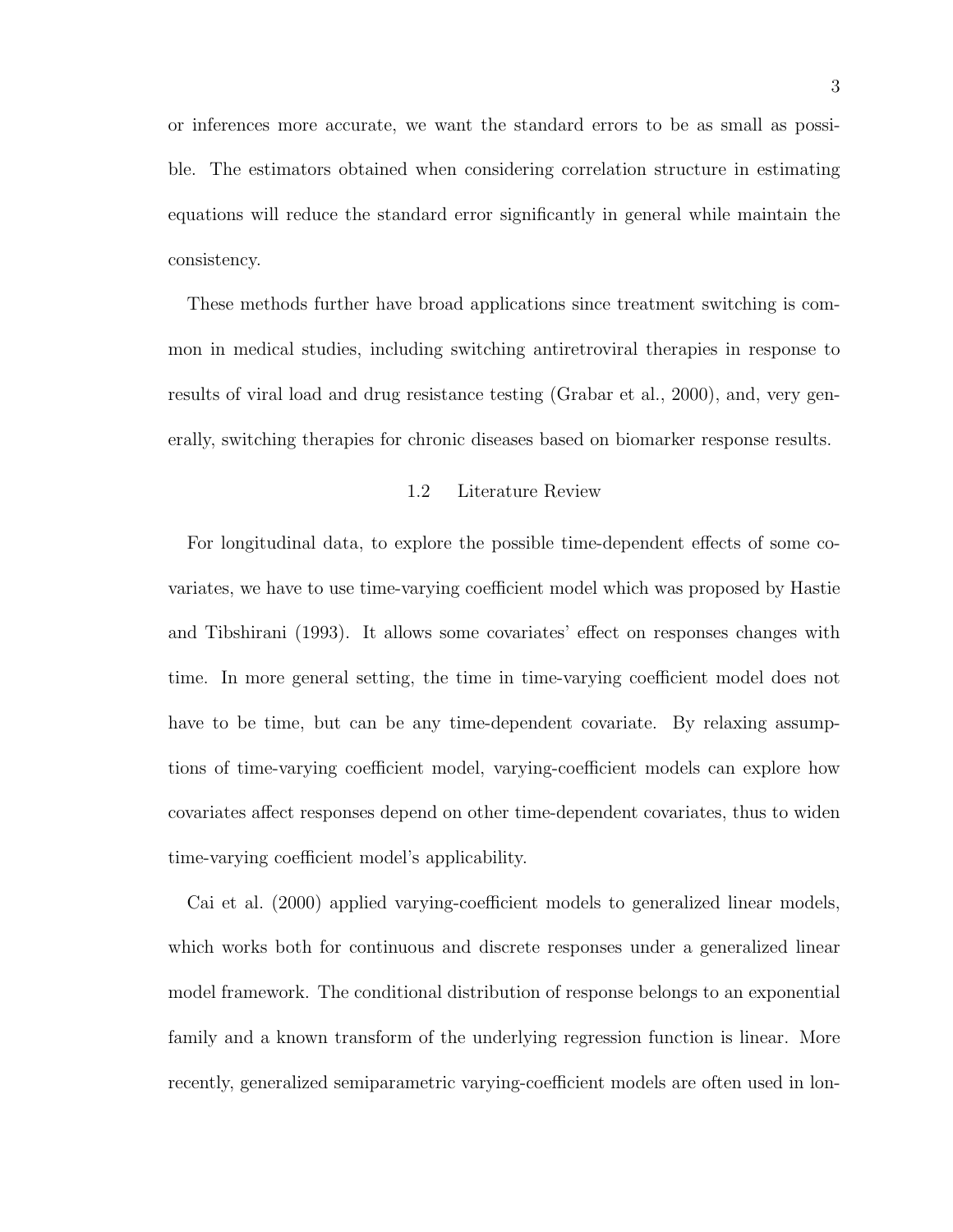or inferences more accurate, we want the standard errors to be as small as possible. The estimators obtained when considering correlation structure in estimating equations will reduce the standard error significantly in general while maintain the consistency.

These methods further have broad applications since treatment switching is common in medical studies, including switching antiretroviral therapies in response to results of viral load and drug resistance testing (Grabar et al., 2000), and, very generally, switching therapies for chronic diseases based on biomarker response results.

## 1.2 Literature Review

For longitudinal data, to explore the possible time-dependent effects of some covariates, we have to use time-varying coefficient model which was proposed by Hastie and Tibshirani (1993). It allows some covariates' effect on responses changes with time. In more general setting, the time in time-varying coefficient model does not have to be time, but can be any time-dependent covariate. By relaxing assumptions of time-varying coefficient model, varying-coefficient models can explore how covariates affect responses depend on other time-dependent covariates, thus to widen time-varying coefficient model's applicability.

Cai et al. (2000) applied varying-coefficient models to generalized linear models, which works both for continuous and discrete responses under a generalized linear model framework. The conditional distribution of response belongs to an exponential family and a known transform of the underlying regression function is linear. More recently, generalized semiparametric varying-coefficient models are often used in lon-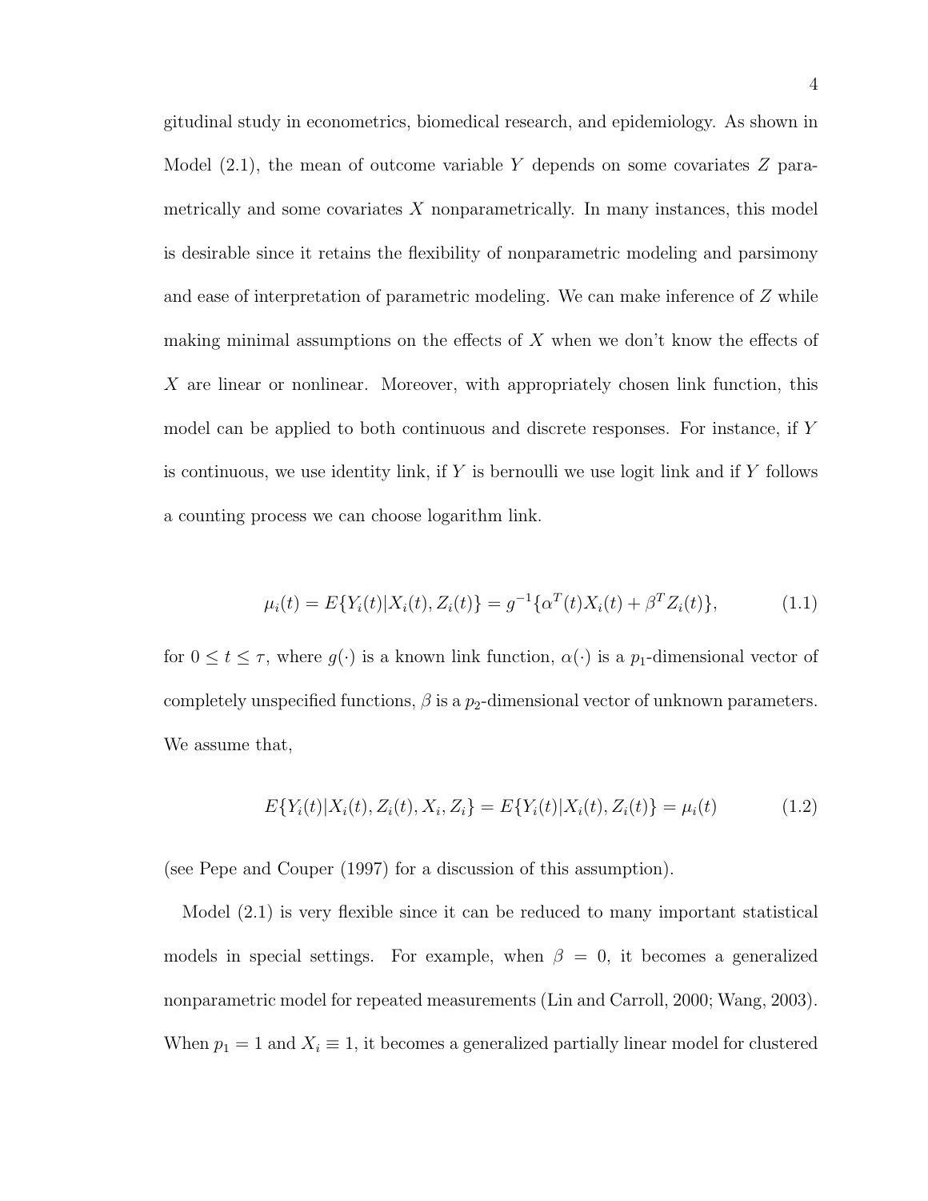gitudinal study in econometrics, biomedical research, and epidemiology. As shown in Model (2.1), the mean of outcome variable $Y$ depends on some covariates $Z$ parametrically and some covariates $X$ nonparametrically. In many instances, this model is desirable since it retains the flexibility of nonparametric modeling and parsimony and ease of interpretation of parametric modeling. We can make inference of $Z$ while making minimal assumptions on the effects of $X$ when we don't know the effects of $X$ are linear or nonlinear. Moreover, with appropriately chosen link function, this model can be applied to both continuous and discrete responses. For instance, if $Y$ is continuous, we use identity link, if $Y$ is bernoulli we use logit link and if $Y$ follows a counting process we can choose logarithm link.

$$\mu_i(t) = E\{Y_i(t)|X_i(t), Z_i(t)\} = g^{-1}\{\alpha^T(t)X_i(t) + \beta^T Z_i(t)\}, \tag{1.1}$$

for $0 \leq t \leq \tau$, where $g(\cdot)$ is a known link function, $\alpha(\cdot)$ is a $p_1$-dimensional vector of completely unspecified functions, $\beta$ is a $p_2$-dimensional vector of unknown parameters. We assume that,

$$E\{Y_i(t)|X_i(t), Z_i(t), X_i, Z_i\} = E\{Y_i(t)|X_i(t), Z_i(t)\} = \mu_i(t) \tag{1.2}$$

(see Pepe and Couper (1997) for a discussion of this assumption).

Model (2.1) is very flexible since it can be reduced to many important statistical models in special settings. For example, when $\beta = 0$, it becomes a generalized nonparametric model for repeated measurements (Lin and Carroll, 2000; Wang, 2003). When $p_1 = 1$ and $X_i \equiv 1$, it becomes a generalized partially linear model for clustered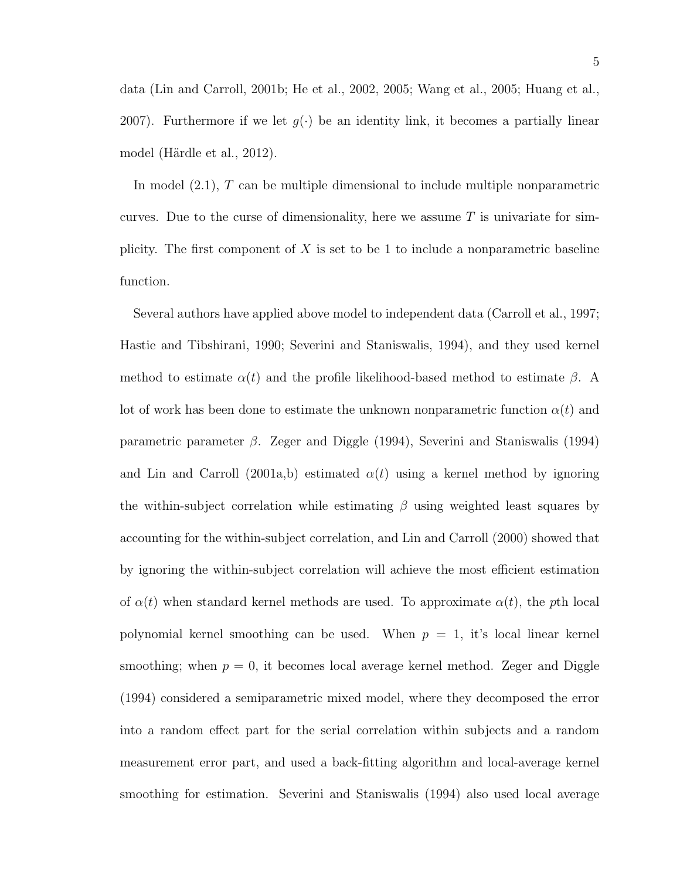data (Lin and Carroll, 2001b; He et al., 2002, 2005; Wang et al., 2005; Huang et al., 2007). Furthermore if we let $g(\cdot)$ be an identity link, it becomes a partially linear model (Härdle et al., 2012).

In model (2.1), $T$ can be multiple dimensional to include multiple nonparametric curves. Due to the curse of dimensionality, here we assume $T$ is univariate for simplicity. The first component of $X$ is set to be 1 to include a nonparametric baseline function.

Several authors have applied above model to independent data (Carroll et al., 1997; Hastie and Tibshirani, 1990; Severini and Staniswalis, 1994), and they used kernel method to estimate $\alpha(t)$ and the profile likelihood-based method to estimate $\beta$. A lot of work has been done to estimate the unknown nonparametric function $\alpha(t)$ and parametric parameter $\beta$. Zeger and Diggle (1994), Severini and Staniswalis (1994) and Lin and Carroll (2001a,b) estimated $\alpha(t)$ using a kernel method by ignoring the within-subject correlation while estimating $\beta$ using weighted least squares by accounting for the within-subject correlation, and Lin and Carroll (2000) showed that by ignoring the within-subject correlation will achieve the most efficient estimation of $\alpha(t)$ when standard kernel methods are used. To approximate $\alpha(t)$, the $p$th local polynomial kernel smoothing can be used. When $p = 1$, it's local linear kernel smoothing; when $p = 0$, it becomes local average kernel method. Zeger and Diggle (1994) considered a semiparametric mixed model, where they decomposed the error into a random effect part for the serial correlation within subjects and a random measurement error part, and used a back-fitting algorithm and local-average kernel smoothing for estimation. Severini and Staniswalis (1994) also used local average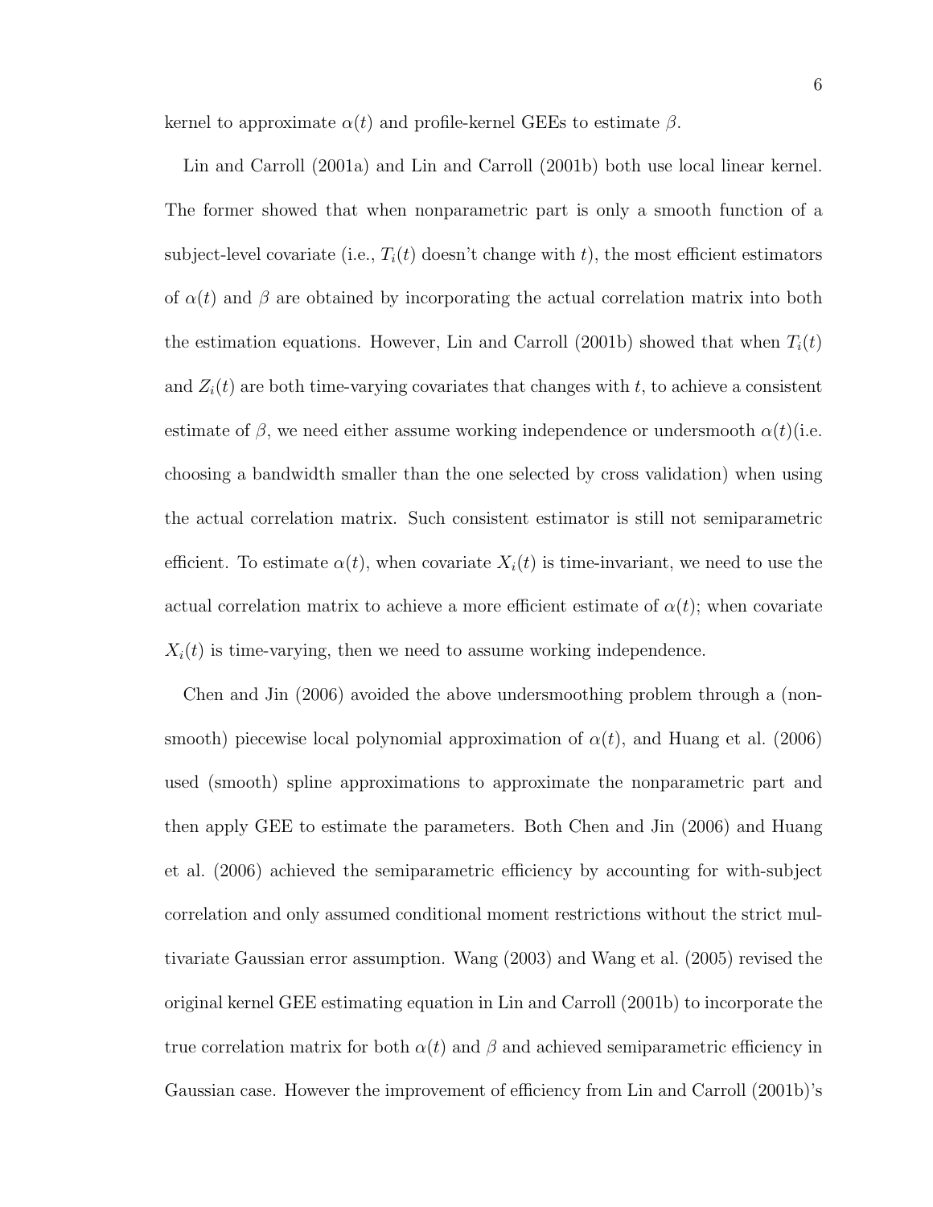kernel to approximate $\alpha(t)$ and profile-kernel GEEs to estimate $\beta$.

Lin and Carroll (2001a) and Lin and Carroll (2001b) both use local linear kernel. The former showed that when nonparametric part is only a smooth function of a subject-level covariate (i.e., $T_i(t)$ doesn't change with $t$), the most efficient estimators of $\alpha(t)$ and $\beta$ are obtained by incorporating the actual correlation matrix into both the estimation equations. However, Lin and Carroll (2001b) showed that when $T_i(t)$ and $Z_i(t)$ are both time-varying covariates that changes with $t$, to achieve a consistent estimate of $\beta$, we need either assume working independence or undersmooth $\alpha(t)$(i.e. choosing a bandwidth smaller than the one selected by cross validation) when using the actual correlation matrix. Such consistent estimator is still not semiparametric efficient. To estimate $\alpha(t)$, when covariate $X_i(t)$ is time-invariant, we need to use the actual correlation matrix to achieve a more efficient estimate of $\alpha(t)$; when covariate $X_i(t)$ is time-varying, then we need to assume working independence.

Chen and Jin (2006) avoided the above undersmoothing problem through a (non-smooth) piecewise local polynomial approximation of $\alpha(t)$, and Huang et al. (2006) used (smooth) spline approximations to approximate the nonparametric part and then apply GEE to estimate the parameters. Both Chen and Jin (2006) and Huang et al. (2006) achieved the semiparametric efficiency by accounting for with-subject correlation and only assumed conditional moment restrictions without the strict multivariate Gaussian error assumption. Wang (2003) and Wang et al. (2005) revised the original kernel GEE estimating equation in Lin and Carroll (2001b) to incorporate the true correlation matrix for both $\alpha(t)$ and $\beta$ and achieved semiparametric efficiency in Gaussian case. However the improvement of efficiency from Lin and Carroll (2001b)'s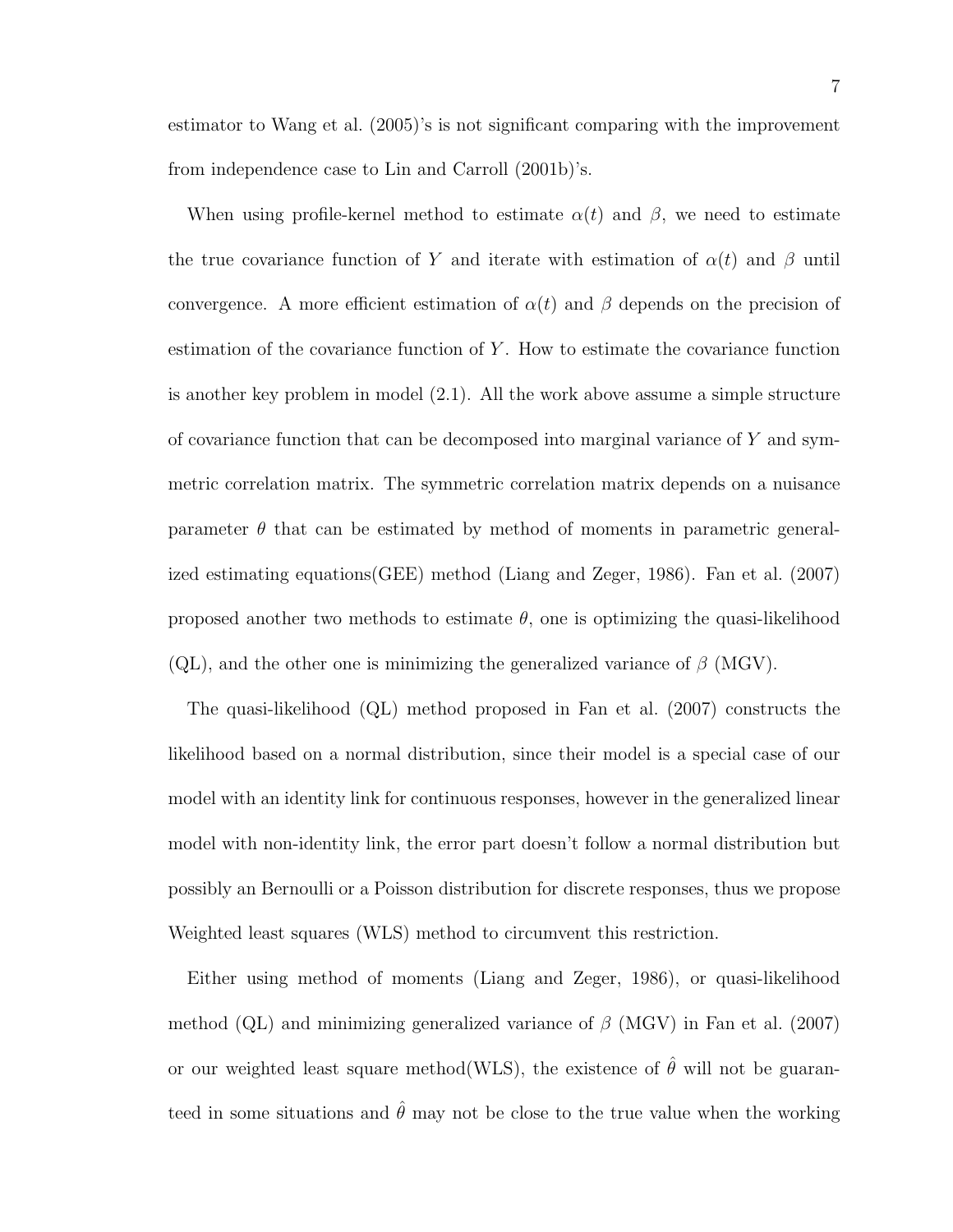estimator to Wang et al. (2005)'s is not significant comparing with the improvement from independence case to Lin and Carroll (2001b)'s.

When using profile-kernel method to estimate $\alpha(t)$ and $\beta$, we need to estimate the true covariance function of $Y$ and iterate with estimation of $\alpha(t)$ and $\beta$ until convergence. A more efficient estimation of $\alpha(t)$ and $\beta$ depends on the precision of estimation of the covariance function of $Y$. How to estimate the covariance function is another key problem in model (2.1). All the work above assume a simple structure of covariance function that can be decomposed into marginal variance of $Y$ and symmetric correlation matrix. The symmetric correlation matrix depends on a nuisance parameter $\theta$ that can be estimated by method of moments in parametric generalized estimating equations(GEE) method (Liang and Zeger, 1986). Fan et al. (2007) proposed another two methods to estimate $\theta$, one is optimizing the quasi-likelihood (QL), and the other one is minimizing the generalized variance of $\beta$ (MGV).

The quasi-likelihood (QL) method proposed in Fan et al. (2007) constructs the likelihood based on a normal distribution, since their model is a special case of our model with an identity link for continuous responses, however in the generalized linear model with non-identity link, the error part doesn't follow a normal distribution but possibly an Bernoulli or a Poisson distribution for discrete responses, thus we propose Weighted least squares (WLS) method to circumvent this restriction.

Either using method of moments (Liang and Zeger, 1986), or quasi-likelihood method (QL) and minimizing generalized variance of $\beta$ (MGV) in Fan et al. (2007) or our weighted least square method(WLS), the existence of $\hat{\theta}$ will not be guaranteed in some situations and $\hat{\theta}$ may not be close to the true value when the working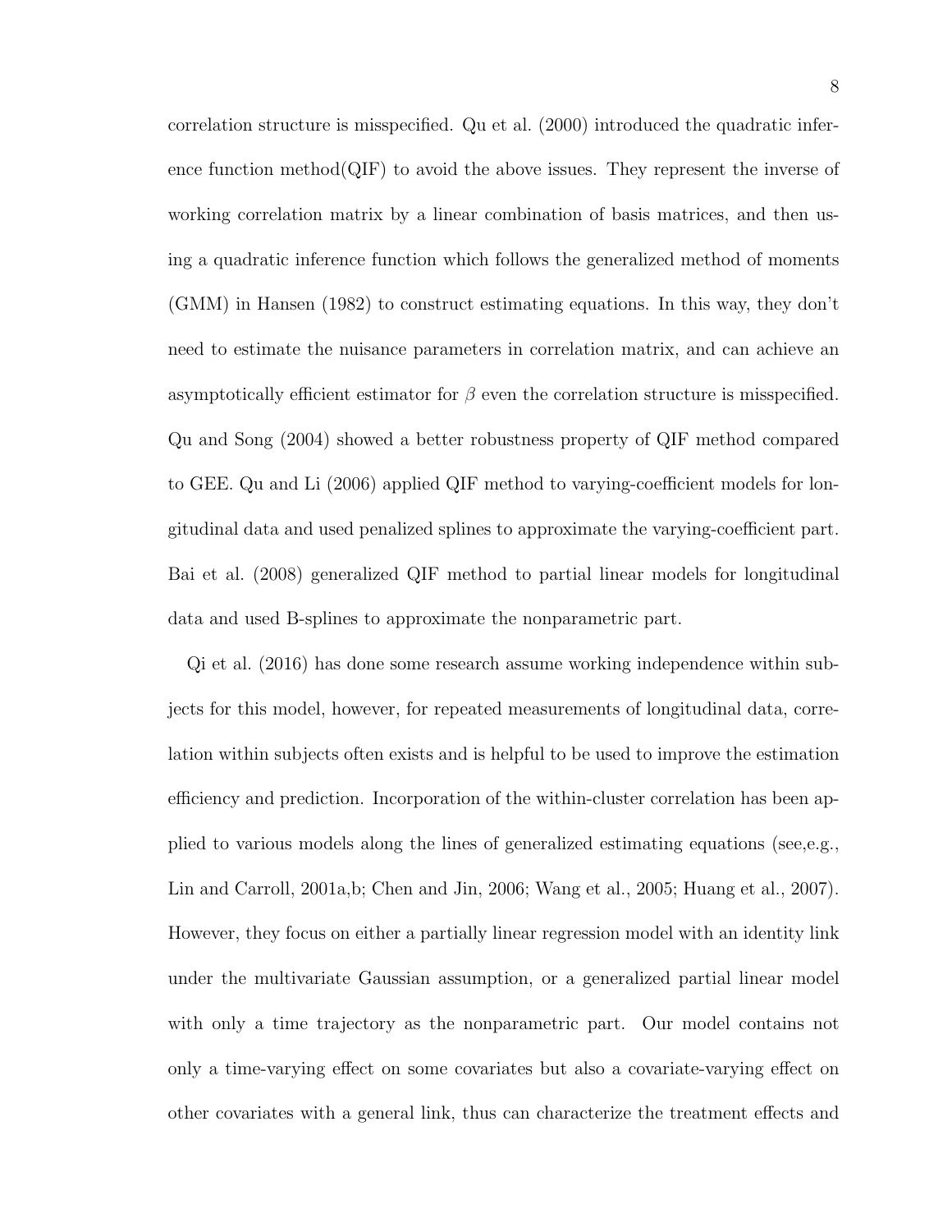correlation structure is misspecified. Qu et al. (2000) introduced the quadratic inference function method(QIF) to avoid the above issues. They represent the inverse of working correlation matrix by a linear combination of basis matrices, and then using a quadratic inference function which follows the generalized method of moments (GMM) in Hansen (1982) to construct estimating equations. In this way, they don't need to estimate the nuisance parameters in correlation matrix, and can achieve an asymptotically efficient estimator for $\beta$ even the correlation structure is misspecified. Qu and Song (2004) showed a better robustness property of QIF method compared to GEE. Qu and Li (2006) applied QIF method to varying-coefficient models for longitudinal data and used penalized splines to approximate the varying-coefficient part. Bai et al. (2008) generalized QIF method to partial linear models for longitudinal data and used B-splines to approximate the nonparametric part.

Qi et al. (2016) has done some research assume working independence within subjects for this model, however, for repeated measurements of longitudinal data, correlation within subjects often exists and is helpful to be used to improve the estimation efficiency and prediction. Incorporation of the within-cluster correlation has been applied to various models along the lines of generalized estimating equations (see,e.g., Lin and Carroll, 2001a,b; Chen and Jin, 2006; Wang et al., 2005; Huang et al., 2007). However, they focus on either a partially linear regression model with an identity link under the multivariate Gaussian assumption, or a generalized partial linear model with only a time trajectory as the nonparametric part. Our model contains not only a time-varying effect on some covariates but also a covariate-varying effect on other covariates with a general link, thus can characterize the treatment effects and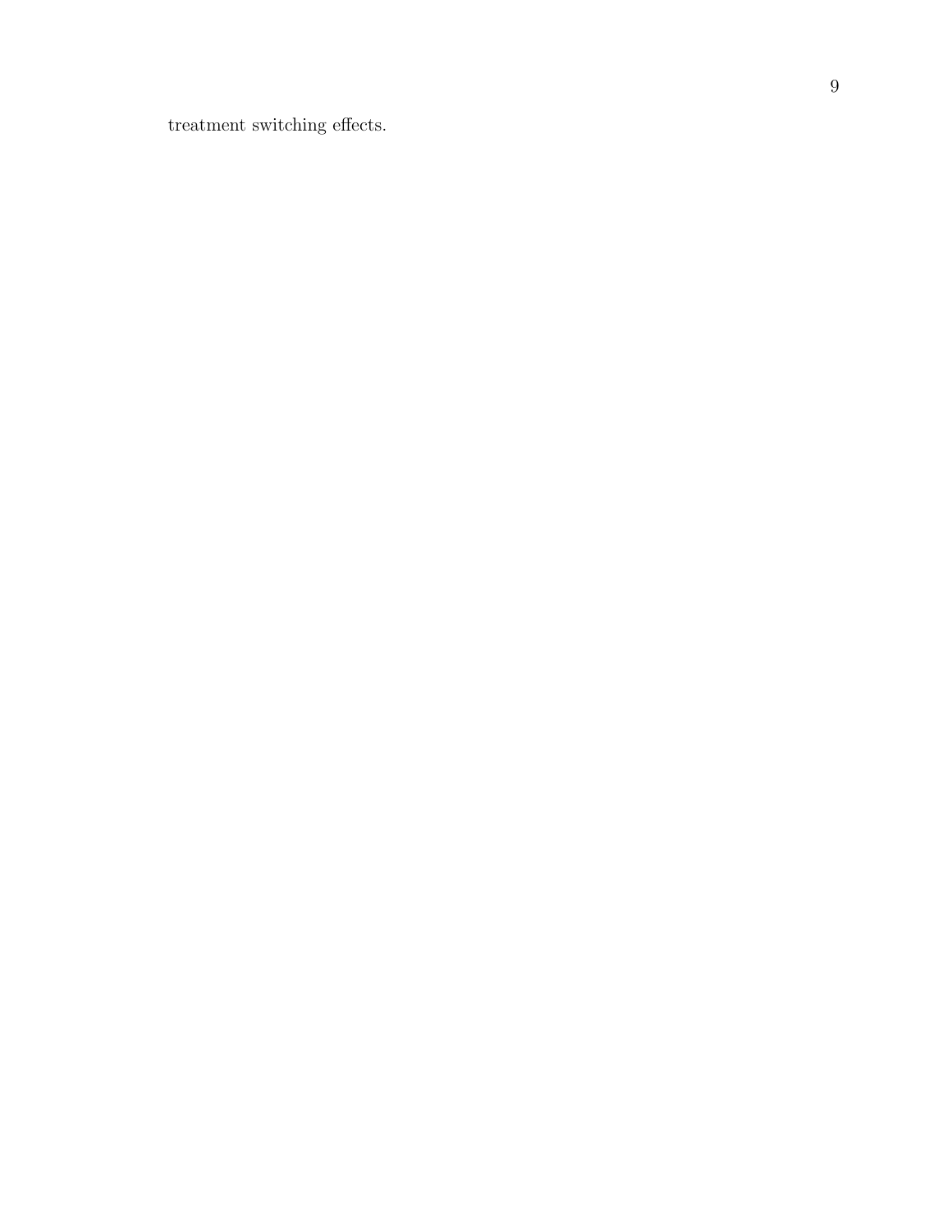treatment switching effects.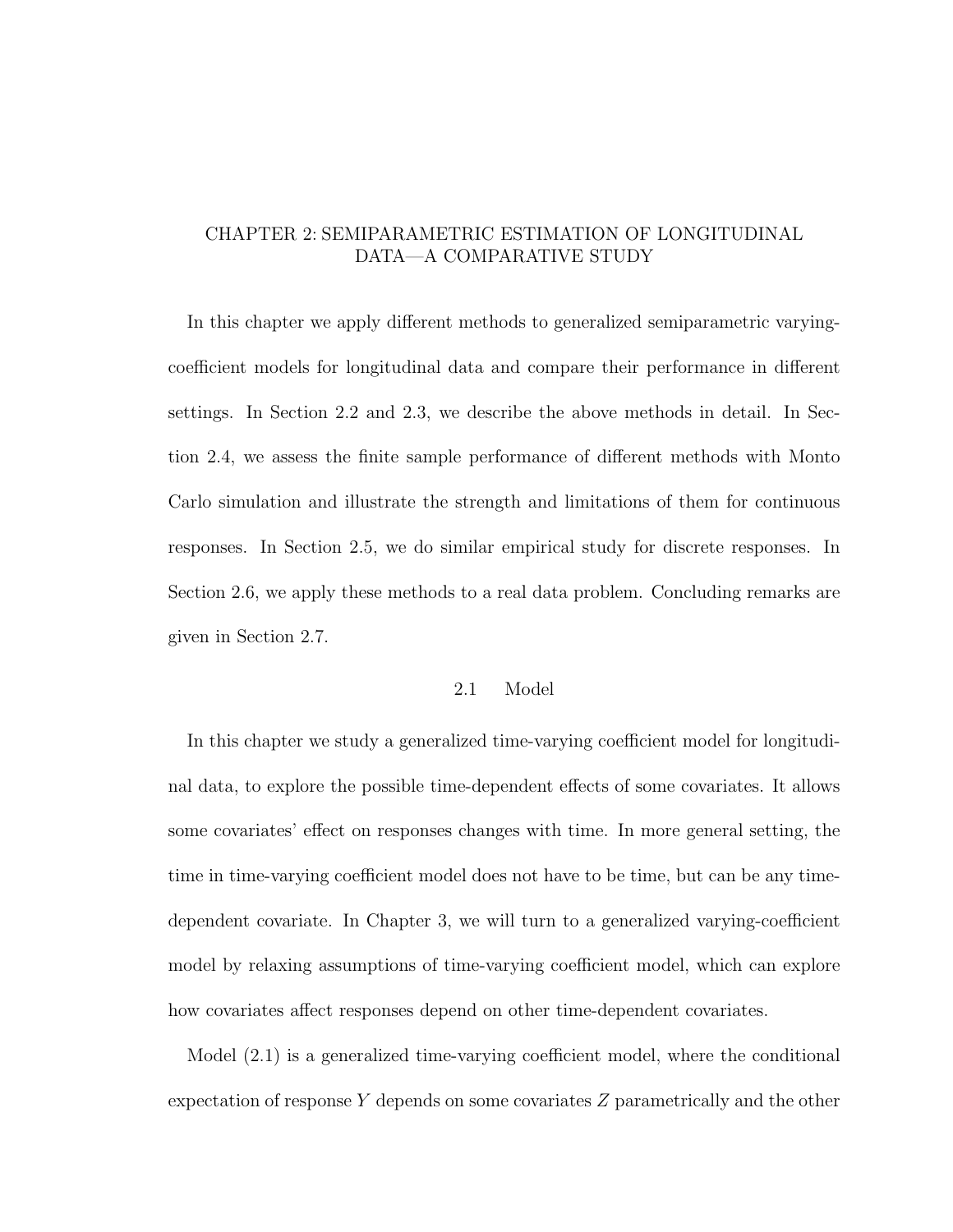# CHAPTER 2: SEMIPARAMETRIC ESTIMATION OF LONGITUDINAL DATA—A COMPARATIVE STUDY

In this chapter we apply different methods to generalized semiparametric varying-coefficient models for longitudinal data and compare their performance in different settings. In Section 2.2 and 2.3, we describe the above methods in detail. In Section 2.4, we assess the finite sample performance of different methods with Monto Carlo simulation and illustrate the strength and limitations of them for continuous responses. In Section 2.5, we do similar empirical study for discrete responses. In Section 2.6, we apply these methods to a real data problem. Concluding remarks are given in Section 2.7.

## 2.1 Model

In this chapter we study a generalized time-varying coefficient model for longitudinal data, to explore the possible time-dependent effects of some covariates. It allows some covariates' effect on responses changes with time. In more general setting, the time in time-varying coefficient model does not have to be time, but can be any time-dependent covariate. In Chapter 3, we will turn to a generalized varying-coefficient model by relaxing assumptions of time-varying coefficient model, which can explore how covariates affect responses depend on other time-dependent covariates.

Model (2.1) is a generalized time-varying coefficient model, where the conditional expectation of response $Y$ depends on some covariates $Z$ parametrically and the other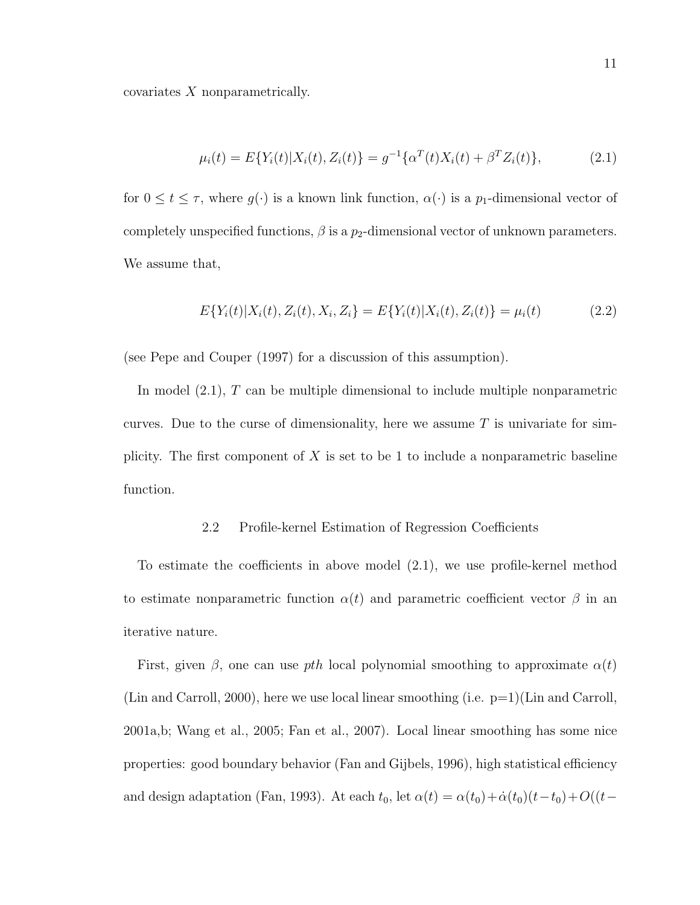covariates $X$ nonparametrically.

$$\mu_i(t) = E\{Y_i(t)|X_i(t), Z_i(t)\} = g^{-1}\{\alpha^T(t)X_i(t) + \beta^T Z_i(t)\}, \tag{2.1}$$

for $0 \leq t \leq \tau$, where $g(\cdot)$ is a known link function, $\alpha(\cdot)$ is a $p_1$-dimensional vector of completely unspecified functions, $\beta$ is a $p_2$-dimensional vector of unknown parameters. We assume that,

$$E\{Y_i(t)|X_i(t), Z_i(t), X_i, Z_i\} = E\{Y_i(t)|X_i(t), Z_i(t)\} = \mu_i(t) \tag{2.2}$$

(see Pepe and Couper (1997) for a discussion of this assumption).

In model (2.1), $T$ can be multiple dimensional to include multiple nonparametric curves. Due to the curse of dimensionality, here we assume $T$ is univariate for simplicity. The first component of $X$ is set to be 1 to include a nonparametric baseline function.

## 2.2 Profile-kernel Estimation of Regression Coefficients

To estimate the coefficients in above model (2.1), we use profile-kernel method to estimate nonparametric function $\alpha(t)$ and parametric coefficient vector $\beta$ in an iterative nature.

First, given $\beta$, one can use *pth* local polynomial smoothing to approximate $\alpha(t)$ (Lin and Carroll, 2000), here we use local linear smoothing (i.e. p=1)(Lin and Carroll, 2001a,b; Wang et al., 2005; Fan et al., 2007). Local linear smoothing has some nice properties: good boundary behavior (Fan and Gijbels, 1996), high statistical efficiency and design adaptation (Fan, 1993). At each $t_0$, let $\alpha(t) = \alpha(t_0) + \dot{\alpha}(t_0)(t - t_0) + O((t -$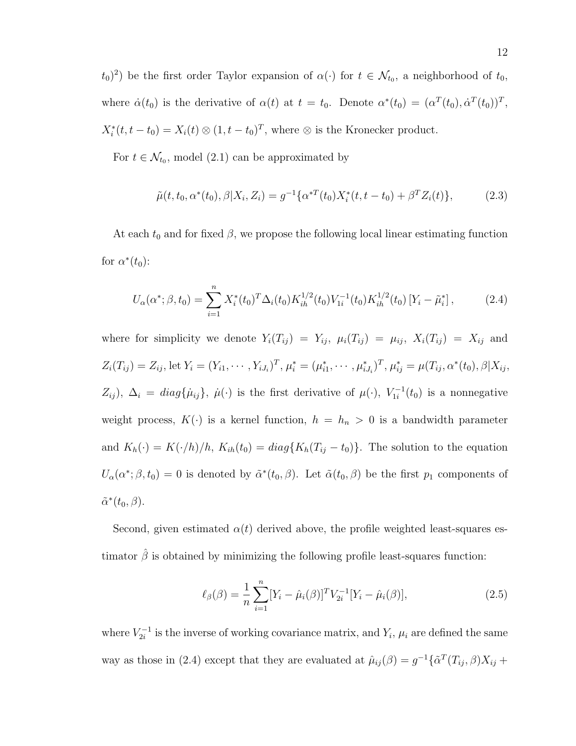$t_0)^2$) be the first order Taylor expansion of $\alpha(\cdot)$ for $t \in \mathcal{N}_{t_0}$, a neighborhood of $t_0$, where $\dot{\alpha}(t_0)$ is the derivative of $\alpha(t)$ at $t = t_0$. Denote $\alpha^*(t_0) = (\alpha^T(t_0), \dot{\alpha}^T(t_0))^T$, $X_i^*(t, t - t_0) = X_i(t) \otimes (1, t - t_0)^T$, where $\otimes$ is the Kronecker product.

For $t \in \mathcal{N}_{t_0}$, model (2.1) can be approximated by

$$\tilde{\mu}(t, t_0, \alpha^*(t_0), \beta | X_i, Z_i) = g^{-1}\{\alpha^{*T}(t_0) X_i^*(t, t - t_0) + \beta^T Z_i(t)\}, \tag{2.3}$$

At each $t_0$ and for fixed $\beta$, we propose the following local linear estimating function for $\alpha^*(t_0)$:

$$U_\alpha(\alpha^*; \beta, t_0) = \sum_{i=1}^{n} X_i^*(t_0)^T \Delta_i(t_0) K_{ih}^{1/2}(t_0) V_{1i}^{-1}(t_0) K_{ih}^{1/2}(t_0) \left[Y_i - \tilde{\mu}_i^*\right], \tag{2.4}$$

where for simplicity we denote $Y_i(T_{ij}) = Y_{ij}$, $\mu_i(T_{ij}) = \mu_{ij}$, $X_i(T_{ij}) = X_{ij}$ and $Z_i(T_{ij}) = Z_{ij}$, let $Y_i = (Y_{i1}, \cdots, Y_{iJ_i})^T$, $\mu_i^* = (\mu_{i1}^*, \cdots, \mu_{iJ_i}^*)^T$, $\mu_{ij}^* = \mu(T_{ij}, \alpha^*(t_0), \beta | X_{ij}, Z_{ij})$, $\Delta_i = diag\{\dot{\mu}_{ij}\}$, $\dot{\mu}(\cdot)$ is the first derivative of $\mu(\cdot)$, $V_{1i}^{-1}(t_0)$ is a nonnegative weight process, $K(\cdot)$ is a kernel function, $h = h_n > 0$ is a bandwidth parameter and $K_h(\cdot) = K(\cdot/h)/h$, $K_{ih}(t_0) = diag\{K_h(T_{ij} - t_0)\}$. The solution to the equation $U_\alpha(\alpha^*; \beta, t_0) = 0$ is denoted by $\tilde{\alpha}^*(t_0, \beta)$. Let $\tilde{\alpha}(t_0, \beta)$ be the first $p_1$ components of $\tilde{\alpha}^*(t_0, \beta)$.

Second, given estimated $\alpha(t)$ derived above, the profile weighted least-squares estimator $\hat{\beta}$ is obtained by minimizing the following profile least-squares function:

$$\ell_\beta(\beta) = \frac{1}{n} \sum_{i=1}^{n} [Y_i - \hat{\mu}_i(\beta)]^T V_{2i}^{-1} [Y_i - \hat{\mu}_i(\beta)], \tag{2.5}$$

where $V_{2i}^{-1}$ is the inverse of working covariance matrix, and $Y_i$, $\mu_i$ are defined the same way as those in (2.4) except that they are evaluated at $\hat{\mu}_{ij}(\beta) = g^{-1}\{\tilde{\alpha}^T(T_{ij}, \beta) X_{ij} +$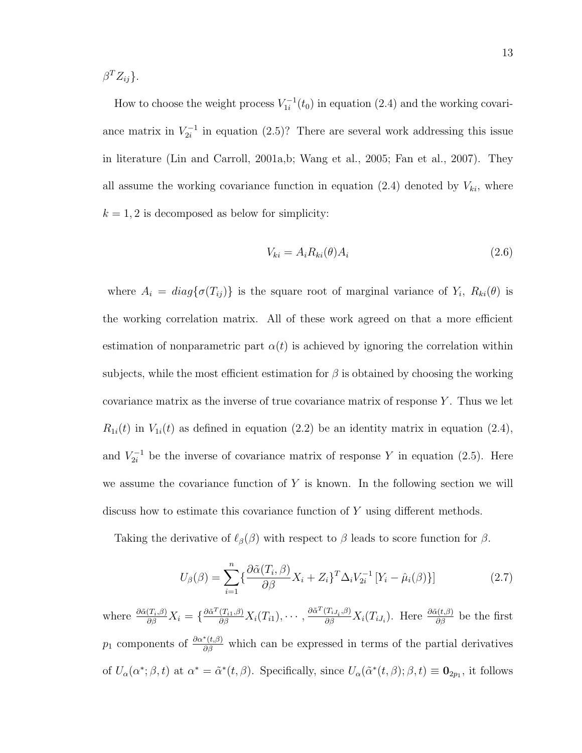$\beta^T Z_{ij}\}$.

How to choose the weight process $V_{1i}^{-1}(t_0)$ in equation (2.4) and the working covariance matrix in $V_{2i}^{-1}$ in equation (2.5)? There are several work addressing this issue in literature (Lin and Carroll, 2001a,b; Wang et al., 2005; Fan et al., 2007). They all assume the working covariance function in equation (2.4) denoted by $V_{ki}$, where $k = 1, 2$ is decomposed as below for simplicity:

$$V_{ki} = A_i R_{ki}(\theta) A_i \tag{2.6}$$

where $A_i = diag\{\sigma(T_{ij})\}$ is the square root of marginal variance of $Y_i$, $R_{ki}(\theta)$ is the working correlation matrix. All of these work agreed on that a more efficient estimation of nonparametric part $\alpha(t)$ is achieved by ignoring the correlation within subjects, while the most efficient estimation for $\beta$ is obtained by choosing the working covariance matrix as the inverse of true covariance matrix of response $Y$. Thus we let $R_{1i}(t)$ in $V_{1i}(t)$ as defined in equation (2.2) be an identity matrix in equation (2.4), and $V_{2i}^{-1}$ be the inverse of covariance matrix of response $Y$ in equation (2.5). Here we assume the covariance function of $Y$ is known. In the following section we will discuss how to estimate this covariance function of $Y$ using different methods.

Taking the derivative of $\ell_\beta(\beta)$ with respect to $\beta$ leads to score function for $\beta$.

$$U_\beta(\beta) = \sum_{i=1}^{n} \{\frac{\partial \tilde{\alpha}(T_i, \beta)}{\partial \beta} X_i + Z_i\}^T \Delta_i V_{2i}^{-1} [Y_i - \hat{\mu}_i(\beta)\}] \tag{2.7}$$

where $\frac{\partial \tilde{\alpha}(T_i,\beta)}{\partial \beta} X_i = \{\frac{\partial \tilde{\alpha}^T(T_{i1},\beta)}{\partial \beta} X_i(T_{i1}), \cdots, \frac{\partial \tilde{\alpha}^T(T_{iJ_i},\beta)}{\partial \beta} X_i(T_{iJ_i})$. Here $\frac{\partial \tilde{\alpha}(t,\beta)}{\partial \beta}$ be the first $p_1$ components of $\frac{\partial \alpha^*(t,\beta)}{\partial \beta}$ which can be expressed in terms of the partial derivatives of $U_\alpha(\alpha^*; \beta, t)$ at $\alpha^* = \tilde{\alpha}^*(t, \beta)$. Specifically, since $U_\alpha(\tilde{\alpha}^*(t, \beta); \beta, t) \equiv \mathbf{0}_{2p_1}$, it follows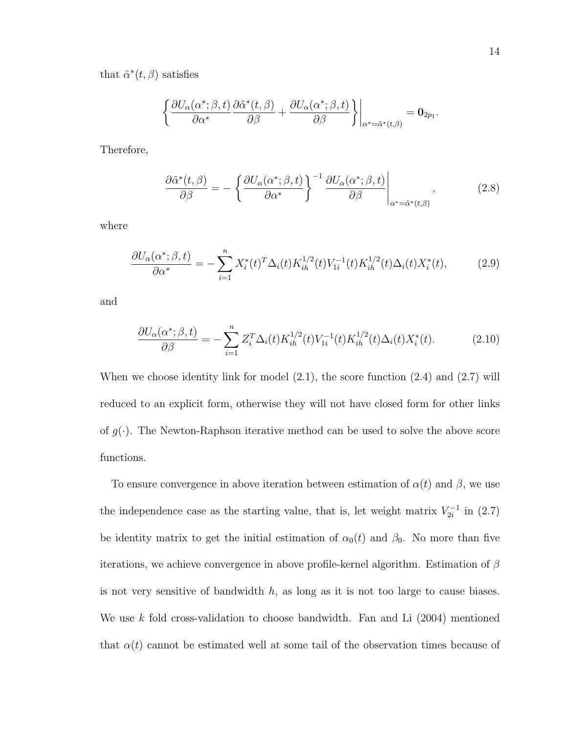that $\tilde{\alpha}^*(t,\beta)$ satisfies

$$\left\{ \frac{\partial U_\alpha(\alpha^*;\beta,t)}{\partial \alpha^*} \frac{\partial \tilde{\alpha}^*(t,\beta)}{\partial \beta} + \frac{\partial U_\alpha(\alpha^*;\beta,t)}{\partial \beta} \right\} \bigg|_{\alpha^*=\tilde{\alpha}^*(t,\beta)} = \mathbf{0}_{2p_1}.$$

Therefore,

$$\frac{\partial \tilde{\alpha}^*(t,\beta)}{\partial \beta} = - \left\{ \frac{\partial U_\alpha(\alpha^*;\beta,t)}{\partial \alpha^*} \right\}^{-1} \frac{\partial U_\alpha(\alpha^*;\beta,t)}{\partial \beta} \bigg|_{\alpha^*=\tilde{\alpha}^*(t,\beta)}, \tag{2.8}$$

where

$$\frac{\partial U_\alpha(\alpha^*;\beta,t)}{\partial \alpha^*} = - \sum_{i=1}^n X_i^*(t)^T \Delta_i(t) K_{ih}^{1/2}(t) V_{1i}^{-1}(t) K_{ih}^{1/2}(t) \Delta_i(t) X_i^*(t), \tag{2.9}$$

and

$$\frac{\partial U_\alpha(\alpha^*;\beta,t)}{\partial \beta} = - \sum_{i=1}^n Z_i^T \Delta_i(t) K_{ih}^{1/2}(t) V_{1i}^{-1}(t) K_{ih}^{1/2}(t) \Delta_i(t) X_i^*(t). \tag{2.10}$$

When we choose identity link for model (2.1), the score function (2.4) and (2.7) will reduced to an explicit form, otherwise they will not have closed form for other links of $g(\cdot)$. The Newton-Raphson iterative method can be used to solve the above score functions.

To ensure convergence in above iteration between estimation of $\alpha(t)$ and $\beta$, we use the independence case as the starting value, that is, let weight matrix $V_{2i}^{-1}$ in (2.7) be identity matrix to get the initial estimation of $\alpha_0(t)$ and $\beta_0$. No more than five iterations, we achieve convergence in above profile-kernel algorithm. Estimation of $\beta$ is not very sensitive of bandwidth $h$, as long as it is not too large to cause biases. We use $k$ fold cross-validation to choose bandwidth. Fan and Li (2004) mentioned that $\alpha(t)$ cannot be estimated well at some tail of the observation times because of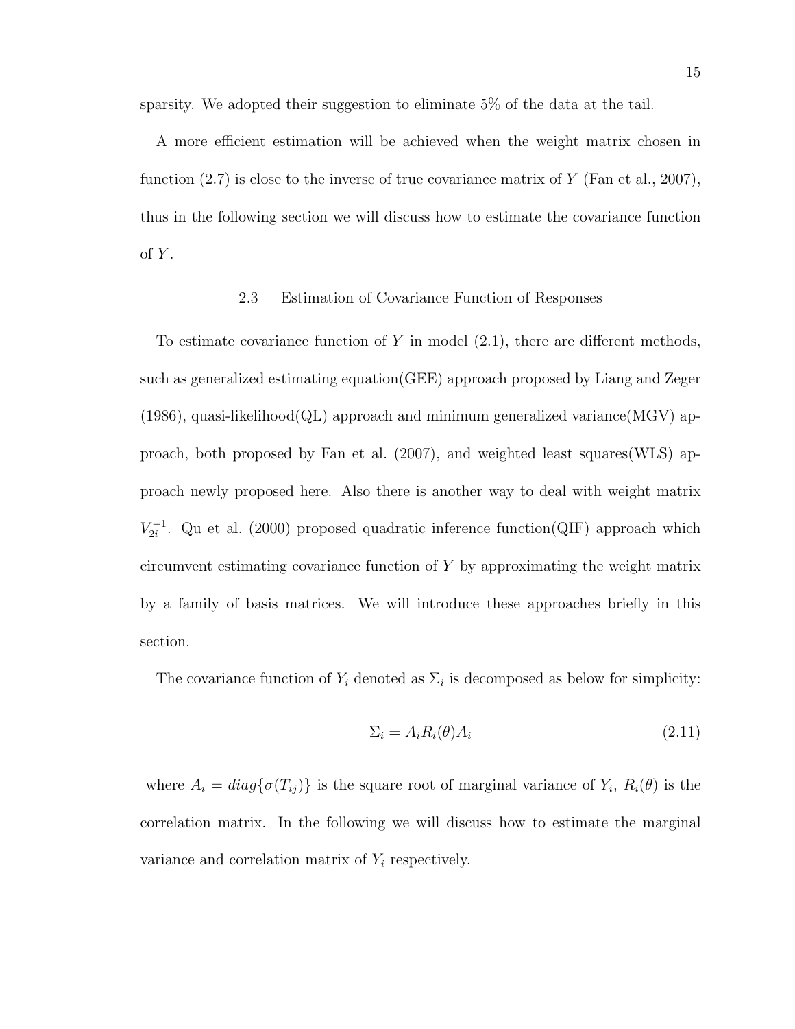sparsity. We adopted their suggestion to eliminate 5% of the data at the tail.

A more efficient estimation will be achieved when the weight matrix chosen in function (2.7) is close to the inverse of true covariance matrix of $Y$ (Fan et al., 2007), thus in the following section we will discuss how to estimate the covariance function of $Y$.

## 2.3 Estimation of Covariance Function of Responses

To estimate covariance function of $Y$ in model (2.1), there are different methods, such as generalized estimating equation(GEE) approach proposed by Liang and Zeger (1986), quasi-likelihood(QL) approach and minimum generalized variance(MGV) approach, both proposed by Fan et al. (2007), and weighted least squares(WLS) approach newly proposed here. Also there is another way to deal with weight matrix $V_{2i}^{-1}$. Qu et al. (2000) proposed quadratic inference function(QIF) approach which circumvent estimating covariance function of $Y$ by approximating the weight matrix by a family of basis matrices. We will introduce these approaches briefly in this section.

The covariance function of $Y_i$ denoted as $\Sigma_i$ is decomposed as below for simplicity:

$$\Sigma_i = A_i R_i(\theta) A_i \tag{2.11}$$

where $A_i = diag\{\sigma(T_{ij})\}$ is the square root of marginal variance of $Y_i$, $R_i(\theta)$ is the correlation matrix. In the following we will discuss how to estimate the marginal variance and correlation matrix of $Y_i$ respectively.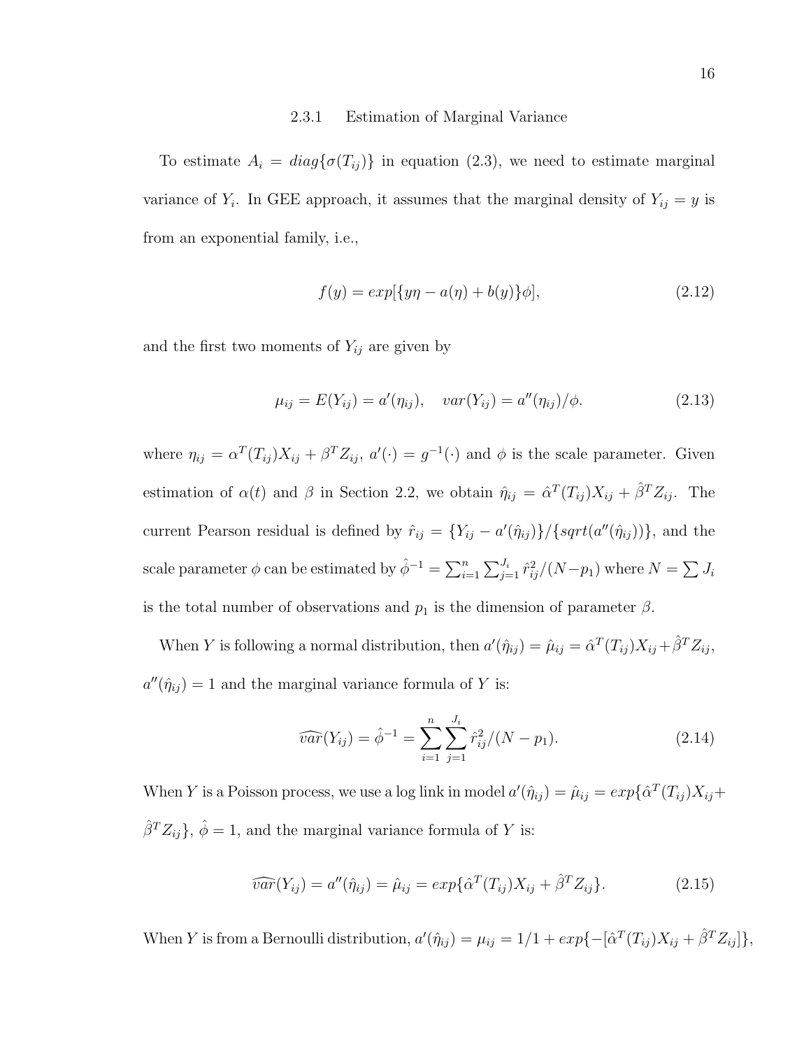### 2.3.1 Estimation of Marginal Variance

To estimate $A_i = diag\{\sigma(T_{ij})\}$ in equation (2.3), we need to estimate marginal variance of $Y_i$. In GEE approach, it assumes that the marginal density of $Y_{ij} = y$ is from an exponential family, i.e.,

$$f(y) = exp[\{y\eta - a(\eta) + b(y)\}\phi], \tag{2.12}$$

and the first two moments of $Y_{ij}$ are given by

$$\mu_{ij} = E(Y_{ij}) = a'(\eta_{ij}), \quad var(Y_{ij}) = a''(\eta_{ij})/\phi. \tag{2.13}$$

where $\eta_{ij} = \alpha^T(T_{ij})X_{ij} + \beta^T Z_{ij}$, $a'(\cdot) = g^{-1}(\cdot)$ and $\phi$ is the scale parameter. Given estimation of $\alpha(t)$ and $\beta$ in Section 2.2, we obtain $\hat{\eta}_{ij} = \hat{\alpha}^T(T_{ij})X_{ij} + \hat{\beta}^T Z_{ij}$. The current Pearson residual is defined by $\hat{r}_{ij} = \{Y_{ij} - a'(\hat{\eta}_{ij})\}/\{sqrt(a''(\hat{\eta}_{ij}))\}$, and the scale parameter $\phi$ can be estimated by $\hat{\phi}^{-1} = \sum_{i=1}^{n}\sum_{j=1}^{J_i}\hat{r}_{ij}^2/(N-p_1)$ where $N = \sum J_i$ is the total number of observations and $p_1$ is the dimension of parameter $\beta$.

When $Y$ is following a normal distribution, then $a'(\hat{\eta}_{ij}) = \hat{\mu}_{ij} = \hat{\alpha}^T(T_{ij})X_{ij} + \hat{\beta}^T Z_{ij}$, $a''(\hat{\eta}_{ij}) = 1$ and the marginal variance formula of $Y$ is:

$$\widehat{var}(Y_{ij}) = \hat{\phi}^{-1} = \sum_{i=1}^{n}\sum_{j=1}^{J_i}\hat{r}_{ij}^2/(N - p_1). \tag{2.14}$$

When $Y$ is a Poisson process, we use a log link in model $a'(\hat{\eta}_{ij}) = \hat{\mu}_{ij} = exp\{\hat{\alpha}^T(T_{ij})X_{ij} + \hat{\beta}^T Z_{ij}\}$, $\hat{\phi} = 1$, and the marginal variance formula of $Y$ is:

$$\widehat{var}(Y_{ij}) = a''(\hat{\eta}_{ij}) = \hat{\mu}_{ij} = exp\{\hat{\alpha}^T(T_{ij})X_{ij} + \hat{\beta}^T Z_{ij}\}. \tag{2.15}$$

When $Y$ is from a Bernoulli distribution, $a'(\hat{\eta}_{ij}) = \mu_{ij} = 1/1 + exp\{-[\hat{\alpha}^T(T_{ij})X_{ij} + \hat{\beta}^T Z_{ij}]\}$,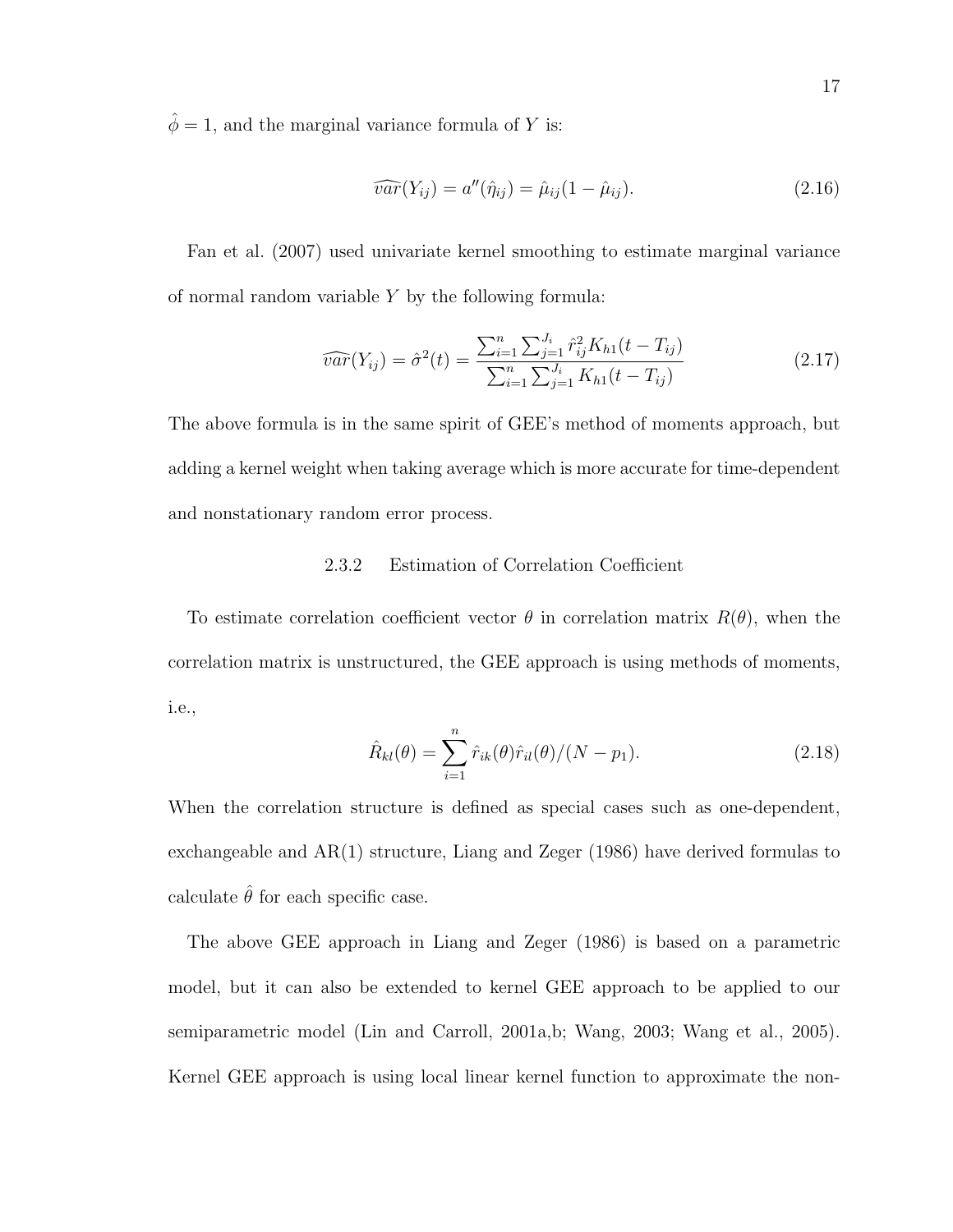$\hat{\phi} = 1$, and the marginal variance formula of $Y$ is:

$$\widehat{var}(Y_{ij}) = a''(\hat{\eta}_{ij}) = \hat{\mu}_{ij}(1 - \hat{\mu}_{ij}). \tag{2.16}$$

Fan et al. (2007) used univariate kernel smoothing to estimate marginal variance of normal random variable $Y$ by the following formula:

$$\widehat{var}(Y_{ij}) = \hat{\sigma}^2(t) = \frac{\sum_{i=1}^{n}\sum_{j=1}^{J_i} \hat{r}_{ij}^2 K_{h1}(t - T_{ij})}{\sum_{i=1}^{n}\sum_{j=1}^{J_i} K_{h1}(t - T_{ij})} \tag{2.17}$$

The above formula is in the same spirit of GEE's method of moments approach, but adding a kernel weight when taking average which is more accurate for time-dependent and nonstationary random error process.

### 2.3.2 Estimation of Correlation Coefficient

To estimate correlation coefficient vector $\theta$ in correlation matrix $R(\theta)$, when the correlation matrix is unstructured, the GEE approach is using methods of moments, i.e.,

$$\hat{R}_{kl}(\theta) = \sum_{i=1}^{n} \hat{r}_{ik}(\theta)\hat{r}_{il}(\theta)/(N - p_1). \tag{2.18}$$

When the correlation structure is defined as special cases such as one-dependent, exchangeable and AR(1) structure, Liang and Zeger (1986) have derived formulas to calculate $\hat{\theta}$ for each specific case.

The above GEE approach in Liang and Zeger (1986) is based on a parametric model, but it can also be extended to kernel GEE approach to be applied to our semiparametric model (Lin and Carroll, 2001a,b; Wang, 2003; Wang et al., 2005). Kernel GEE approach is using local linear kernel function to approximate the non-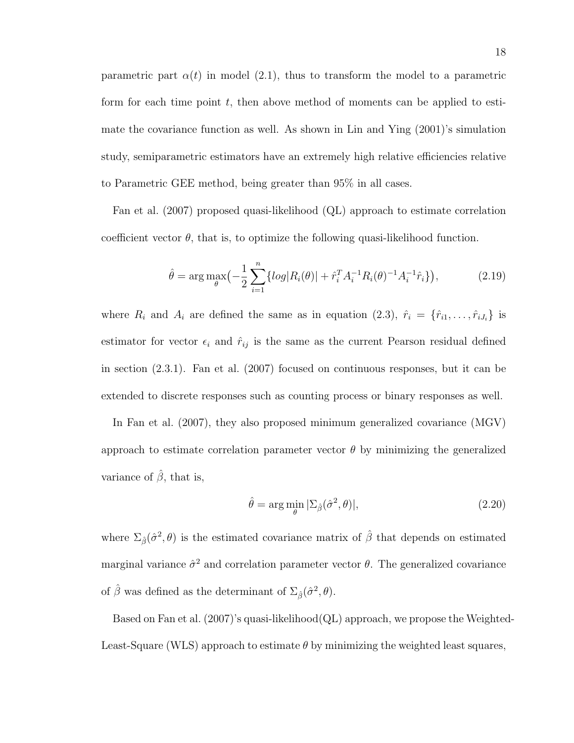parametric part $\alpha(t)$ in model (2.1), thus to transform the model to a parametric form for each time point $t$, then above method of moments can be applied to estimate the covariance function as well. As shown in Lin and Ying (2001)'s simulation study, semiparametric estimators have an extremely high relative efficiencies relative to Parametric GEE method, being greater than 95% in all cases.

Fan et al. (2007) proposed quasi-likelihood (QL) approach to estimate correlation coefficient vector $\theta$, that is, to optimize the following quasi-likelihood function.

$$\hat{\theta} = \arg\max_{\theta}\Big(-\frac{1}{2}\sum_{i=1}^{n}\{log|R_i(\theta)| + \hat{r}_i^T A_i^{-1} R_i(\theta)^{-1} A_i^{-1}\hat{r}_i\}\Big), \tag{2.19}$$

where $R_i$ and $A_i$ are defined the same as in equation (2.3), $\hat{r}_i = \{\hat{r}_{i1}, \ldots, \hat{r}_{iJ_i}\}$ is estimator for vector $\epsilon_i$ and $\hat{r}_{ij}$ is the same as the current Pearson residual defined in section (2.3.1). Fan et al. (2007) focused on continuous responses, but it can be extended to discrete responses such as counting process or binary responses as well.

In Fan et al. (2007), they also proposed minimum generalized covariance (MGV) approach to estimate correlation parameter vector $\theta$ by minimizing the generalized variance of $\hat{\beta}$, that is,

$$\hat{\theta} = \arg\min_{\theta}|\Sigma_{\hat{\beta}}(\hat{\sigma}^2, \theta)|, \tag{2.20}$$

where $\Sigma_{\hat{\beta}}(\hat{\sigma}^2, \theta)$ is the estimated covariance matrix of $\hat{\beta}$ that depends on estimated marginal variance $\hat{\sigma}^2$ and correlation parameter vector $\theta$. The generalized covariance of $\hat{\beta}$ was defined as the determinant of $\Sigma_{\hat{\beta}}(\hat{\sigma}^2, \theta)$.

Based on Fan et al. (2007)'s quasi-likelihood(QL) approach, we propose the Weighted-Least-Square (WLS) approach to estimate $\theta$ by minimizing the weighted least squares,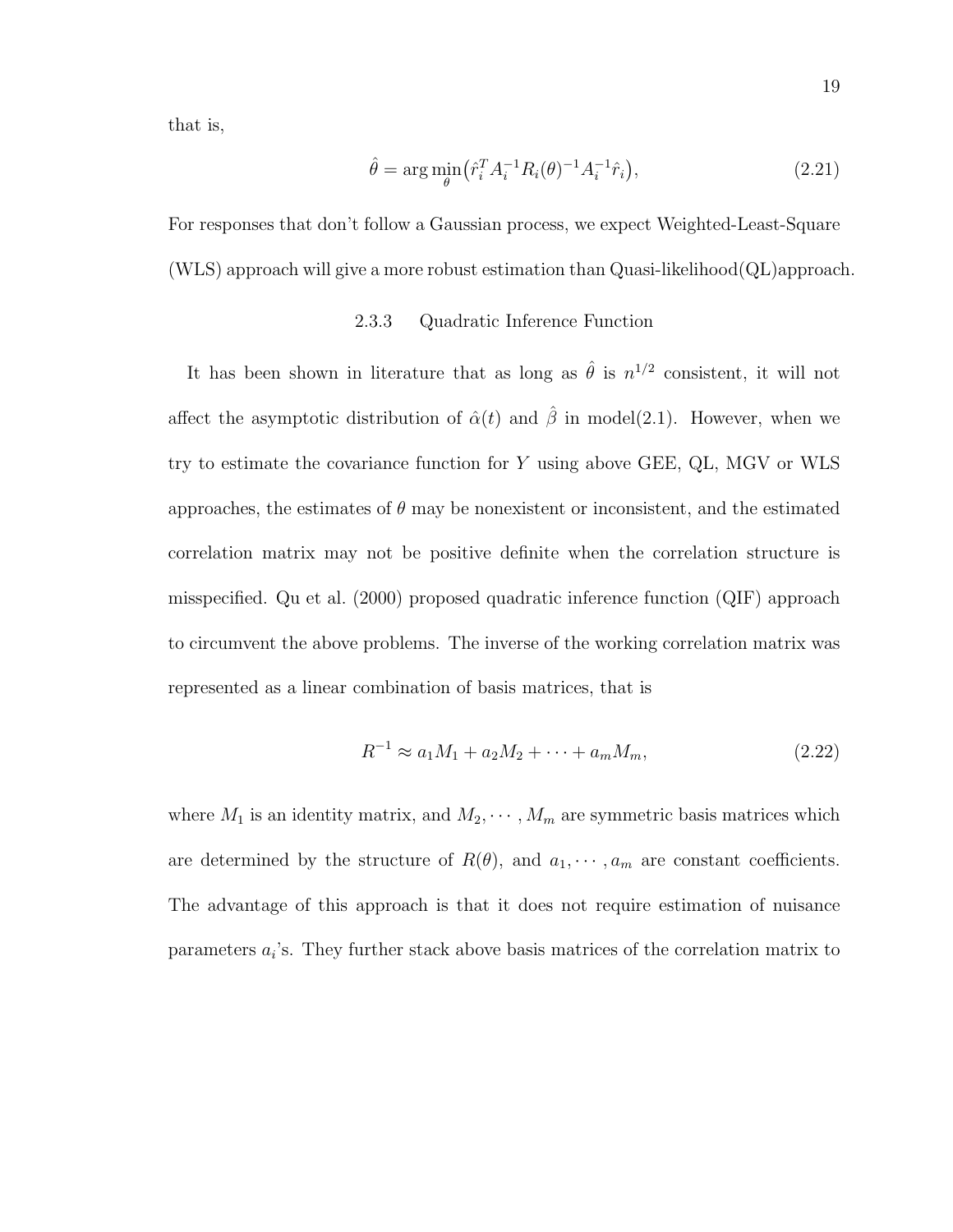that is,

$$\hat{\theta} = \arg\min_{\theta} \big( \hat{r}_i^T A_i^{-1} R_i(\theta)^{-1} A_i^{-1} \hat{r}_i \big), \tag{2.21}$$

For responses that don't follow a Gaussian process, we expect Weighted-Least-Square (WLS) approach will give a more robust estimation than Quasi-likelihood(QL)approach.

### 2.3.3 Quadratic Inference Function

It has been shown in literature that as long as $\hat{\theta}$ is $n^{1/2}$ consistent, it will not affect the asymptotic distribution of $\hat{\alpha}(t)$ and $\hat{\beta}$ in model(2.1). However, when we try to estimate the covariance function for $Y$ using above GEE, QL, MGV or WLS approaches, the estimates of $\theta$ may be nonexistent or inconsistent, and the estimated correlation matrix may not be positive definite when the correlation structure is misspecified. Qu et al. (2000) proposed quadratic inference function (QIF) approach to circumvent the above problems. The inverse of the working correlation matrix was represented as a linear combination of basis matrices, that is

$$R^{-1} \approx a_1 M_1 + a_2 M_2 + \cdots + a_m M_m, \tag{2.22}$$

where $M_1$ is an identity matrix, and $M_2, \cdots, M_m$ are symmetric basis matrices which are determined by the structure of $R(\theta)$, and $a_1, \cdots, a_m$ are constant coefficients. The advantage of this approach is that it does not require estimation of nuisance parameters $a_i$'s. They further stack above basis matrices of the correlation matrix to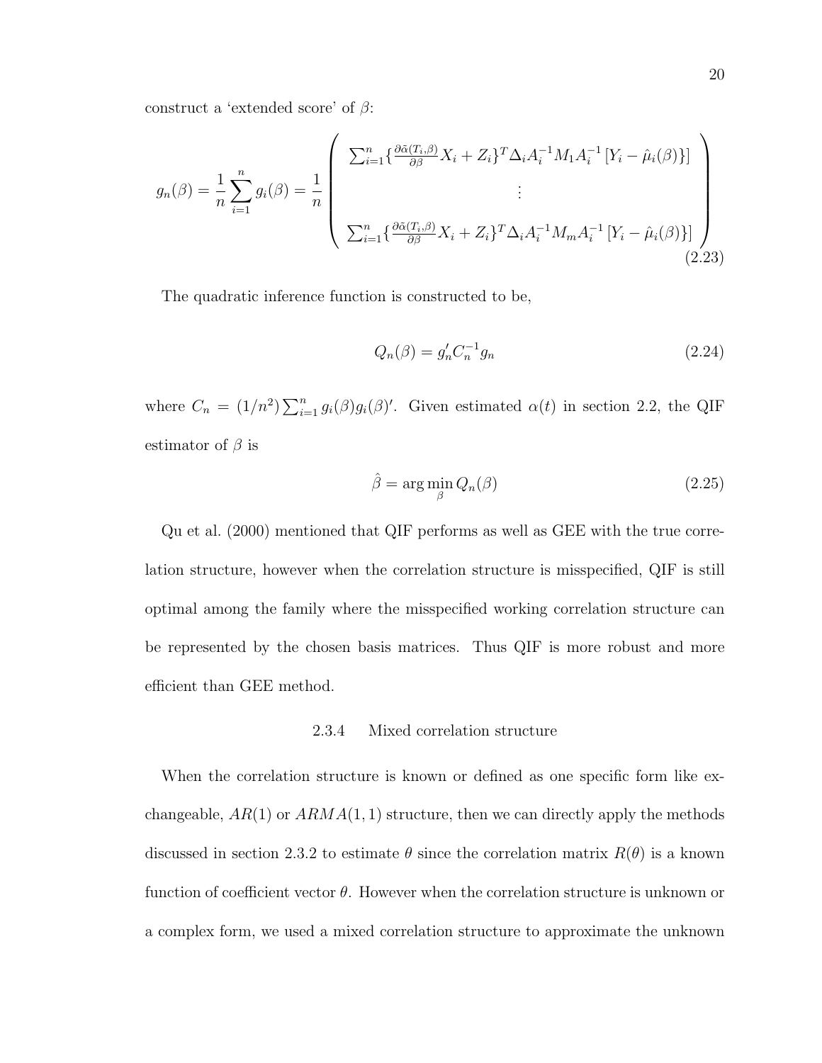construct a 'extended score' of $\beta$:

$$
g_n(\beta) = \frac{1}{n}\sum_{i=1}^{n} g_i(\beta) = \frac{1}{n}\left(\begin{array}{c} \sum_{i=1}^{n}\{\frac{\partial\tilde{\alpha}(T_i,\beta)}{\partial\beta}X_i + Z_i\}^T \Delta_i A_i^{-1} M_1 A_i^{-1}\left[Y_i - \hat{\mu}_i(\beta)\}\right] \\ \vdots \\ \sum_{i=1}^{n}\{\frac{\partial\tilde{\alpha}(T_i,\beta)}{\partial\beta}X_i + Z_i\}^T \Delta_i A_i^{-1} M_m A_i^{-1}\left[Y_i - \hat{\mu}_i(\beta)\}\right] \end{array}\right) \tag{2.23}
$$

The quadratic inference function is constructed to be,

$$
Q_n(\beta) = g_n' C_n^{-1} g_n \tag{2.24}
$$

where $C_n = (1/n^2)\sum_{i=1}^{n} g_i(\beta) g_i(\beta)'$. Given estimated $\alpha(t)$ in section 2.2, the QIF estimator of $\beta$ is

$$
\hat{\beta} = \arg\min_{\beta} Q_n(\beta) \tag{2.25}
$$

Qu et al. (2000) mentioned that QIF performs as well as GEE with the true correlation structure, however when the correlation structure is misspecified, QIF is still optimal among the family where the misspecified working correlation structure can be represented by the chosen basis matrices. Thus QIF is more robust and more efficient than GEE method.

### 2.3.4 Mixed correlation structure

When the correlation structure is known or defined as one specific form like exchangeable, $AR(1)$ or $ARMA(1,1)$ structure, then we can directly apply the methods discussed in section 2.3.2 to estimate $\theta$ since the correlation matrix $R(\theta)$ is a known function of coefficient vector $\theta$. However when the correlation structure is unknown or a complex form, we used a mixed correlation structure to approximate the unknown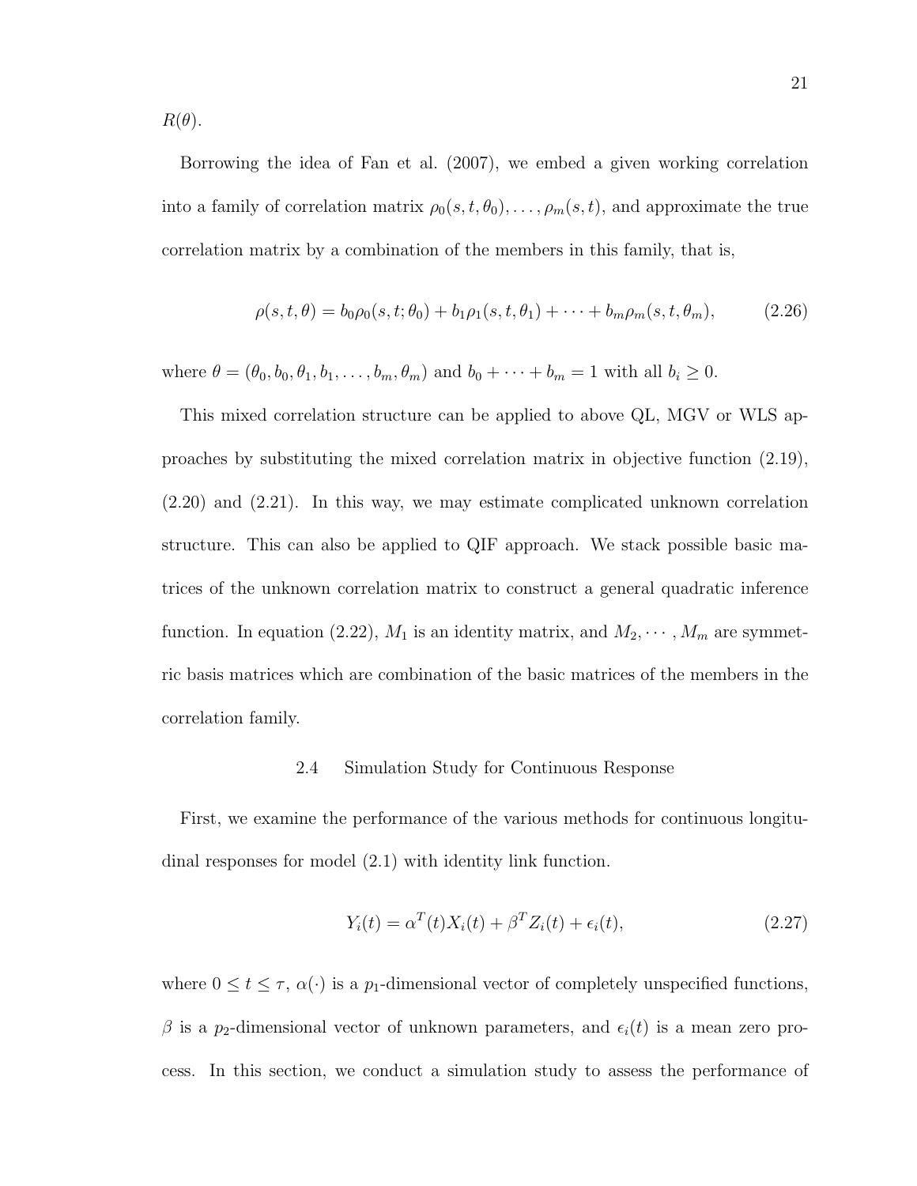$R(\theta)$.

Borrowing the idea of Fan et al. (2007), we embed a given working correlation into a family of correlation matrix $\rho_0(s, t, \theta_0), \ldots, \rho_m(s, t)$, and approximate the true correlation matrix by a combination of the members in this family, that is,

$$\rho(s, t, \theta) = b_0 \rho_0(s, t; \theta_0) + b_1 \rho_1(s, t, \theta_1) + \cdots + b_m \rho_m(s, t, \theta_m), \tag{2.26}$$

where $\theta = (\theta_0, b_0, \theta_1, b_1, \ldots, b_m, \theta_m)$ and $b_0 + \cdots + b_m = 1$ with all $b_i \geq 0$.

This mixed correlation structure can be applied to above QL, MGV or WLS approaches by substituting the mixed correlation matrix in objective function (2.19), (2.20) and (2.21). In this way, we may estimate complicated unknown correlation structure. This can also be applied to QIF approach. We stack possible basic matrices of the unknown correlation matrix to construct a general quadratic inference function. In equation (2.22), $M_1$ is an identity matrix, and $M_2, \cdots, M_m$ are symmetric basis matrices which are combination of the basic matrices of the members in the correlation family.

## 2.4 Simulation Study for Continuous Response

First, we examine the performance of the various methods for continuous longitudinal responses for model (2.1) with identity link function.

$$Y_i(t) = \alpha^T(t) X_i(t) + \beta^T Z_i(t) + \epsilon_i(t), \tag{2.27}$$

where $0 \leq t \leq \tau$, $\alpha(\cdot)$ is a $p_1$-dimensional vector of completely unspecified functions, $\beta$ is a $p_2$-dimensional vector of unknown parameters, and $\epsilon_i(t)$ is a mean zero process. In this section, we conduct a simulation study to assess the performance of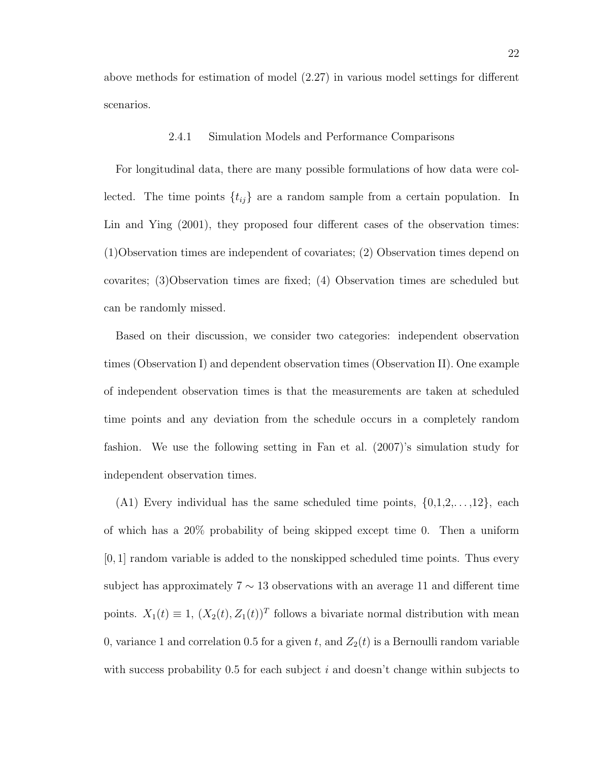above methods for estimation of model (2.27) in various model settings for different scenarios.

### 2.4.1 Simulation Models and Performance Comparisons

For longitudinal data, there are many possible formulations of how data were collected. The time points $\{t_{ij}\}$ are a random sample from a certain population. In Lin and Ying (2001), they proposed four different cases of the observation times: (1)Observation times are independent of covariates; (2) Observation times depend on covarites; (3)Observation times are fixed; (4) Observation times are scheduled but can be randomly missed.

Based on their discussion, we consider two categories: independent observation times (Observation I) and dependent observation times (Observation II). One example of independent observation times is that the measurements are taken at scheduled time points and any deviation from the schedule occurs in a completely random fashion. We use the following setting in Fan et al. (2007)'s simulation study for independent observation times.

(A1) Every individual has the same scheduled time points, {0,1,2,. . . ,12}, each of which has a 20% probability of being skipped except time 0. Then a uniform $[0, 1]$ random variable is added to the nonskipped scheduled time points. Thus every subject has approximately $7 \sim 13$ observations with an average 11 and different time points. $X_1(t) \equiv 1$, $(X_2(t), Z_1(t))^T$ follows a bivariate normal distribution with mean 0, variance 1 and correlation 0.5 for a given $t$, and $Z_2(t)$ is a Bernoulli random variable with success probability 0.5 for each subject $i$ and doesn't change within subjects to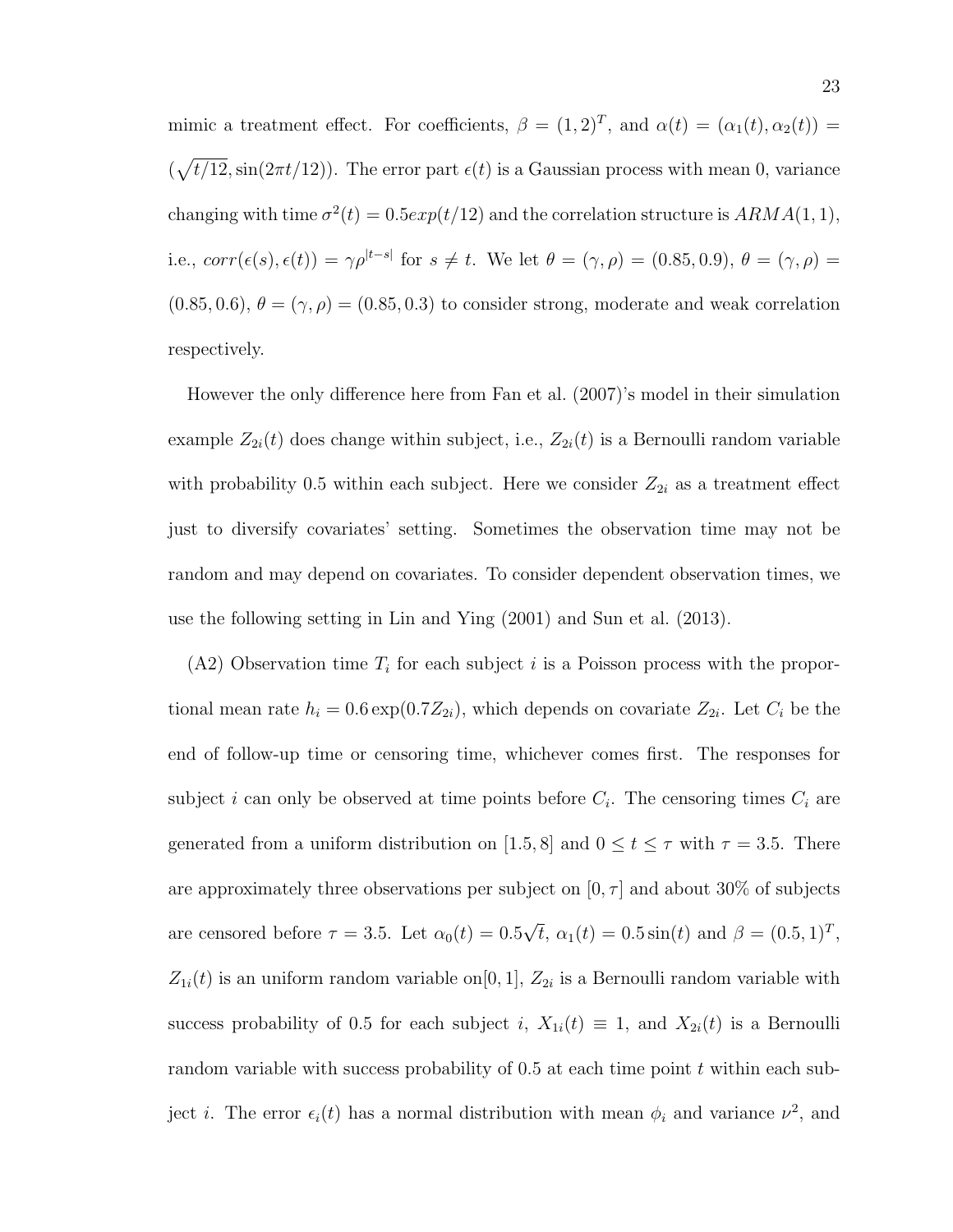mimic a treatment effect. For coefficients, $\beta = (1, 2)^T$, and $\alpha(t) = (\alpha_1(t), \alpha_2(t)) = (\sqrt{t/12}, \sin(2\pi t/12))$. The error part $\epsilon(t)$ is a Gaussian process with mean 0, variance changing with time $\sigma^2(t) = 0.5exp(t/12)$ and the correlation structure is $ARMA(1, 1)$, i.e., $corr(\epsilon(s), \epsilon(t)) = \gamma\rho^{|t-s|}$ for $s \neq t$. We let $\theta = (\gamma, \rho) = (0.85, 0.9)$, $\theta = (\gamma, \rho) = (0.85, 0.6)$, $\theta = (\gamma, \rho) = (0.85, 0.3)$ to consider strong, moderate and weak correlation respectively.

However the only difference here from Fan et al. (2007)'s model in their simulation example $Z_{2i}(t)$ does change within subject, i.e., $Z_{2i}(t)$ is a Bernoulli random variable with probability 0.5 within each subject. Here we consider $Z_{2i}$ as a treatment effect just to diversify covariates' setting. Sometimes the observation time may not be random and may depend on covariates. To consider dependent observation times, we use the following setting in Lin and Ying (2001) and Sun et al. (2013).

(A2) Observation time $T_i$ for each subject $i$ is a Poisson process with the proportional mean rate $h_i = 0.6\exp(0.7Z_{2i})$, which depends on covariate $Z_{2i}$. Let $C_i$ be the end of follow-up time or censoring time, whichever comes first. The responses for subject $i$ can only be observed at time points before $C_i$. The censoring times $C_i$ are generated from a uniform distribution on $[1.5, 8]$ and $0 \leq t \leq \tau$ with $\tau = 3.5$. There are approximately three observations per subject on $[0, \tau]$ and about 30% of subjects are censored before $\tau = 3.5$. Let $\alpha_0(t) = 0.5\sqrt{t}$, $\alpha_1(t) = 0.5\sin(t)$ and $\beta = (0.5, 1)^T$, $Z_{1i}(t)$ is an uniform random variable on$[0, 1]$, $Z_{2i}$ is a Bernoulli random variable with success probability of 0.5 for each subject $i$, $X_{1i}(t) \equiv 1$, and $X_{2i}(t)$ is a Bernoulli random variable with success probability of 0.5 at each time point $t$ within each subject $i$. The error $\epsilon_i(t)$ has a normal distribution with mean $\phi_i$ and variance $\nu^2$, and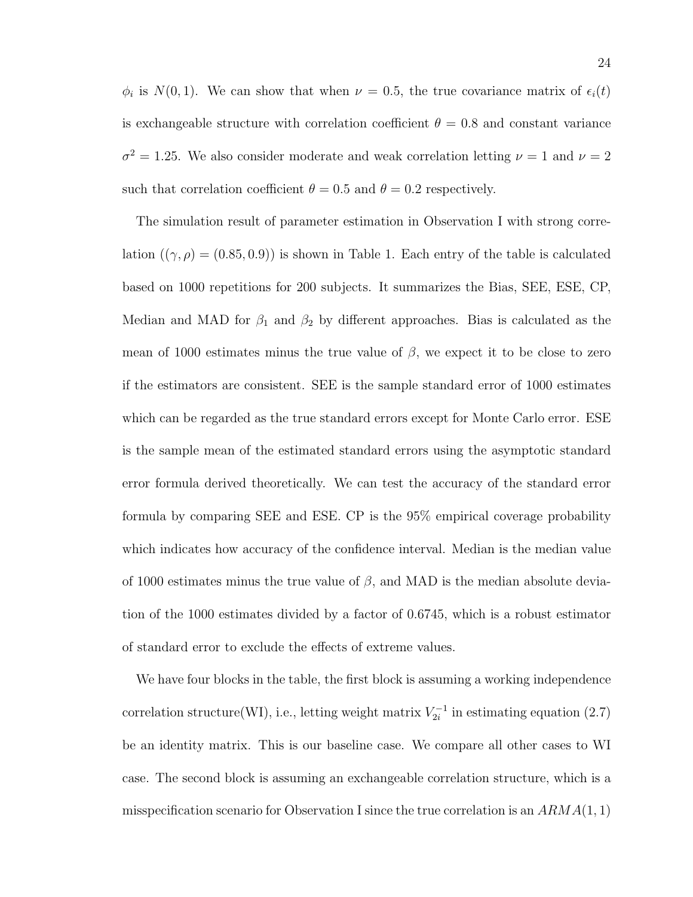$\phi_i$ is $N(0,1)$. We can show that when $\nu = 0.5$, the true covariance matrix of $\epsilon_i(t)$ is exchangeable structure with correlation coefficient $\theta = 0.8$ and constant variance $\sigma^2 = 1.25$. We also consider moderate and weak correlation letting $\nu = 1$ and $\nu = 2$ such that correlation coefficient $\theta = 0.5$ and $\theta = 0.2$ respectively.

The simulation result of parameter estimation in Observation I with strong correlation ($(\gamma, \rho) = (0.85, 0.9)$) is shown in Table 1. Each entry of the table is calculated based on 1000 repetitions for 200 subjects. It summarizes the Bias, SEE, ESE, CP, Median and MAD for $\beta_1$ and $\beta_2$ by different approaches. Bias is calculated as the mean of 1000 estimates minus the true value of $\beta$, we expect it to be close to zero if the estimators are consistent. SEE is the sample standard error of 1000 estimates which can be regarded as the true standard errors except for Monte Carlo error. ESE is the sample mean of the estimated standard errors using the asymptotic standard error formula derived theoretically. We can test the accuracy of the standard error formula by comparing SEE and ESE. CP is the 95% empirical coverage probability which indicates how accuracy of the confidence interval. Median is the median value of 1000 estimates minus the true value of $\beta$, and MAD is the median absolute deviation of the 1000 estimates divided by a factor of 0.6745, which is a robust estimator of standard error to exclude the effects of extreme values.

We have four blocks in the table, the first block is assuming a working independence correlation structure(WI), i.e., letting weight matrix $V_{2i}^{-1}$ in estimating equation (2.7) be an identity matrix. This is our baseline case. We compare all other cases to WI case. The second block is assuming an exchangeable correlation structure, which is a misspecification scenario for Observation I since the true correlation is an $ARMA(1,1)$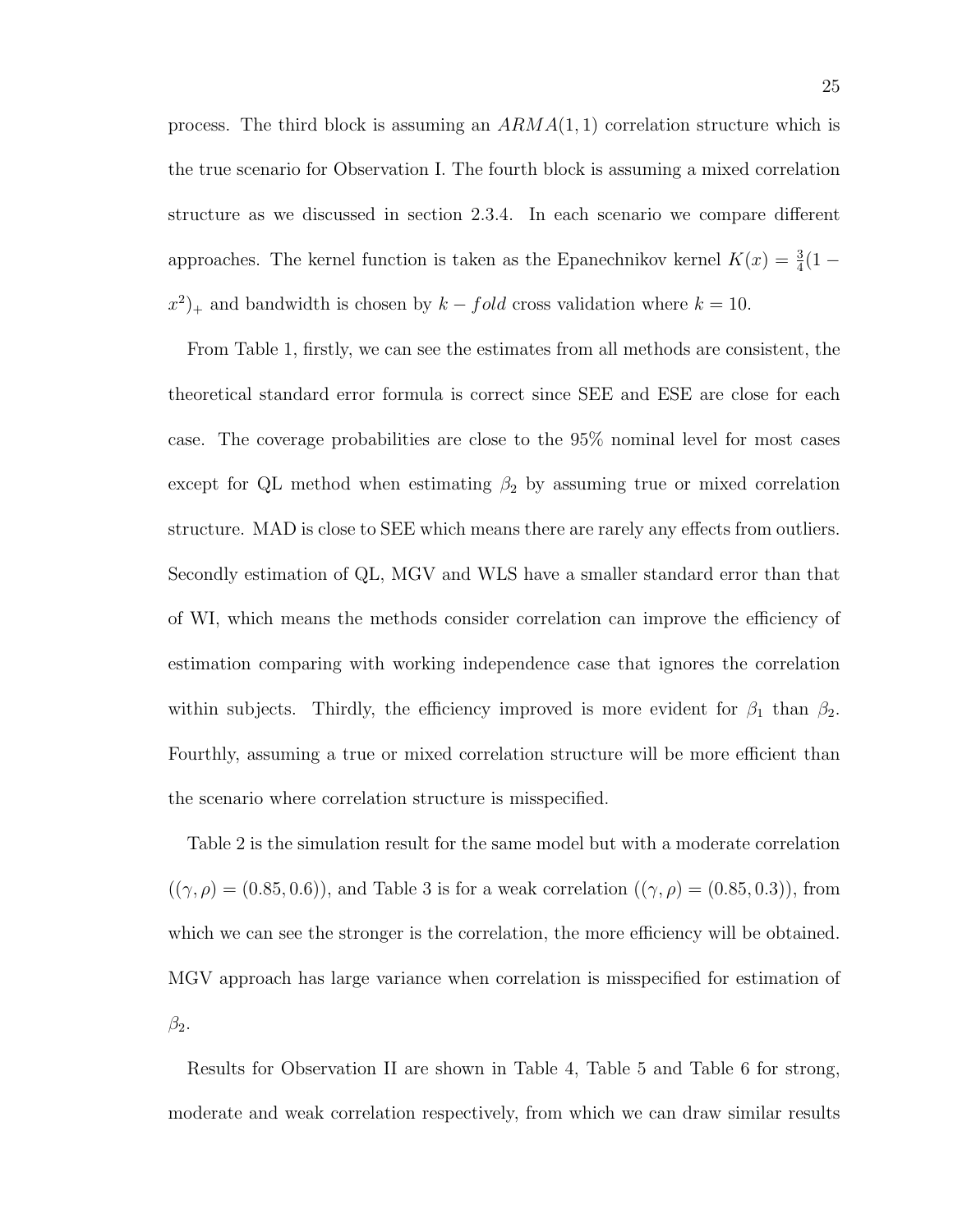process. The third block is assuming an $ARMA(1,1)$ correlation structure which is the true scenario for Observation I. The fourth block is assuming a mixed correlation structure as we discussed in section 2.3.4. In each scenario we compare different approaches. The kernel function is taken as the Epanechnikov kernel $K(x) = \frac{3}{4}(1 - x^2)_+$ and bandwidth is chosen by $k - fold$ cross validation where $k = 10$.

From Table 1, firstly, we can see the estimates from all methods are consistent, the theoretical standard error formula is correct since SEE and ESE are close for each case. The coverage probabilities are close to the 95% nominal level for most cases except for QL method when estimating $\beta_2$ by assuming true or mixed correlation structure. MAD is close to SEE which means there are rarely any effects from outliers. Secondly estimation of QL, MGV and WLS have a smaller standard error than that of WI, which means the methods consider correlation can improve the efficiency of estimation comparing with working independence case that ignores the correlation within subjects. Thirdly, the efficiency improved is more evident for $\beta_1$ than $\beta_2$. Fourthly, assuming a true or mixed correlation structure will be more efficient than the scenario where correlation structure is misspecified.

Table 2 is the simulation result for the same model but with a moderate correlation ($(\gamma, \rho) = (0.85, 0.6)$), and Table 3 is for a weak correlation ($(\gamma, \rho) = (0.85, 0.3)$), from which we can see the stronger is the correlation, the more efficiency will be obtained. MGV approach has large variance when correlation is misspecified for estimation of $\beta_2$.

Results for Observation II are shown in Table 4, Table 5 and Table 6 for strong, moderate and weak correlation respectively, from which we can draw similar results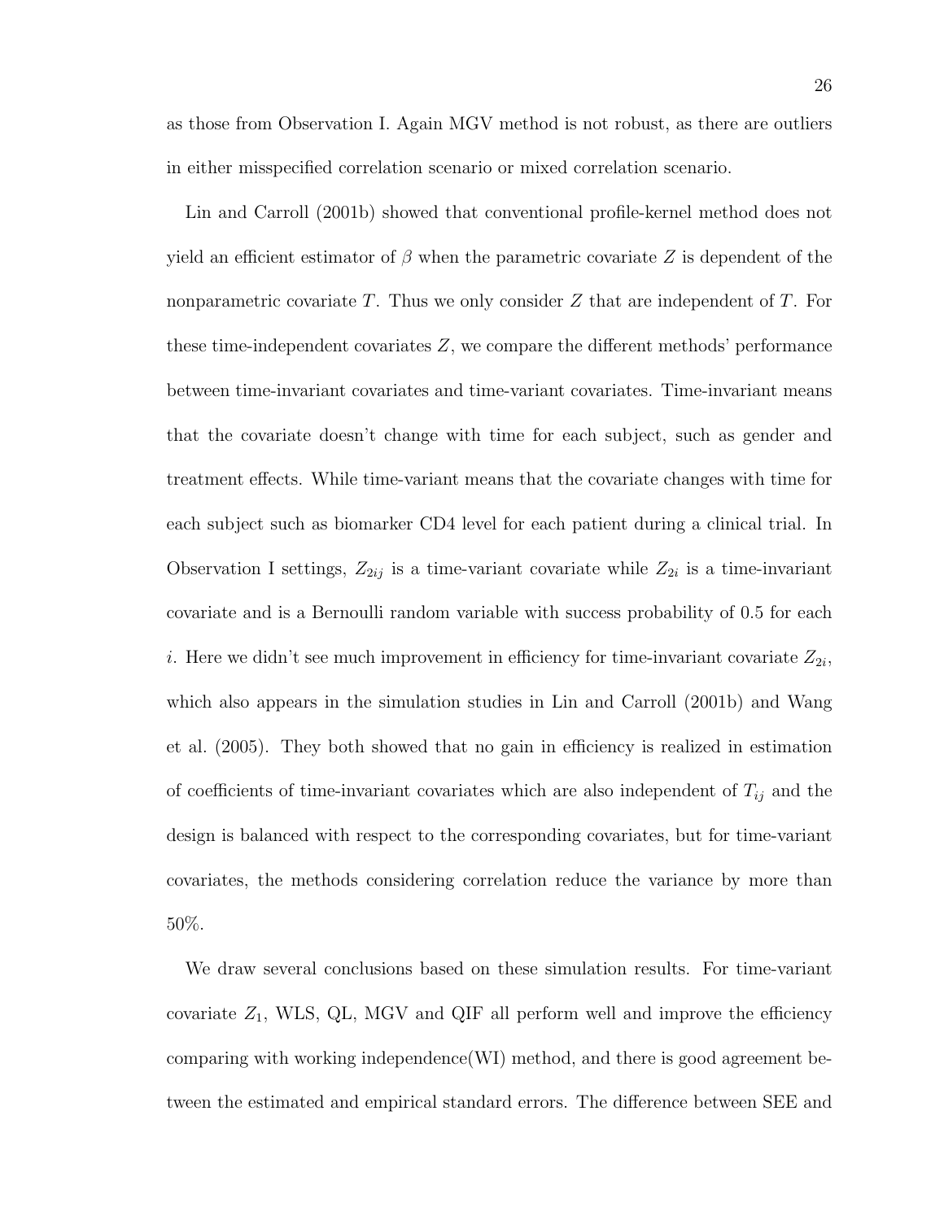as those from Observation I. Again MGV method is not robust, as there are outliers in either misspecified correlation scenario or mixed correlation scenario.

Lin and Carroll (2001b) showed that conventional profile-kernel method does not yield an efficient estimator of $\beta$ when the parametric covariate $Z$ is dependent of the nonparametric covariate $T$. Thus we only consider $Z$ that are independent of $T$. For these time-independent covariates $Z$, we compare the different methods' performance between time-invariant covariates and time-variant covariates. Time-invariant means that the covariate doesn't change with time for each subject, such as gender and treatment effects. While time-variant means that the covariate changes with time for each subject such as biomarker CD4 level for each patient during a clinical trial. In Observation I settings, $Z_{2ij}$ is a time-variant covariate while $Z_{2i}$ is a time-invariant covariate and is a Bernoulli random variable with success probability of 0.5 for each $i$. Here we didn't see much improvement in efficiency for time-invariant covariate $Z_{2i}$, which also appears in the simulation studies in Lin and Carroll (2001b) and Wang et al. (2005). They both showed that no gain in efficiency is realized in estimation of coefficients of time-invariant covariates which are also independent of $T_{ij}$ and the design is balanced with respect to the corresponding covariates, but for time-variant covariates, the methods considering correlation reduce the variance by more than 50%.

We draw several conclusions based on these simulation results. For time-variant covariate $Z_1$, WLS, QL, MGV and QIF all perform well and improve the efficiency comparing with working independence(WI) method, and there is good agreement between the estimated and empirical standard errors. The difference between SEE and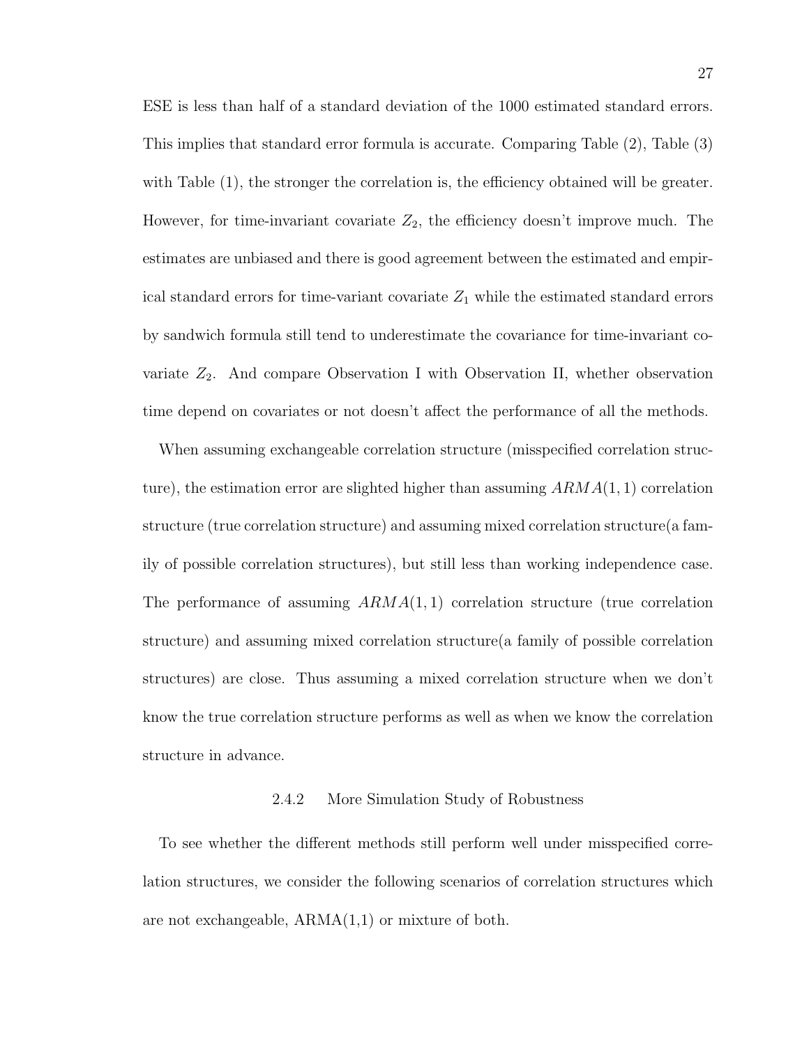ESE is less than half of a standard deviation of the 1000 estimated standard errors. This implies that standard error formula is accurate. Comparing Table (2), Table (3) with Table (1), the stronger the correlation is, the efficiency obtained will be greater. However, for time-invariant covariate $Z_2$, the efficiency doesn't improve much. The estimates are unbiased and there is good agreement between the estimated and empirical standard errors for time-variant covariate $Z_1$ while the estimated standard errors by sandwich formula still tend to underestimate the covariance for time-invariant covariate $Z_2$. And compare Observation I with Observation II, whether observation time depend on covariates or not doesn't affect the performance of all the methods.

When assuming exchangeable correlation structure (misspecified correlation structure), the estimation error are slighted higher than assuming $ARMA(1,1)$ correlation structure (true correlation structure) and assuming mixed correlation structure(a family of possible correlation structures), but still less than working independence case. The performance of assuming $ARMA(1,1)$ correlation structure (true correlation structure) and assuming mixed correlation structure(a family of possible correlation structures) are close. Thus assuming a mixed correlation structure when we don't know the true correlation structure performs as well as when we know the correlation structure in advance.

### 2.4.2 More Simulation Study of Robustness

To see whether the different methods still perform well under misspecified correlation structures, we consider the following scenarios of correlation structures which are not exchangeable, ARMA(1,1) or mixture of both.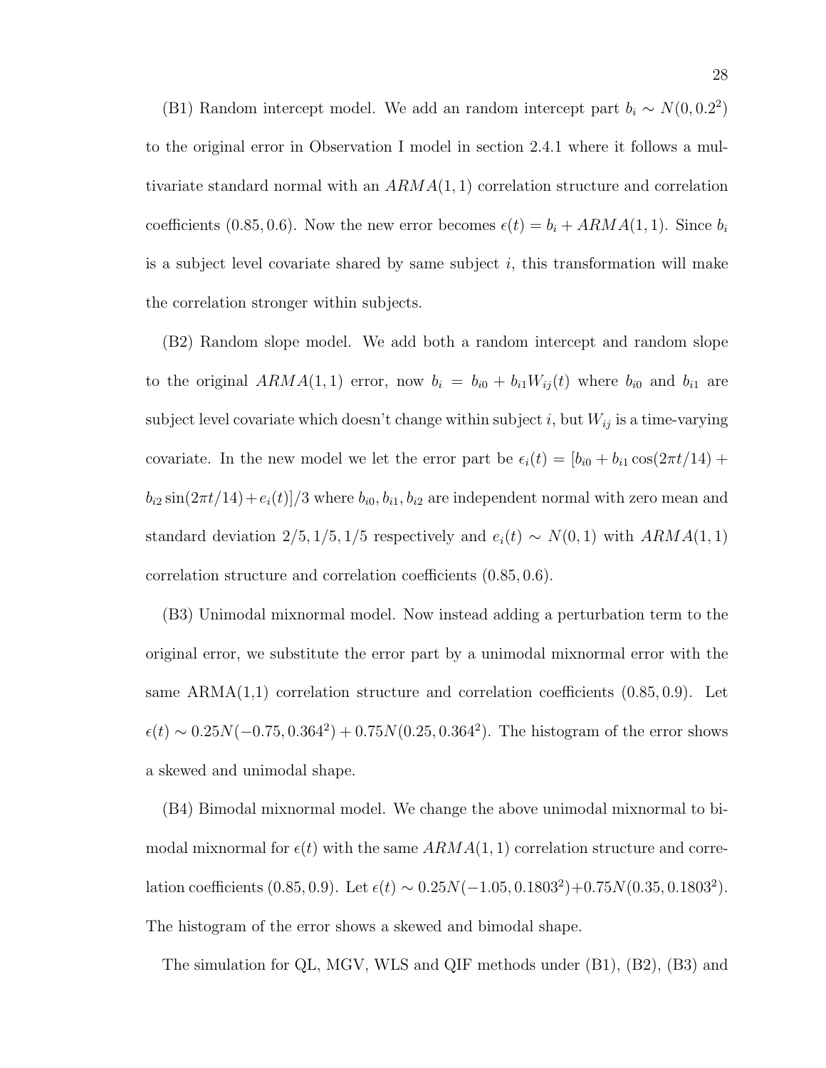(B1) Random intercept model. We add an random intercept part $b_i \sim N(0, 0.2^2)$ to the original error in Observation I model in section 2.4.1 where it follows a multivariate standard normal with an $ARMA(1,1)$ correlation structure and correlation coefficients $(0.85, 0.6)$. Now the new error becomes $\epsilon(t) = b_i + ARMA(1,1)$. Since $b_i$ is a subject level covariate shared by same subject $i$, this transformation will make the correlation stronger within subjects.

(B2) Random slope model. We add both a random intercept and random slope to the original $ARMA(1,1)$ error, now $b_i = b_{i0} + b_{i1}W_{ij}(t)$ where $b_{i0}$ and $b_{i1}$ are subject level covariate which doesn't change within subject $i$, but $W_{ij}$ is a time-varying covariate. In the new model we let the error part be $\epsilon_i(t) = [b_{i0} + b_{i1}\cos(2\pi t/14) + b_{i2}\sin(2\pi t/14) + e_i(t)]/3$ where $b_{i0}, b_{i1}, b_{i2}$ are independent normal with zero mean and standard deviation $2/5, 1/5, 1/5$ respectively and $e_i(t) \sim N(0,1)$ with $ARMA(1,1)$ correlation structure and correlation coefficients $(0.85, 0.6)$.

(B3) Unimodal mixnormal model. Now instead adding a perturbation term to the original error, we substitute the error part by a unimodal mixnormal error with the same ARMA(1,1) correlation structure and correlation coefficients $(0.85, 0.9)$. Let $\epsilon(t) \sim 0.25N(-0.75, 0.364^2) + 0.75N(0.25, 0.364^2)$. The histogram of the error shows a skewed and unimodal shape.

(B4) Bimodal mixnormal model. We change the above unimodal mixnormal to bimodal mixnormal for $\epsilon(t)$ with the same $ARMA(1,1)$ correlation structure and correlation coefficients $(0.85, 0.9)$. Let $\epsilon(t) \sim 0.25N(-1.05, 0.1803^2) + 0.75N(0.35, 0.1803^2)$. The histogram of the error shows a skewed and bimodal shape.

The simulation for QL, MGV, WLS and QIF methods under (B1), (B2), (B3) and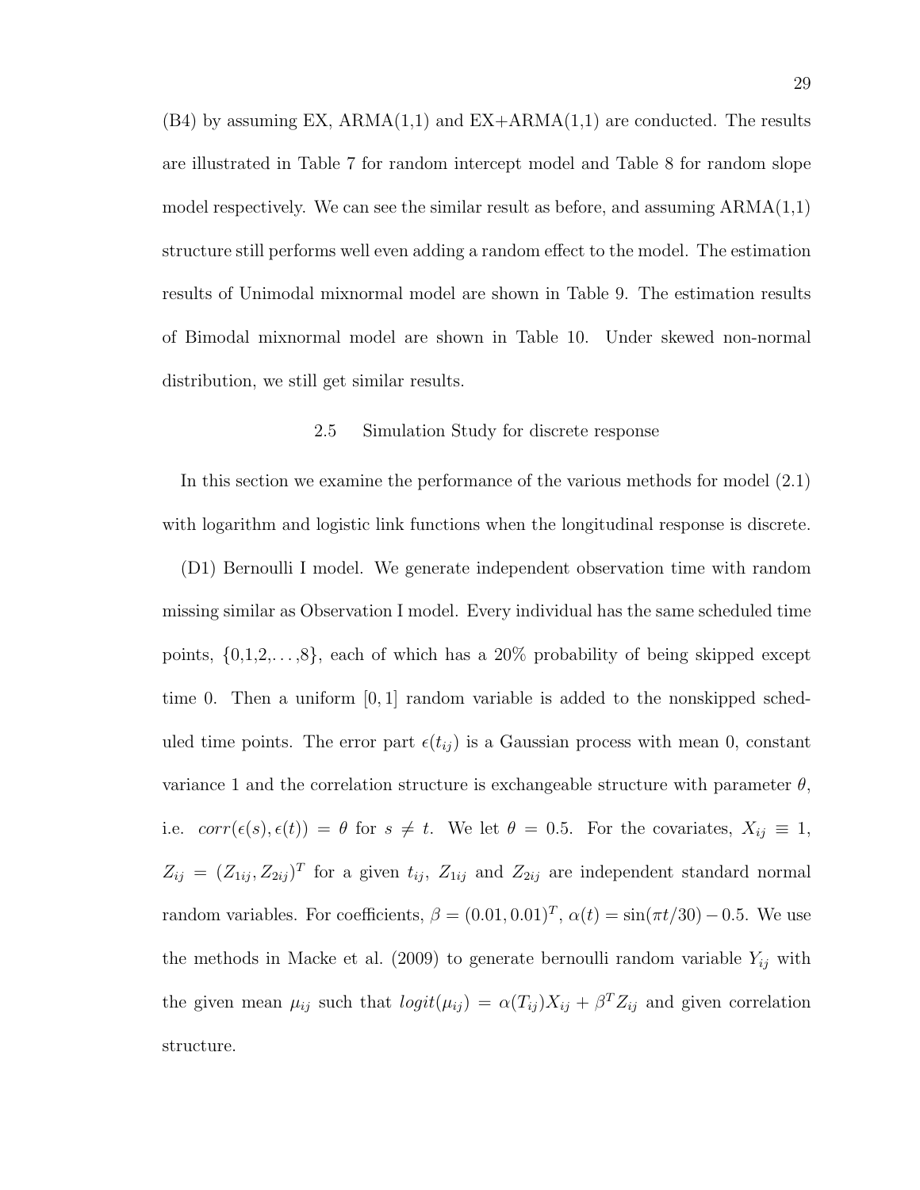(B4) by assuming EX, ARMA(1,1) and EX+ARMA(1,1) are conducted. The results are illustrated in Table 7 for random intercept model and Table 8 for random slope model respectively. We can see the similar result as before, and assuming ARMA(1,1) structure still performs well even adding a random effect to the model. The estimation results of Unimodal mixnormal model are shown in Table 9. The estimation results of Bimodal mixnormal model are shown in Table 10. Under skewed non-normal distribution, we still get similar results.

## 2.5 Simulation Study for discrete response

In this section we examine the performance of the various methods for model (2.1) with logarithm and logistic link functions when the longitudinal response is discrete.

(D1) Bernoulli I model. We generate independent observation time with random missing similar as Observation I model. Every individual has the same scheduled time points, $\{0,1,2,\ldots,8\}$, each of which has a 20% probability of being skipped except time 0. Then a uniform $[0,1]$ random variable is added to the nonskipped scheduled time points. The error part $\epsilon(t_{ij})$ is a Gaussian process with mean 0, constant variance 1 and the correlation structure is exchangeable structure with parameter $\theta$, i.e. $corr(\epsilon(s), \epsilon(t)) = \theta$ for $s \neq t$. We let $\theta = 0.5$. For the covariates, $X_{ij} \equiv 1$, $Z_{ij} = (Z_{1ij}, Z_{2ij})^T$ for a given $t_{ij}$, $Z_{1ij}$ and $Z_{2ij}$ are independent standard normal random variables. For coefficients, $\beta = (0.01, 0.01)^T$, $\alpha(t) = \sin(\pi t/30) - 0.5$. We use the methods in Macke et al. (2009) to generate bernoulli random variable $Y_{ij}$ with the given mean $\mu_{ij}$ such that $logit(\mu_{ij}) = \alpha(T_{ij})X_{ij} + \beta^T Z_{ij}$ and given correlation structure.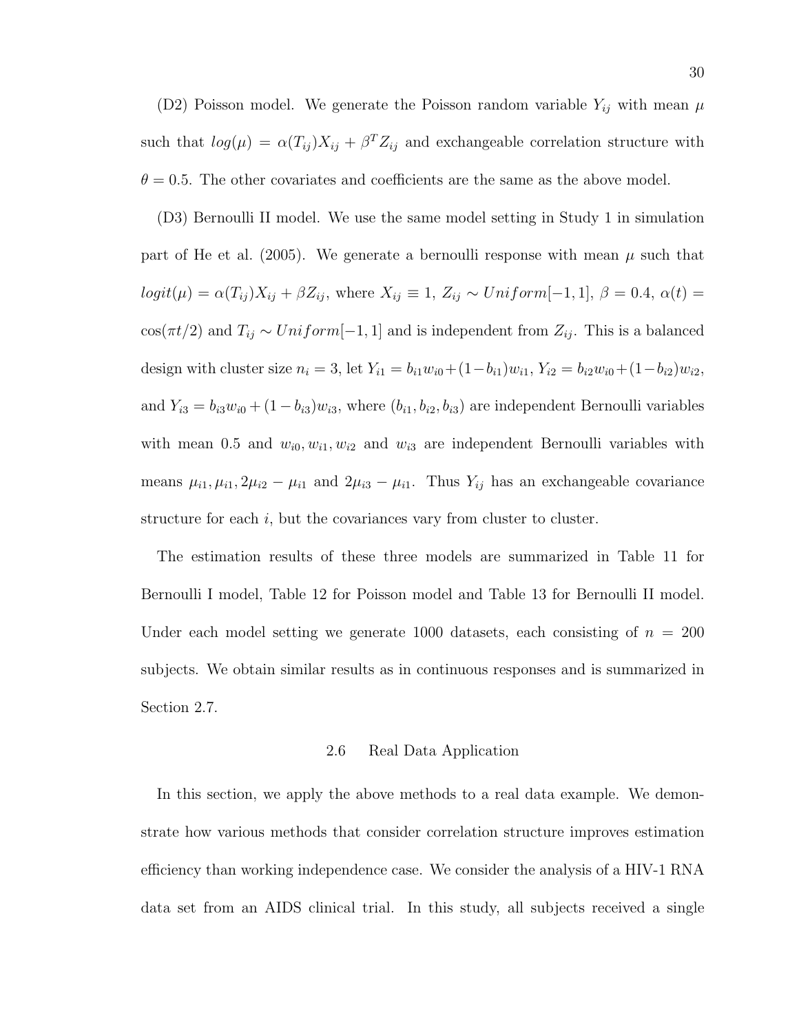(D2) Poisson model. We generate the Poisson random variable $Y_{ij}$ with mean $\mu$ such that $log(\mu) = \alpha(T_{ij})X_{ij} + \beta^T Z_{ij}$ and exchangeable correlation structure with $\theta = 0.5$. The other covariates and coefficients are the same as the above model.

(D3) Bernoulli II model. We use the same model setting in Study 1 in simulation part of He et al. (2005). We generate a bernoulli response with mean $\mu$ such that $logit(\mu) = \alpha(T_{ij})X_{ij} + \beta Z_{ij}$, where $X_{ij} \equiv 1$, $Z_{ij} \sim Uniform[-1, 1]$, $\beta = 0.4$, $\alpha(t) = \cos(\pi t/2)$ and $T_{ij} \sim Uniform[-1, 1]$ and is independent from $Z_{ij}$. This is a balanced design with cluster size $n_i = 3$, let $Y_{i1} = b_{i1}w_{i0} + (1-b_{i1})w_{i1}$, $Y_{i2} = b_{i2}w_{i0} + (1-b_{i2})w_{i2}$, and $Y_{i3} = b_{i3}w_{i0} + (1-b_{i3})w_{i3}$, where $(b_{i1}, b_{i2}, b_{i3})$ are independent Bernoulli variables with mean 0.5 and $w_{i0}, w_{i1}, w_{i2}$ and $w_{i3}$ are independent Bernoulli variables with means $\mu_{i1}, \mu_{i1}, 2\mu_{i2} - \mu_{i1}$ and $2\mu_{i3} - \mu_{i1}$. Thus $Y_{ij}$ has an exchangeable covariance structure for each $i$, but the covariances vary from cluster to cluster.

The estimation results of these three models are summarized in Table 11 for Bernoulli I model, Table 12 for Poisson model and Table 13 for Bernoulli II model. Under each model setting we generate 1000 datasets, each consisting of $n = 200$ subjects. We obtain similar results as in continuous responses and is summarized in Section 2.7.

## 2.6 Real Data Application

In this section, we apply the above methods to a real data example. We demonstrate how various methods that consider correlation structure improves estimation efficiency than working independence case. We consider the analysis of a HIV-1 RNA data set from an AIDS clinical trial. In this study, all subjects received a single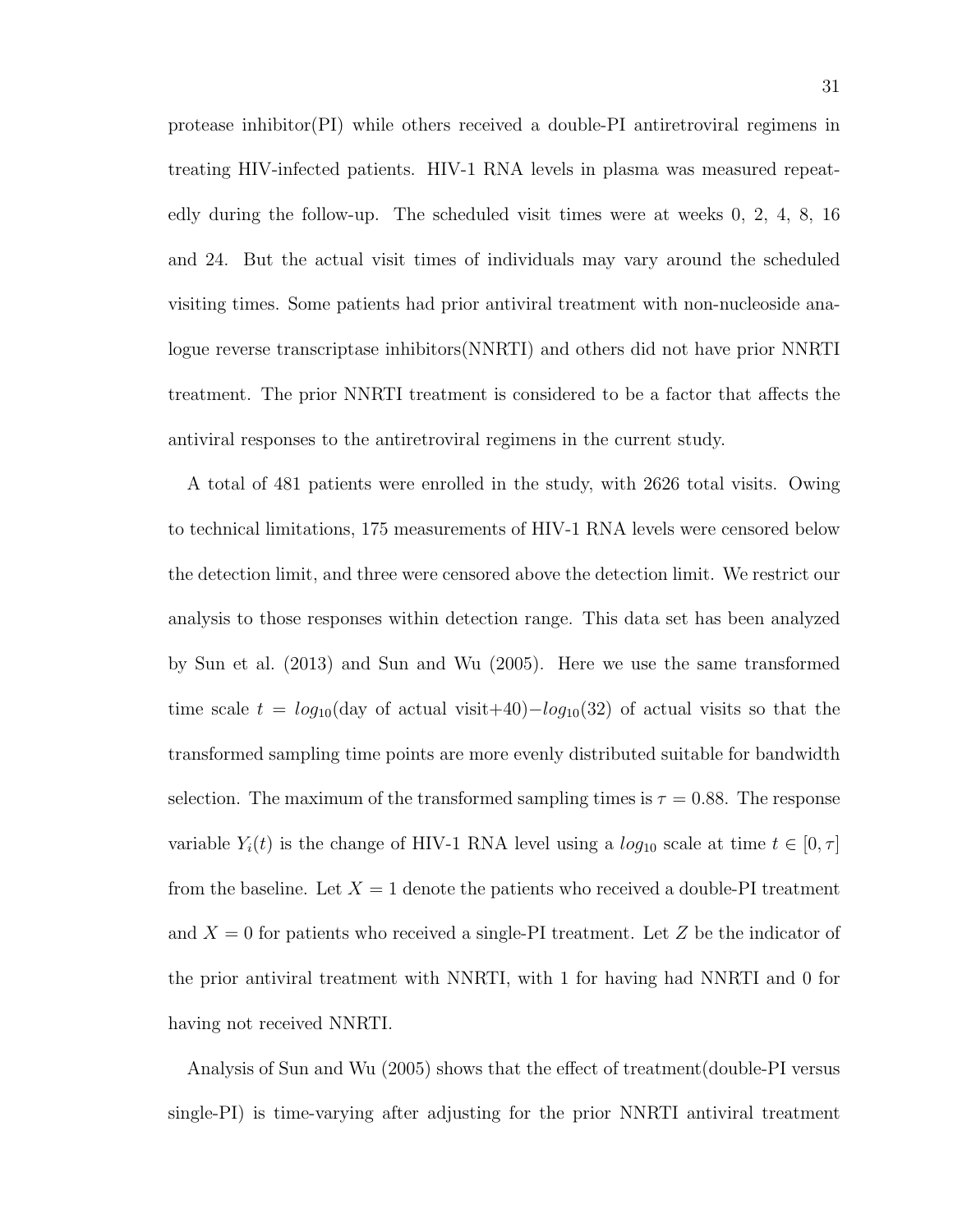protease inhibitor(PI) while others received a double-PI antiretroviral regimens in treating HIV-infected patients. HIV-1 RNA levels in plasma was measured repeatedly during the follow-up. The scheduled visit times were at weeks 0, 2, 4, 8, 16 and 24. But the actual visit times of individuals may vary around the scheduled visiting times. Some patients had prior antiviral treatment with non-nucleoside analogue reverse transcriptase inhibitors(NNRTI) and others did not have prior NNRTI treatment. The prior NNRTI treatment is considered to be a factor that affects the antiviral responses to the antiretroviral regimens in the current study.

A total of 481 patients were enrolled in the study, with 2626 total visits. Owing to technical limitations, 175 measurements of HIV-1 RNA levels were censored below the detection limit, and three were censored above the detection limit. We restrict our analysis to those responses within detection range. This data set has been analyzed by Sun et al. (2013) and Sun and Wu (2005). Here we use the same transformed time scale $t = log_{10}(\text{day of actual visit}+40) - log_{10}(32)$ of actual visits so that the transformed sampling time points are more evenly distributed suitable for bandwidth selection. The maximum of the transformed sampling times is $\tau = 0.88$. The response variable $Y_i(t)$ is the change of HIV-1 RNA level using a $log_{10}$ scale at time $t \in [0, \tau]$ from the baseline. Let $X = 1$ denote the patients who received a double-PI treatment and $X = 0$ for patients who received a single-PI treatment. Let $Z$ be the indicator of the prior antiviral treatment with NNRTI, with 1 for having had NNRTI and 0 for having not received NNRTI.

Analysis of Sun and Wu (2005) shows that the effect of treatment(double-PI versus single-PI) is time-varying after adjusting for the prior NNRTI antiviral treatment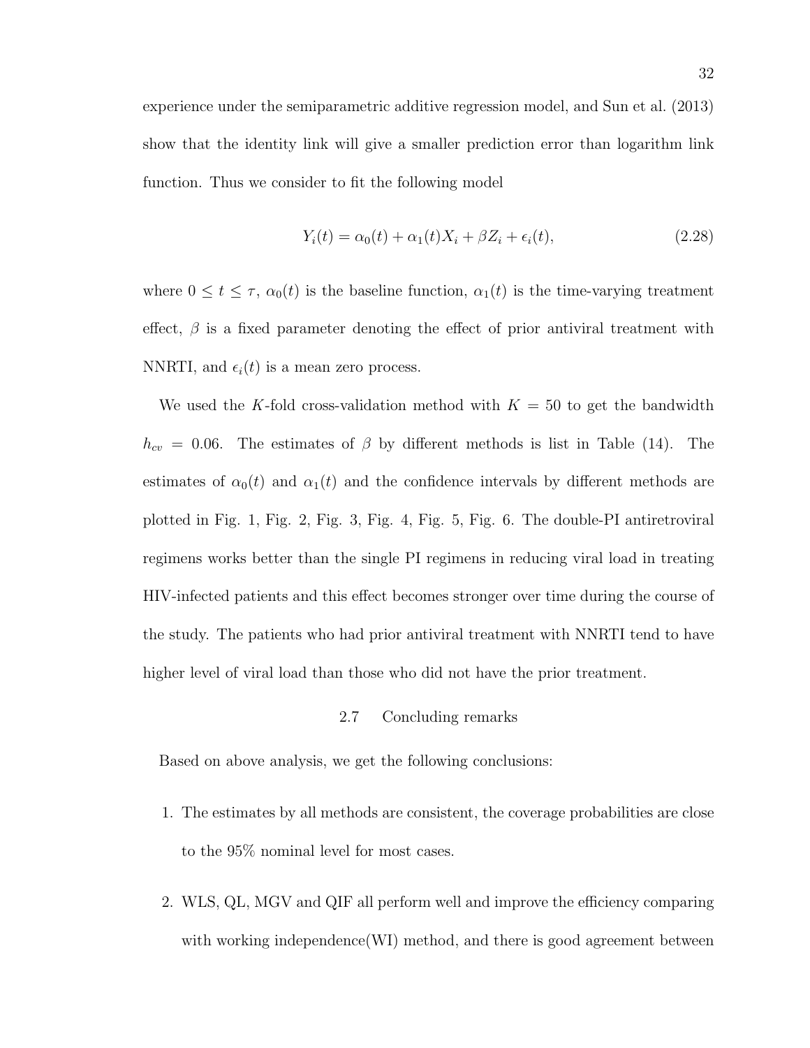experience under the semiparametric additive regression model, and Sun et al. (2013) show that the identity link will give a smaller prediction error than logarithm link function. Thus we consider to fit the following model

$$Y_i(t) = \alpha_0(t) + \alpha_1(t)X_i + \beta Z_i + \epsilon_i(t), \tag{2.28}$$

where $0 \leq t \leq \tau$, $\alpha_0(t)$ is the baseline function, $\alpha_1(t)$ is the time-varying treatment effect, $\beta$ is a fixed parameter denoting the effect of prior antiviral treatment with NNRTI, and $\epsilon_i(t)$ is a mean zero process.

We used the $K$-fold cross-validation method with $K = 50$ to get the bandwidth $h_{cv} = 0.06$. The estimates of $\beta$ by different methods is list in Table (14). The estimates of $\alpha_0(t)$ and $\alpha_1(t)$ and the confidence intervals by different methods are plotted in Fig. 1, Fig. 2, Fig. 3, Fig. 4, Fig. 5, Fig. 6. The double-PI antiretroviral regimens works better than the single PI regimens in reducing viral load in treating HIV-infected patients and this effect becomes stronger over time during the course of the study. The patients who had prior antiviral treatment with NNRTI tend to have higher level of viral load than those who did not have the prior treatment.

## 2.7 Concluding remarks

Based on above analysis, we get the following conclusions:

1. The estimates by all methods are consistent, the coverage probabilities are close to the 95% nominal level for most cases.

2. WLS, QL, MGV and QIF all perform well and improve the efficiency comparing with working independence(WI) method, and there is good agreement between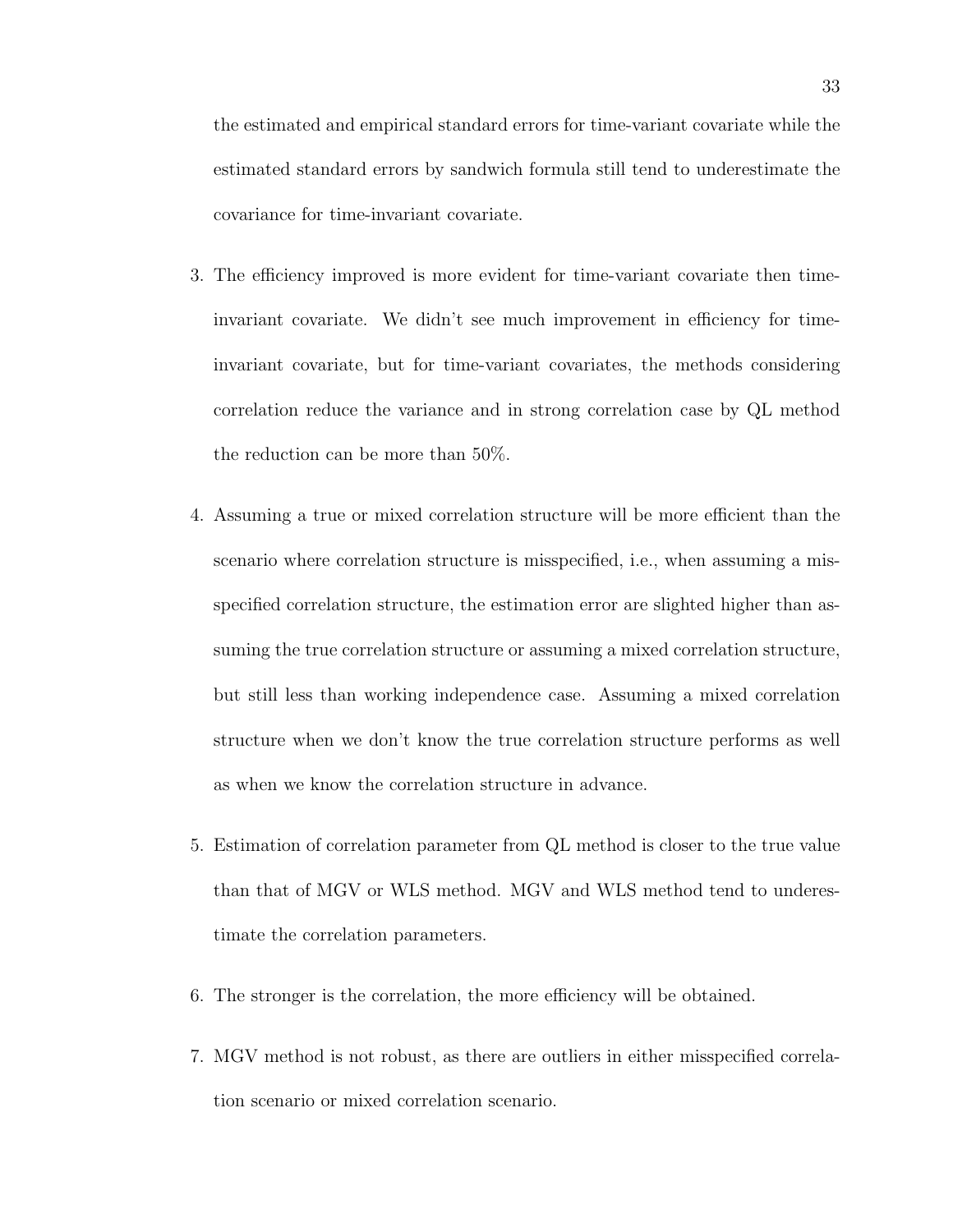the estimated and empirical standard errors for time-variant covariate while the estimated standard errors by sandwich formula still tend to underestimate the covariance for time-invariant covariate.

3. The efficiency improved is more evident for time-variant covariate then time-invariant covariate. We didn't see much improvement in efficiency for time-invariant covariate, but for time-variant covariates, the methods considering correlation reduce the variance and in strong correlation case by QL method the reduction can be more than 50%.

4. Assuming a true or mixed correlation structure will be more efficient than the scenario where correlation structure is misspecified, i.e., when assuming a misspecified correlation structure, the estimation error are slighted higher than assuming the true correlation structure or assuming a mixed correlation structure, but still less than working independence case. Assuming a mixed correlation structure when we don't know the true correlation structure performs as well as when we know the correlation structure in advance.

5. Estimation of correlation parameter from QL method is closer to the true value than that of MGV or WLS method. MGV and WLS method tend to underestimate the correlation parameters.

6. The stronger is the correlation, the more efficiency will be obtained.

7. MGV method is not robust, as there are outliers in either misspecified correlation scenario or mixed correlation scenario.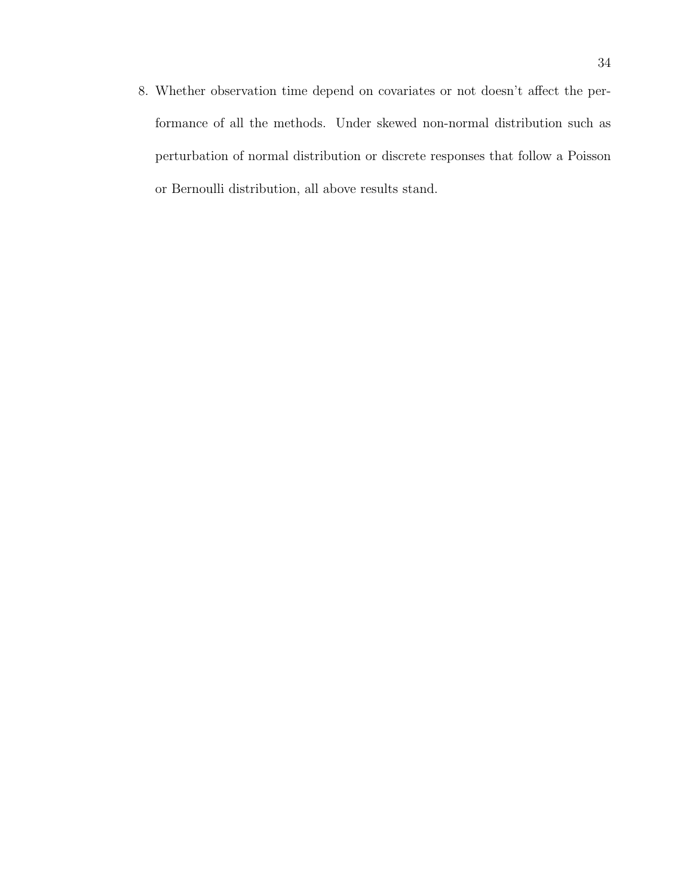8. Whether observation time depend on covariates or not doesn't affect the performance of all the methods. Under skewed non-normal distribution such as perturbation of normal distribution or discrete responses that follow a Poisson or Bernoulli distribution, all above results stand.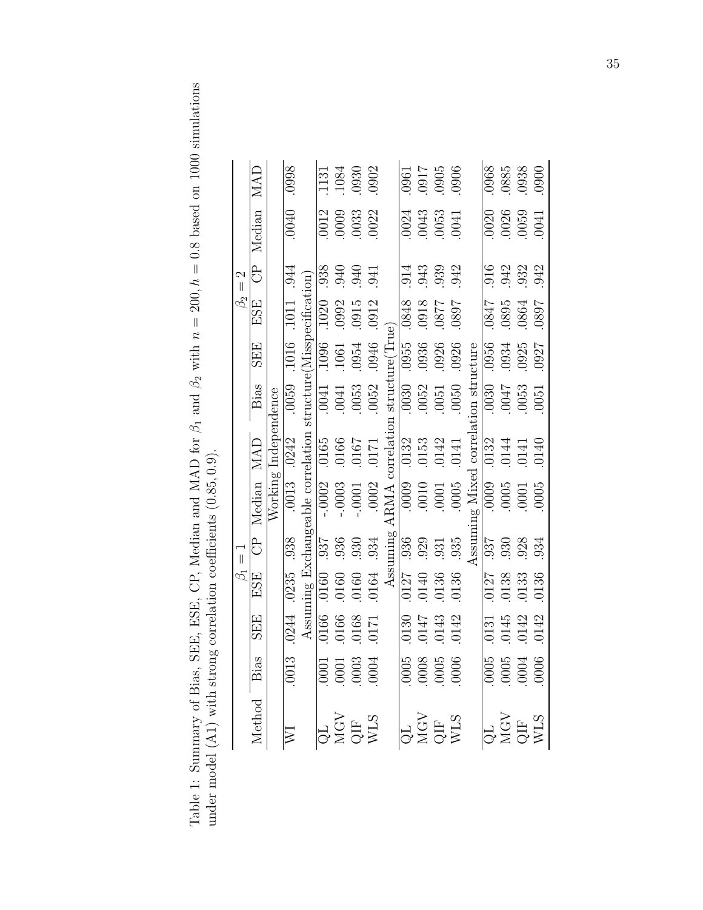Table 1: Summary of Bias, SEE, ESE, CP, Median and MAD for $\beta_1$ and $\beta_2$ with $n = 200, h = 0.8$ based on 1000 simulations under model (A1) with strong correlation coefficients $(0.85, 0.9)$.

| Method | $\beta_1 = 1$ | | | | | | $\beta_2 = 2$ | | | | | |
|---|---|---|---|---|---|---|---|---|---|---|---|---|
| | Bias | SEE | ESE | CP | Median | MAD | Bias | SEE | ESE | CP | Median | MAD |
| | Working Independence | | | | | | | | | | | |
| WI | .0013 | .0244 | .0235 | .938 | .0013 | .0242 | .0059 | .1016 | .1011 | .944 | .0040 | .0998 |
| | Assuming Exchangeable correlation structure(Misspecification) | | | | | | | | | | | |
| QL | .0001 | .0166 | .0160 | .937 | -.0002 | .0165 | .0041 | .1096 | .1020 | .938 | .0012 | .1131 |
| MGV | .0001 | .0166 | .0160 | .936 | -.0003 | .0166 | .0041 | .1061 | .0992 | .940 | .0009 | .1084 |
| QIF | .0003 | .0168 | .0160 | .930 | -.0001 | .0167 | .0053 | .0954 | .0915 | .940 | .0033 | .0930 |
| WLS | .0004 | .0171 | .0164 | .934 | .0002 | .0171 | .0052 | .0946 | .0912 | .941 | .0022 | .0902 |
| | Assuming ARMA correlation structure(True) | | | | | | | | | | | |
| QL | .0005 | .0130 | .0127 | .936 | .0009 | .0132 | .0030 | .0955 | .0848 | .914 | .0024 | .0961 |
| MGV | .0008 | .0147 | .0140 | .929 | .0010 | .0153 | .0052 | .0936 | .0918 | .943 | .0043 | .0917 |
| QIF | .0005 | .0143 | .0136 | .931 | .0001 | .0142 | .0051 | .0926 | .0877 | .939 | .0053 | .0905 |
| WLS | .0006 | .0142 | .0136 | .935 | .0005 | .0141 | .0050 | .0926 | .0897 | .942 | .0041 | .0906 |
| | Assuming Mixed correlation structure | | | | | | | | | | | |
| QL | .0005 | .0131 | .0127 | .937 | .0009 | .0132 | .0030 | .0956 | .0847 | .916 | .0020 | .0968 |
| MGV | .0005 | .0145 | .0138 | .930 | .0005 | .0144 | .0047 | .0934 | .0895 | .942 | .0026 | .0885 |
| QIF | .0004 | .0142 | .0133 | .928 | .0001 | .0141 | .0053 | .0925 | .0864 | .932 | .0059 | .0938 |
| WLS | .0006 | .0142 | .0136 | .934 | .0005 | .0140 | .0051 | .0927 | .0897 | .942 | .0041 | .0900 |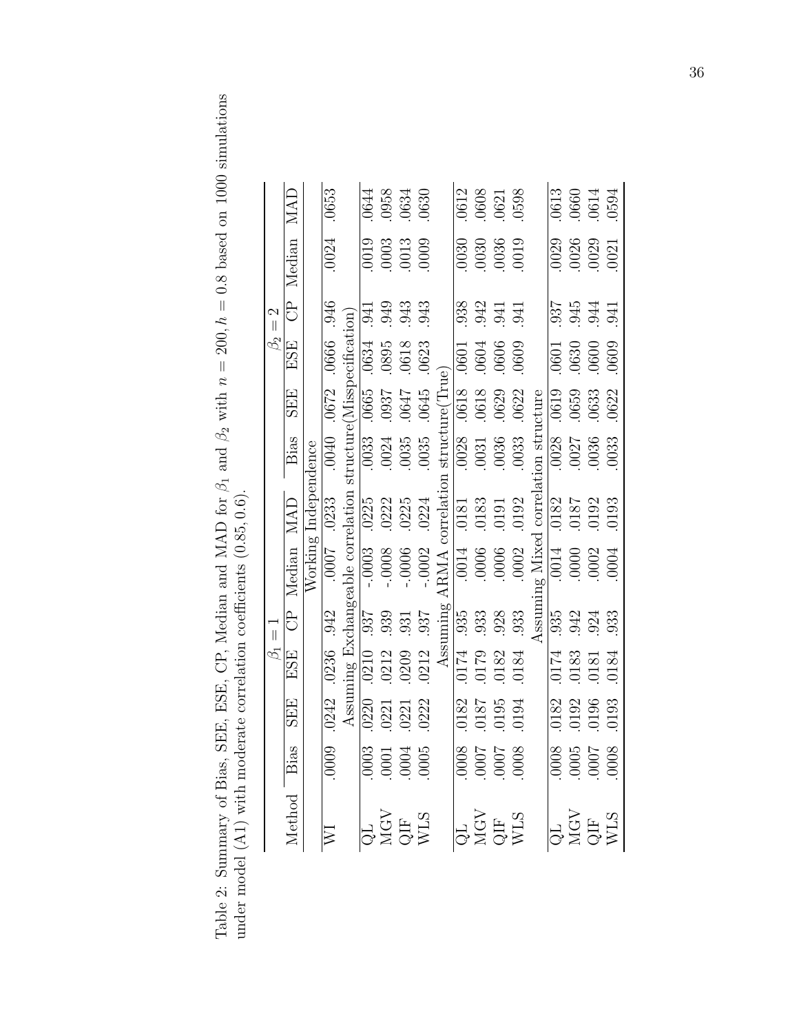Table 2: Summary of Bias, SEE, ESE, CP, Median and MAD for $\beta_1$ and $\beta_2$ with $n = 200, h = 0.8$ based on 1000 simulations under model (A1) with moderate correlation coefficients (0.85, 0.6).

| Method | $\beta_1 = 1$ | | | | | | $\beta_2 = 2$ | | | | | |
|---|---|---|---|---|---|---|---|---|---|---|---|---|
| | Bias | SEE | ESE | CP | Median | MAD | Bias | SEE | ESE | CP | Median | MAD |
| | Working Independence | | | | | | | | | | | |
| WI | .0009 | .0242 | .0236 | .942 | .0007 | .0233 | .0040 | .0672 | .0666 | .946 | .0024 | .0653 |
| | Assuming Exchangeable correlation structure(Misspecification) | | | | | | | | | | | |
| QL | .0003 | .0220 | .0210 | .937 | -.0003 | .0225 | .0033 | .0665 | .0634 | .941 | .0019 | .0644 |
| MGV | .0001 | .0221 | .0212 | .939 | -.0008 | .0222 | .0024 | .0937 | .0895 | .949 | .0003 | .0958 |
| QIF | .0004 | .0221 | .0209 | .931 | -.0006 | .0225 | .0035 | .0647 | .0618 | .943 | .0013 | .0634 |
| WLS | .0005 | .0222 | .0212 | .937 | -.0002 | .0224 | .0035 | .0645 | .0623 | .943 | .0009 | .0630 |
| | Assuming ARMA correlation structure(True) | | | | | | | | | | | |
| QL | .0008 | .0182 | .0174 | .935 | .0014 | .0181 | .0028 | .0618 | .0601 | .938 | .0030 | .0612 |
| MGV | .0007 | .0187 | .0179 | .933 | .0006 | .0183 | .0031 | .0618 | .0604 | .942 | .0030 | .0608 |
| QIF | .0007 | .0195 | .0182 | .928 | .0006 | .0191 | .0036 | .0629 | .0606 | .941 | .0036 | .0621 |
| WLS | .0008 | .0194 | .0184 | .933 | .0002 | .0192 | .0033 | .0622 | .0609 | .941 | .0019 | .0598 |
| | Assuming Mixed correlation structure | | | | | | | | | | | |
| QL | .0008 | .0182 | .0174 | .935 | .0014 | .0182 | .0028 | .0619 | .0601 | .937 | .0029 | .0613 |
| MGV | .0005 | .0192 | .0183 | .942 | .0000 | .0187 | .0027 | .0659 | .0630 | .945 | .0026 | .0660 |
| QIF | .0007 | .0196 | .0181 | .924 | .0002 | .0192 | .0036 | .0633 | .0600 | .944 | .0029 | .0614 |
| WLS | .0008 | .0193 | .0184 | .933 | .0004 | .0193 | .0033 | .0622 | .0609 | .941 | .0021 | .0594 |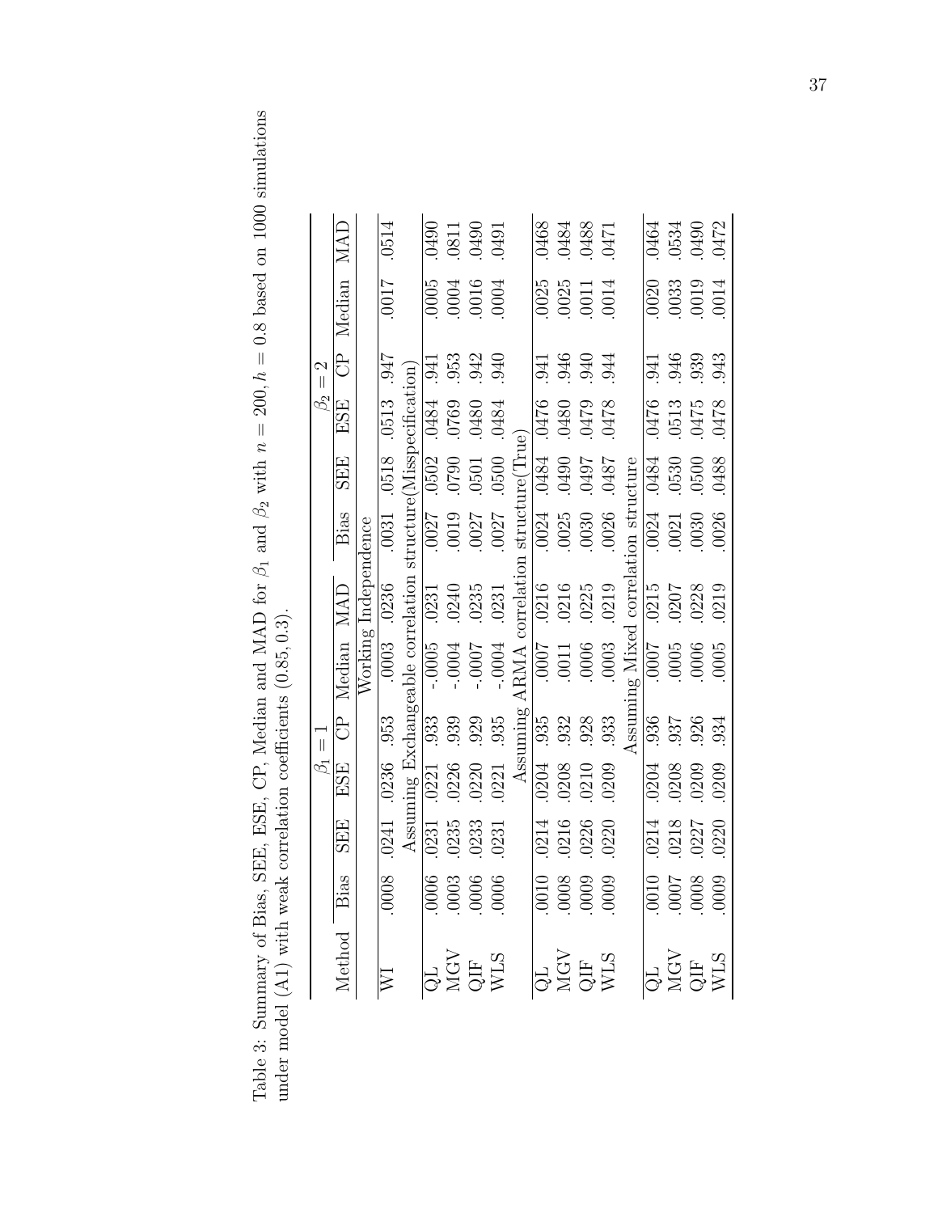Table 3: Summary of Bias, SEE, ESE, CP, Median and MAD for $\beta_1$ and $\beta_2$ with $n = 200, h = 0.8$ based on 1000 simulations under model (A1) with weak correlation coefficients (0.85, 0.3).

| | $\beta_1 = 1$ | | | | | | $\beta_2 = 2$ | | | | | |
|---|---|---|---|---|---|---|---|---|---|---|---|---|
| Method | Bias | SEE | ESE | CP | Median | MAD | Bias | SEE | ESE | CP | Median | MAD |
| | | | | | Working Independence | | | | | | | |
| WI | .0008 | .0241 | .0236 | .953 | .0003 | .0236 | .0031 | .0518 | .0513 | .947 | .0017 | .0514 |
| | | | | Assuming Exchangeable correlation structure(Misspecification) | | | | | | | | |
| QL | .0006 | .0231 | .0221 | .933 | -.0005 | .0231 | .0027 | .0502 | .0484 | .941 | .0005 | .0490 |
| MGV | .0003 | .0235 | .0226 | .939 | -.0004 | .0240 | .0019 | .0790 | .0769 | .953 | .0004 | .0811 |
| QIF | .0006 | .0233 | .0220 | .929 | -.0007 | .0235 | .0027 | .0501 | .0480 | .942 | .0016 | .0490 |
| WLS | .0006 | .0231 | .0221 | .935 | -.0004 | .0231 | .0027 | .0500 | .0484 | .940 | .0004 | .0491 |
| | | | | Assuming ARMA correlation structure(True) | | | | | | | | |
| QL | .0010 | .0214 | .0204 | .935 | .0007 | .0216 | .0024 | .0484 | .0476 | .941 | .0025 | .0468 |
| MGV | .0008 | .0216 | .0208 | .932 | .0011 | .0216 | .0025 | .0490 | .0480 | .946 | .0025 | .0484 |
| QIF | .0009 | .0226 | .0210 | .928 | .0006 | .0225 | .0030 | .0497 | .0479 | .940 | .0011 | .0488 |
| WLS | .0009 | .0220 | .0209 | .933 | .0003 | .0219 | .0026 | .0487 | .0478 | .944 | .0014 | .0471 |
| | | | | Assuming Mixed correlation structure | | | | | | | | |
| QL | .0010 | .0214 | .0204 | .936 | .0007 | .0215 | .0024 | .0484 | .0476 | .941 | .0020 | .0464 |
| MGV | .0007 | .0218 | .0208 | .937 | .0005 | .0207 | .0021 | .0530 | .0513 | .946 | .0033 | .0534 |
| QIF | .0008 | .0227 | .0209 | .926 | .0006 | .0228 | .0030 | .0500 | .0475 | .939 | .0019 | .0490 |
| WLS | .0009 | .0220 | .0209 | .934 | .0005 | .0219 | .0026 | .0488 | .0478 | .943 | .0014 | .0472 |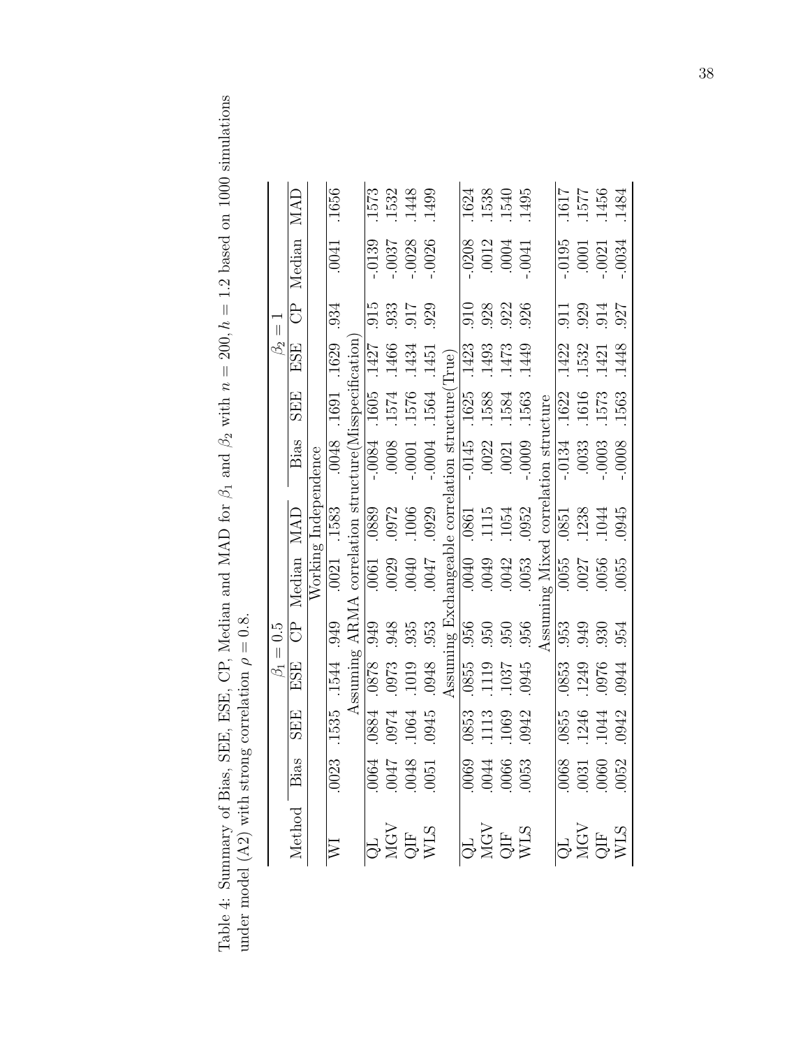Table 4: Summary of Bias, SEE, ESE, CP, Median and MAD for $\beta_1$ and $\beta_2$ with $n = 200, h = 1.2$ based on 1000 simulations under model (A2) with strong correlation $\rho = 0.8$.

| Method | $\beta_1 = 0.5$ | | | | | | $\beta_2 = 1$ | | | | | |
|---|---|---|---|---|---|---|---|---|---|---|---|---|
| | Bias | SEE | ESE | CP | Median | MAD | Bias | SEE | ESE | CP | Median | MAD |
| | Working Independence | | | | | | | | | | | |
| WI | .0023 | .1535 | .1544 | .949 | .0021 | .1583 | .0048 | .1691 | .1629 | .934 | .0041 | .1656 |
| | Assuming ARMA correlation structure(Misspecification) | | | | | | | | | | | |
| QL | .0064 | .0884 | .0878 | .949 | .0061 | .0889 | -.0084 | .1605 | .1427 | .915 | -.0139 | .1573 |
| MGV | .0047 | .0974 | .0973 | .948 | .0029 | .0972 | .0008 | .1574 | .1466 | .933 | -.0037 | .1532 |
| QIF | .0048 | .1064 | .1019 | .935 | .0040 | .1006 | -.0001 | .1576 | .1434 | .917 | -.0028 | .1448 |
| WLS | .0051 | .0945 | .0948 | .953 | .0047 | .0929 | -.0004 | .1564 | .1451 | .929 | -.0026 | .1499 |
| | Assuming Exchangeable correlation structure(True) | | | | | | | | | | | |
| QL | .0069 | .0853 | .0855 | .956 | .0040 | .0861 | -.0145 | .1625 | .1423 | .910 | -.0208 | .1624 |
| MGV | .0044 | .1113 | .1119 | .950 | .0049 | .1115 | .0022 | .1588 | .1493 | .928 | .0012 | .1538 |
| QIF | .0066 | .1069 | .1037 | .950 | .0042 | .1054 | .0021 | .1584 | .1473 | .922 | .0004 | .1540 |
| WLS | .0053 | .0942 | .0945 | .956 | .0053 | .0952 | -.0009 | .1563 | .1449 | .926 | -.0041 | .1495 |
| | Assuming Mixed correlation structure | | | | | | | | | | | |
| QL | .0068 | .0855 | .0853 | .953 | .0055 | .0851 | -.0134 | .1622 | .1422 | .911 | -.0195 | .1617 |
| MGV | .0031 | .1246 | .1249 | .949 | .0027 | .1238 | .0033 | .1616 | .1532 | .929 | .0001 | .1577 |
| QIF | .0060 | .1044 | .0976 | .930 | .0056 | .1044 | -.0003 | .1573 | .1421 | .914 | -.0021 | .1456 |
| WLS | .0052 | .0942 | .0944 | .954 | .0055 | .0945 | -.0008 | .1563 | .1448 | .927 | -.0034 | .1484 |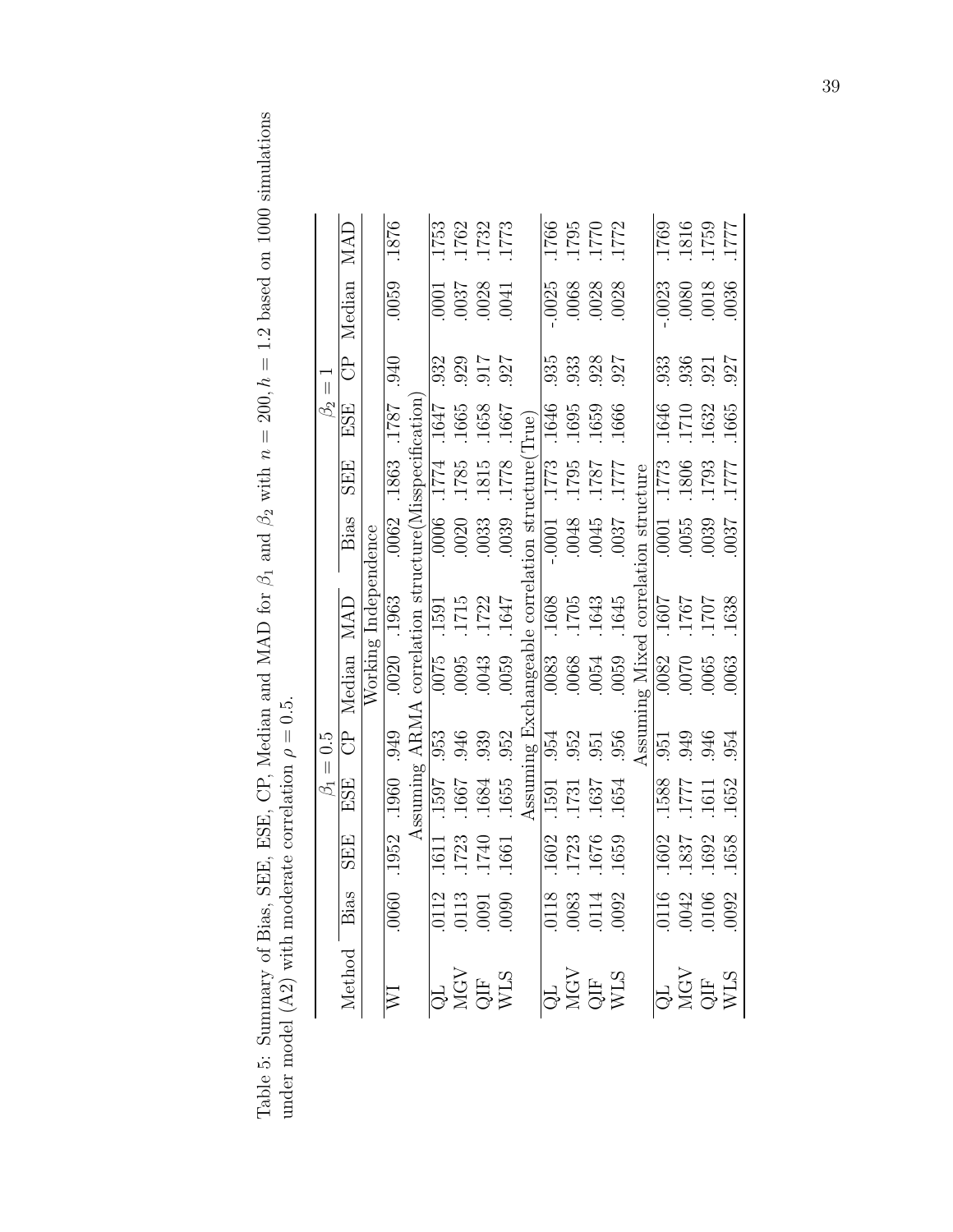Table 5: Summary of Bias, SEE, ESE, CP, Median and MAD for $\beta_1$ and $\beta_2$ with $n = 200, h = 1.2$ based on 1000 simulations under model (A2) with moderate correlation $\rho = 0.5$.

| Method | $\beta_1 = 0.5$ | | | | | | $\beta_2 = 1$ | | | | | |
|---|---|---|---|---|---|---|---|---|---|---|---|---|
| | Bias | SEE | ESE | CP | Median | MAD | Bias | SEE | ESE | CP | Median | MAD |
| | Working Independence | | | | | | | | | | | |
| WI | .0060 | .1952 | .1960 | .949 | .0020 | .1963 | .0062 | .1863 | .1787 | .940 | .0059 | .1876 |
| | Assuming ARMA correlation structure(Misspecification) | | | | | | | | | | | |
| QL | .0112 | .1611 | .1597 | .953 | .0075 | .1591 | .0006 | .1774 | .1647 | .932 | .0001 | .1753 |
| MGV | .0113 | .1723 | .1667 | .946 | .0095 | .1715 | .0020 | .1785 | .1665 | .929 | .0037 | .1762 |
| QIF | .0091 | .1740 | .1684 | .939 | .0043 | .1722 | .0033 | .1815 | .1658 | .917 | .0028 | .1732 |
| WLS | .0090 | .1661 | .1655 | .952 | .0059 | .1647 | .0039 | .1778 | .1667 | .927 | .0041 | .1773 |
| | Assuming Exchangeable correlation structure(True) | | | | | | | | | | | |
| QL | .0118 | .1602 | .1591 | .954 | .0083 | .1608 | -.0001 | .1773 | .1646 | .935 | -.0025 | .1766 |
| MGV | .0083 | .1723 | .1731 | .952 | .0068 | .1705 | .0048 | .1795 | .1695 | .933 | .0068 | .1795 |
| QIF | .0114 | .1676 | .1637 | .951 | .0054 | .1643 | .0045 | .1787 | .1659 | .928 | .0028 | .1770 |
| WLS | .0092 | .1659 | .1654 | .956 | .0059 | .1645 | .0037 | .1777 | .1666 | .927 | .0028 | .1772 |
| | Assuming Mixed correlation structure | | | | | | | | | | | |
| QL | .0116 | .1602 | .1588 | .951 | .0082 | .1607 | .0001 | .1773 | .1646 | .933 | -.0023 | .1769 |
| MGV | .0042 | .1837 | .1777 | .949 | .0070 | .1767 | .0055 | .1806 | .1710 | .936 | .0080 | .1816 |
| QIF | .0106 | .1692 | .1611 | .946 | .0065 | .1707 | .0039 | .1793 | .1632 | .921 | .0018 | .1759 |
| WLS | .0092 | .1658 | .1652 | .954 | .0063 | .1638 | .0037 | .1777 | .1665 | .927 | .0036 | .1777 |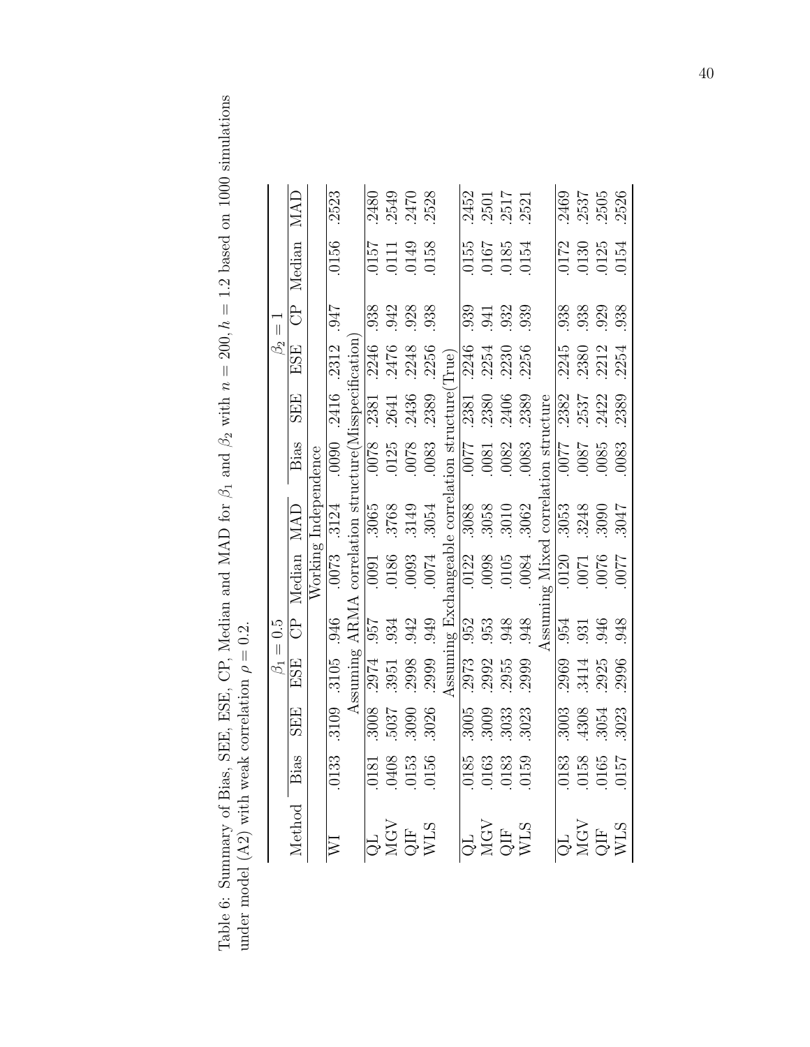Table 6: Summary of Bias, SEE, ESE, CP, Median and MAD for $\beta_1$ and $\beta_2$ with $n = 200, h = 1.2$ based on 1000 simulations under model (A2) with weak correlation $\rho = 0.2$.

| | $\beta_1 = 0.5$ | | | | | | $\beta_2 = 1$ | | | | | |
|---|---|---|---|---|---|---|---|---|---|---|---|---|
| Method | Bias | SEE | ESE | CP | Median | MAD | Bias | SEE | ESE | CP | Median | MAD |
| | Working Independence | | | | | | | | | | | |
| WI | .0133 | .3109 | .3105 | .946 | .0073 | .3124 | .0090 | .2416 | .2312 | .947 | .0156 | .2523 |
| | Assuming ARMA correlation structure(Misspecification) | | | | | | | | | | | |
| QL | .0181 | .3008 | .2974 | .957 | .0091 | .3065 | .0078 | .2381 | .2246 | .938 | .0157 | .2480 |
| MGV | .0408 | .5037 | .3951 | .934 | .0186 | .3768 | .0125 | .2641 | .2476 | .942 | .0111 | .2549 |
| QIF | .0153 | .3090 | .2998 | .942 | .0093 | .3149 | .0078 | .2436 | .2248 | .928 | .0149 | .2470 |
| WLS | .0156 | .3026 | .2999 | .949 | .0074 | .3054 | .0083 | .2389 | .2256 | .938 | .0158 | .2528 |
| | Assuming Exchangeable correlation structure(True) | | | | | | | | | | | |
| QL | .0185 | .3005 | .2973 | .952 | .0122 | .3088 | .0077 | .2381 | .2246 | .939 | .0155 | .2452 |
| MGV | .0163 | .3009 | .2992 | .953 | .0098 | .3058 | .0081 | .2380 | .2254 | .941 | .0167 | .2501 |
| QIF | .0183 | .3033 | .2955 | .948 | .0105 | .3010 | .0082 | .2406 | .2230 | .932 | .0185 | .2517 |
| WLS | .0159 | .3023 | .2999 | .948 | .0084 | .3062 | .0083 | .2389 | .2256 | .939 | .0154 | .2521 |
| | Assuming Mixed correlation structure | | | | | | | | | | | |
| QL | .0183 | .3003 | .2969 | .954 | .0120 | .3053 | .0077 | .2382 | .2245 | .938 | .0172 | .2469 |
| MGV | .0158 | .4308 | .3414 | .931 | .0071 | .3248 | .0087 | .2537 | .2380 | .938 | .0130 | .2537 |
| QIF | .0165 | .3054 | .2925 | .946 | .0076 | .3090 | .0085 | .2422 | .2212 | .929 | .0125 | .2505 |
| WLS | .0157 | .3023 | .2996 | .948 | .0077 | .3047 | .0083 | .2389 | .2254 | .938 | .0154 | .2526 |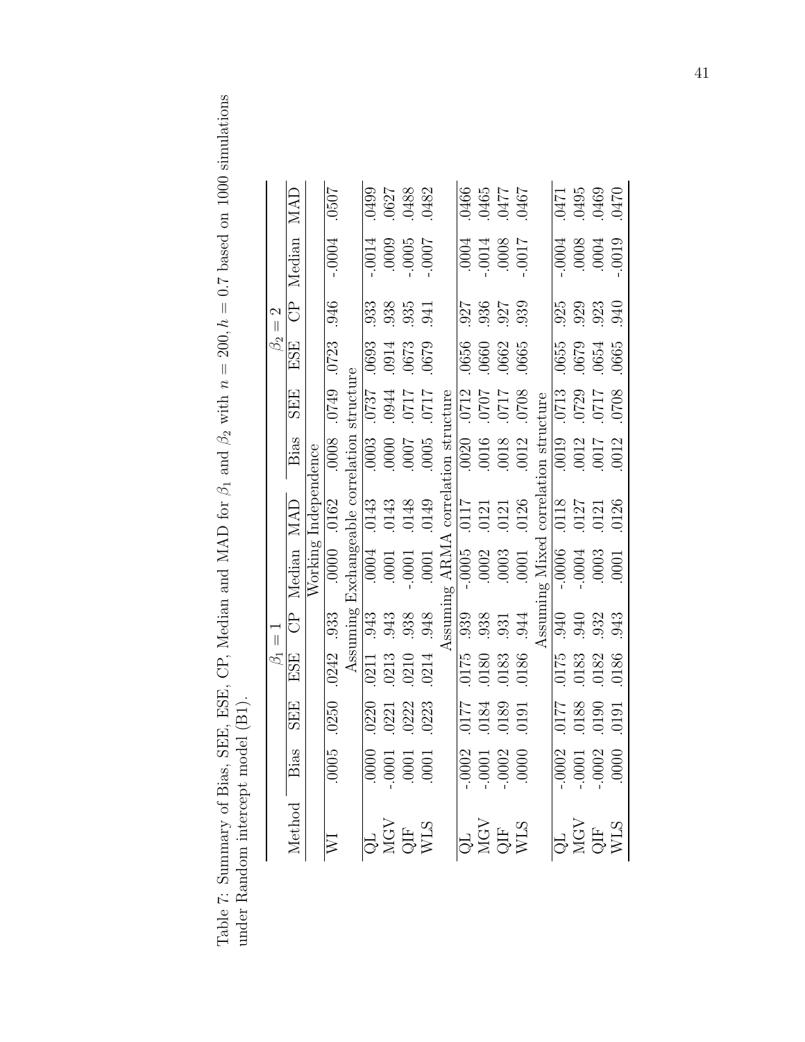Table 7: Summary of Bias, SEE, ESE, CP, Median and MAD for $\beta_1$ and $\beta_2$ with $n = 200, h = 0.7$ based on 1000 simulations under Random intercept model (B1).

| Method | $\beta_1 = 1$ | | | | | | $\beta_2 = 2$ | | | | | |
|---|---|---|---|---|---|---|---|---|---|---|---|---|
| | Bias | SEE | ESE | CP | Median | MAD | Bias | SEE | ESE | CP | Median | MAD |
| | Working Independence | | | | | | | | | | | |
| WI | .0005 | .0250 | .0242 | .933 | .0000 | .0162 | .0008 | .0749 | .0723 | .946 | -.0004 | .0507 |
| | Assuming Exchangeable correlation structure | | | | | | | | | | | |
| QL | .0000 | .0220 | .0211 | .943 | .0004 | .0143 | .0003 | .0737 | .0693 | .933 | -.0014 | .0499 |
| MGV | -.0001 | .0221 | .0213 | .943 | .0001 | .0143 | .0000 | .0944 | .0914 | .938 | .0009 | .0627 |
| QIF | .0001 | .0222 | .0210 | .938 | -.0001 | .0148 | .0007 | .0717 | .0673 | .935 | -.0005 | .0488 |
| WLS | .0001 | .0223 | .0214 | .948 | .0001 | .0149 | .0005 | .0717 | .0679 | .941 | -.0007 | .0482 |
| | Assuming ARMA correlation structure | | | | | | | | | | | |
| QL | -.0002 | .0177 | .0175 | .939 | -.0005 | .0117 | .0020 | .0712 | .0656 | .927 | .0004 | .0466 |
| MGV | -.0001 | .0184 | .0180 | .938 | .0002 | .0121 | .0016 | .0707 | .0660 | .936 | -.0014 | .0465 |
| QIF | -.0002 | .0189 | .0183 | .931 | .0003 | .0121 | .0018 | .0717 | .0662 | .927 | .0008 | .0477 |
| WLS | .0000 | .0191 | .0186 | .944 | .0001 | .0126 | .0012 | .0708 | .0665 | .939 | -.0017 | .0467 |
| | Assuming Mixed correlation structure | | | | | | | | | | | |
| QL | -.0002 | .0177 | .0175 | .940 | -.0006 | .0118 | .0019 | .0713 | .0655 | .925 | -.0004 | .0471 |
| MGV | -.0001 | .0188 | .0183 | .940 | -.0004 | .0127 | .0012 | .0729 | .0679 | .929 | .0008 | .0495 |
| QIF | -.0002 | .0190 | .0182 | .932 | .0003 | .0121 | .0017 | .0717 | .0654 | .923 | .0004 | .0469 |
| WLS | .0000 | .0191 | .0186 | .943 | .0001 | .0126 | .0012 | .0708 | .0665 | .940 | -.0019 | .0470 |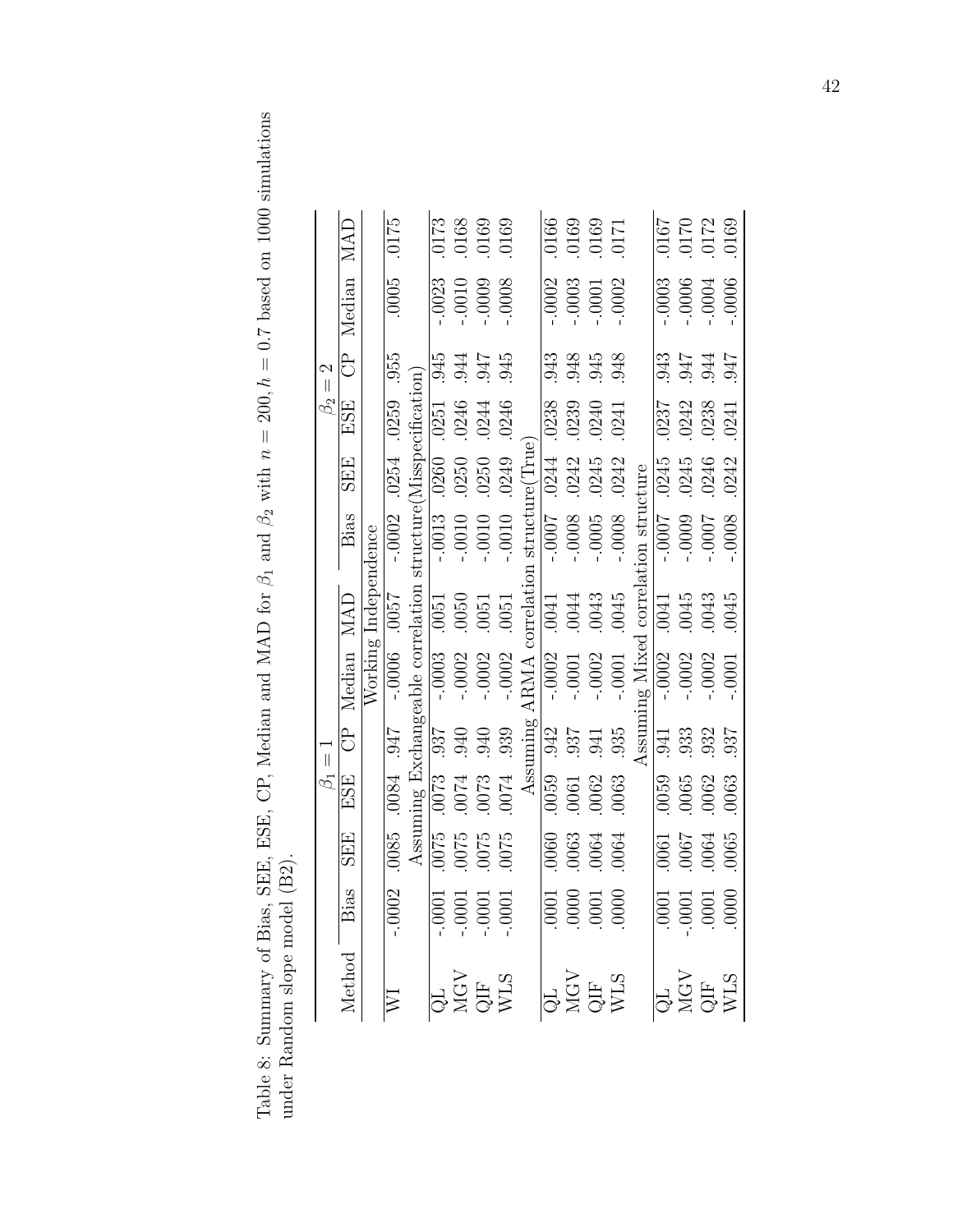Table 8: Summary of Bias, SEE, ESE, CP, Median and MAD for $\beta_1$ and $\beta_2$ with $n = 200, h = 0.7$ based on 1000 simulations under Random slope model (B2).

| Method | $\beta_1 = 1$ | | | | | | $\beta_2 = 2$ | | | | | |
|---|---|---|---|---|---|---|---|---|---|---|---|---|
| | Bias | SEE | ESE | CP | Median | MAD | Bias | SEE | ESE | CP | Median | MAD |
| | Working Independence | | | | | | | | | | | |
| WI | -.0002 | .0085 | .0084 | .947 | -.0006 | .0057 | -.0002 | .0254 | .0259 | .955 | .0005 | .0175 |
| | Assuming Exchangeable correlation structure(Misspecifcation) | | | | | | | | | | | |
| QL | -.0001 | .0075 | .0073 | .937 | -.0003 | .0051 | -.0013 | .0260 | .0251 | .945 | -.0023 | .0173 |
| MGV | -.0001 | .0075 | .0074 | .940 | -.0002 | .0050 | -.0010 | .0250 | .0246 | .944 | -.0010 | .0168 |
| QIF | -.0001 | .0075 | .0073 | .940 | -.0002 | .0051 | -.0010 | .0250 | .0244 | .947 | -.0009 | .0169 |
| WLS | -.0001 | .0075 | .0074 | .939 | -.0002 | .0051 | -.0010 | .0249 | .0246 | .945 | -.0008 | .0169 |
| | Assuming ARMA correlation structure(True) | | | | | | | | | | | |
| QL | .0001 | .0060 | .0059 | .942 | -.0002 | .0041 | -.0007 | .0244 | .0238 | .943 | -.0002 | .0166 |
| MGV | .0000 | .0063 | .0061 | .937 | -.0001 | .0044 | -.0008 | .0242 | .0239 | .948 | -.0003 | .0169 |
| QIF | .0001 | .0064 | .0062 | .941 | -.0002 | .0043 | -.0005 | .0245 | .0240 | .945 | -.0001 | .0169 |
| WLS | .0000 | .0064 | .0063 | .935 | -.0001 | .0045 | -.0008 | .0242 | .0241 | .948 | -.0002 | .0171 |
| | Assuming Mixed correlation structure | | | | | | | | | | | |
| QL | .0001 | .0061 | .0059 | .941 | -.0002 | .0041 | -.0007 | .0245 | .0237 | .943 | -.0003 | .0167 |
| MGV | -.0001 | .0067 | .0065 | .933 | -.0002 | .0045 | -.0009 | .0245 | .0242 | .947 | -.0006 | .0170 |
| QIF | .0001 | .0064 | .0062 | .932 | -.0002 | .0043 | -.0007 | .0246 | .0238 | .944 | -.0004 | .0172 |
| WLS | .0000 | .0065 | .0063 | .937 | -.0001 | .0045 | -.0008 | .0242 | .0241 | .947 | -.0006 | .0169 |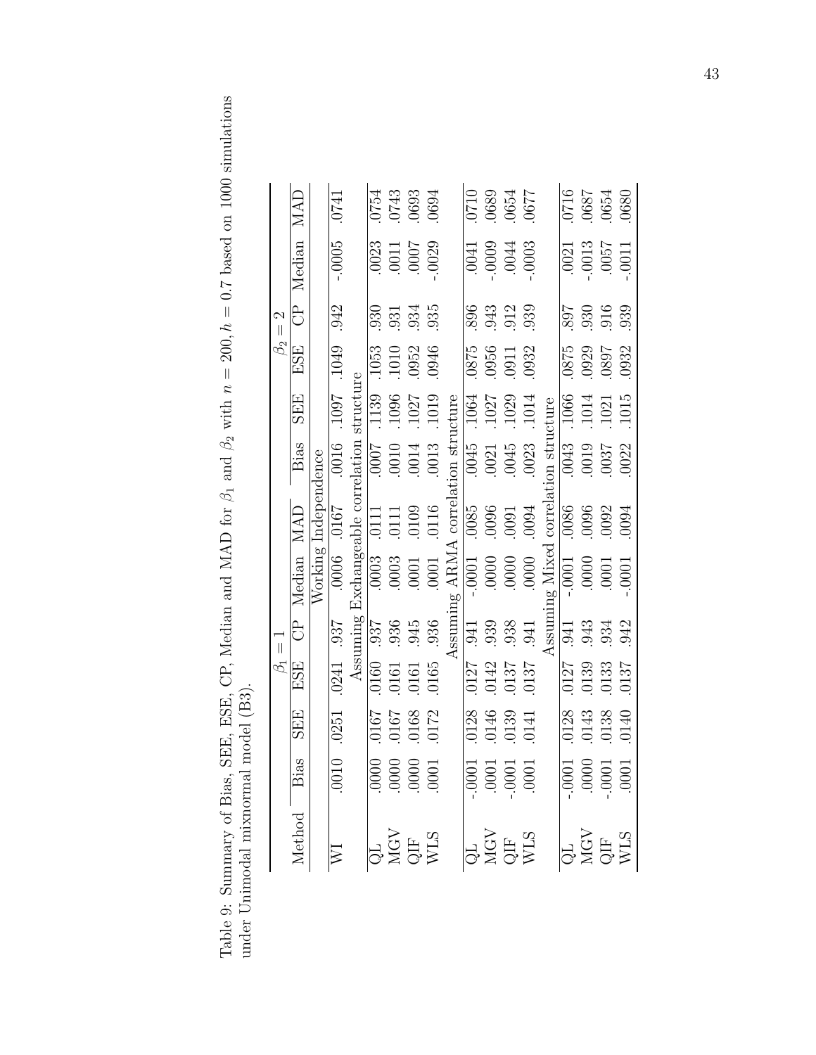Table 9: Summary of Bias, SEE, ESE, CP, Median and MAD for $\beta_1$ and $\beta_2$ with $n = 200, h = 0.7$ based on 1000 simulations under Unimodal mixnormal model (B3).

| Method | $\beta_1 = 1$ | | | | | | $\beta_2 = 2$ | | | | | |
|---|---|---|---|---|---|---|---|---|---|---|---|---|
| | Bias | SEE | ESE | CP | Median | MAD | Bias | SEE | ESE | CP | Median | MAD |
| | Working Independence | | | | | | | | | | | |
| WI | .0010 | .0251 | .0241 | .937 | .0006 | .0167 | .0016 | .1097 | .1049 | .942 | -.0005 | .0741 |
| | Assuming Exchangeable correlation structure | | | | | | | | | | | |
| QL | .0000 | .0167 | .0160 | .937 | .0003 | .0111 | .0007 | .1139 | .1053 | .930 | .0023 | .0754 |
| MGV | .0000 | .0167 | .0161 | .936 | .0003 | .0111 | .0010 | .1096 | .1010 | .931 | .0011 | .0743 |
| QIF | .0000 | .0168 | .0161 | .945 | .0001 | .0109 | .0014 | .1027 | .0952 | .934 | .0007 | .0693 |
| WLS | .0001 | .0172 | .0165 | .936 | .0001 | .0116 | .0013 | .1019 | .0946 | .935 | -.0029 | .0694 |
| | Assuming ARMA correlation structure | | | | | | | | | | | |
| QL | -.0001 | .0128 | .0127 | .941 | -.0001 | .0085 | .0045 | .1064 | .0875 | .896 | .0041 | .0710 |
| MGV | .0001 | .0146 | .0142 | .939 | .0000 | .0096 | .0021 | .1027 | .0956 | .943 | -.0009 | .0689 |
| QIF | -.0001 | .0139 | .0137 | .938 | .0000 | .0091 | .0045 | .1029 | .0911 | .912 | .0044 | .0654 |
| WLS | .0001 | .0141 | .0137 | .941 | .0000 | .0094 | .0023 | .1014 | .0932 | .939 | -.0003 | .0677 |
| | Assuming Mixed correlation structure | | | | | | | | | | | |
| QL | -.0001 | .0128 | .0127 | .941 | -.0001 | .0086 | .0043 | .1066 | .0875 | .897 | .0021 | .0716 |
| MGV | .0000 | .0143 | .0139 | .943 | .0000 | .0096 | .0019 | .1014 | .0929 | .930 | -.0013 | .0687 |
| QIF | -.0001 | .0138 | .0133 | .934 | .0001 | .0092 | .0037 | .1021 | .0897 | .916 | .0057 | .0654 |
| WLS | .0001 | .0140 | .0137 | .942 | -.0001 | .0094 | .0022 | .1015 | .0932 | .939 | -.0011 | .0680 |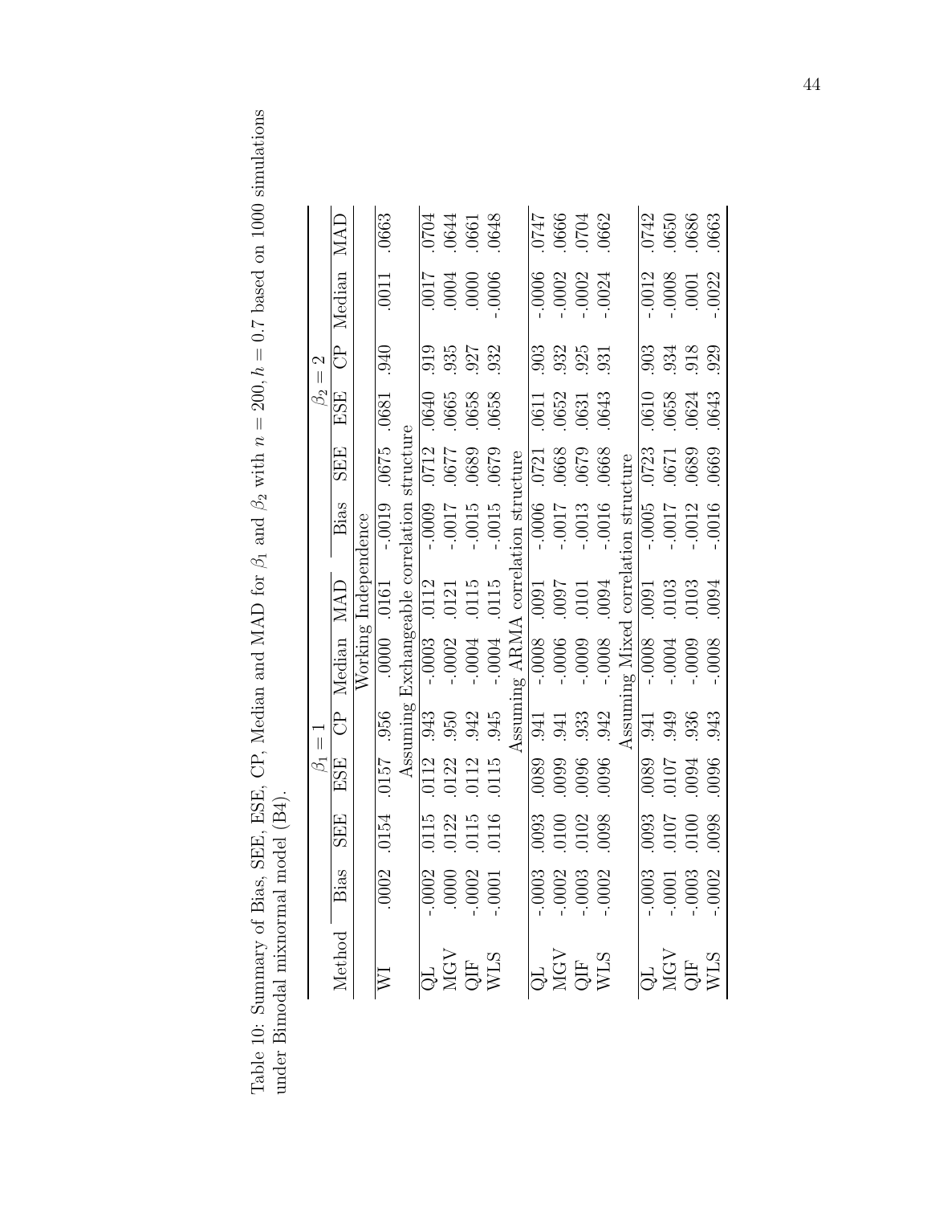Table 10: Summary of Bias, SEE, ESE, CP, Median and MAD for $\beta_1$ and $\beta_2$ with $n = 200, h = 0.7$ based on 1000 simulations under Bimodal mixnormal model (B4).

| Method | $\beta_1 = 1$ | | | | | | $\beta_2 = 2$ | | | | | |
|---|---|---|---|---|---|---|---|---|---|---|---|---|
| | Bias | SEE | ESE | CP | Median | MAD | Bias | SEE | ESE | CP | Median | MAD |
| | Working Independence | | | | | | | | | | | |
| WI | .0002 | .0154 | .0157 | .956 | .0000 | .0161 | -.0019 | .0675 | .0681 | .940 | .0011 | .0663 |
| | Assuming Exchangeable correlation structure | | | | | | | | | | | |
| QL | -.0002 | .0115 | .0112 | .943 | -.0003 | .0112 | -.0009 | .0712 | .0640 | .919 | .0017 | .0704 |
| MGV | .0000 | .0122 | .0122 | .950 | -.0002 | .0121 | -.0017 | .0677 | .0665 | .935 | .0004 | .0644 |
| QIF | -.0002 | .0115 | .0112 | .942 | -.0004 | .0115 | -.0015 | .0689 | .0658 | .927 | .0000 | .0661 |
| WLS | -.0001 | .0116 | .0115 | .945 | -.0004 | .0115 | -.0015 | .0679 | .0658 | .932 | -.0006 | .0648 |
| | Assuming ARMA correlation structure | | | | | | | | | | | |
| QL | -.0003 | .0093 | .0089 | .941 | -.0008 | .0091 | -.0006 | .0721 | .0611 | .903 | -.0006 | .0747 |
| MGV | -.0002 | .0100 | .0099 | .941 | -.0006 | .0097 | -.0017 | .0668 | .0652 | .932 | -.0002 | .0666 |
| QIF | -.0003 | .0102 | .0096 | .933 | -.0009 | .0101 | -.0013 | .0679 | .0631 | .925 | -.0002 | .0704 |
| WLS | -.0002 | .0098 | .0096 | .942 | -.0008 | .0094 | -.0016 | .0668 | .0643 | .931 | -.0024 | .0662 |
| | Assuming Mixed correlation structure | | | | | | | | | | | |
| QL | -.0003 | .0093 | .0089 | .941 | -.008 | .0091 | -.0005 | .0723 | .0610 | .903 | -.0012 | .0742 |
| MGV | -.0001 | .0107 | .0107 | .949 | -.0004 | .0103 | -.0017 | .0671 | .0658 | .934 | -.0008 | .0650 |
| QIF | -.0003 | .0100 | .0094 | .936 | -.0009 | .0103 | -.0012 | .0689 | .0624 | .918 | .0001 | .0686 |
| WLS | -.0002 | .0098 | .0096 | .943 | -.0008 | .0094 | -.0016 | .0669 | .0643 | .929 | -.0022 | .0663 |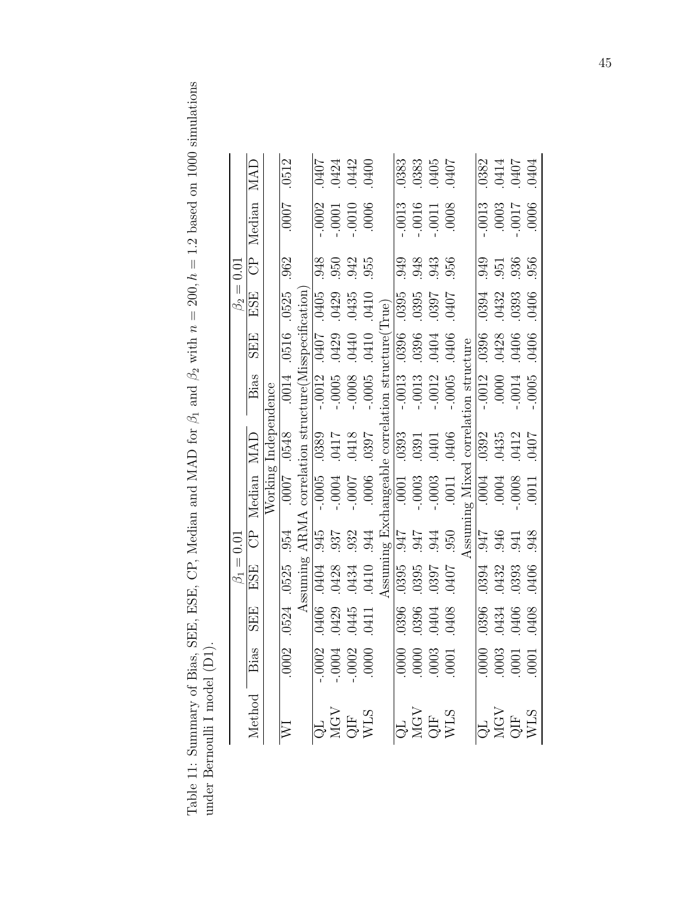Table 11: Summary of Bias, SEE, ESE, CP, Median and MAD for $\beta_1$ and $\beta_2$ with $n = 200, h = 1.2$ based on 1000 simulations under Bernoulli I model (D1).

| Method | $\beta_1 = 0.01$ | | | | | | $\beta_2 = 0.01$ | | | | | |
|---|---|---|---|---|---|---|---|---|---|---|---|---|
| | Bias | SEE | ESE | CP | Median | MAD | Bias | SEE | ESE | CP | Median | MAD |
| | Working Independence | | | | | | | | | | | |
| WI | .0002 | .0524 | .0525 | .954 | .0007 | .0548 | .0014 | .0516 | .0525 | .962 | .0007 | .0512 |
| | Assuming ARMA correlation structure(Misspecification) | | | | | | | | | | | |
| QL | -.0002 | .0406 | .0404 | .945 | -.0005 | .0389 | -.0012 | .0407 | .0405 | .948 | -.0002 | .0407 |
| MGV | -.0004 | .0429 | .0428 | .937 | -.0004 | .0417 | -.0005 | .0429 | .0429 | .950 | -.0001 | .0424 |
| QIF | -.0002 | .0445 | .0434 | .932 | -.0007 | .0418 | -.0008 | .0440 | .0435 | .942 | -.0010 | .0442 |
| WLS | .0000 | .0411 | .0410 | .944 | .0006 | .0397 | -.0005 | .0410 | .0410 | .955 | .0006 | .0400 |
| | Assuming Exchangeable correlation structure(True) | | | | | | | | | | | |
| QL | .0000 | .0396 | .0395 | .947 | .0001 | .0393 | -.0013 | .0396 | .0395 | .949 | -.0013 | .0383 |
| MGV | .0000 | .0396 | .0395 | .947 | -.0003 | .0391 | -.0013 | .0396 | .0395 | .948 | -.0016 | .0383 |
| QIF | .0003 | .0404 | .0397 | .944 | -.0003 | .0401 | -.0012 | .0404 | .0397 | .943 | -.0011 | .0405 |
| WLS | .0001 | .0408 | .0407 | .950 | .0011 | .0406 | -.0005 | .0406 | .0407 | .956 | .0008 | .0407 |
| | Assuming Mixed correlation structure | | | | | | | | | | | |
| QL | .0000 | .0396 | .0394 | .947 | .0004 | .0392 | -.0012 | .0396 | .0394 | .949 | -.0013 | .0382 |
| MGV | .0003 | .0434 | .0432 | .946 | .0004 | .0435 | .0000 | .0428 | .0432 | .951 | .0003 | .0414 |
| QIF | .0001 | .0406 | .0393 | .941 | -.0008 | .0412 | -.0014 | .0406 | .0393 | .936 | -.0017 | .0407 |
| WLS | .0001 | .0408 | .0406 | .948 | .0011 | .0407 | -.0005 | .0406 | .0406 | .956 | .0006 | .0404 |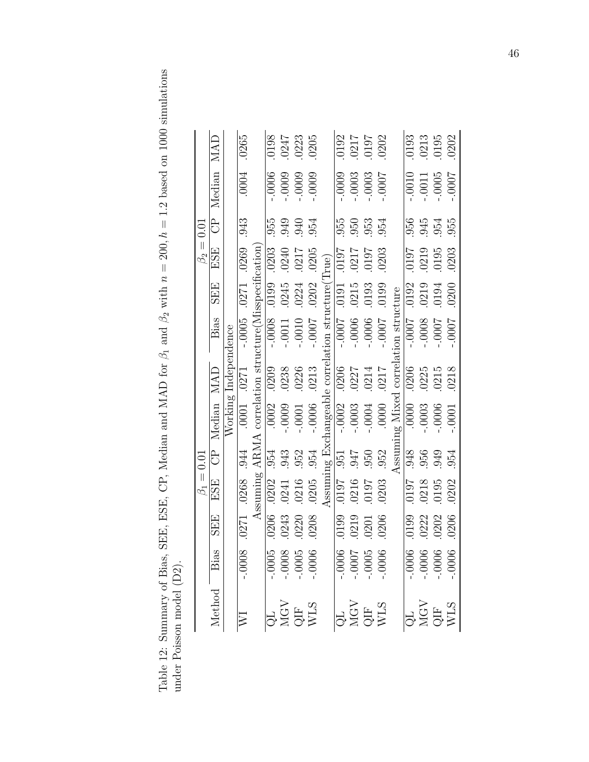Table 12: Summary of Bias, SEE, ESE, CP, Median and MAD for $\beta_1$ and $\beta_2$ with $n = 200, h = 1.2$ based on 1000 simulations under Poisson model (D2).

| Method | $\beta_1 = 0.01$ | | | | | | $\beta_2 = 0.01$ | | | | | |
|---|---|---|---|---|---|---|---|---|---|---|---|---|
| | Bias | SEE | ESE | CP | Median | MAD | Bias | SEE | ESE | CP | Median | MAD |
| | Working Independence | | | | | | | | | | | |
| WI | -.0008 | .0271 | .0268 | .944 | .0001 | .0271 | -.0005 | .0271 | .0269 | .943 | .0004 | .0265 |
| | Assuming ARMA correlation structure(Misspecification) | | | | | | | | | | | |
| QL | -.0005 | .0206 | .0202 | .954 | .0002 | .0209 | -.0008 | .0199 | .0203 | .955 | -.0006 | .0198 |
| MGV | -.0008 | .0243 | .0241 | .943 | -.0009 | .0238 | -.0011 | .0245 | .0240 | .949 | -.0009 | .0247 |
| QIF | -.0005 | .0220 | .0216 | .952 | -.0001 | .0226 | -.0010 | .0224 | .0217 | .940 | -.0009 | .0223 |
| WLS | -.0006 | .0208 | .0205 | .954 | -.0006 | .0213 | -.0007 | .0202 | .0205 | .954 | -.0009 | .0205 |
| | Assuming Exchangeable correlation structure(True) | | | | | | | | | | | |
| QL | -.0006 | .0199 | .0197 | .951 | -.0002 | .0206 | -.0007 | .0191 | .0197 | .955 | -.0009 | .0192 |
| MGV | -.0007 | .0219 | .0216 | .947 | -.0003 | .0227 | -.0006 | .0215 | .0217 | .950 | -.0003 | .0217 |
| QIF | -.0005 | .0201 | .0197 | .950 | -.0004 | .0214 | -.0006 | .0193 | .0197 | .953 | -.0003 | .0197 |
| WLS | -.0006 | .0206 | .0203 | .952 | .0000 | .0217 | -.0007 | .0199 | .0203 | .954 | -.0007 | .0202 |
| | Assuming Mixed correlation structure | | | | | | | | | | | |
| QL | -.0006 | .0199 | .0197 | .948 | .0000 | .0206 | -.0007 | .0192 | .0197 | .956 | -.0010 | .0193 |
| MGV | -.0006 | .0222 | .0218 | .956 | -.0003 | .0225 | -.0008 | .0219 | .0219 | .945 | -.0011 | .0213 |
| QIF | -.0006 | .0202 | .0195 | .949 | -.0006 | .0215 | -.0007 | .0194 | .0195 | .954 | -.0005 | .0195 |
| WLS | -.0006 | .0206 | .0202 | .954 | -.0001 | .0218 | -.0007 | .0200 | .0203 | .955 | -.0007 | .0202 |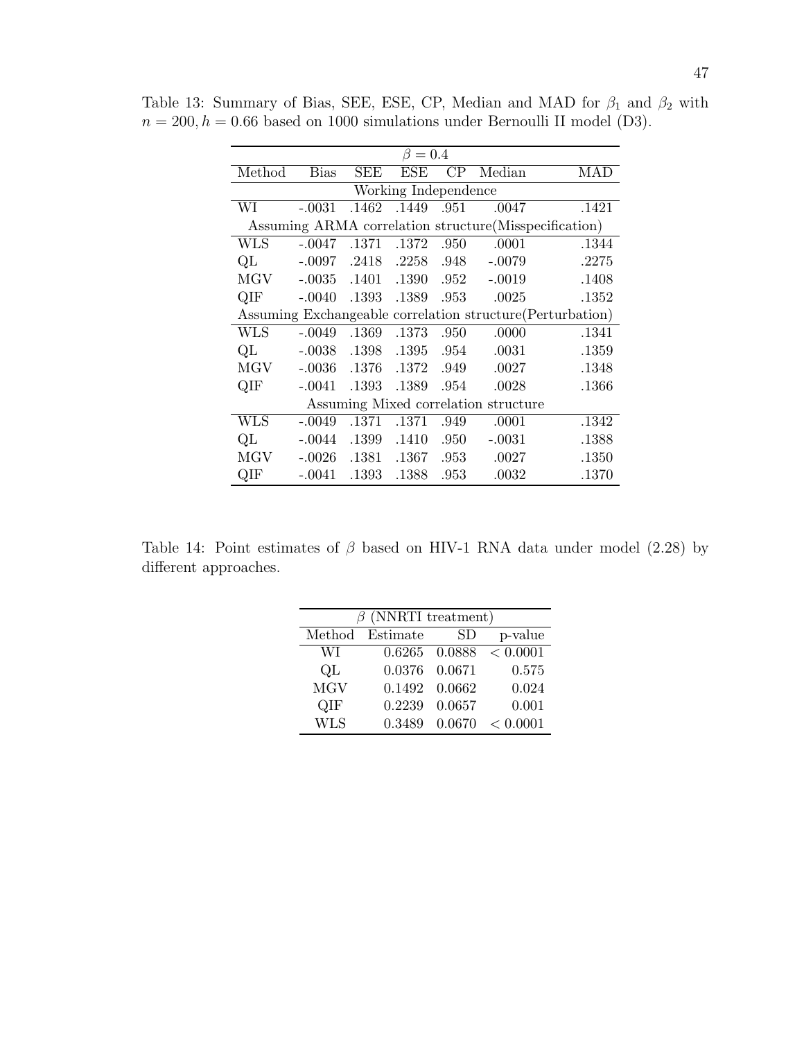Table 13: Summary of Bias, SEE, ESE, CP, Median and MAD for $\beta_1$ and $\beta_2$ with $n = 200, h = 0.66$ based on 1000 simulations under Bernoulli II model (D3).

| $\beta = 0.4$ | | | | | | |
|---|---|---|---|---|---|---|
| Method | Bias | SEE | ESE | CP | Median | MAD |
| Working Independence | | | | | | |
| WI | -.0031 | .1462 | .1449 | .951 | .0047 | .1421 |
| Assuming ARMA correlation structure(Misspecification) | | | | | | |
| WLS | -.0047 | .1371 | .1372 | .950 | .0001 | .1344 |
| QL | -.0097 | .2418 | .2258 | .948 | -.0079 | .2275 |
| MGV | -.0035 | .1401 | .1390 | .952 | -.0019 | .1408 |
| QIF | -.0040 | .1393 | .1389 | .953 | .0025 | .1352 |
| Assuming Exchangeable correlation structure(Perturbation) | | | | | | |
| WLS | -.0049 | .1369 | .1373 | .950 | .0000 | .1341 |
| QL | -.0038 | .1398 | .1395 | .954 | .0031 | .1359 |
| MGV | -.0036 | .1376 | .1372 | .949 | .0027 | .1348 |
| QIF | -.0041 | .1393 | .1389 | .954 | .0028 | .1366 |
| Assuming Mixed correlation structure | | | | | | |
| WLS | -.0049 | .1371 | .1371 | .949 | .0001 | .1342 |
| QL | -.0044 | .1399 | .1410 | .950 | -.0031 | .1388 |
| MGV | -.0026 | .1381 | .1367 | .953 | .0027 | .1350 |
| QIF | -.0041 | .1393 | .1388 | .953 | .0032 | .1370 |

Table 14: Point estimates of $\beta$ based on HIV-1 RNA data under model (2.28) by different approaches.

| $\beta$ (NNRTI treatment) | | | |
|---|---|---|---|
| Method | Estimate | SD | p-value |
| WI | 0.6265 | 0.0888 | $< 0.0001$ |
| QL | 0.0376 | 0.0671 | 0.575 |
| MGV | 0.1492 | 0.0662 | 0.024 |
| QIF | 0.2239 | 0.0657 | 0.001 |
| WLS | 0.3489 | 0.0670 | $< 0.0001$ |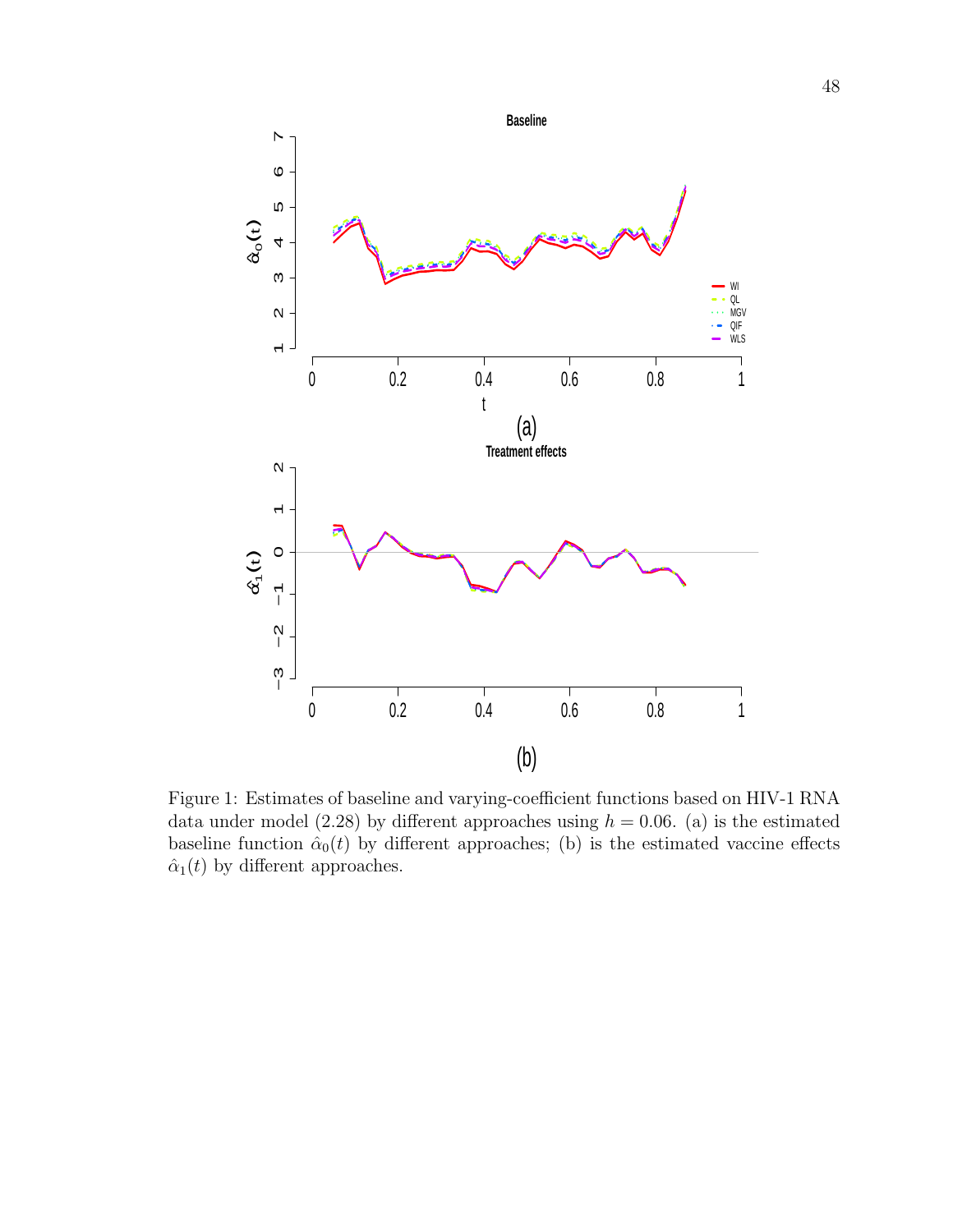Figure 1: Estimates of baseline and varying-coefficient functions based on HIV-1 RNA data under model (2.28) by different approaches using $h = 0.06$. (a) is the estimated baseline function $\hat{\alpha}_0(t)$ by different approaches; (b) is the estimated vaccine effects $\hat{\alpha}_1(t)$ by different approaches.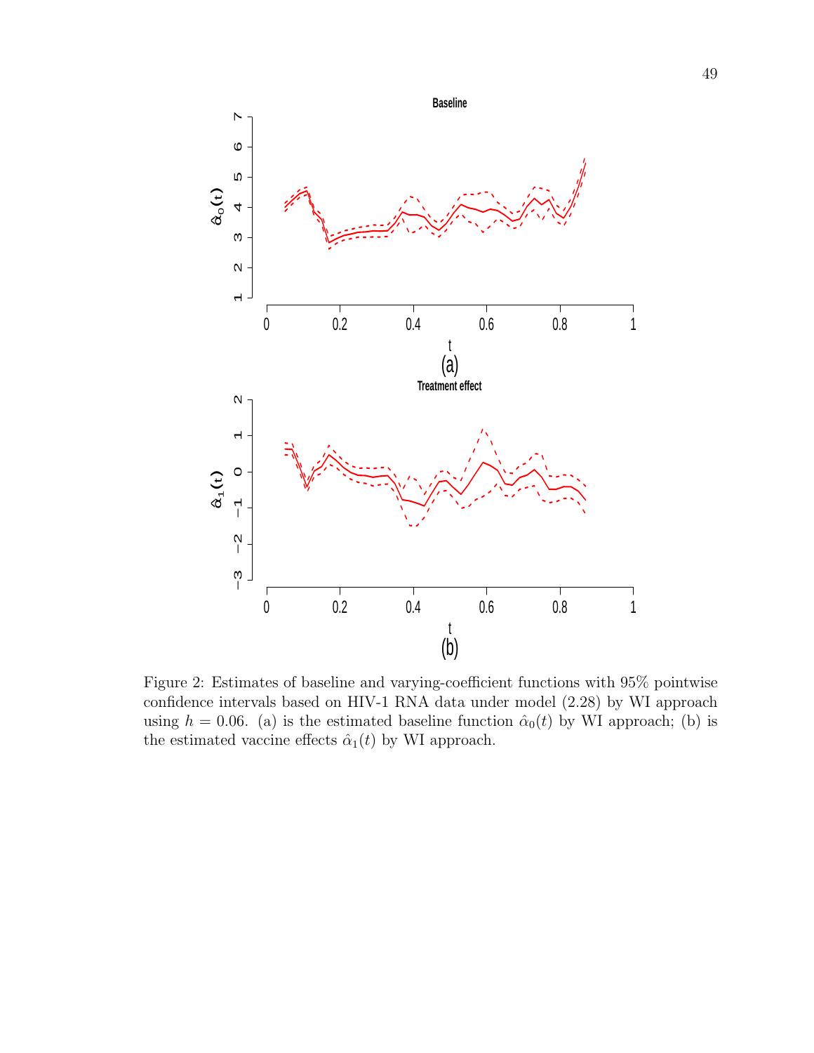Figure 2: Estimates of baseline and varying-coefficient functions with 95% pointwise confidence intervals based on HIV-1 RNA data under model (2.28) by WI approach using $h = 0.06$. (a) is the estimated baseline function $\hat{\alpha}_0(t)$ by WI approach; (b) is the estimated vaccine effects $\hat{\alpha}_1(t)$ by WI approach.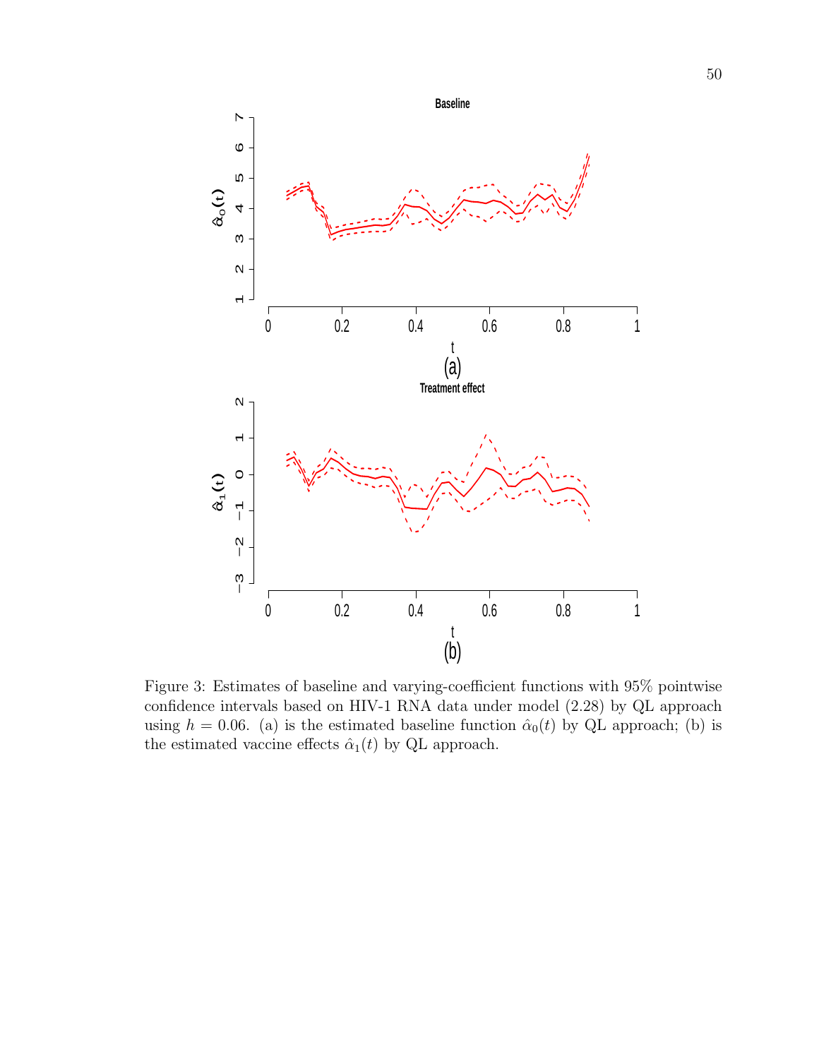Figure 3: Estimates of baseline and varying-coefficient functions with 95% pointwise confidence intervals based on HIV-1 RNA data under model (2.28) by QL approach using $h = 0.06$. (a) is the estimated baseline function $\hat{\alpha}_0(t)$ by QL approach; (b) is the estimated vaccine effects $\hat{\alpha}_1(t)$ by QL approach.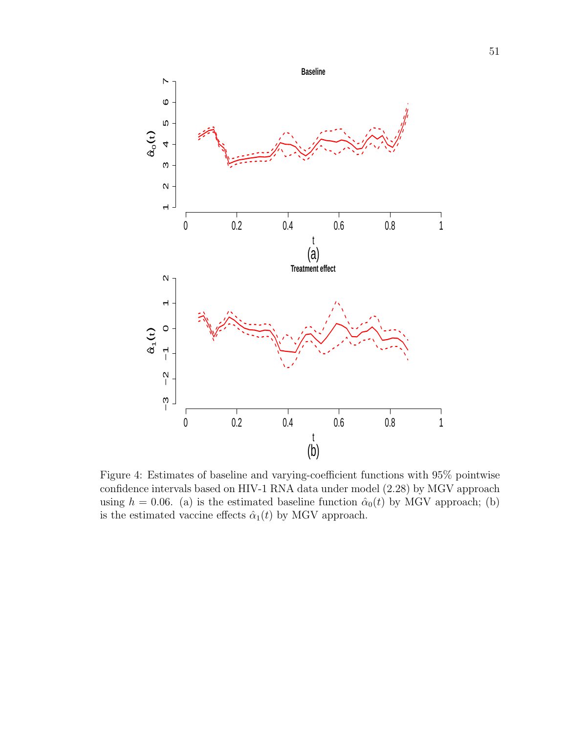Figure 4: Estimates of baseline and varying-coefficient functions with 95% pointwise confidence intervals based on HIV-1 RNA data under model (2.28) by MGV approach using $h = 0.06$. (a) is the estimated baseline function $\hat{\alpha}_0(t)$ by MGV approach; (b) is the estimated vaccine effects $\hat{\alpha}_1(t)$ by MGV approach.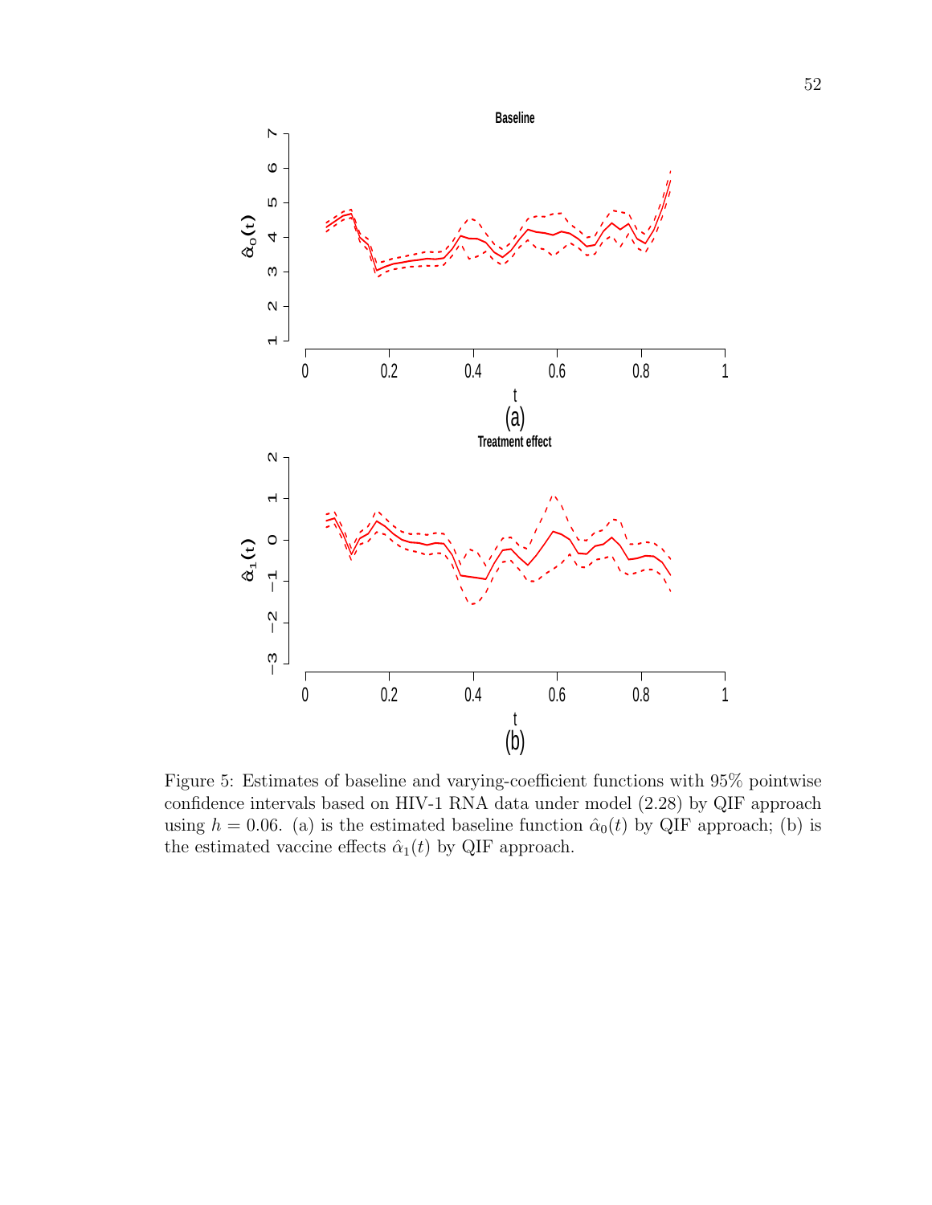Figure 5: Estimates of baseline and varying-coefficient functions with 95% pointwise confidence intervals based on HIV-1 RNA data under model (2.28) by QIF approach using $h = 0.06$. (a) is the estimated baseline function $\hat{\alpha}_0(t)$ by QIF approach; (b) is the estimated vaccine effects $\hat{\alpha}_1(t)$ by QIF approach.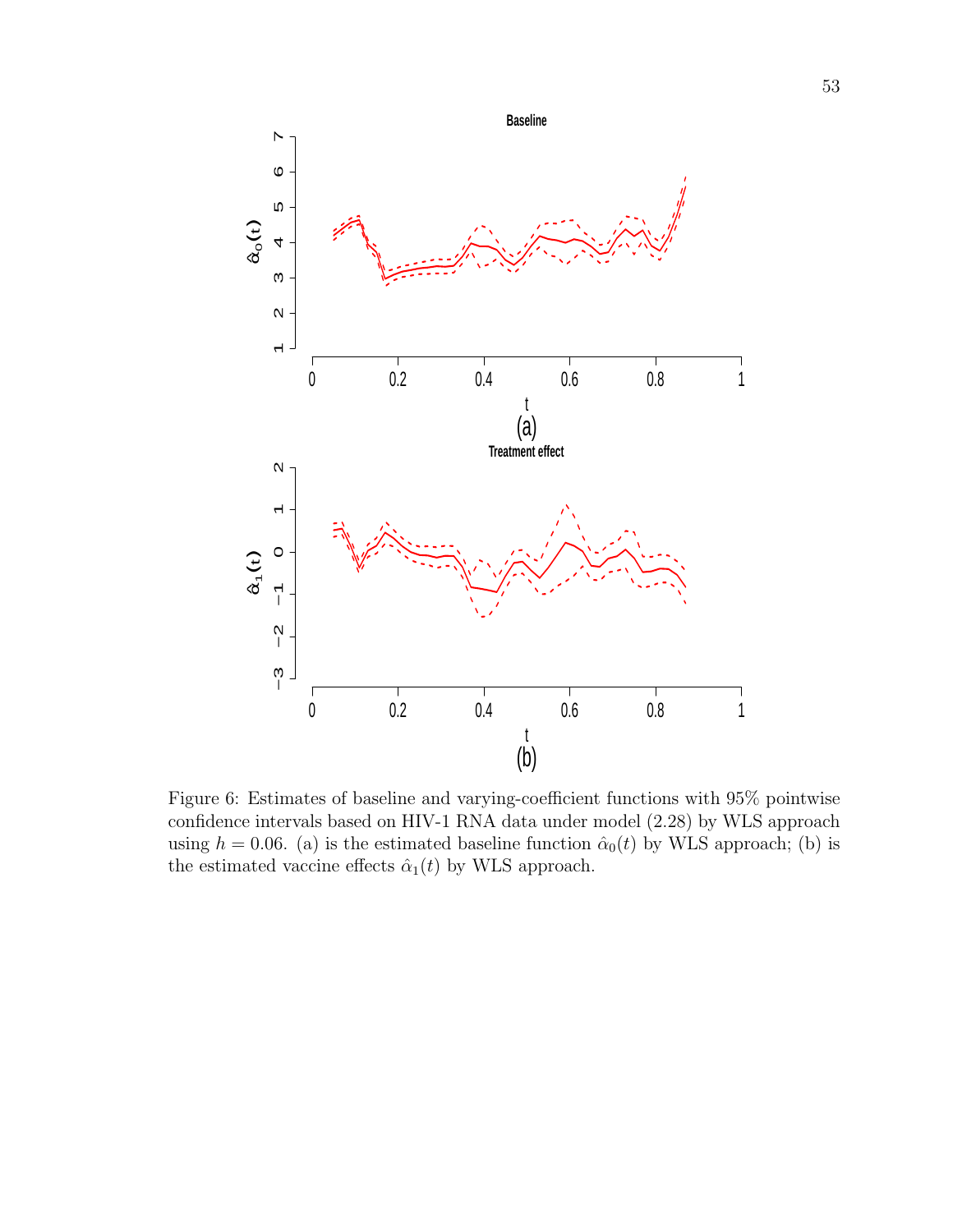Figure 6: Estimates of baseline and varying-coefficient functions with 95% pointwise confidence intervals based on HIV-1 RNA data under model (2.28) by WLS approach using $h = 0.06$. (a) is the estimated baseline function $\hat{\alpha}_0(t)$ by WLS approach; (b) is the estimated vaccine effects $\hat{\alpha}_1(t)$ by WLS approach.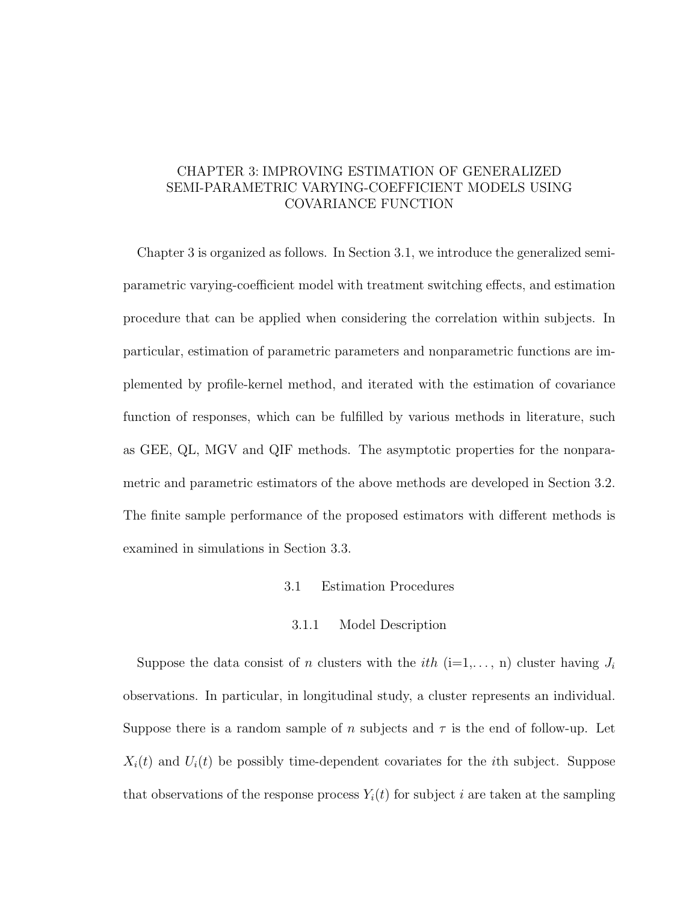# CHAPTER 3: IMPROVING ESTIMATION OF GENERALIZED SEMI-PARAMETRIC VARYING-COEFFICIENT MODELS USING COVARIANCE FUNCTION

Chapter 3 is organized as follows. In Section 3.1, we introduce the generalized semi-parametric varying-coefficient model with treatment switching effects, and estimation procedure that can be applied when considering the correlation within subjects. In particular, estimation of parametric parameters and nonparametric functions are implemented by profile-kernel method, and iterated with the estimation of covariance function of responses, which can be fulfilled by various methods in literature, such as GEE, QL, MGV and QIF methods. The asymptotic properties for the nonparametric and parametric estimators of the above methods are developed in Section 3.2. The finite sample performance of the proposed estimators with different methods is examined in simulations in Section 3.3.

## 3.1 Estimation Procedures

### 3.1.1 Model Description

Suppose the data consist of $n$ clusters with the $ith$ (i=1,..., n) cluster having $J_i$ observations. In particular, in longitudinal study, a cluster represents an individual. Suppose there is a random sample of $n$ subjects and $\tau$ is the end of follow-up. Let $X_i(t)$ and $U_i(t)$ be possibly time-dependent covariates for the $i$th subject. Suppose that observations of the response process $Y_i(t)$ for subject $i$ are taken at the sampling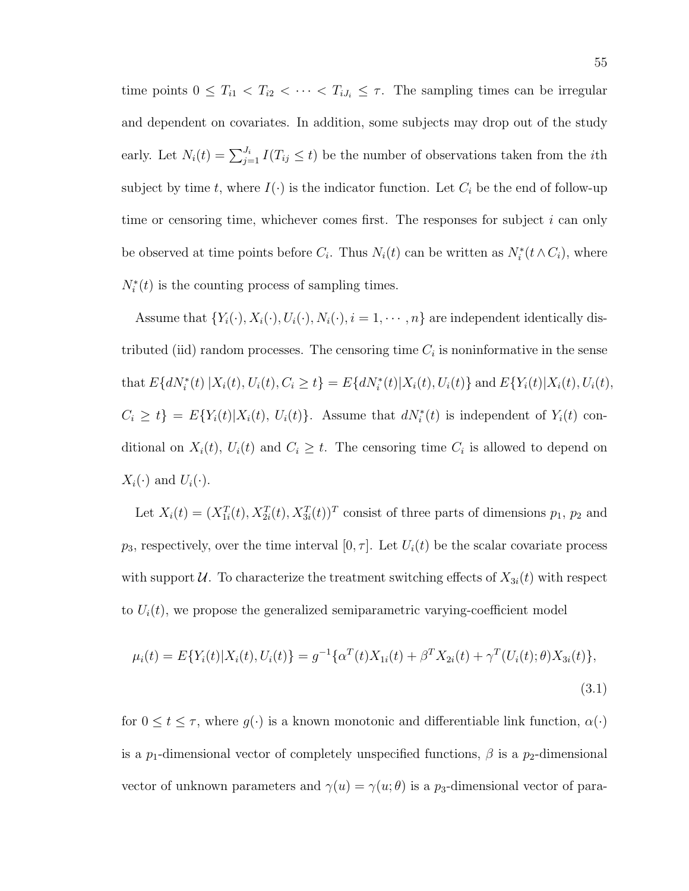time points $0 \leq T_{i1} < T_{i2} < \cdots < T_{iJ_i} \leq \tau$. The sampling times can be irregular and dependent on covariates. In addition, some subjects may drop out of the study early. Let $N_i(t) = \sum_{j=1}^{J_i} I(T_{ij} \leq t)$ be the number of observations taken from the $i$th subject by time $t$, where $I(\cdot)$ is the indicator function. Let $C_i$ be the end of follow-up time or censoring time, whichever comes first. The responses for subject $i$ can only be observed at time points before $C_i$. Thus $N_i(t)$ can be written as $N_i^*(t \wedge C_i)$, where $N_i^*(t)$ is the counting process of sampling times.

Assume that $\{Y_i(\cdot), X_i(\cdot), U_i(\cdot), N_i(\cdot), i = 1, \cdots, n\}$ are independent identically distributed (iid) random processes. The censoring time $C_i$ is noninformative in the sense that $E\{dN_i^*(t) \,|X_i(t), U_i(t), C_i \geq t\} = E\{dN_i^*(t)|X_i(t), U_i(t)\}$ and $E\{Y_i(t)|X_i(t), U_i(t), C_i \geq t\} = E\{Y_i(t)|X_i(t), U_i(t)\}$. Assume that $dN_i^*(t)$ is independent of $Y_i(t)$ conditional on $X_i(t)$, $U_i(t)$ and $C_i \geq t$. The censoring time $C_i$ is allowed to depend on $X_i(\cdot)$ and $U_i(\cdot)$.

Let $X_i(t) = (X_{1i}^T(t), X_{2i}^T(t), X_{3i}^T(t))^T$ consist of three parts of dimensions $p_1$, $p_2$ and $p_3$, respectively, over the time interval $[0, \tau]$. Let $U_i(t)$ be the scalar covariate process with support $\mathcal{U}$. To characterize the treatment switching effects of $X_{3i}(t)$ with respect to $U_i(t)$, we propose the generalized semiparametric varying-coefficient model

$$\mu_i(t) = E\{Y_i(t)|X_i(t), U_i(t)\} = g^{-1}\{\alpha^T(t)X_{1i}(t) + \beta^T X_{2i}(t) + \gamma^T(U_i(t);\theta)X_{3i}(t)\}, \tag{3.1}$$

for $0 \leq t \leq \tau$, where $g(\cdot)$ is a known monotonic and differentiable link function, $\alpha(\cdot)$ is a $p_1$-dimensional vector of completely unspecified functions, $\beta$ is a $p_2$-dimensional vector of unknown parameters and $\gamma(u) = \gamma(u;\theta)$ is a $p_3$-dimensional vector of para-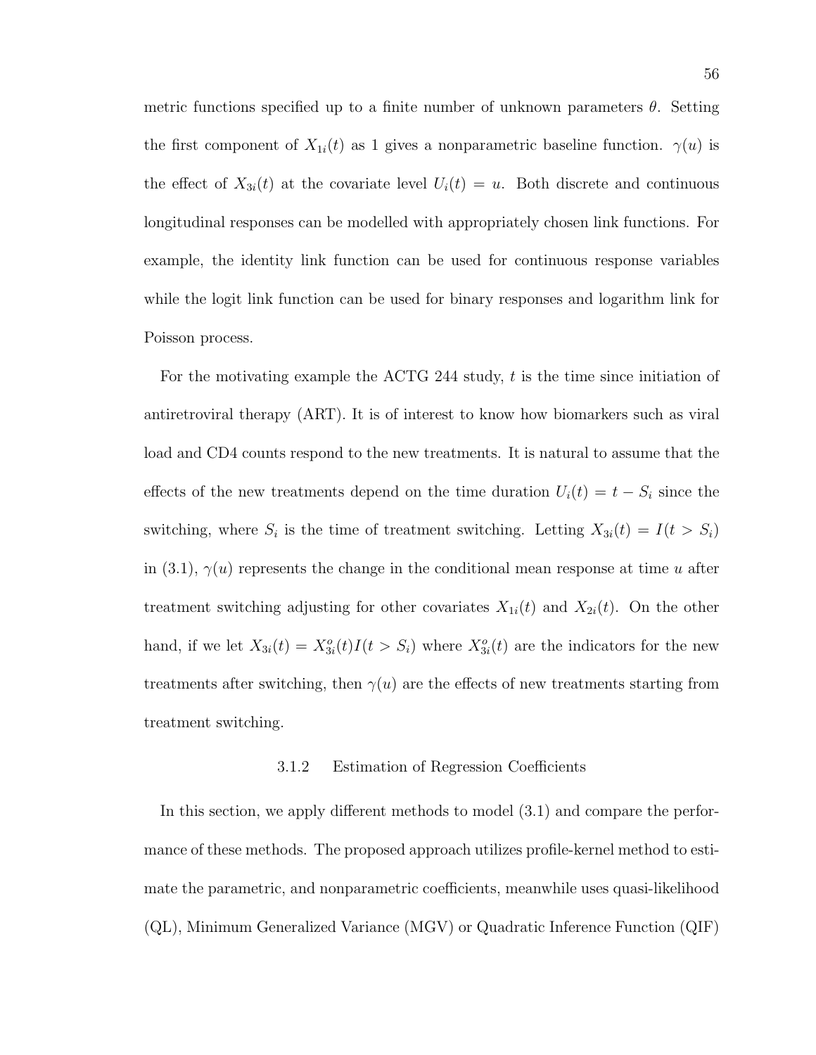metric functions specified up to a finite number of unknown parameters $\theta$. Setting the first component of $X_{1i}(t)$ as 1 gives a nonparametric baseline function. $\gamma(u)$ is the effect of $X_{3i}(t)$ at the covariate level $U_i(t) = u$. Both discrete and continuous longitudinal responses can be modelled with appropriately chosen link functions. For example, the identity link function can be used for continuous response variables while the logit link function can be used for binary responses and logarithm link for Poisson process.

For the motivating example the ACTG 244 study, $t$ is the time since initiation of antiretroviral therapy (ART). It is of interest to know how biomarkers such as viral load and CD4 counts respond to the new treatments. It is natural to assume that the effects of the new treatments depend on the time duration $U_i(t) = t - S_i$ since the switching, where $S_i$ is the time of treatment switching. Letting $X_{3i}(t) = I(t > S_i)$ in (3.1), $\gamma(u)$ represents the change in the conditional mean response at time $u$ after treatment switching adjusting for other covariates $X_{1i}(t)$ and $X_{2i}(t)$. On the other hand, if we let $X_{3i}(t) = X_{3i}^o(t)I(t > S_i)$ where $X_{3i}^o(t)$ are the indicators for the new treatments after switching, then $\gamma(u)$ are the effects of new treatments starting from treatment switching.

### 3.1.2 Estimation of Regression Coefficients

In this section, we apply different methods to model (3.1) and compare the performance of these methods. The proposed approach utilizes profile-kernel method to estimate the parametric, and nonparametric coefficients, meanwhile uses quasi-likelihood (QL), Minimum Generalized Variance (MGV) or Quadratic Inference Function (QIF)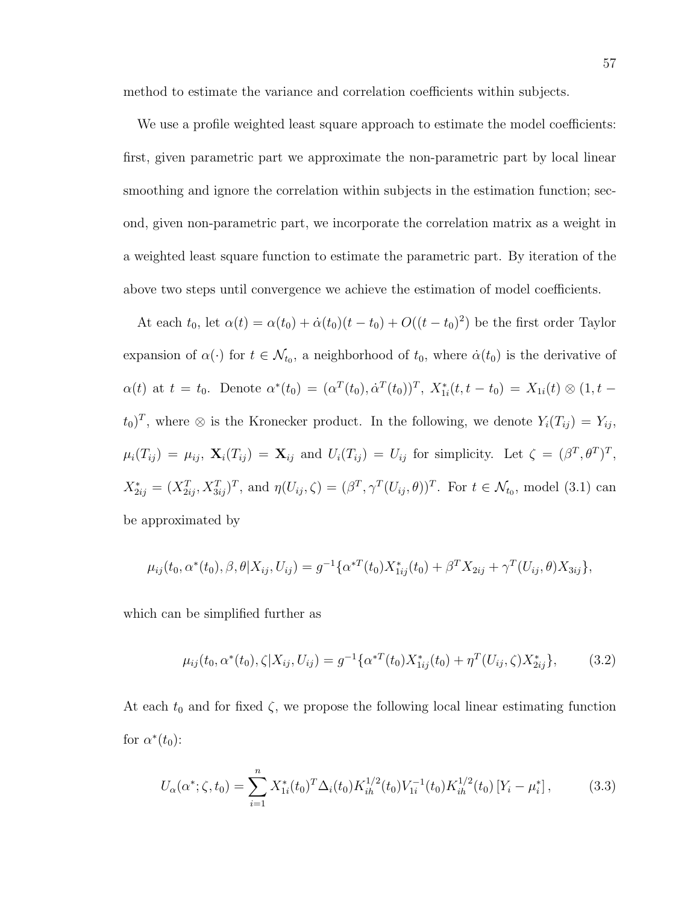method to estimate the variance and correlation coefficients within subjects.

We use a profile weighted least square approach to estimate the model coefficients: first, given parametric part we approximate the non-parametric part by local linear smoothing and ignore the correlation within subjects in the estimation function; second, given non-parametric part, we incorporate the correlation matrix as a weight in a weighted least square function to estimate the parametric part. By iteration of the above two steps until convergence we achieve the estimation of model coefficients.

At each $t_0$, let $\alpha(t) = \alpha(t_0) + \dot{\alpha}(t_0)(t - t_0) + O((t - t_0)^2)$ be the first order Taylor expansion of $\alpha(\cdot)$ for $t \in \mathcal{N}_{t_0}$, a neighborhood of $t_0$, where $\dot{\alpha}(t_0)$ is the derivative of $\alpha(t)$ at $t = t_0$. Denote $\alpha^*(t_0) = (\alpha^T(t_0), \dot{\alpha}^T(t_0))^T$, $X^*_{1i}(t, t - t_0) = X_{1i}(t) \otimes (1, t - t_0)^T$, where $\otimes$ is the Kronecker product. In the following, we denote $Y_i(T_{ij}) = Y_{ij}$, $\mu_i(T_{ij}) = \mu_{ij}$, $\mathbf{X}_i(T_{ij}) = \mathbf{X}_{ij}$ and $U_i(T_{ij}) = U_{ij}$ for simplicity. Let $\zeta = (\beta^T, \theta^T)^T$, $X^*_{2ij} = (X^T_{2ij}, X^T_{3ij})^T$, and $\eta(U_{ij}, \zeta) = (\beta^T, \gamma^T(U_{ij}, \theta))^T$. For $t \in \mathcal{N}_{t_0}$, model (3.1) can be approximated by

$$\mu_{ij}(t_0, \alpha^*(t_0), \beta, \theta | X_{ij}, U_{ij}) = g^{-1}\{\alpha^{*T}(t_0) X^*_{1ij}(t_0) + \beta^T X_{2ij} + \gamma^T(U_{ij}, \theta) X_{3ij}\},$$

which can be simplified further as

$$\mu_{ij}(t_0, \alpha^*(t_0), \zeta | X_{ij}, U_{ij}) = g^{-1}\{\alpha^{*T}(t_0) X^*_{1ij}(t_0) + \eta^T(U_{ij}, \zeta) X^*_{2ij}\}, \tag{3.2}$$

At each $t_0$ and for fixed $\zeta$, we propose the following local linear estimating function for $\alpha^*(t_0)$:

$$U_\alpha(\alpha^*; \zeta, t_0) = \sum_{i=1}^{n} X^*_{1i}(t_0)^T \Delta_i(t_0) K^{1/2}_{ih}(t_0) V^{-1}_{1i}(t_0) K^{1/2}_{ih}(t_0) \left[Y_i - \mu^*_i\right], \tag{3.3}$$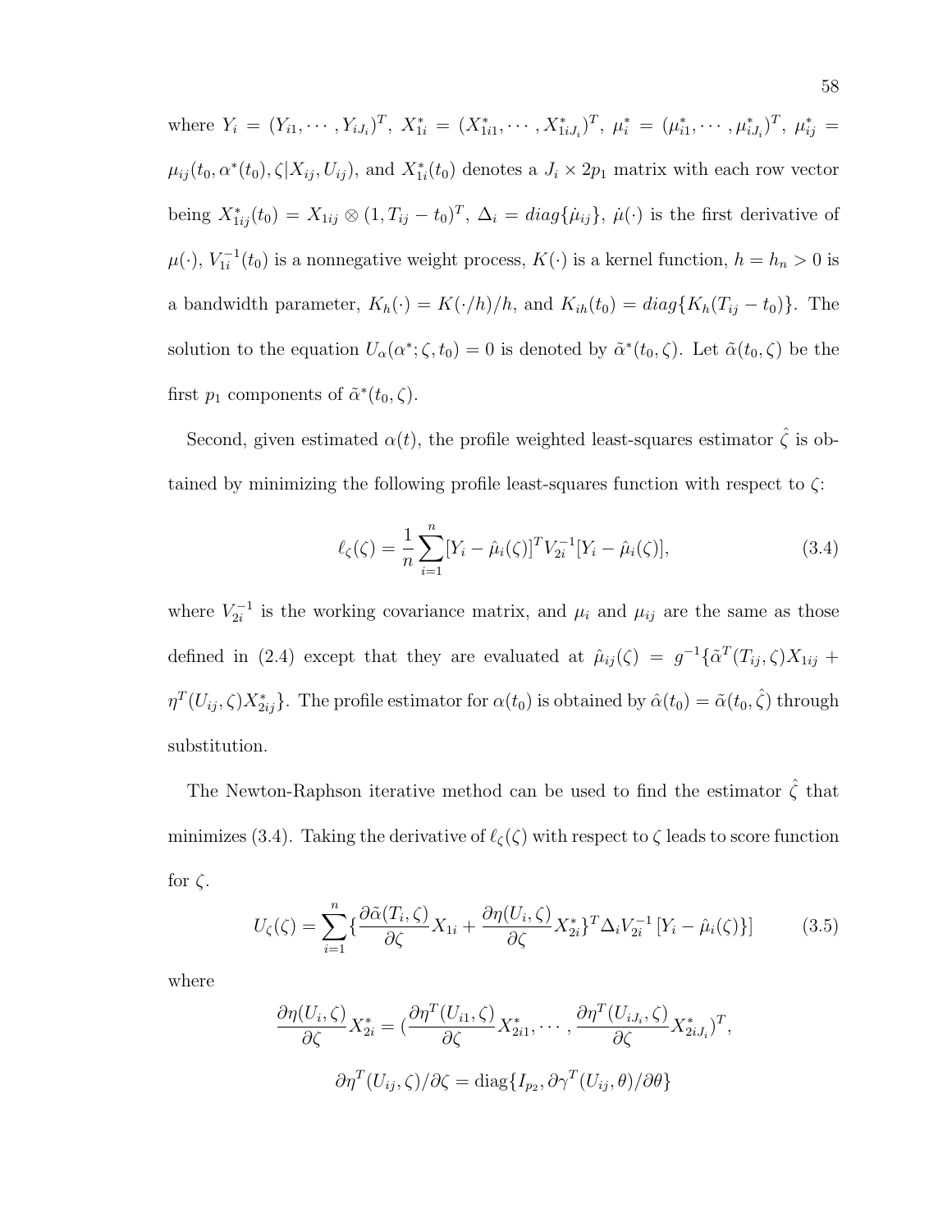where $Y_i = (Y_{i1}, \cdots, Y_{iJ_i})^T$, $X^*_{1i} = (X^*_{1i1}, \cdots, X^*_{1iJ_i})^T$, $\mu^*_i = (\mu^*_{i1}, \cdots, \mu^*_{iJ_i})^T$, $\mu^*_{ij} = \mu_{ij}(t_0, \alpha^*(t_0), \zeta | X_{ij}, U_{ij})$, and $X^*_{1i}(t_0)$ denotes a $J_i \times 2p_1$ matrix with each row vector being $X^*_{1ij}(t_0) = X_{1ij} \otimes (1, T_{ij} - t_0)^T$, $\Delta_i = diag\{\dot{\mu}_{ij}\}$, $\dot{\mu}(\cdot)$ is the first derivative of $\mu(\cdot)$, $V^{-1}_{1i}(t_0)$ is a nonnegative weight process, $K(\cdot)$ is a kernel function, $h = h_n > 0$ is a bandwidth parameter, $K_h(\cdot) = K(\cdot/h)/h$, and $K_{ih}(t_0) = diag\{K_h(T_{ij} - t_0)\}$. The solution to the equation $U_\alpha(\alpha^*; \zeta, t_0) = 0$ is denoted by $\tilde{\alpha}^*(t_0, \zeta)$. Let $\tilde{\alpha}(t_0, \zeta)$ be the first $p_1$ components of $\tilde{\alpha}^*(t_0, \zeta)$.

Second, given estimated $\alpha(t)$, the profile weighted least-squares estimator $\hat{\zeta}$ is obtained by minimizing the following profile least-squares function with respect to $\zeta$:

$$\ell_\zeta(\zeta) = \frac{1}{n} \sum_{i=1}^{n} [Y_i - \hat{\mu}_i(\zeta)]^T V^{-1}_{2i} [Y_i - \hat{\mu}_i(\zeta)], \tag{3.4}$$

where $V^{-1}_{2i}$ is the working covariance matrix, and $\mu_i$ and $\mu_{ij}$ are the same as those defined in (2.4) except that they are evaluated at $\hat{\mu}_{ij}(\zeta) = g^{-1}\{\tilde{\alpha}^T(T_{ij}, \zeta) X_{1ij} + \eta^T(U_{ij}, \zeta) X^*_{2ij}\}$. The profile estimator for $\alpha(t_0)$ is obtained by $\hat{\alpha}(t_0) = \tilde{\alpha}(t_0, \hat{\zeta})$ through substitution.

The Newton-Raphson iterative method can be used to find the estimator $\hat{\zeta}$ that minimizes (3.4). Taking the derivative of $\ell_\zeta(\zeta)$ with respect to $\zeta$ leads to score function for $\zeta$.

$$U_\zeta(\zeta) = \sum_{i=1}^{n} \{\frac{\partial \tilde{\alpha}(T_i, \zeta)}{\partial \zeta} X_{1i} + \frac{\partial \eta(U_i, \zeta)}{\partial \zeta} X^*_{2i}\}^T \Delta_i V^{-1}_{2i} [Y_i - \hat{\mu}_i(\zeta)\}] \tag{3.5}$$

where

$$\frac{\partial \eta(U_i, \zeta)}{\partial \zeta} X^*_{2i} = (\frac{\partial \eta^T(U_{i1}, \zeta)}{\partial \zeta} X^*_{2i1}, \cdots, \frac{\partial \eta^T(U_{iJ_i}, \zeta)}{\partial \zeta} X^*_{2iJ_i})^T,$$

$$\partial \eta^T(U_{ij}, \zeta)/\partial \zeta = \text{diag}\{I_{p_2}, \partial \gamma^T(U_{ij}, \theta)/\partial \theta\}$$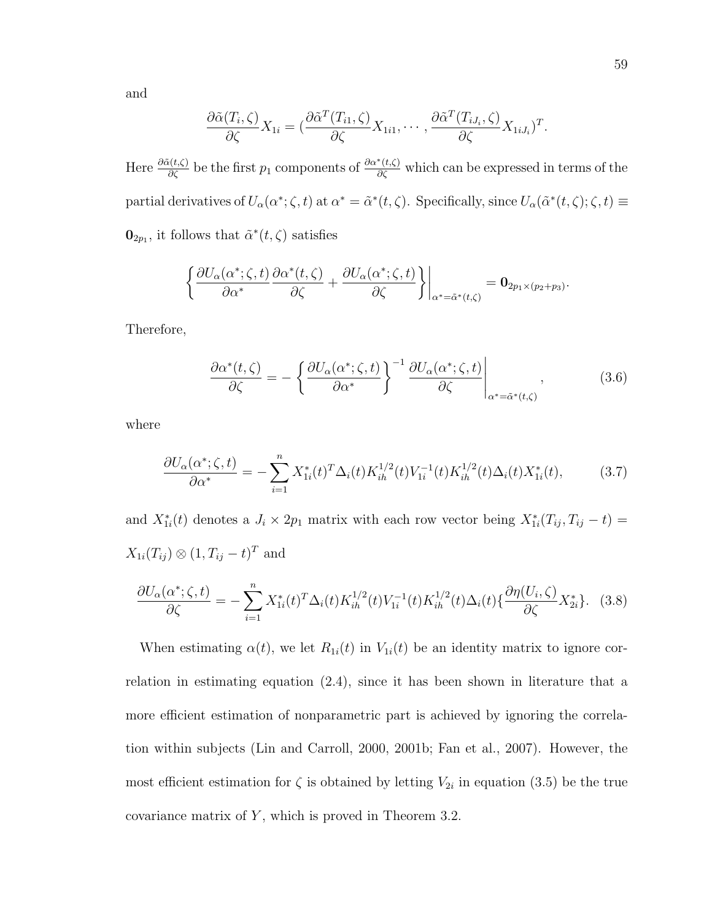and

$$\frac{\partial \tilde{\alpha}(T_i, \zeta)}{\partial \zeta} X_{1i} = (\frac{\partial \tilde{\alpha}^T(T_{i1}, \zeta)}{\partial \zeta} X_{1i1}, \cdots, \frac{\partial \tilde{\alpha}^T(T_{iJ_i}, \zeta)}{\partial \zeta} X_{1iJ_i})^T.$$

Here $\frac{\partial \tilde{\alpha}(t,\zeta)}{\partial \zeta}$ be the first $p_1$ components of $\frac{\partial \alpha^*(t,\zeta)}{\partial \zeta}$ which can be expressed in terms of the partial derivatives of $U_\alpha(\alpha^*; \zeta, t)$ at $\alpha^* = \tilde{\alpha}^*(t, \zeta)$. Specifically, since $U_\alpha(\tilde{\alpha}^*(t, \zeta); \zeta, t) \equiv \mathbf{0}_{2p_1}$, it follows that $\tilde{\alpha}^*(t, \zeta)$ satisfies

$$\left\{ \frac{\partial U_\alpha(\alpha^*; \zeta, t)}{\partial \alpha^*} \frac{\partial \alpha^*(t, \zeta)}{\partial \zeta} + \frac{\partial U_\alpha(\alpha^*; \zeta, t)}{\partial \zeta} \right\} \bigg|_{\alpha^* = \tilde{\alpha}^*(t,\zeta)} = \mathbf{0}_{2p_1 \times (p_2 + p_3)}.$$

Therefore,

$$\frac{\partial \alpha^*(t, \zeta)}{\partial \zeta} = - \left\{ \frac{\partial U_\alpha(\alpha^*; \zeta, t)}{\partial \alpha^*} \right\}^{-1} \frac{\partial U_\alpha(\alpha^*; \zeta, t)}{\partial \zeta} \bigg|_{\alpha^* = \tilde{\alpha}^*(t,\zeta)}, \tag{3.6}$$

where

$$\frac{\partial U_\alpha(\alpha^*; \zeta, t)}{\partial \alpha^*} = - \sum_{i=1}^n X_{1i}^*(t)^T \Delta_i(t) K_{ih}^{1/2}(t) V_{1i}^{-1}(t) K_{ih}^{1/2}(t) \Delta_i(t) X_{1i}^*(t), \tag{3.7}$$

and $X_{1i}^*(t)$ denotes a $J_i \times 2p_1$ matrix with each row vector being $X_{1i}^*(T_{ij}, T_{ij} - t) = X_{1i}(T_{ij}) \otimes (1, T_{ij} - t)^T$ and

$$\frac{\partial U_\alpha(\alpha^*; \zeta, t)}{\partial \zeta} = - \sum_{i=1}^n X_{1i}^*(t)^T \Delta_i(t) K_{ih}^{1/2}(t) V_{1i}^{-1}(t) K_{ih}^{1/2}(t) \Delta_i(t) \{ \frac{\partial \eta(U_i, \zeta)}{\partial \zeta} X_{2i}^* \}. \tag{3.8}$$

When estimating $\alpha(t)$, we let $R_{1i}(t)$ in $V_{1i}(t)$ be an identity matrix to ignore correlation in estimating equation (2.4), since it has been shown in literature that a more efficient estimation of nonparametric part is achieved by ignoring the correlation within subjects (Lin and Carroll, 2000, 2001b; Fan et al., 2007). However, the most efficient estimation for $\zeta$ is obtained by letting $V_{2i}$ in equation (3.5) be the true covariance matrix of $Y$, which is proved in Theorem 3.2.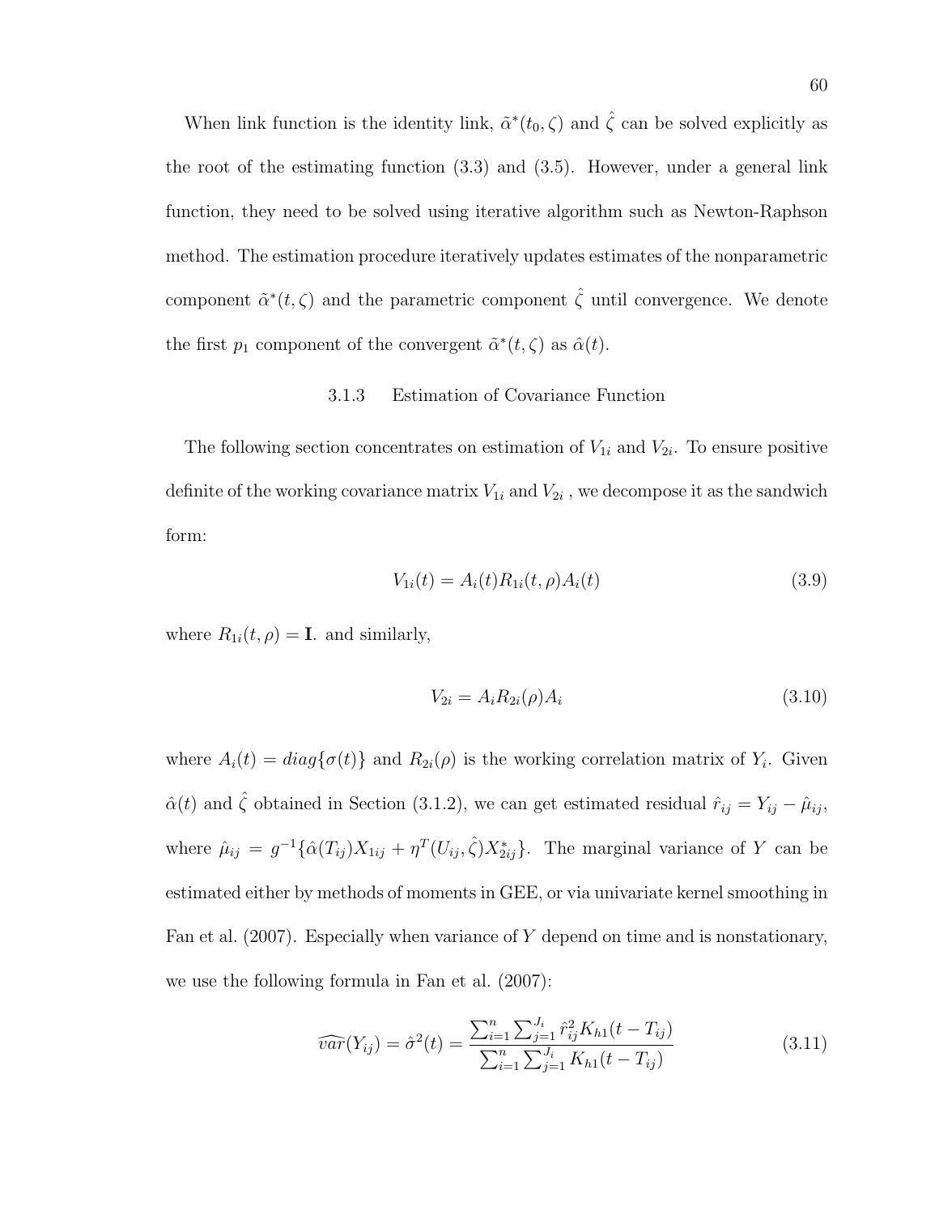When link function is the identity link, $\tilde{\alpha}^*(t_0, \zeta)$ and $\hat{\zeta}$ can be solved explicitly as the root of the estimating function (3.3) and (3.5). However, under a general link function, they need to be solved using iterative algorithm such as Newton-Raphson method. The estimation procedure iteratively updates estimates of the nonparametric component $\tilde{\alpha}^*(t, \zeta)$ and the parametric component $\hat{\zeta}$ until convergence. We denote the first $p_1$ component of the convergent $\tilde{\alpha}^*(t, \zeta)$ as $\hat{\alpha}(t)$.

### 3.1.3 Estimation of Covariance Function

The following section concentrates on estimation of $V_{1i}$ and $V_{2i}$. To ensure positive definite of the working covariance matrix $V_{1i}$ and $V_{2i}$ , we decompose it as the sandwich form:

$$V_{1i}(t) = A_i(t) R_{1i}(t, \rho) A_i(t) \tag{3.9}$$

where $R_{1i}(t, \rho) = \mathbf{I}$. and similarly,

$$V_{2i} = A_i R_{2i}(\rho) A_i \tag{3.10}$$

where $A_i(t) = diag\{\sigma(t)\}$ and $R_{2i}(\rho)$ is the working correlation matrix of $Y_i$. Given $\hat{\alpha}(t)$ and $\hat{\zeta}$ obtained in Section (3.1.2), we can get estimated residual $\hat{r}_{ij} = Y_{ij} - \hat{\mu}_{ij}$, where $\hat{\mu}_{ij} = g^{-1}\{\hat{\alpha}(T_{ij}) X_{1ij} + \eta^T(U_{ij}, \hat{\zeta}) X^*_{2ij}\}$. The marginal variance of $Y$ can be estimated either by methods of moments in GEE, or via univariate kernel smoothing in Fan et al. (2007). Especially when variance of $Y$ depend on time and is nonstationary, we use the following formula in Fan et al. (2007):

$$\widehat{var}(Y_{ij}) = \hat{\sigma}^2(t) = \frac{\sum_{i=1}^{n} \sum_{j=1}^{J_i} \hat{r}_{ij}^2 K_{h1}(t - T_{ij})}{\sum_{i=1}^{n} \sum_{j=1}^{J_i} K_{h1}(t - T_{ij})} \tag{3.11}$$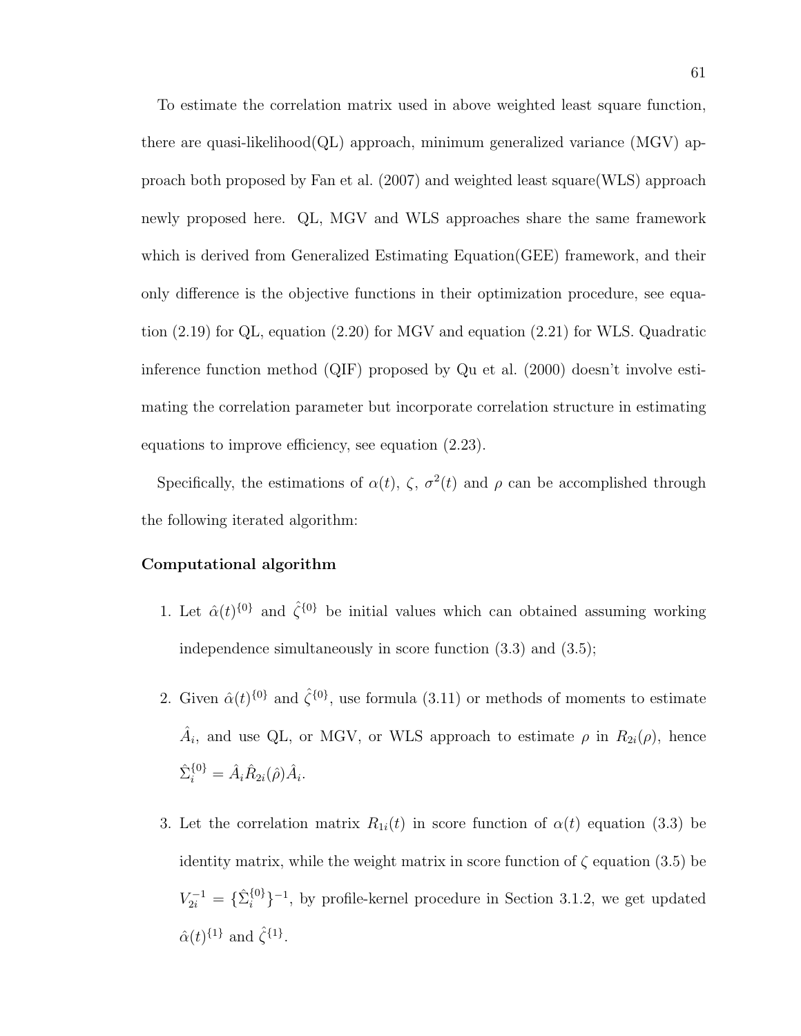To estimate the correlation matrix used in above weighted least square function, there are quasi-likelihood(QL) approach, minimum generalized variance (MGV) approach both proposed by Fan et al. (2007) and weighted least square(WLS) approach newly proposed here. QL, MGV and WLS approaches share the same framework which is derived from Generalized Estimating Equation(GEE) framework, and their only difference is the objective functions in their optimization procedure, see equation (2.19) for QL, equation (2.20) for MGV and equation (2.21) for WLS. Quadratic inference function method (QIF) proposed by Qu et al. (2000) doesn't involve estimating the correlation parameter but incorporate correlation structure in estimating equations to improve efficiency, see equation (2.23).

Specifically, the estimations of $\alpha(t)$, $\zeta$, $\sigma^2(t)$ and $\rho$ can be accomplished through the following iterated algorithm:

**Computational algorithm**

1. Let $\hat{\alpha}(t)^{\{0\}}$ and $\hat{\zeta}^{\{0\}}$ be initial values which can obtained assuming working independence simultaneously in score function (3.3) and (3.5);

2. Given $\hat{\alpha}(t)^{\{0\}}$ and $\hat{\zeta}^{\{0\}}$, use formula (3.11) or methods of moments to estimate $\hat{A}_i$, and use QL, or MGV, or WLS approach to estimate $\rho$ in $R_{2i}(\rho)$, hence $\hat{\Sigma}_i^{\{0\}} = \hat{A}_i \hat{R}_{2i}(\hat{\rho}) \hat{A}_i$.

3. Let the correlation matrix $R_{1i}(t)$ in score function of $\alpha(t)$ equation (3.3) be identity matrix, while the weight matrix in score function of $\zeta$ equation (3.5) be $V_{2i}^{-1} = \{\hat{\Sigma}_i^{\{0\}}\}^{-1}$, by profile-kernel procedure in Section 3.1.2, we get updated $\hat{\alpha}(t)^{\{1\}}$ and $\hat{\zeta}^{\{1\}}$.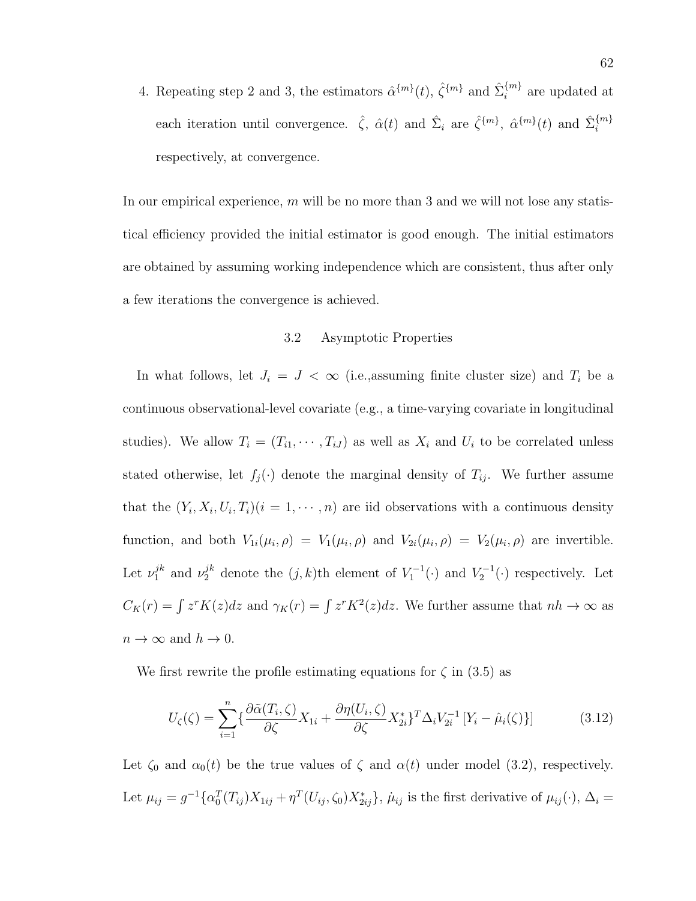4. Repeating step 2 and 3, the estimators $\hat{\alpha}^{\{m\}}(t)$, $\hat{\zeta}^{\{m\}}$ and $\hat{\Sigma}_i^{\{m\}}$ are updated at each iteration until convergence. $\hat{\zeta}$, $\hat{\alpha}(t)$ and $\hat{\Sigma}_i$ are $\hat{\zeta}^{\{m\}}$, $\hat{\alpha}^{\{m\}}(t)$ and $\hat{\Sigma}_i^{\{m\}}$ respectively, at convergence.

In our empirical experience, $m$ will be no more than 3 and we will not lose any statistical efficiency provided the initial estimator is good enough. The initial estimators are obtained by assuming working independence which are consistent, thus after only a few iterations the convergence is achieved.

## 3.2 Asymptotic Properties

In what follows, let $J_i = J < \infty$ (i.e.,assuming finite cluster size) and $T_i$ be a continuous observational-level covariate (e.g., a time-varying covariate in longitudinal studies). We allow $T_i = (T_{i1}, \cdots, T_{iJ})$ as well as $X_i$ and $U_i$ to be correlated unless stated otherwise, let $f_j(\cdot)$ denote the marginal density of $T_{ij}$. We further assume that the $(Y_i, X_i, U_i, T_i)(i = 1, \cdots, n)$ are iid observations with a continuous density function, and both $V_{1i}(\mu_i, \rho) = V_1(\mu_i, \rho)$ and $V_{2i}(\mu_i, \rho) = V_2(\mu_i, \rho)$ are invertible. Let $\nu_1^{jk}$ and $\nu_2^{jk}$ denote the $(j, k)$th element of $V_1^{-1}(\cdot)$ and $V_2^{-1}(\cdot)$ respectively. Let $C_K(r) = \int z^r K(z)dz$ and $\gamma_K(r) = \int z^r K^2(z)dz$. We further assume that $nh \to \infty$ as $n \to \infty$ and $h \to 0$.

We first rewrite the profile estimating equations for $\zeta$ in (3.5) as

$$U_\zeta(\zeta) = \sum_{i=1}^{n} \{\frac{\partial \tilde{\alpha}(T_i, \zeta)}{\partial \zeta} X_{1i} + \frac{\partial \eta(U_i, \zeta)}{\partial \zeta} X_{2i}^*\}^T \Delta_i V_{2i}^{-1} [Y_i - \hat{\mu}_i(\zeta)\}] \tag{3.12}$$

Let $\zeta_0$ and $\alpha_0(t)$ be the true values of $\zeta$ and $\alpha(t)$ under model (3.2), respectively. Let $\mu_{ij} = g^{-1}\{\alpha_0^T(T_{ij})X_{1ij} + \eta^T(U_{ij}, \zeta_0)X_{2ij}^*\}$, $\dot{\mu}_{ij}$ is the first derivative of $\mu_{ij}(\cdot)$, $\Delta_i =$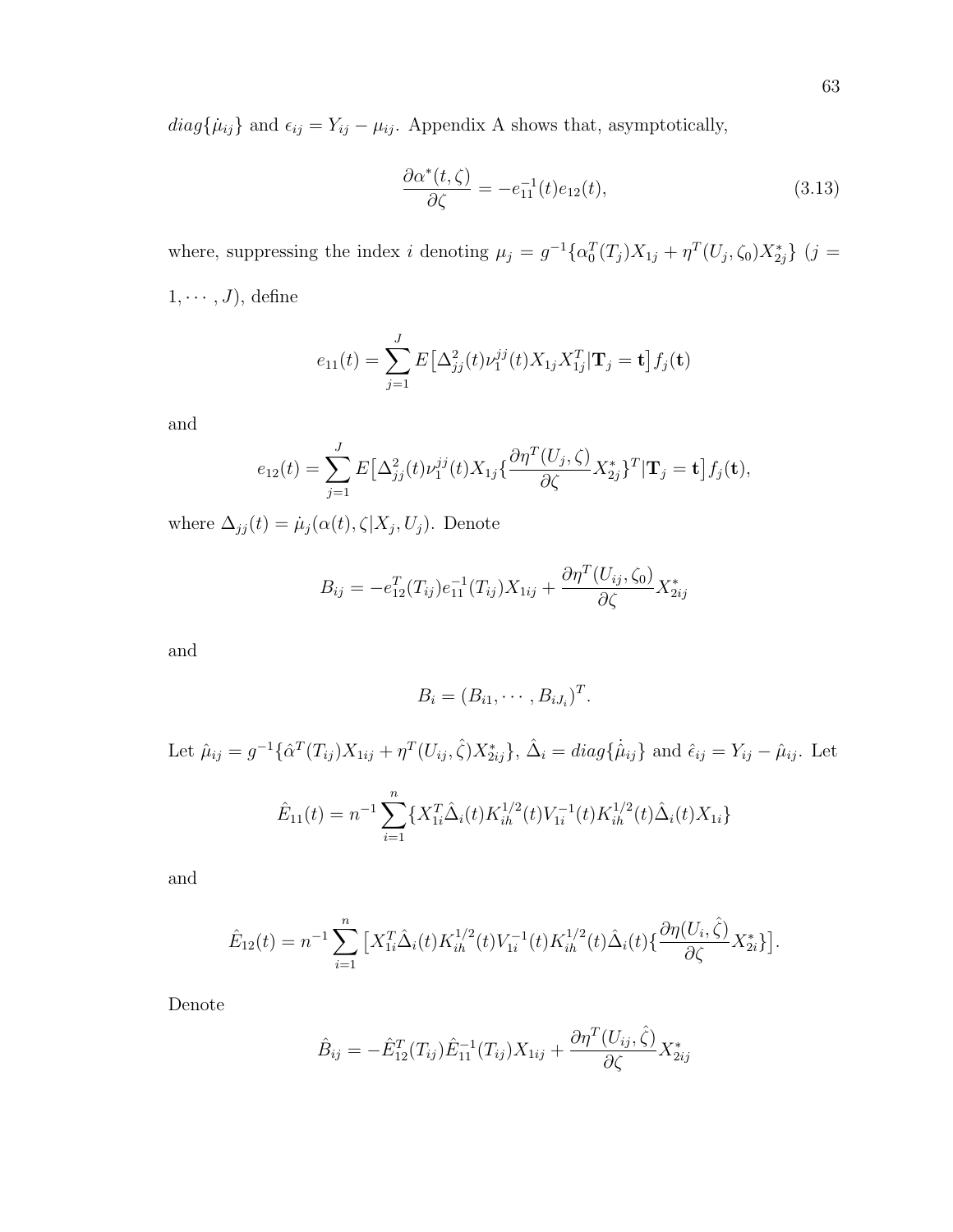$diag\{\dot{\mu}_{ij}\}$ and $\epsilon_{ij} = Y_{ij} - \mu_{ij}$. Appendix A shows that, asymptotically,

$$\frac{\partial \alpha^*(t,\zeta)}{\partial \zeta} = -e_{11}^{-1}(t)e_{12}(t), \tag{3.13}$$

where, suppressing the index $i$ denoting $\mu_j = g^{-1}\{\alpha_0^T(T_j)X_{1j} + \eta^T(U_j,\zeta_0)X_{2j}^*\}$ ($j = 1,\cdots,J$), define

$$e_{11}(t) = \sum_{j=1}^{J} E\big[\Delta_{jj}^2(t)\nu_1^{jj}(t)X_{1j}X_{1j}^T|\mathbf{T}_j = \mathbf{t}\big]f_j(\mathbf{t})$$

and

$$e_{12}(t) = \sum_{j=1}^{J} E\big[\Delta_{jj}^2(t)\nu_1^{jj}(t)X_{1j}\{\frac{\partial \eta^T(U_j,\zeta)}{\partial \zeta}X_{2j}^*\}^T|\mathbf{T}_j = \mathbf{t}\big]f_j(\mathbf{t}),$$

where $\Delta_{jj}(t) = \dot{\mu}_j(\alpha(t),\zeta|X_j,U_j)$. Denote

$$B_{ij} = -e_{12}^T(T_{ij})e_{11}^{-1}(T_{ij})X_{1ij} + \frac{\partial \eta^T(U_{ij},\zeta_0)}{\partial \zeta}X_{2ij}^*$$

and

$$B_i = (B_{i1},\cdots,B_{iJ_i})^T.$$

Let $\hat{\mu}_{ij} = g^{-1}\{\hat{\alpha}^T(T_{ij})X_{1ij} + \eta^T(U_{ij},\hat{\zeta})X_{2ij}^*\}$, $\hat{\Delta}_i = diag\{\hat{\dot{\mu}}_{ij}\}$ and $\hat{\epsilon}_{ij} = Y_{ij} - \hat{\mu}_{ij}$. Let

$$\hat{E}_{11}(t) = n^{-1}\sum_{i=1}^{n}\{X_{1i}^T\hat{\Delta}_i(t)K_{ih}^{1/2}(t)V_{1i}^{-1}(t)K_{ih}^{1/2}(t)\hat{\Delta}_i(t)X_{1i}\}$$

and

$$\hat{E}_{12}(t) = n^{-1}\sum_{i=1}^{n}\big[X_{1i}^T\hat{\Delta}_i(t)K_{ih}^{1/2}(t)V_{1i}^{-1}(t)K_{ih}^{1/2}(t)\hat{\Delta}_i(t)\{\frac{\partial \eta(U_i,\hat{\zeta})}{\partial \zeta}X_{2i}^*\}\big].$$

Denote

$$\hat{B}_{ij} = -\hat{E}_{12}^T(T_{ij})\hat{E}_{11}^{-1}(T_{ij})X_{1ij} + \frac{\partial \eta^T(U_{ij},\hat{\zeta})}{\partial \zeta}X_{2ij}^*$$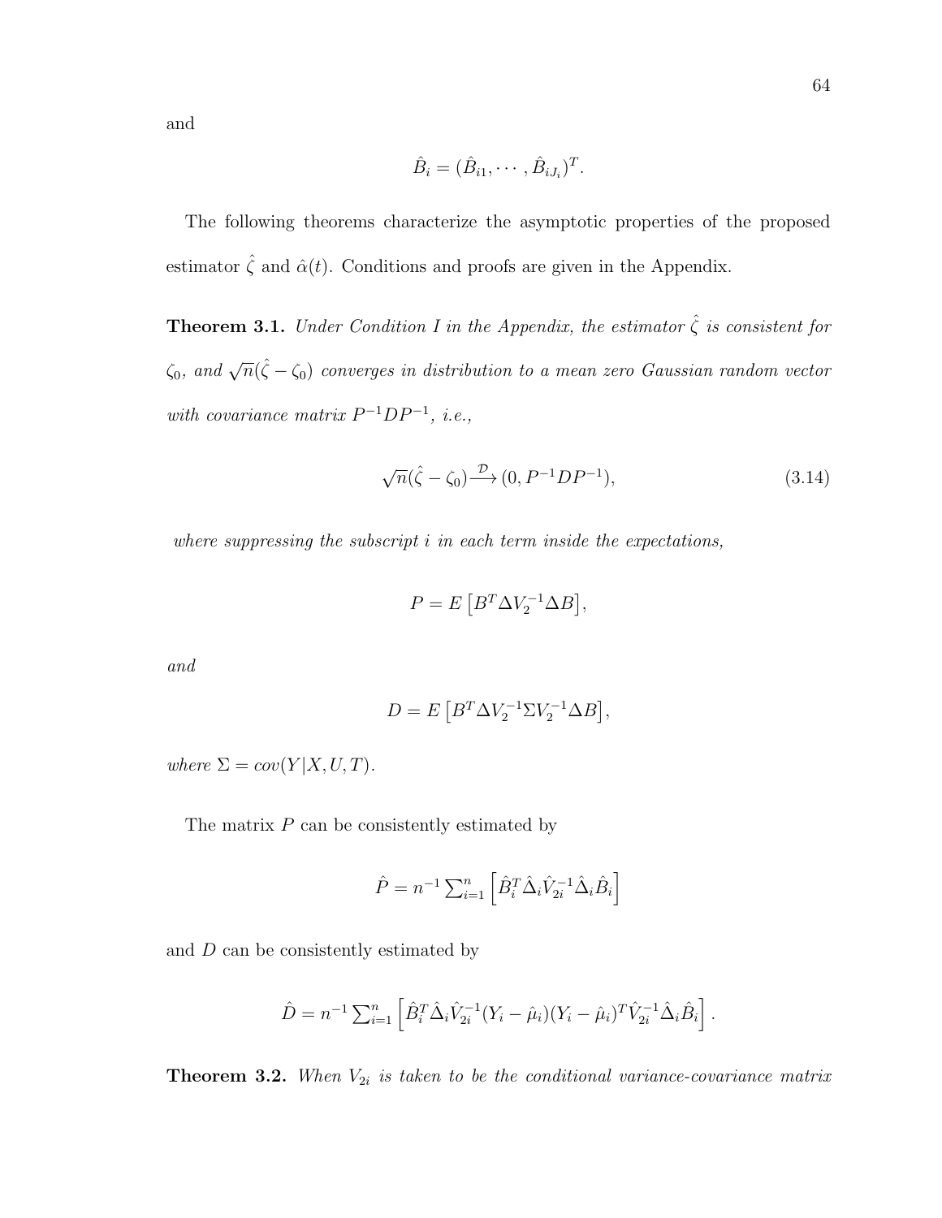and

$$\hat{B}_i = (\hat{B}_{i1}, \cdots, \hat{B}_{iJ_i})^T.$$

The following theorems characterize the asymptotic properties of the proposed estimator $\hat{\zeta}$ and $\hat{\alpha}(t)$. Conditions and proofs are given in the Appendix.

**Theorem 3.1.** *Under Condition I in the Appendix, the estimator $\hat{\zeta}$ is consistent for $\zeta_0$, and $\sqrt{n}(\hat{\zeta} - \zeta_0)$ converges in distribution to a mean zero Gaussian random vector with covariance matrix $P^{-1}DP^{-1}$, i.e.,*

$$\sqrt{n}(\hat{\zeta} - \zeta_0) \xrightarrow{\mathcal{D}} (0, P^{-1}DP^{-1}), \tag{3.14}$$

*where suppressing the subscript $i$ in each term inside the expectations,*

$$P = E\left[B^T \Delta V_2^{-1} \Delta B\right],$$

*and*

$$D = E\left[B^T \Delta V_2^{-1} \Sigma V_2^{-1} \Delta B\right],$$

*where $\Sigma = cov(Y|X, U, T)$.*

The matrix $P$ can be consistently estimated by

$$\hat{P} = n^{-1} \textstyle\sum_{i=1}^n \left[\hat{B}_i^T \hat{\Delta}_i \hat{V}_{2i}^{-1} \hat{\Delta}_i \hat{B}_i\right]$$

and $D$ can be consistently estimated by

$$\hat{D} = n^{-1} \textstyle\sum_{i=1}^n \left[\hat{B}_i^T \hat{\Delta}_i \hat{V}_{2i}^{-1} (Y_i - \hat{\mu}_i)(Y_i - \hat{\mu}_i)^T \hat{V}_{2i}^{-1} \hat{\Delta}_i \hat{B}_i\right].$$

**Theorem 3.2.** *When $V_{2i}$ is taken to be the conditional variance-covariance matrix*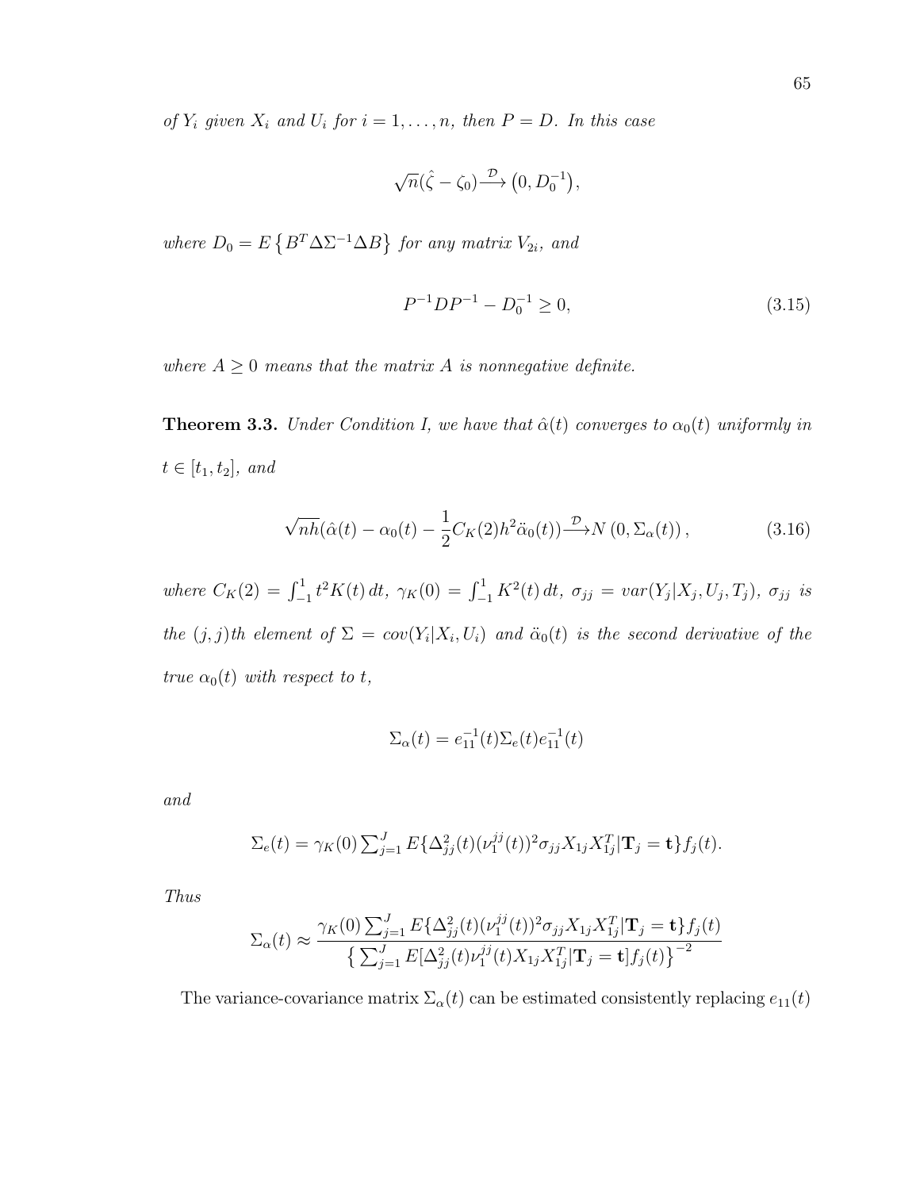*of $Y_i$ given $X_i$ and $U_i$ for $i = 1, \ldots, n$, then $P = D$. In this case*

$$\sqrt{n}(\hat{\zeta} - \zeta_0) \xrightarrow{\mathcal{D}} \left(0, D_0^{-1}\right),$$

*where $D_0 = E\left\{B^T \Delta \Sigma^{-1} \Delta B\right\}$ for any matrix $V_{2i}$, and*

$$P^{-1} D P^{-1} - D_0^{-1} \geq 0, \tag{3.15}$$

*where $A \geq 0$ means that the matrix $A$ is nonnegative definite.*

**Theorem 3.3.** *Under Condition I, we have that $\hat{\alpha}(t)$ converges to $\alpha_0(t)$ uniformly in $t \in [t_1, t_2]$, and*

$$\sqrt{nh}(\hat{\alpha}(t) - \alpha_0(t) - \frac{1}{2} C_K(2) h^2 \ddot{\alpha}_0(t)) \xrightarrow{\mathcal{D}} N\left(0, \Sigma_\alpha(t)\right), \tag{3.16}$$

*where $C_K(2) = \int_{-1}^{1} t^2 K(t)\, dt$, $\gamma_K(0) = \int_{-1}^{1} K^2(t)\, dt$, $\sigma_{jj} = var(Y_j | X_j, U_j, T_j)$, $\sigma_{jj}$ is the $(j, j)$th element of $\Sigma = cov(Y_i | X_i, U_i)$ and $\ddot{\alpha}_0(t)$ is the second derivative of the true $\alpha_0(t)$ with respect to $t$,*

$$\Sigma_\alpha(t) = e_{11}^{-1}(t) \Sigma_e(t) e_{11}^{-1}(t)$$

*and*

$$\Sigma_e(t) = \gamma_K(0) \textstyle\sum_{j=1}^{J} E\{\Delta_{jj}^2(t)(\nu_1^{jj}(t))^2 \sigma_{jj} X_{1j} X_{1j}^T | \mathbf{T}_j = \mathbf{t}\} f_j(t).$$

*Thus*

$$\Sigma_\alpha(t) \approx \frac{\gamma_K(0) \sum_{j=1}^{J} E\{\Delta_{jj}^2(t)(\nu_1^{jj}(t))^2 \sigma_{jj} X_{1j} X_{1j}^T | \mathbf{T}_j = \mathbf{t}\} f_j(t)}{\left\{\sum_{j=1}^{J} E[\Delta_{jj}^2(t) \nu_1^{jj}(t) X_{1j} X_{1j}^T | \mathbf{T}_j = \mathbf{t}] f_j(t)\right\}^{-2}}$$

The variance-covariance matrix $\Sigma_\alpha(t)$ can be estimated consistently replacing $e_{11}(t)$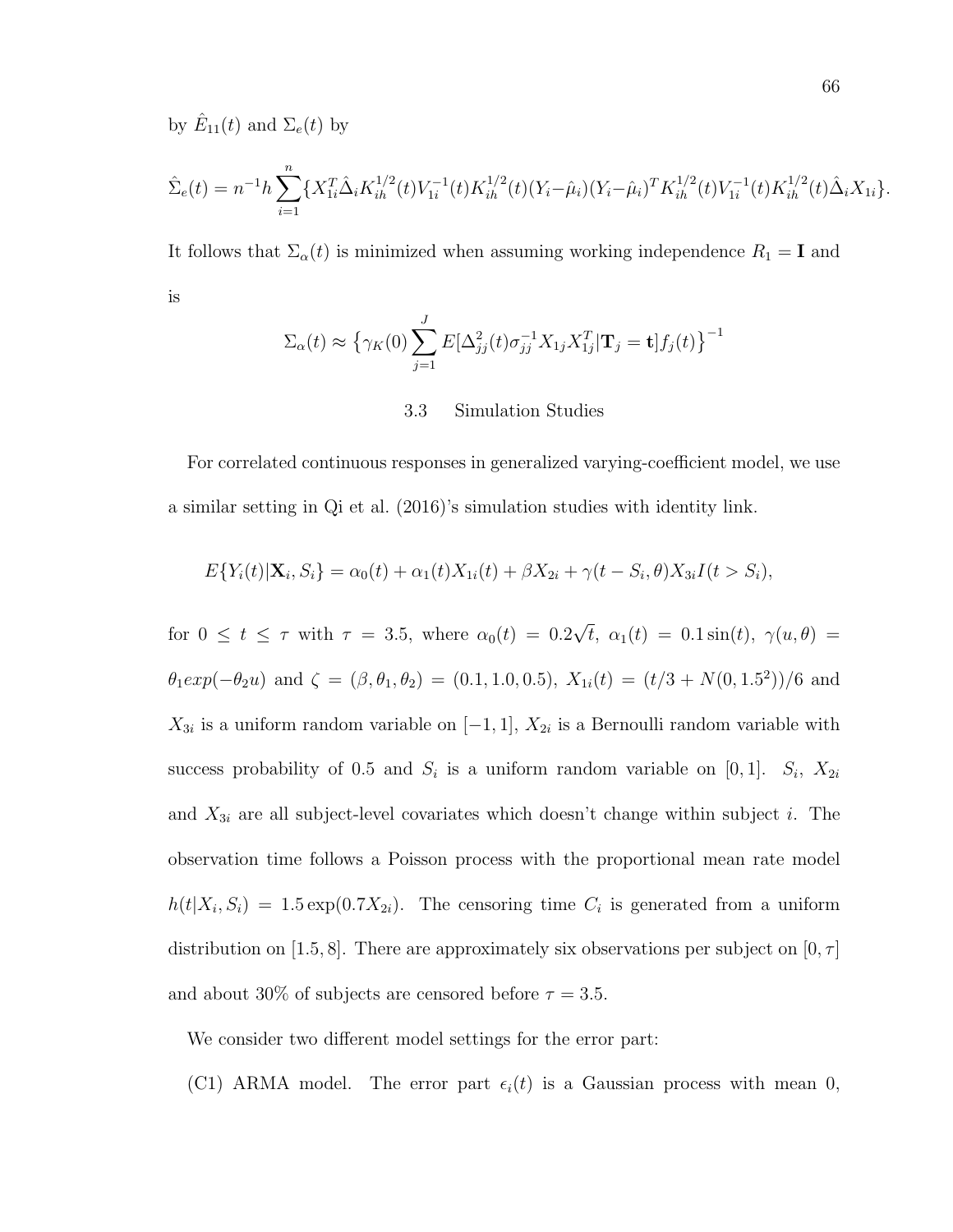by $\hat{E}_{11}(t)$ and $\Sigma_e(t)$ by

$$\hat{\Sigma}_e(t) = n^{-1}h\sum_{i=1}^{n}\{X_{1i}^T\hat{\Delta}_i K_{ih}^{1/2}(t)V_{1i}^{-1}(t)K_{ih}^{1/2}(t)(Y_i-\hat{\mu}_i)(Y_i-\hat{\mu}_i)^T K_{ih}^{1/2}(t)V_{1i}^{-1}(t)K_{ih}^{1/2}(t)\hat{\Delta}_i X_{1i}\}.$$

It follows that $\Sigma_\alpha(t)$ is minimized when assuming working independence $R_1 = \mathbf{I}$ and is

$$\Sigma_\alpha(t) \approx \left\{\gamma_K(0)\sum_{j=1}^{J} E[\Delta_{jj}^2(t)\sigma_{jj}^{-1}X_{1j}X_{1j}^T|\mathbf{T}_j = \mathbf{t}]f_j(t)\right\}^{-1}$$

## 3.3 Simulation Studies

For correlated continuous responses in generalized varying-coefficient model, we use a similar setting in Qi et al. (2016)'s simulation studies with identity link.

$$E\{Y_i(t)|\mathbf{X}_i, S_i\} = \alpha_0(t) + \alpha_1(t)X_{1i}(t) + \beta X_{2i} + \gamma(t - S_i, \theta)X_{3i}I(t > S_i),$$

for $0 \leq t \leq \tau$ with $\tau = 3.5$, where $\alpha_0(t) = 0.2\sqrt{t}$, $\alpha_1(t) = 0.1\sin(t)$, $\gamma(u, \theta) = \theta_1 exp(-\theta_2 u)$ and $\zeta = (\beta, \theta_1, \theta_2) = (0.1, 1.0, 0.5)$, $X_{1i}(t) = (t/3 + N(0, 1.5^2))/6$ and $X_{3i}$ is a uniform random variable on $[-1, 1]$, $X_{2i}$ is a Bernoulli random variable with success probability of 0.5 and $S_i$ is a uniform random variable on $[0, 1]$. $S_i$, $X_{2i}$ and $X_{3i}$ are all subject-level covariates which doesn't change within subject $i$. The observation time follows a Poisson process with the proportional mean rate model $h(t|X_i, S_i) = 1.5\exp(0.7X_{2i})$. The censoring time $C_i$ is generated from a uniform distribution on $[1.5, 8]$. There are approximately six observations per subject on $[0, \tau]$ and about 30% of subjects are censored before $\tau = 3.5$.

We consider two different model settings for the error part:

(C1) ARMA model. The error part $\epsilon_i(t)$ is a Gaussian process with mean 0,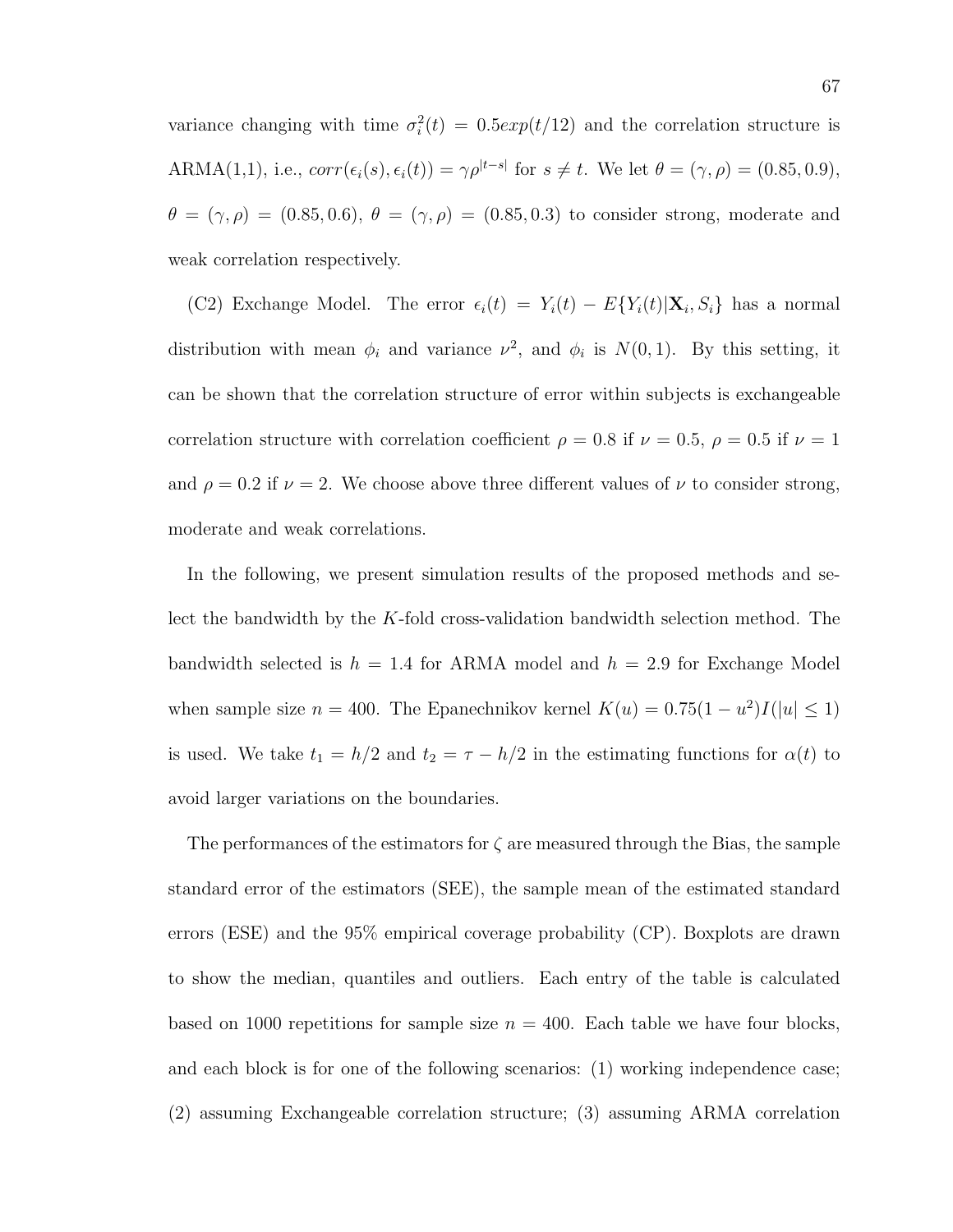variance changing with time $\sigma_i^2(t) = 0.5exp(t/12)$ and the correlation structure is ARMA(1,1), i.e., $corr(\epsilon_i(s), \epsilon_i(t)) = \gamma\rho^{|t-s|}$ for $s \neq t$. We let $\theta = (\gamma, \rho) = (0.85, 0.9)$, $\theta = (\gamma, \rho) = (0.85, 0.6)$, $\theta = (\gamma, \rho) = (0.85, 0.3)$ to consider strong, moderate and weak correlation respectively.

(C2) Exchange Model. The error $\epsilon_i(t) = Y_i(t) - E\{Y_i(t)|\mathbf{X}_i, S_i\}$ has a normal distribution with mean $\phi_i$ and variance $\nu^2$, and $\phi_i$ is $N(0, 1)$. By this setting, it can be shown that the correlation structure of error within subjects is exchangeable correlation structure with correlation coefficient $\rho = 0.8$ if $\nu = 0.5$, $\rho = 0.5$ if $\nu = 1$ and $\rho = 0.2$ if $\nu = 2$. We choose above three different values of $\nu$ to consider strong, moderate and weak correlations.

In the following, we present simulation results of the proposed methods and select the bandwidth by the $K$-fold cross-validation bandwidth selection method. The bandwidth selected is $h = 1.4$ for ARMA model and $h = 2.9$ for Exchange Model when sample size $n = 400$. The Epanechnikov kernel $K(u) = 0.75(1 - u^2)I(|u| \leq 1)$ is used. We take $t_1 = h/2$ and $t_2 = \tau - h/2$ in the estimating functions for $\alpha(t)$ to avoid larger variations on the boundaries.

The performances of the estimators for $\zeta$ are measured through the Bias, the sample standard error of the estimators (SEE), the sample mean of the estimated standard errors (ESE) and the 95% empirical coverage probability (CP). Boxplots are drawn to show the median, quantiles and outliers. Each entry of the table is calculated based on 1000 repetitions for sample size $n = 400$. Each table we have four blocks, and each block is for one of the following scenarios: (1) working independence case; (2) assuming Exchangeable correlation structure; (3) assuming ARMA correlation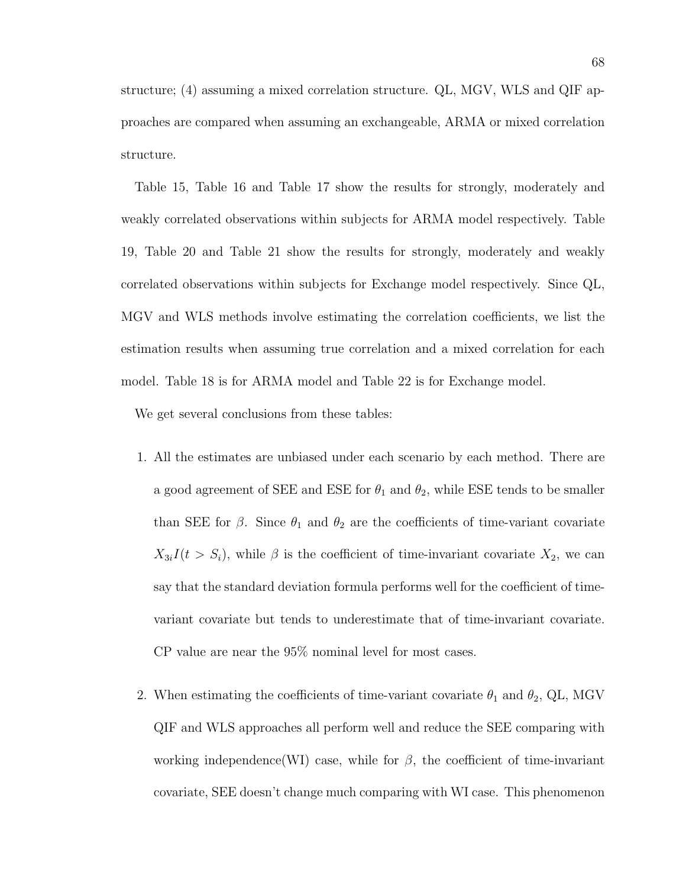structure; (4) assuming a mixed correlation structure. QL, MGV, WLS and QIF approaches are compared when assuming an exchangeable, ARMA or mixed correlation structure.

Table 15, Table 16 and Table 17 show the results for strongly, moderately and weakly correlated observations within subjects for ARMA model respectively. Table 19, Table 20 and Table 21 show the results for strongly, moderately and weakly correlated observations within subjects for Exchange model respectively. Since QL, MGV and WLS methods involve estimating the correlation coefficients, we list the estimation results when assuming true correlation and a mixed correlation for each model. Table 18 is for ARMA model and Table 22 is for Exchange model.

We get several conclusions from these tables:

1. All the estimates are unbiased under each scenario by each method. There are a good agreement of SEE and ESE for $\theta_1$ and $\theta_2$, while ESE tends to be smaller than SEE for $\beta$. Since $\theta_1$ and $\theta_2$ are the coefficients of time-variant covariate $X_{3i}I(t > S_i)$, while $\beta$ is the coefficient of time-invariant covariate $X_2$, we can say that the standard deviation formula performs well for the coefficient of time-variant covariate but tends to underestimate that of time-invariant covariate. CP value are near the 95% nominal level for most cases.

2. When estimating the coefficients of time-variant covariate $\theta_1$ and $\theta_2$, QL, MGV QIF and WLS approaches all perform well and reduce the SEE comparing with working independence(WI) case, while for $\beta$, the coefficient of time-invariant covariate, SEE doesn't change much comparing with WI case. This phenomenon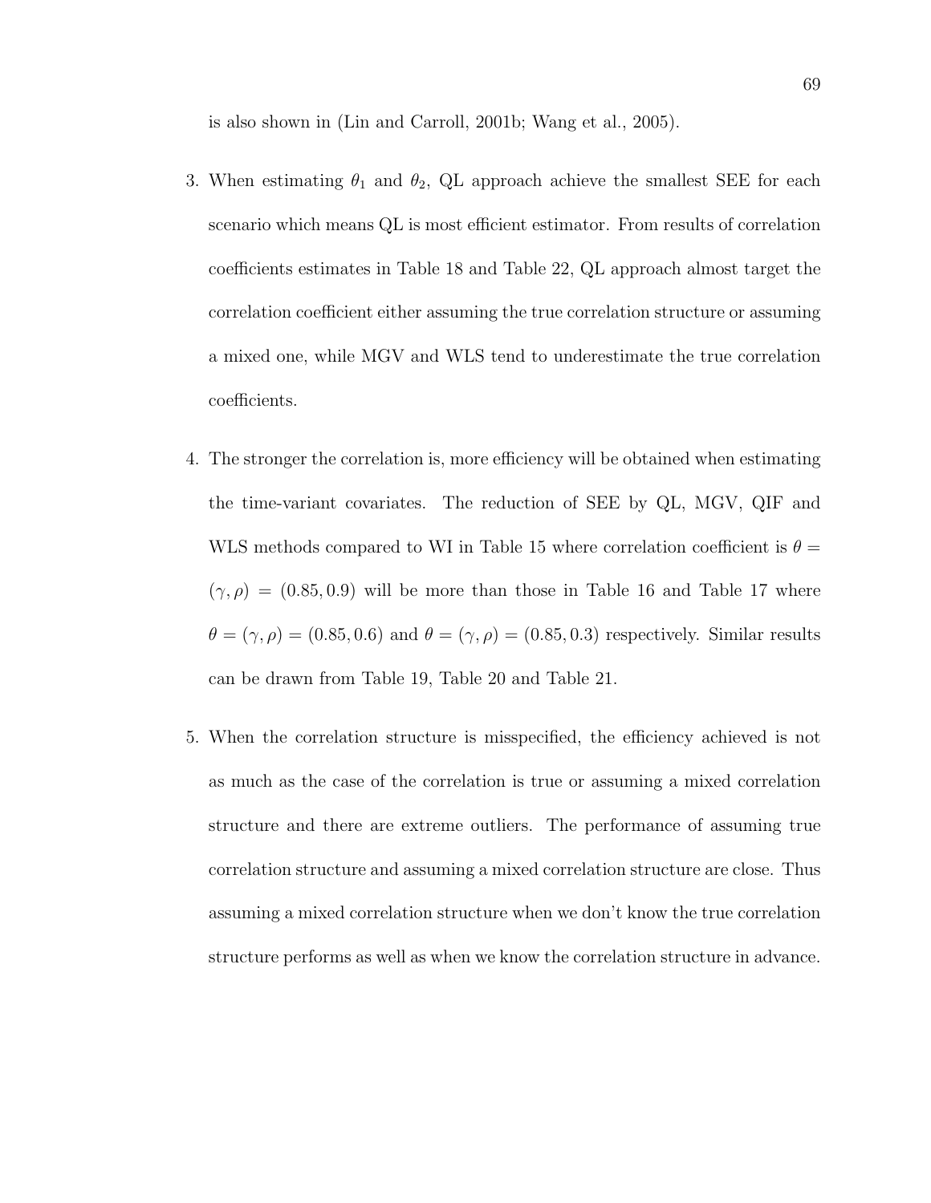is also shown in (Lin and Carroll, 2001b; Wang et al., 2005).

3. When estimating $\theta_1$ and $\theta_2$, QL approach achieve the smallest SEE for each scenario which means QL is most efficient estimator. From results of correlation coefficients estimates in Table 18 and Table 22, QL approach almost target the correlation coefficient either assuming the true correlation structure or assuming a mixed one, while MGV and WLS tend to underestimate the true correlation coefficients.

4. The stronger the correlation is, more efficiency will be obtained when estimating the time-variant covariates. The reduction of SEE by QL, MGV, QIF and WLS methods compared to WI in Table 15 where correlation coefficient is $\theta = (\gamma, \rho) = (0.85, 0.9)$ will be more than those in Table 16 and Table 17 where $\theta = (\gamma, \rho) = (0.85, 0.6)$ and $\theta = (\gamma, \rho) = (0.85, 0.3)$ respectively. Similar results can be drawn from Table 19, Table 20 and Table 21.

5. When the correlation structure is misspecified, the efficiency achieved is not as much as the case of the correlation is true or assuming a mixed correlation structure and there are extreme outliers. The performance of assuming true correlation structure and assuming a mixed correlation structure are close. Thus assuming a mixed correlation structure when we don't know the true correlation structure performs as well as when we know the correlation structure in advance.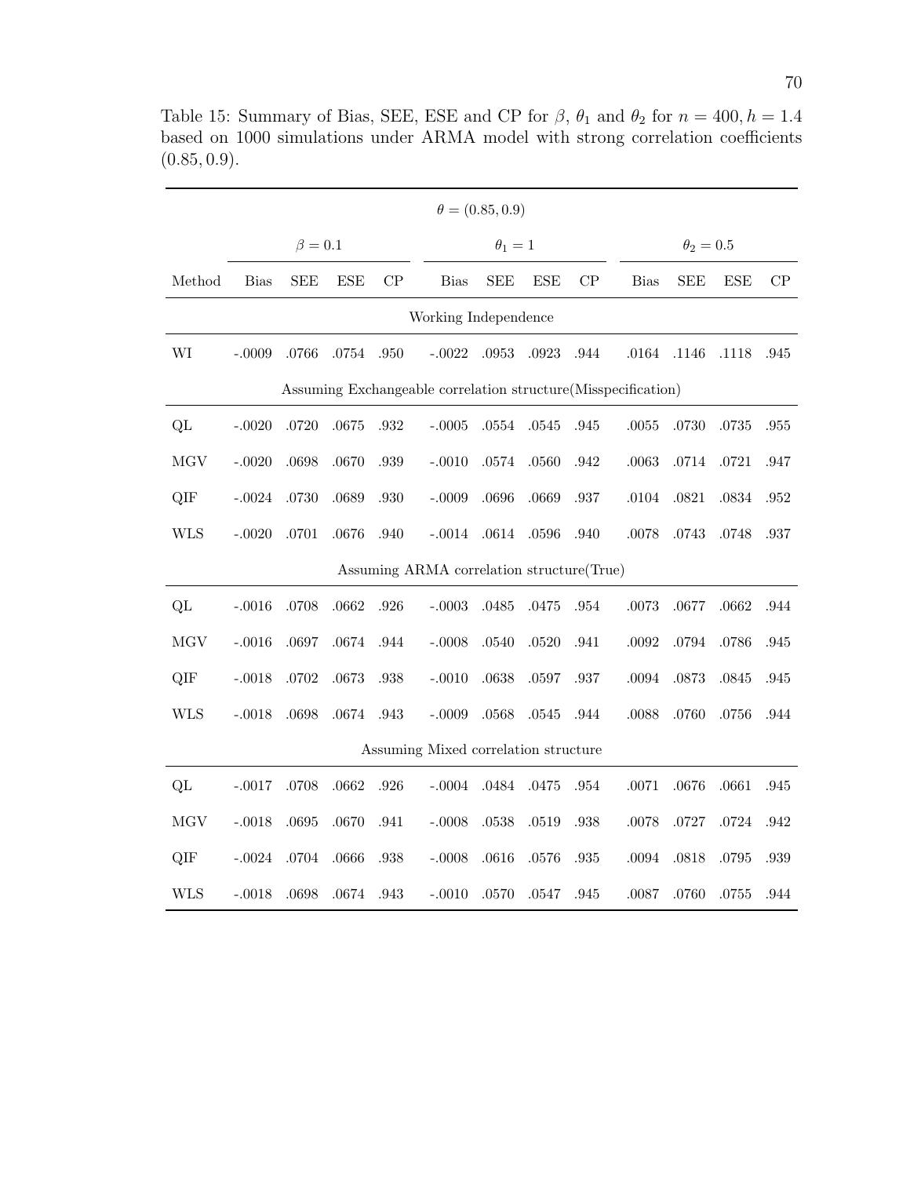Table 15: Summary of Bias, SEE, ESE and CP for $\beta$, $\theta_1$ and $\theta_2$ for $n = 400, h = 1.4$ based on 1000 simulations under ARMA model with strong correlation coefficients $(0.85, 0.9)$.

| | $\theta = (0.85, 0.9)$ | | | | | | | | | | | |
|---|---|---|---|---|---|---|---|---|---|---|---|---|
| | $\beta = 0.1$ | | | | $\theta_1 = 1$ | | | | $\theta_2 = 0.5$ | | | |
| Method | Bias | SEE | ESE | CP | Bias | SEE | ESE | CP | Bias | SEE | ESE | CP |
| Working Independence | | | | | | | | | | | | |
| WI | -.0009 | .0766 | .0754 | .950 | -.0022 | .0953 | .0923 | .944 | .0164 | .1146 | .1118 | .945 |
| Assuming Exchangeable correlation structure(Misspecification) | | | | | | | | | | | | |
| QL | -.0020 | .0720 | .0675 | .932 | -.0005 | .0554 | .0545 | .945 | .0055 | .0730 | .0735 | .955 |
| MGV | -.0020 | .0698 | .0670 | .939 | -.0010 | .0574 | .0560 | .942 | .0063 | .0714 | .0721 | .947 |
| QIF | -.0024 | .0730 | .0689 | .930 | -.0009 | .0696 | .0669 | .937 | .0104 | .0821 | .0834 | .952 |
| WLS | -.0020 | .0701 | .0676 | .940 | -.0014 | .0614 | .0596 | .940 | .0078 | .0743 | .0748 | .937 |
| Assuming ARMA correlation structure(True) | | | | | | | | | | | | |
| QL | -.0016 | .0708 | .0662 | .926 | -.0003 | .0485 | .0475 | .954 | .0073 | .0677 | .0662 | .944 |
| MGV | -.0016 | .0697 | .0674 | .944 | -.0008 | .0540 | .0520 | .941 | .0092 | .0794 | .0786 | .945 |
| QIF | -.0018 | .0702 | .0673 | .938 | -.0010 | .0638 | .0597 | .937 | .0094 | .0873 | .0845 | .945 |
| WLS | -.0018 | .0698 | .0674 | .943 | -.0009 | .0568 | .0545 | .944 | .0088 | .0760 | .0756 | .944 |
| Assuming Mixed correlation structure | | | | | | | | | | | | |
| QL | -.0017 | .0708 | .0662 | .926 | -.0004 | .0484 | .0475 | .954 | .0071 | .0676 | .0661 | .945 |
| MGV | -.0018 | .0695 | .0670 | .941 | -.0008 | .0538 | .0519 | .938 | .0078 | .0727 | .0724 | .942 |
| QIF | -.0024 | .0704 | .0666 | .938 | -.0008 | .0616 | .0576 | .935 | .0094 | .0818 | .0795 | .939 |
| WLS | -.0018 | .0698 | .0674 | .943 | -.0010 | .0570 | .0547 | .945 | .0087 | .0760 | .0755 | .944 |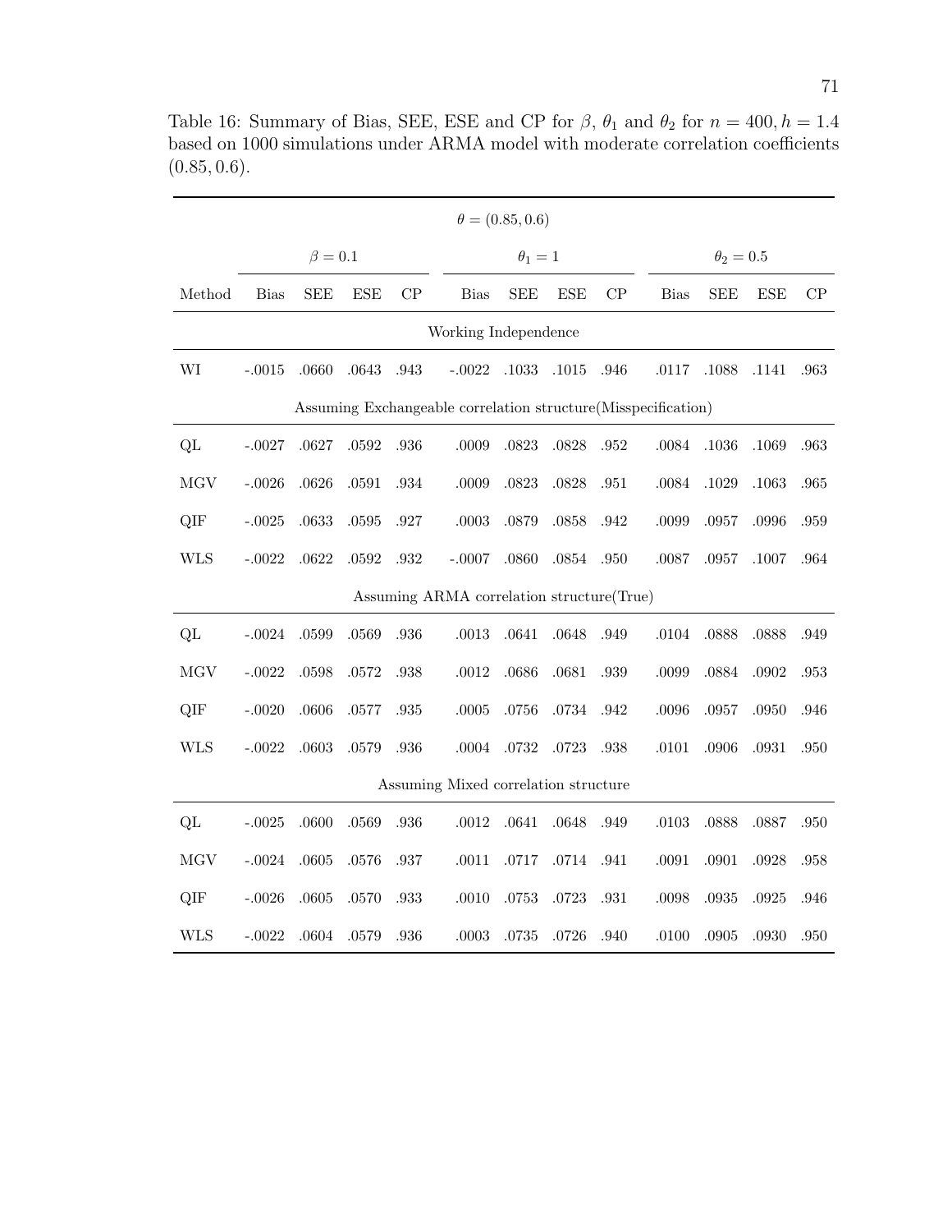Table 16: Summary of Bias, SEE, ESE and CP for $\beta$, $\theta_1$ and $\theta_2$ for $n = 400, h = 1.4$ based on 1000 simulations under ARMA model with moderate correlation coefficients $(0.85, 0.6)$.

| | $\theta = (0.85, 0.6)$ | | | | | | | | | | | |
|---|---|---|---|---|---|---|---|---|---|---|---|---|
| | $\beta = 0.1$ | | | | $\theta_1 = 1$ | | | | $\theta_2 = 0.5$ | | | |
| Method | Bias | SEE | ESE | CP | Bias | SEE | ESE | CP | Bias | SEE | ESE | CP |
| Working Independence | | | | | | | | | | | | |
| WI | -.0015 | .0660 | .0643 | .943 | -.0022 | .1033 | .1015 | .946 | .0117 | .1088 | .1141 | .963 |
| Assuming Exchangeable correlation structure(Misspecification) | | | | | | | | | | | | |
| QL | -.0027 | .0627 | .0592 | .936 | .0009 | .0823 | .0828 | .952 | .0084 | .1036 | .1069 | .963 |
| MGV | -.0026 | .0626 | .0591 | .934 | .0009 | .0823 | .0828 | .951 | .0084 | .1029 | .1063 | .965 |
| QIF | -.0025 | .0633 | .0595 | .927 | .0003 | .0879 | .0858 | .942 | .0099 | .0957 | .0996 | .959 |
| WLS | -.0022 | .0622 | .0592 | .932 | -.0007 | .0860 | .0854 | .950 | .0087 | .0957 | .1007 | .964 |
| Assuming ARMA correlation structure(True) | | | | | | | | | | | | |
| QL | -.0024 | .0599 | .0569 | .936 | .0013 | .0641 | .0648 | .949 | .0104 | .0888 | .0888 | .949 |
| MGV | -.0022 | .0598 | .0572 | .938 | .0012 | .0686 | .0681 | .939 | .0099 | .0884 | .0902 | .953 |
| QIF | -.0020 | .0606 | .0577 | .935 | .0005 | .0756 | .0734 | .942 | .0096 | .0957 | .0950 | .946 |
| WLS | -.0022 | .0603 | .0579 | .936 | .0004 | .0732 | .0723 | .938 | .0101 | .0906 | .0931 | .950 |
| Assuming Mixed correlation structure | | | | | | | | | | | | |
| QL | -.0025 | .0600 | .0569 | .936 | .0012 | .0641 | .0648 | .949 | .0103 | .0888 | .0887 | .950 |
| MGV | -.0024 | .0605 | .0576 | .937 | .0011 | .0717 | .0714 | .941 | .0091 | .0901 | .0928 | .958 |
| QIF | -.0026 | .0605 | .0570 | .933 | .0010 | .0753 | .0723 | .931 | .0098 | .0935 | .0925 | .946 |
| WLS | -.0022 | .0604 | .0579 | .936 | .0003 | .0735 | .0726 | .940 | .0100 | .0905 | .0930 | .950 |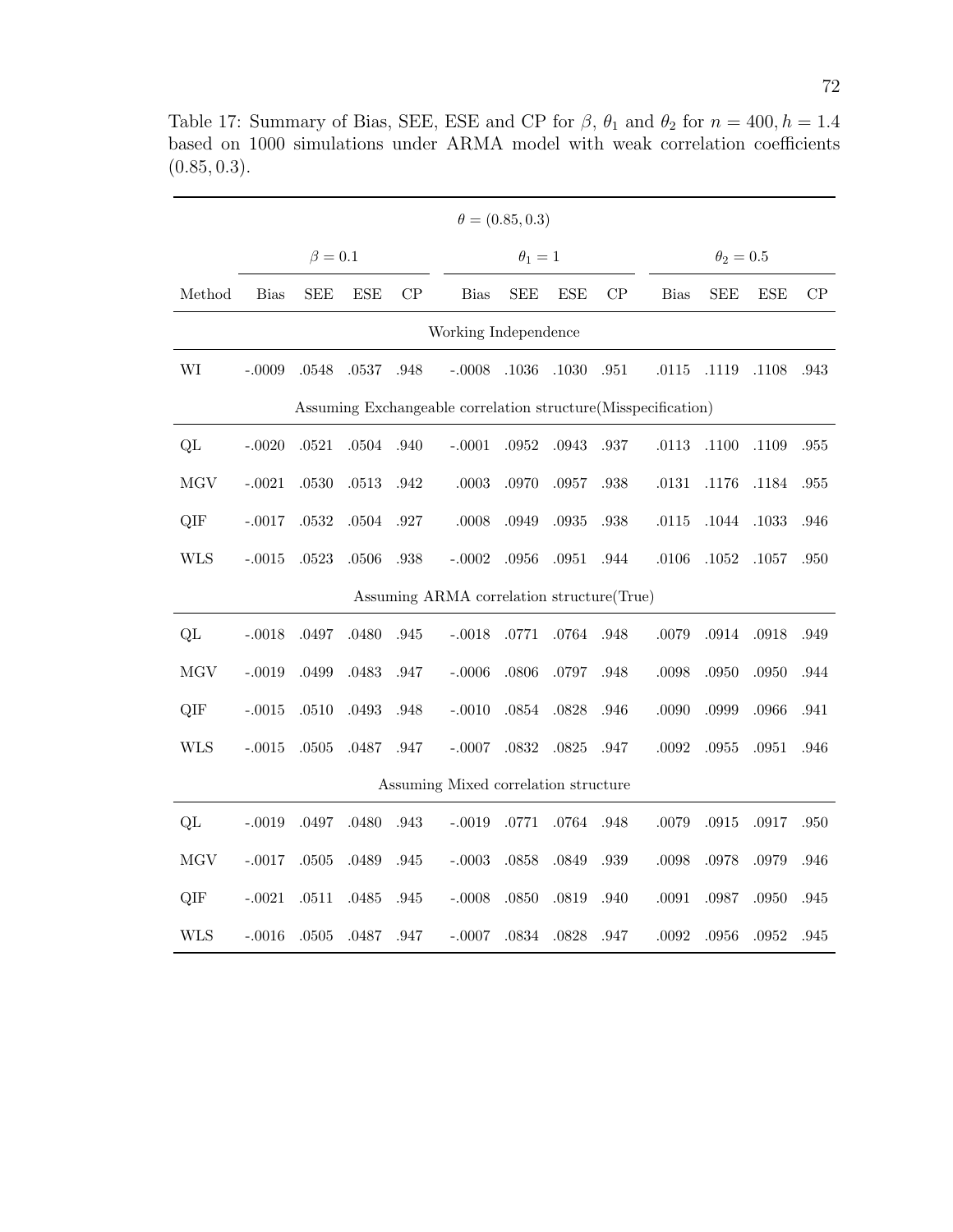Table 17: Summary of Bias, SEE, ESE and CP for $\beta$, $\theta_1$ and $\theta_2$ for $n = 400, h = 1.4$ based on 1000 simulations under ARMA model with weak correlation coefficients $(0.85, 0.3)$.

| | $\theta = (0.85, 0.3)$ | | | | | | | | | | | |
|---|---|---|---|---|---|---|---|---|---|---|---|---|
| | $\beta = 0.1$ | | | | $\theta_1 = 1$ | | | | $\theta_2 = 0.5$ | | | |
| Method | Bias | SEE | ESE | CP | Bias | SEE | ESE | CP | Bias | SEE | ESE | CP |
| Working Independence | | | | | | | | | | | | |
| WI | -.0009 | .0548 | .0537 | .948 | -.0008 | .1036 | .1030 | .951 | .0115 | .1119 | .1108 | .943 |
| Assuming Exchangeable correlation structure(Misspecification) | | | | | | | | | | | | |
| QL | -.0020 | .0521 | .0504 | .940 | -.0001 | .0952 | .0943 | .937 | .0113 | .1100 | .1109 | .955 |
| MGV | -.0021 | .0530 | .0513 | .942 | .0003 | .0970 | .0957 | .938 | .0131 | .1176 | .1184 | .955 |
| QIF | -.0017 | .0532 | .0504 | .927 | .0008 | .0949 | .0935 | .938 | .0115 | .1044 | .1033 | .946 |
| WLS | -.0015 | .0523 | .0506 | .938 | -.0002 | .0956 | .0951 | .944 | .0106 | .1052 | .1057 | .950 |
| Assuming ARMA correlation structure(True) | | | | | | | | | | | | |
| QL | -.0018 | .0497 | .0480 | .945 | -.0018 | .0771 | .0764 | .948 | .0079 | .0914 | .0918 | .949 |
| MGV | -.0019 | .0499 | .0483 | .947 | -.0006 | .0806 | .0797 | .948 | .0098 | .0950 | .0950 | .944 |
| QIF | -.0015 | .0510 | .0493 | .948 | -.0010 | .0854 | .0828 | .946 | .0090 | .0999 | .0966 | .941 |
| WLS | -.0015 | .0505 | .0487 | .947 | -.0007 | .0832 | .0825 | .947 | .0092 | .0955 | .0951 | .946 |
| Assuming Mixed correlation structure | | | | | | | | | | | | |
| QL | -.0019 | .0497 | .0480 | .943 | -.0019 | .0771 | .0764 | .948 | .0079 | .0915 | .0917 | .950 |
| MGV | -.0017 | .0505 | .0489 | .945 | -.0003 | .0858 | .0849 | .939 | .0098 | .0978 | .0979 | .946 |
| QIF | -.0021 | .0511 | .0485 | .945 | -.0008 | .0850 | .0819 | .940 | .0091 | .0987 | .0950 | .945 |
| WLS | -.0016 | .0505 | .0487 | .947 | -.0007 | .0834 | .0828 | .947 | .0092 | .0956 | .0952 | .945 |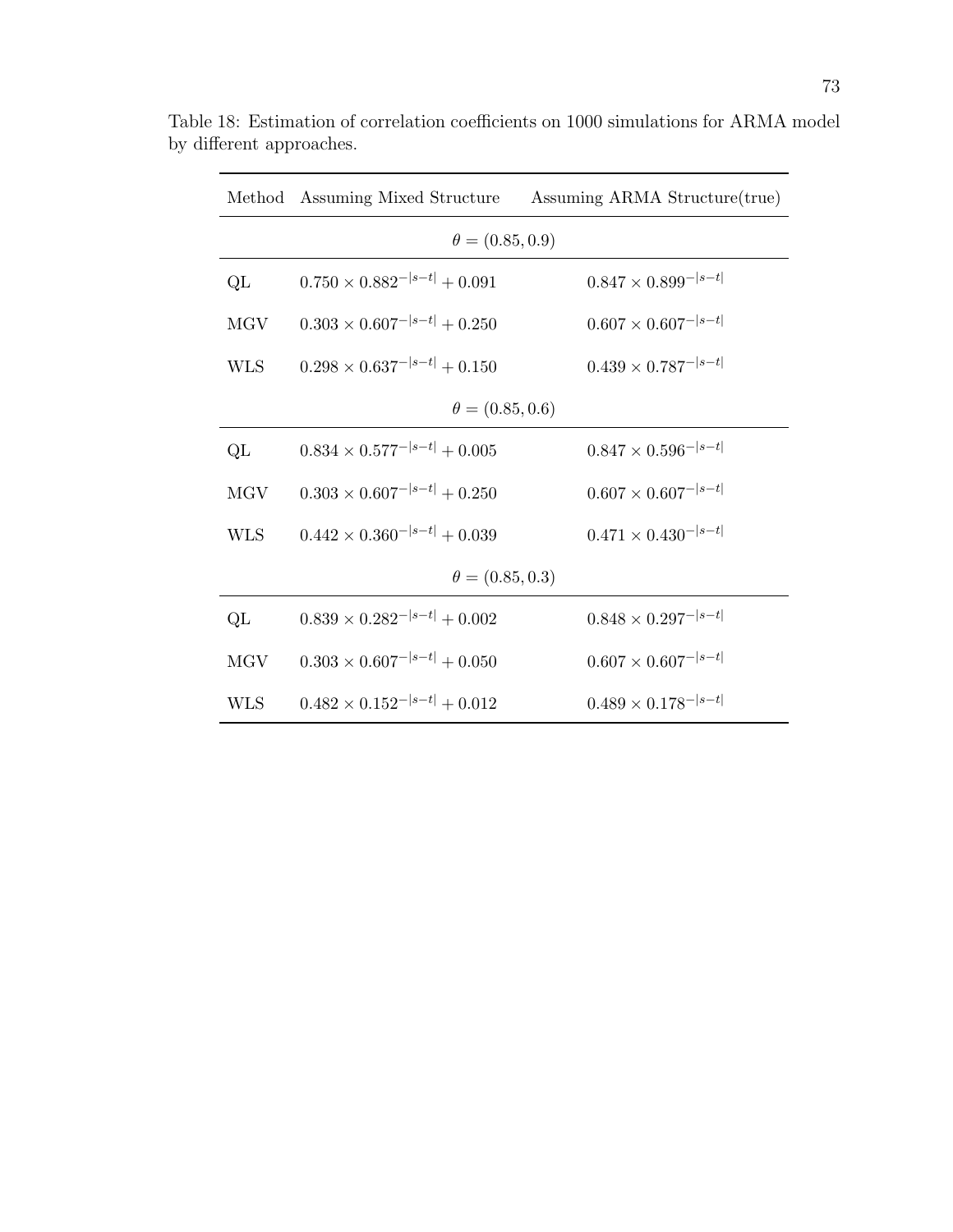Table 18: Estimation of correlation coefficients on 1000 simulations for ARMA model by different approaches.

| Method | Assuming Mixed Structure | Assuming ARMA Structure(true) |
|---|---|---|
| | $\theta = (0.85, 0.9)$ | |
| QL | $0.750 \times 0.882^{-\|s-t\|} + 0.091$ | $0.847 \times 0.899^{-\|s-t\|}$ |
| MGV | $0.303 \times 0.607^{-\|s-t\|} + 0.250$ | $0.607 \times 0.607^{-\|s-t\|}$ |
| WLS | $0.298 \times 0.637^{-\|s-t\|} + 0.150$ | $0.439 \times 0.787^{-\|s-t\|}$ |
| | $\theta = (0.85, 0.6)$ | |
| QL | $0.834 \times 0.577^{-\|s-t\|} + 0.005$ | $0.847 \times 0.596^{-\|s-t\|}$ |
| MGV | $0.303 \times 0.607^{-\|s-t\|} + 0.250$ | $0.607 \times 0.607^{-\|s-t\|}$ |
| WLS | $0.442 \times 0.360^{-\|s-t\|} + 0.039$ | $0.471 \times 0.430^{-\|s-t\|}$ |
| | $\theta = (0.85, 0.3)$ | |
| QL | $0.839 \times 0.282^{-\|s-t\|} + 0.002$ | $0.848 \times 0.297^{-\|s-t\|}$ |
| MGV | $0.303 \times 0.607^{-\|s-t\|} + 0.050$ | $0.607 \times 0.607^{-\|s-t\|}$ |
| WLS | $0.482 \times 0.152^{-\|s-t\|} + 0.012$ | $0.489 \times 0.178^{-\|s-t\|}$ |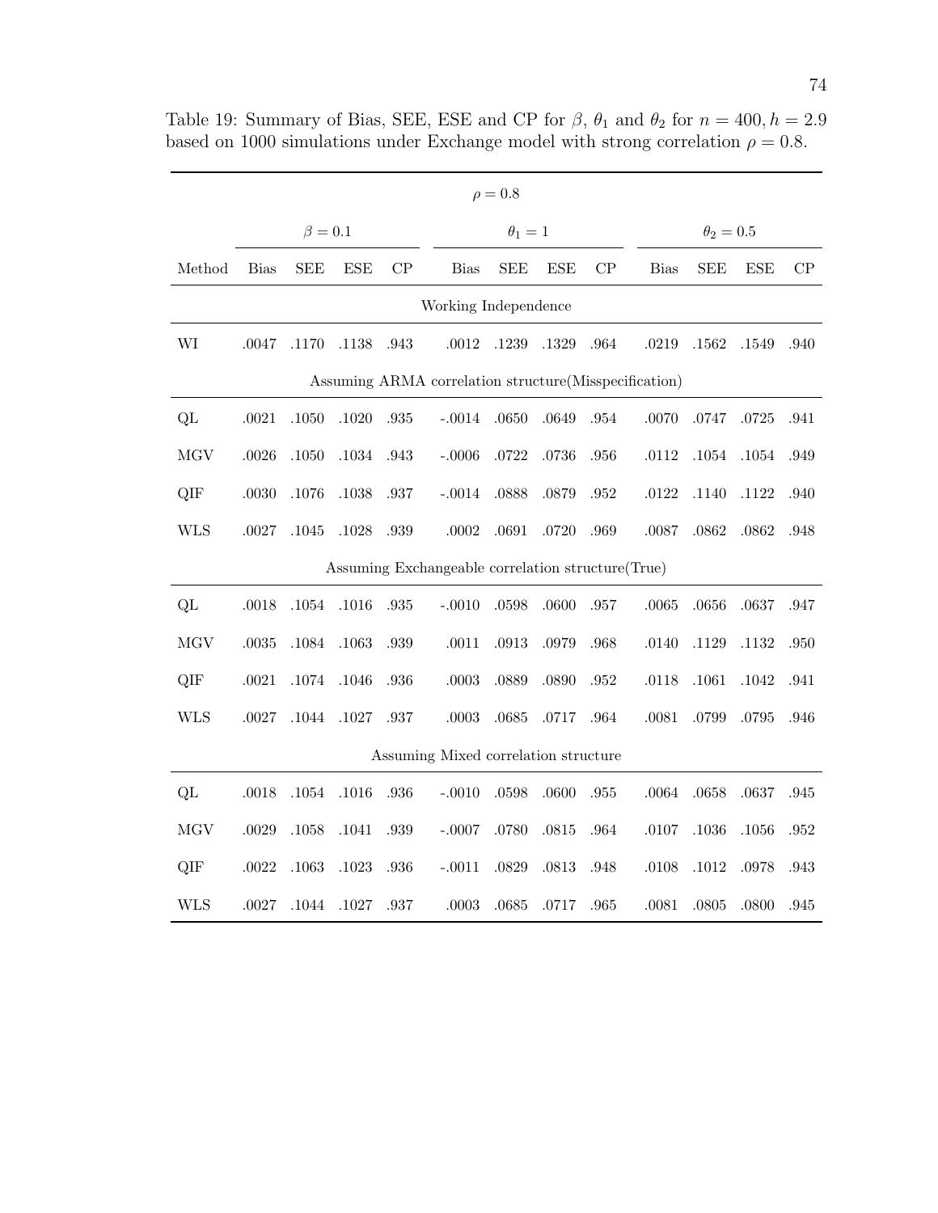Table 19: Summary of Bias, SEE, ESE and CP for $\beta$, $\theta_1$ and $\theta_2$ for $n = 400, h = 2.9$ based on 1000 simulations under Exchange model with strong correlation $\rho = 0.8$.

| | $\rho = 0.8$ | | | | | | | | | | | |
|---|---|---|---|---|---|---|---|---|---|---|---|---|
| | $\beta = 0.1$ | | | | $\theta_1 = 1$ | | | | $\theta_2 = 0.5$ | | | |
| Method | Bias | SEE | ESE | CP | Bias | SEE | ESE | CP | Bias | SEE | ESE | CP |
| **Working Independence** | | | | | | | | | | | | |
| WI | .0047 | .1170 | .1138 | .943 | .0012 | .1239 | .1329 | .964 | .0219 | .1562 | .1549 | .940 |
| **Assuming ARMA correlation structure(Misspecification)** | | | | | | | | | | | | |
| QL | .0021 | .1050 | .1020 | .935 | -.0014 | .0650 | .0649 | .954 | .0070 | .0747 | .0725 | .941 |
| MGV | .0026 | .1050 | .1034 | .943 | -.0006 | .0722 | .0736 | .956 | .0112 | .1054 | .1054 | .949 |
| QIF | .0030 | .1076 | .1038 | .937 | -.0014 | .0888 | .0879 | .952 | .0122 | .1140 | .1122 | .940 |
| WLS | .0027 | .1045 | .1028 | .939 | .0002 | .0691 | .0720 | .969 | .0087 | .0862 | .0862 | .948 |
| **Assuming Exchangeable correlation structure(True)** | | | | | | | | | | | | |
| QL | .0018 | .1054 | .1016 | .935 | -.0010 | .0598 | .0600 | .957 | .0065 | .0656 | .0637 | .947 |
| MGV | .0035 | .1084 | .1063 | .939 | .0011 | .0913 | .0979 | .968 | .0140 | .1129 | .1132 | .950 |
| QIF | .0021 | .1074 | .1046 | .936 | .0003 | .0889 | .0890 | .952 | .0118 | .1061 | .1042 | .941 |
| WLS | .0027 | .1044 | .1027 | .937 | .0003 | .0685 | .0717 | .964 | .0081 | .0799 | .0795 | .946 |
| **Assuming Mixed correlation structure** | | | | | | | | | | | | |
| QL | .0018 | .1054 | .1016 | .936 | -.0010 | .0598 | .0600 | .955 | .0064 | .0658 | .0637 | .945 |
| MGV | .0029 | .1058 | .1041 | .939 | -.0007 | .0780 | .0815 | .964 | .0107 | .1036 | .1056 | .952 |
| QIF | .0022 | .1063 | .1023 | .936 | -.0011 | .0829 | .0813 | .948 | .0108 | .1012 | .0978 | .943 |
| WLS | .0027 | .1044 | .1027 | .937 | .0003 | .0685 | .0717 | .965 | .0081 | .0805 | .0800 | .945 |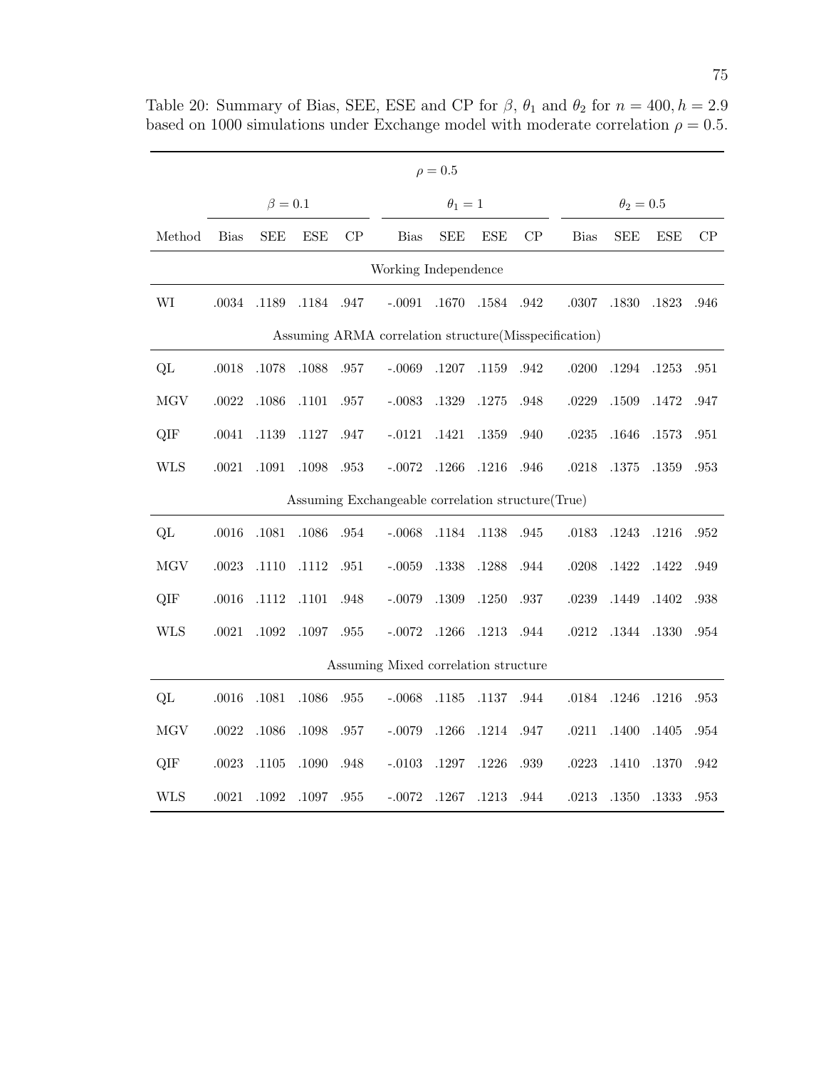Table 20: Summary of Bias, SEE, ESE and CP for $\beta$, $\theta_1$ and $\theta_2$ for $n = 400, h = 2.9$ based on 1000 simulations under Exchange model with moderate correlation $\rho = 0.5$.

| | $\rho = 0.5$ | | | | | | | | | | | |
|---|---|---|---|---|---|---|---|---|---|---|---|---|
| | $\beta = 0.1$ | | | | $\theta_1 = 1$ | | | | $\theta_2 = 0.5$ | | | |
| Method | Bias | SEE | ESE | CP | Bias | SEE | ESE | CP | Bias | SEE | ESE | CP |
| **Working Independence** | | | | | | | | | | | | |
| WI | .0034 | .1189 | .1184 | .947 | -.0091 | .1670 | .1584 | .942 | .0307 | .1830 | .1823 | .946 |
| **Assuming ARMA correlation structure(Misspecification)** | | | | | | | | | | | | |
| QL | .0018 | .1078 | .1088 | .957 | -.0069 | .1207 | .1159 | .942 | .0200 | .1294 | .1253 | .951 |
| MGV | .0022 | .1086 | .1101 | .957 | -.0083 | .1329 | .1275 | .948 | .0229 | .1509 | .1472 | .947 |
| QIF | .0041 | .1139 | .1127 | .947 | -.0121 | .1421 | .1359 | .940 | .0235 | .1646 | .1573 | .951 |
| WLS | .0021 | .1091 | .1098 | .953 | -.0072 | .1266 | .1216 | .946 | .0218 | .1375 | .1359 | .953 |
| **Assuming Exchangeable correlation structure(True)** | | | | | | | | | | | | |
| QL | .0016 | .1081 | .1086 | .954 | -.0068 | .1184 | .1138 | .945 | .0183 | .1243 | .1216 | .952 |
| MGV | .0023 | .1110 | .1112 | .951 | -.0059 | .1338 | .1288 | .944 | .0208 | .1422 | .1422 | .949 |
| QIF | .0016 | .1112 | .1101 | .948 | -.0079 | .1309 | .1250 | .937 | .0239 | .1449 | .1402 | .938 |
| WLS | .0021 | .1092 | .1097 | .955 | -.0072 | .1266 | .1213 | .944 | .0212 | .1344 | .1330 | .954 |
| **Assuming Mixed correlation structure** | | | | | | | | | | | | |
| QL | .0016 | .1081 | .1086 | .955 | -.0068 | .1185 | .1137 | .944 | .0184 | .1246 | .1216 | .953 |
| MGV | .0022 | .1086 | .1098 | .957 | -.0079 | .1266 | .1214 | .947 | .0211 | .1400 | .1405 | .954 |
| QIF | .0023 | .1105 | .1090 | .948 | -.0103 | .1297 | .1226 | .939 | .0223 | .1410 | .1370 | .942 |
| WLS | .0021 | .1092 | .1097 | .955 | -.0072 | .1267 | .1213 | .944 | .0213 | .1350 | .1333 | .953 |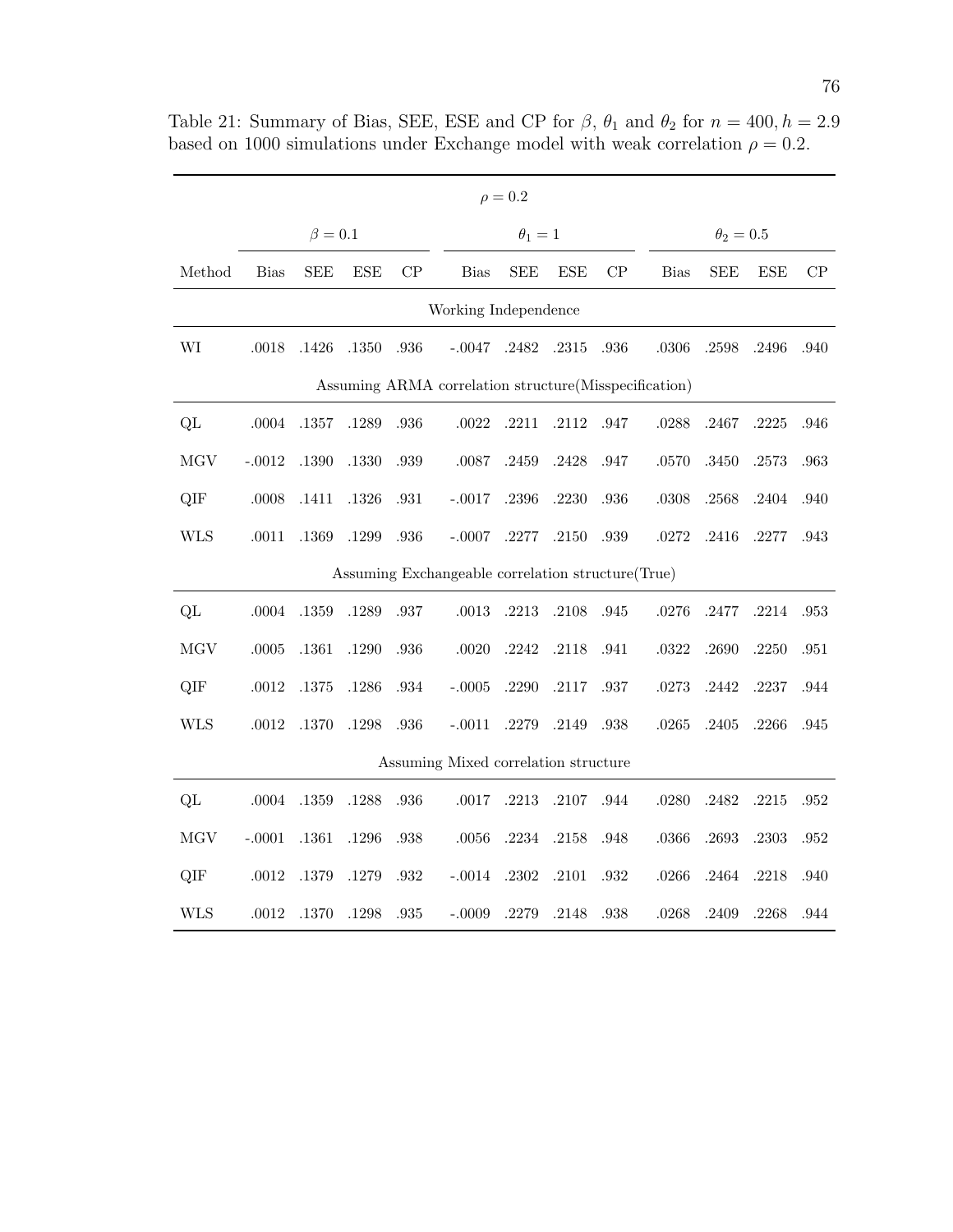Table 21: Summary of Bias, SEE, ESE and CP for $\beta$, $\theta_1$ and $\theta_2$ for $n = 400, h = 2.9$ based on 1000 simulations under Exchange model with weak correlation $\rho = 0.2$.

| | $\rho = 0.2$ | | | | | | | | | | | |
|---|---|---|---|---|---|---|---|---|---|---|---|---|
| | $\beta = 0.1$ | | | | $\theta_1 = 1$ | | | | $\theta_2 = 0.5$ | | | |
| Method | Bias | SEE | ESE | CP | Bias | SEE | ESE | CP | Bias | SEE | ESE | CP |
| Working Independence | | | | | | | | | | | | |
| WI | .0018 | .1426 | .1350 | .936 | -.0047 | .2482 | .2315 | .936 | .0306 | .2598 | .2496 | .940 |
| Assuming ARMA correlation structure(Misspecification) | | | | | | | | | | | | |
| QL | .0004 | .1357 | .1289 | .936 | .0022 | .2211 | .2112 | .947 | .0288 | .2467 | .2225 | .946 |
| MGV | -.0012 | .1390 | .1330 | .939 | .0087 | .2459 | .2428 | .947 | .0570 | .3450 | .2573 | .963 |
| QIF | .0008 | .1411 | .1326 | .931 | -.0017 | .2396 | .2230 | .936 | .0308 | .2568 | .2404 | .940 |
| WLS | .0011 | .1369 | .1299 | .936 | -.0007 | .2277 | .2150 | .939 | .0272 | .2416 | .2277 | .943 |
| Assuming Exchangeable correlation structure(True) | | | | | | | | | | | | |
| QL | .0004 | .1359 | .1289 | .937 | .0013 | .2213 | .2108 | .945 | .0276 | .2477 | .2214 | .953 |
| MGV | .0005 | .1361 | .1290 | .936 | .0020 | .2242 | .2118 | .941 | .0322 | .2690 | .2250 | .951 |
| QIF | .0012 | .1375 | .1286 | .934 | -.0005 | .2290 | .2117 | .937 | .0273 | .2442 | .2237 | .944 |
| WLS | .0012 | .1370 | .1298 | .936 | -.0011 | .2279 | .2149 | .938 | .0265 | .2405 | .2266 | .945 |
| Assuming Mixed correlation structure | | | | | | | | | | | | |
| QL | .0004 | .1359 | .1288 | .936 | .0017 | .2213 | .2107 | .944 | .0280 | .2482 | .2215 | .952 |
| MGV | -.0001 | .1361 | .1296 | .938 | .0056 | .2234 | .2158 | .948 | .0366 | .2693 | .2303 | .952 |
| QIF | .0012 | .1379 | .1279 | .932 | -.0014 | .2302 | .2101 | .932 | .0266 | .2464 | .2218 | .940 |
| WLS | .0012 | .1370 | .1298 | .935 | -.0009 | .2279 | .2148 | .938 | .0268 | .2409 | .2268 | .944 |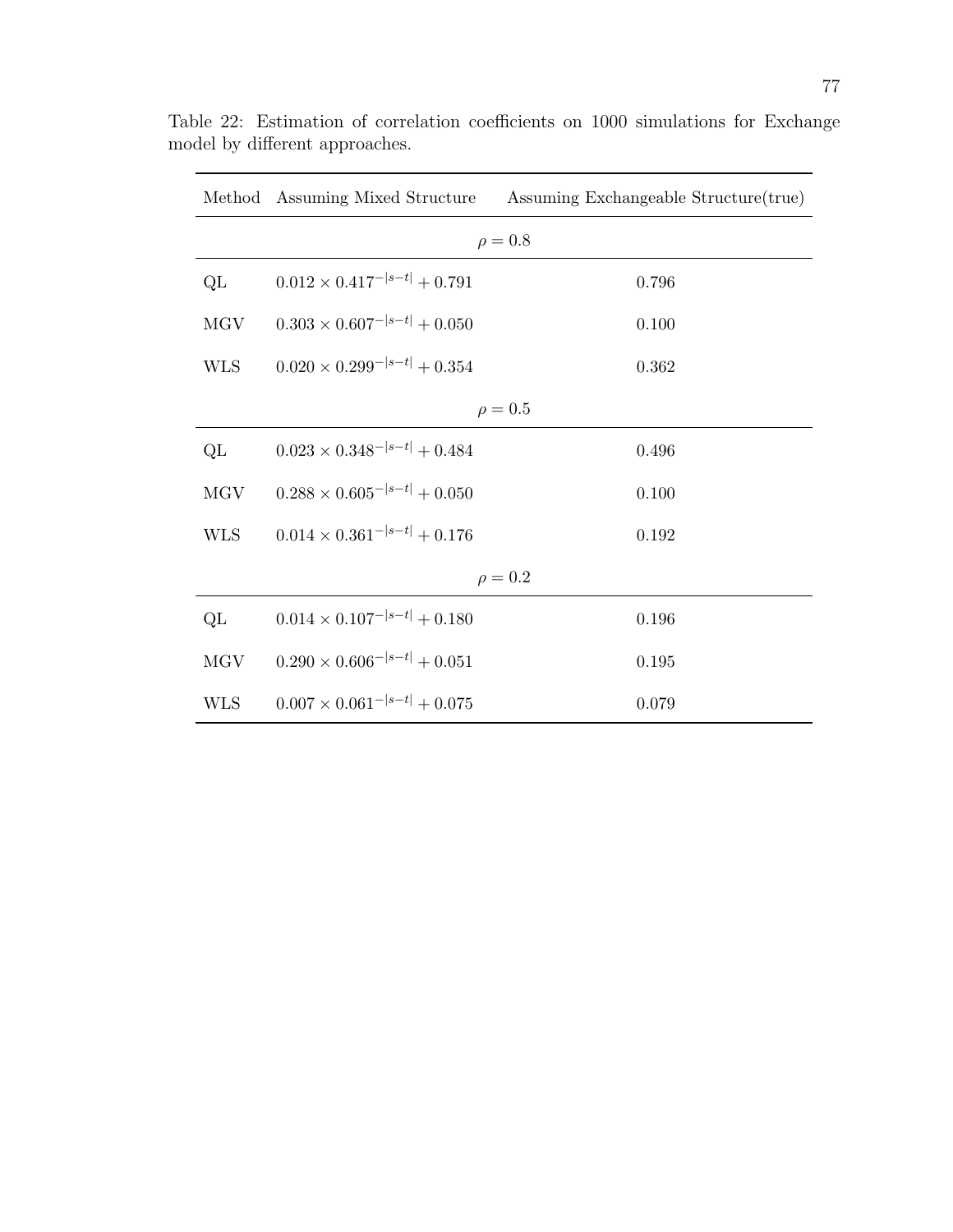Table 22: Estimation of correlation coefficients on 1000 simulations for Exchange model by different approaches.

| Method | Assuming Mixed Structure | Assuming Exchangeable Structure(true) |
|---|---|---|
| | $\rho = 0.8$ | |
| QL | $0.012 \times 0.417^{-\lvert s-t \rvert} + 0.791$ | 0.796 |
| MGV | $0.303 \times 0.607^{-\lvert s-t \rvert} + 0.050$ | 0.100 |
| WLS | $0.020 \times 0.299^{-\lvert s-t \rvert} + 0.354$ | 0.362 |
| | $\rho = 0.5$ | |
| QL | $0.023 \times 0.348^{-\lvert s-t \rvert} + 0.484$ | 0.496 |
| MGV | $0.288 \times 0.605^{-\lvert s-t \rvert} + 0.050$ | 0.100 |
| WLS | $0.014 \times 0.361^{-\lvert s-t \rvert} + 0.176$ | 0.192 |
| | $\rho = 0.2$ | |
| QL | $0.014 \times 0.107^{-\lvert s-t \rvert} + 0.180$ | 0.196 |
| MGV | $0.290 \times 0.606^{-\lvert s-t \rvert} + 0.051$ | 0.195 |
| WLS | $0.007 \times 0.061^{-\lvert s-t \rvert} + 0.075$ | 0.079 |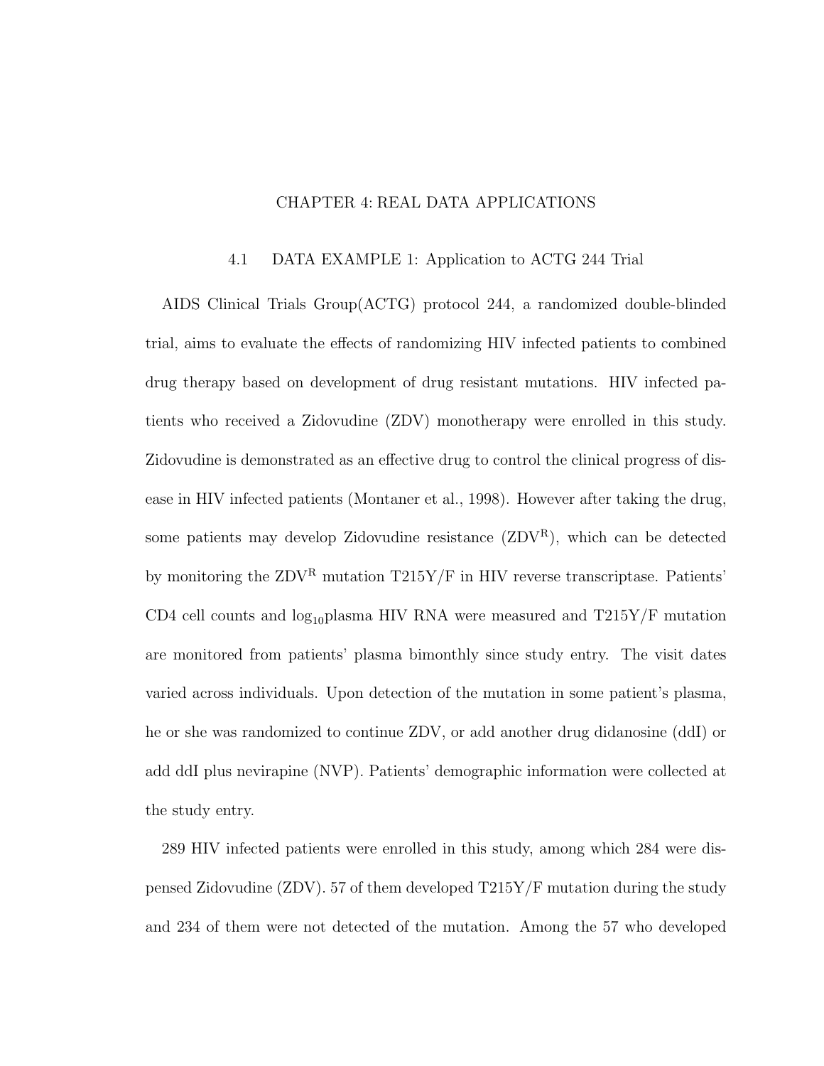# CHAPTER 4: REAL DATA APPLICATIONS

## 4.1 DATA EXAMPLE 1: Application to ACTG 244 Trial

AIDS Clinical Trials Group(ACTG) protocol 244, a randomized double-blinded trial, aims to evaluate the effects of randomizing HIV infected patients to combined drug therapy based on development of drug resistant mutations. HIV infected patients who received a Zidovudine (ZDV) monotherapy were enrolled in this study. Zidovudine is demonstrated as an effective drug to control the clinical progress of disease in HIV infected patients (Montaner et al., 1998). However after taking the drug, some patients may develop Zidovudine resistance ($\text{ZDV}^{\text{R}}$), which can be detected by monitoring the $\text{ZDV}^{\text{R}}$ mutation T215Y/F in HIV reverse transcriptase. Patients' CD4 cell counts and $\log_{10}$plasma HIV RNA were measured and T215Y/F mutation are monitored from patients' plasma bimonthly since study entry. The visit dates varied across individuals. Upon detection of the mutation in some patient's plasma, he or she was randomized to continue ZDV, or add another drug didanosine (ddI) or add ddI plus nevirapine (NVP). Patients' demographic information were collected at the study entry.

289 HIV infected patients were enrolled in this study, among which 284 were dispensed Zidovudine (ZDV). 57 of them developed T215Y/F mutation during the study and 234 of them were not detected of the mutation. Among the 57 who developed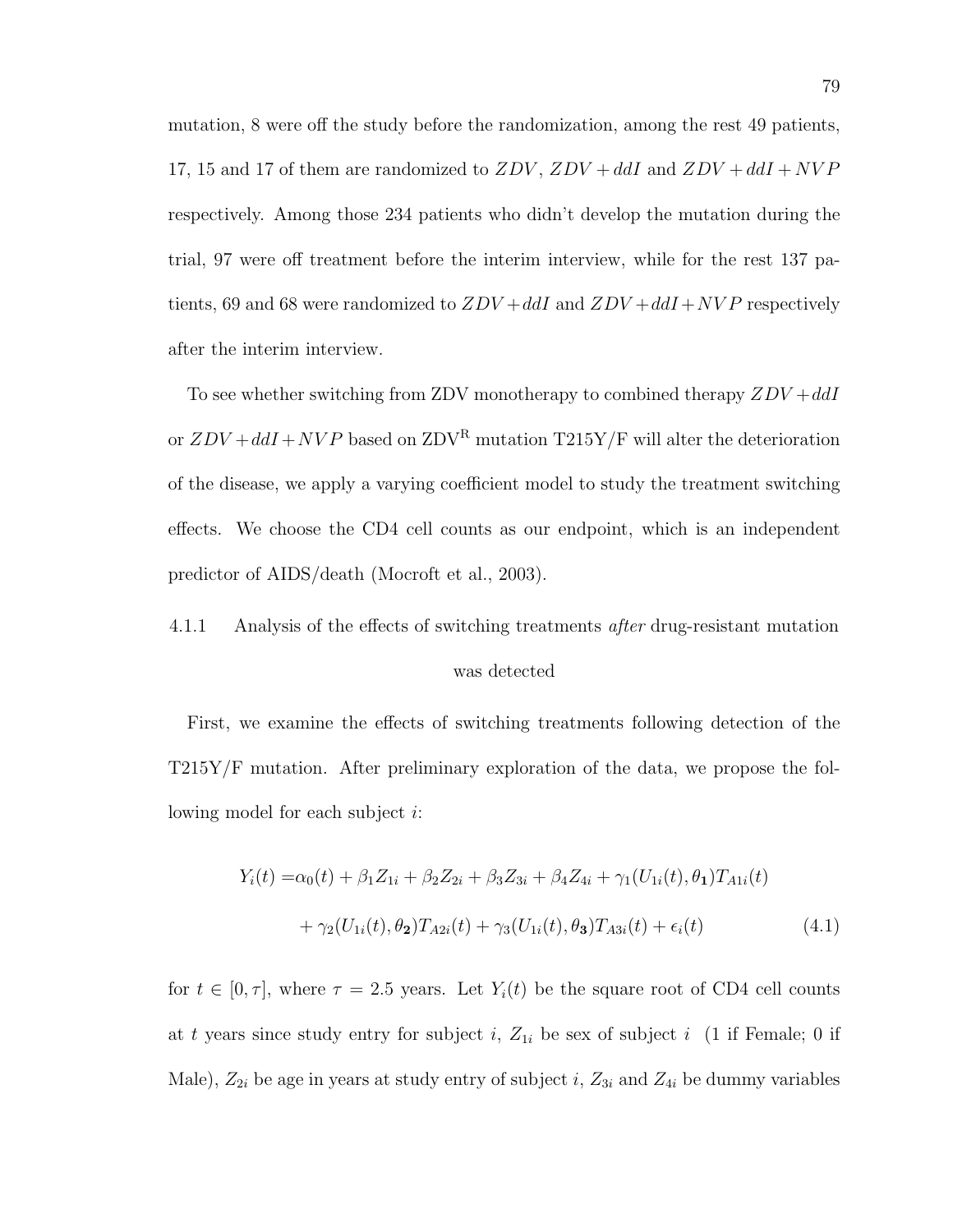mutation, 8 were off the study before the randomization, among the rest 49 patients, 17, 15 and 17 of them are randomized to $ZDV$, $ZDV + ddI$ and $ZDV + ddI + NVP$ respectively. Among those 234 patients who didn't develop the mutation during the trial, 97 were off treatment before the interim interview, while for the rest 137 patients, 69 and 68 were randomized to $ZDV + ddI$ and $ZDV + ddI + NVP$ respectively after the interim interview.

To see whether switching from ZDV monotherapy to combined therapy $ZDV + ddI$ or $ZDV + ddI + NVP$ based on ZDV$^{\mathrm{R}}$ mutation T215Y/F will alter the deterioration of the disease, we apply a varying coefficient model to study the treatment switching effects. We choose the CD4 cell counts as our endpoint, which is an independent predictor of AIDS/death (Mocroft et al., 2003).

### 4.1.1 Analysis of the effects of switching treatments *after* drug-resistant mutation was detected

First, we examine the effects of switching treatments following detection of the T215Y/F mutation. After preliminary exploration of the data, we propose the following model for each subject $i$:

$$
\begin{aligned}
Y_i(t) = &\alpha_0(t) + \beta_1 Z_{1i} + \beta_2 Z_{2i} + \beta_3 Z_{3i} + \beta_4 Z_{4i} + \gamma_1(U_{1i}(t), \boldsymbol{\theta_1}) T_{A1i}(t) \\
&+ \gamma_2(U_{1i}(t), \boldsymbol{\theta_2}) T_{A2i}(t) + \gamma_3(U_{1i}(t), \boldsymbol{\theta_3}) T_{A3i}(t) + \epsilon_i(t)
\end{aligned} \tag{4.1}
$$

for $t \in [0, \tau]$, where $\tau = 2.5$ years. Let $Y_i(t)$ be the square root of CD4 cell counts at $t$ years since study entry for subject $i$, $Z_{1i}$ be sex of subject $i$ (1 if Female; 0 if Male), $Z_{2i}$ be age in years at study entry of subject $i$, $Z_{3i}$ and $Z_{4i}$ be dummy variables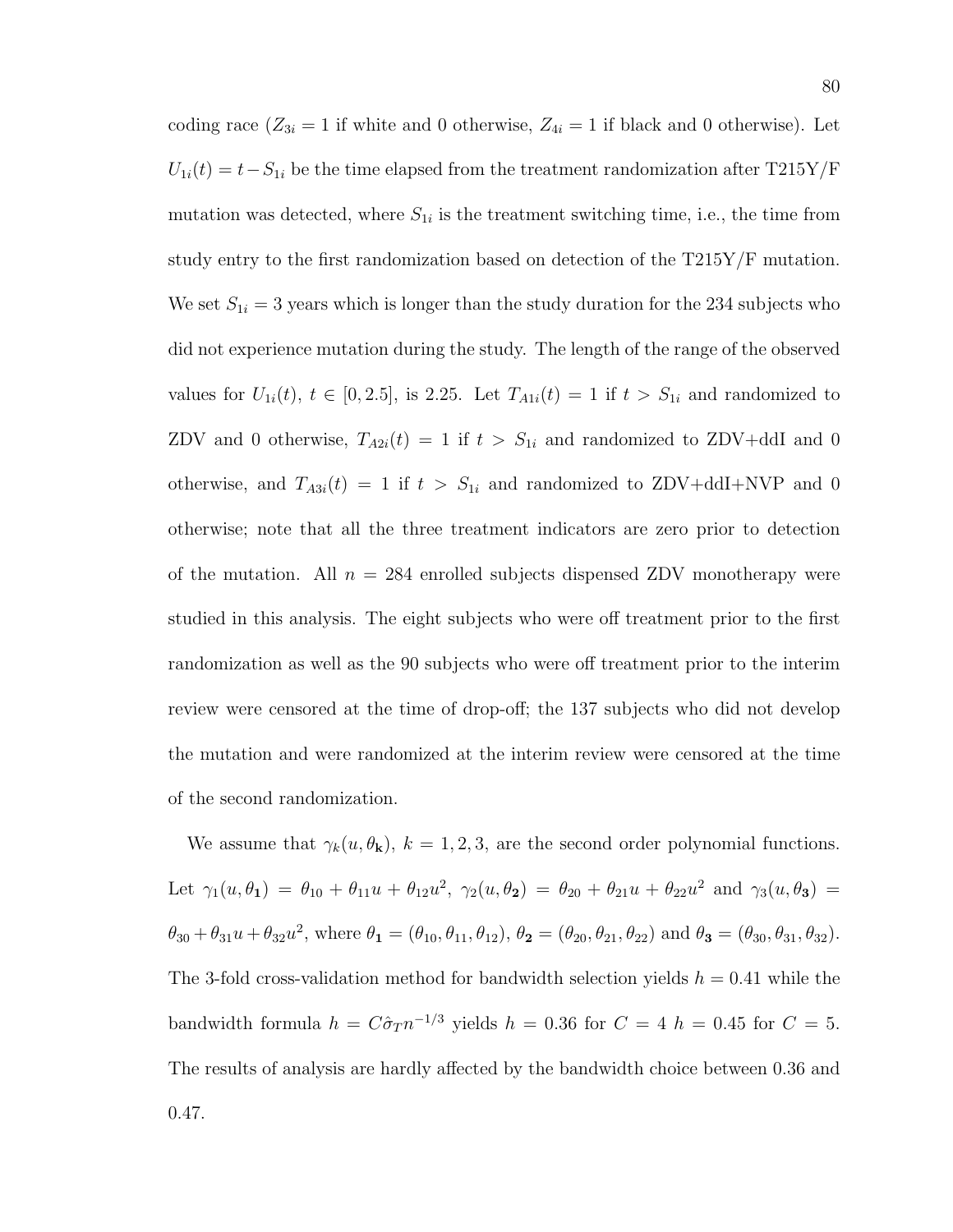coding race ($Z_{3i} = 1$ if white and 0 otherwise, $Z_{4i} = 1$ if black and 0 otherwise). Let $U_{1i}(t) = t - S_{1i}$ be the time elapsed from the treatment randomization after T215Y/F mutation was detected, where $S_{1i}$ is the treatment switching time, i.e., the time from study entry to the first randomization based on detection of the T215Y/F mutation. We set $S_{1i} = 3$ years which is longer than the study duration for the 234 subjects who did not experience mutation during the study. The length of the range of the observed values for $U_{1i}(t)$, $t \in [0, 2.5]$, is 2.25. Let $T_{A1i}(t) = 1$ if $t > S_{1i}$ and randomized to ZDV and 0 otherwise, $T_{A2i}(t) = 1$ if $t > S_{1i}$ and randomized to ZDV+ddI and 0 otherwise, and $T_{A3i}(t) = 1$ if $t > S_{1i}$ and randomized to ZDV+ddI+NVP and 0 otherwise; note that all the three treatment indicators are zero prior to detection of the mutation. All $n = 284$ enrolled subjects dispensed ZDV monotherapy were studied in this analysis. The eight subjects who were off treatment prior to the first randomization as well as the 90 subjects who were off treatment prior to the interim review were censored at the time of drop-off; the 137 subjects who did not develop the mutation and were randomized at the interim review were censored at the time of the second randomization.

We assume that $\gamma_k(u, \theta_{\mathbf{k}})$, $k = 1, 2, 3$, are the second order polynomial functions. Let $\gamma_1(u, \theta_{\mathbf{1}}) = \theta_{10} + \theta_{11}u + \theta_{12}u^2$, $\gamma_2(u, \theta_{\mathbf{2}}) = \theta_{20} + \theta_{21}u + \theta_{22}u^2$ and $\gamma_3(u, \theta_{\mathbf{3}}) = \theta_{30} + \theta_{31}u + \theta_{32}u^2$, where $\theta_{\mathbf{1}} = (\theta_{10}, \theta_{11}, \theta_{12})$, $\theta_{\mathbf{2}} = (\theta_{20}, \theta_{21}, \theta_{22})$ and $\theta_{\mathbf{3}} = (\theta_{30}, \theta_{31}, \theta_{32})$. The 3-fold cross-validation method for bandwidth selection yields $h = 0.41$ while the bandwidth formula $h = C\hat{\sigma}_T n^{-1/3}$ yields $h = 0.36$ for $C = 4$ $h = 0.45$ for $C = 5$. The results of analysis are hardly affected by the bandwidth choice between 0.36 and 0.47.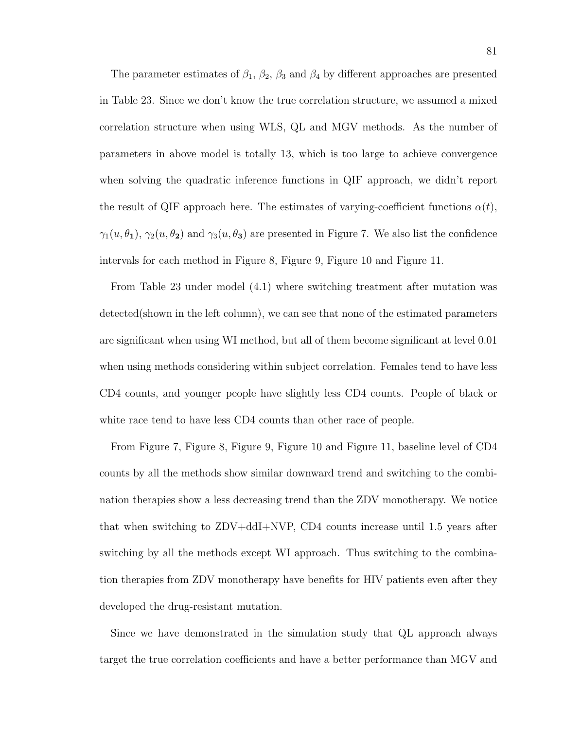The parameter estimates of $\beta_1$, $\beta_2$, $\beta_3$ and $\beta_4$ by different approaches are presented in Table 23. Since we don't know the true correlation structure, we assumed a mixed correlation structure when using WLS, QL and MGV methods. As the number of parameters in above model is totally 13, which is too large to achieve convergence when solving the quadratic inference functions in QIF approach, we didn't report the result of QIF approach here. The estimates of varying-coefficient functions $\alpha(t)$, $\gamma_1(u, \boldsymbol{\theta_1})$, $\gamma_2(u, \boldsymbol{\theta_2})$ and $\gamma_3(u, \boldsymbol{\theta_3})$ are presented in Figure 7. We also list the confidence intervals for each method in Figure 8, Figure 9, Figure 10 and Figure 11.

From Table 23 under model (4.1) where switching treatment after mutation was detected(shown in the left column), we can see that none of the estimated parameters are significant when using WI method, but all of them become significant at level 0.01 when using methods considering within subject correlation. Females tend to have less CD4 counts, and younger people have slightly less CD4 counts. People of black or white race tend to have less CD4 counts than other race of people.

From Figure 7, Figure 8, Figure 9, Figure 10 and Figure 11, baseline level of CD4 counts by all the methods show similar downward trend and switching to the combination therapies show a less decreasing trend than the ZDV monotherapy. We notice that when switching to ZDV+ddI+NVP, CD4 counts increase until 1.5 years after switching by all the methods except WI approach. Thus switching to the combination therapies from ZDV monotherapy have benefits for HIV patients even after they developed the drug-resistant mutation.

Since we have demonstrated in the simulation study that QL approach always target the true correlation coefficients and have a better performance than MGV and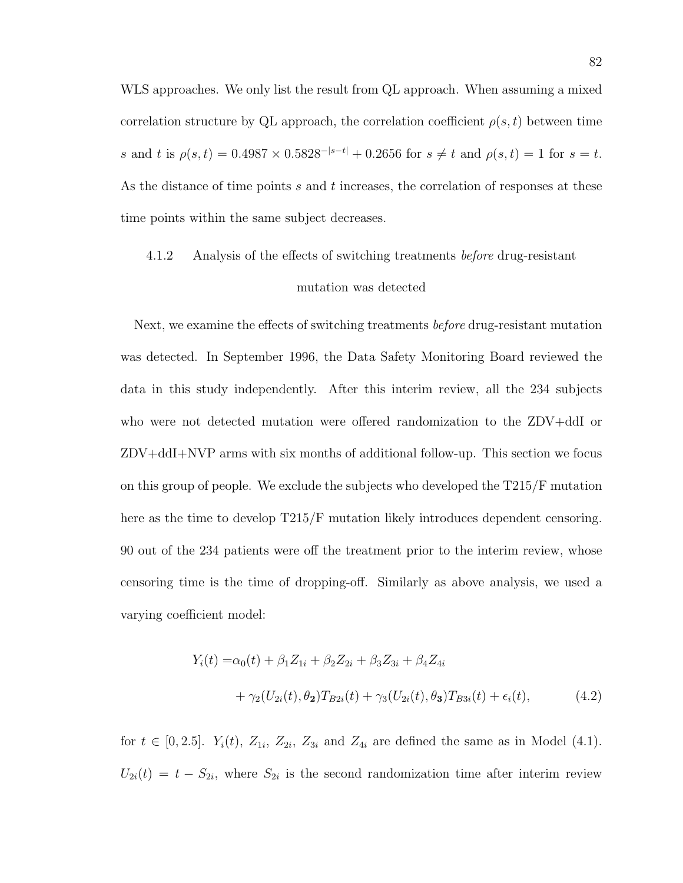WLS approaches. We only list the result from QL approach. When assuming a mixed correlation structure by QL approach, the correlation coefficient $\rho(s,t)$ between time $s$ and $t$ is $\rho(s,t) = 0.4987 \times 0.5828^{-|s-t|} + 0.2656$ for $s \neq t$ and $\rho(s,t) = 1$ for $s = t$. As the distance of time points $s$ and $t$ increases, the correlation of responses at these time points within the same subject decreases.

### 4.1.2 Analysis of the effects of switching treatments *before* drug-resistant mutation was detected

Next, we examine the effects of switching treatments *before* drug-resistant mutation was detected. In September 1996, the Data Safety Monitoring Board reviewed the data in this study independently. After this interim review, all the 234 subjects who were not detected mutation were offered randomization to the ZDV+ddI or ZDV+ddI+NVP arms with six months of additional follow-up. This section we focus on this group of people. We exclude the subjects who developed the T215/F mutation here as the time to develop T215/F mutation likely introduces dependent censoring. 90 out of the 234 patients were off the treatment prior to the interim review, whose censoring time is the time of dropping-off. Similarly as above analysis, we used a varying coefficient model:

$$
\begin{aligned}
Y_i(t) =& \alpha_0(t) + \beta_1 Z_{1i} + \beta_2 Z_{2i} + \beta_3 Z_{3i} + \beta_4 Z_{4i} \\
&+ \gamma_2(U_{2i}(t), \boldsymbol{\theta_2}) T_{B2i}(t) + \gamma_3(U_{2i}(t), \boldsymbol{\theta_3}) T_{B3i}(t) + \epsilon_i(t),
\end{aligned}
\tag{4.2}
$$

for $t \in [0, 2.5]$. $Y_i(t)$, $Z_{1i}$, $Z_{2i}$, $Z_{3i}$ and $Z_{4i}$ are defined the same as in Model (4.1). $U_{2i}(t) = t - S_{2i}$, where $S_{2i}$ is the second randomization time after interim review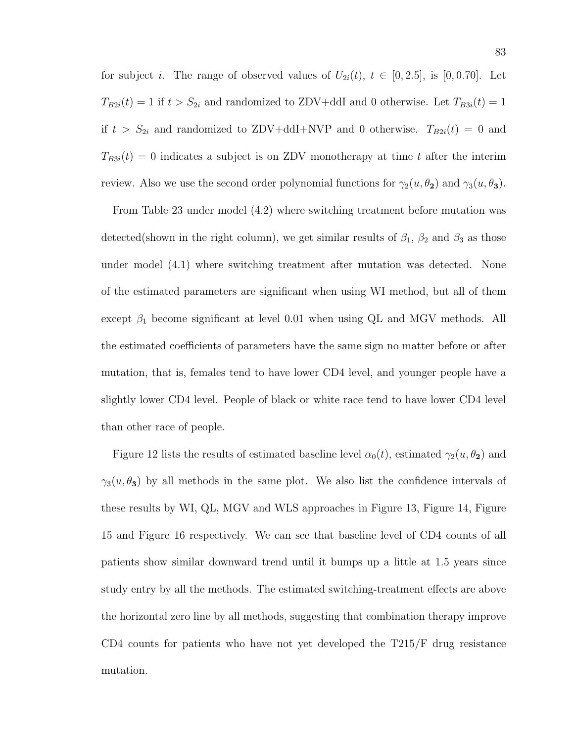for subject $i$. The range of observed values of $U_{2i}(t)$, $t \in [0, 2.5]$, is $[0, 0.70]$. Let $T_{B2i}(t) = 1$ if $t > S_{2i}$ and randomized to ZDV+ddI and 0 otherwise. Let $T_{B3i}(t) = 1$ if $t > S_{2i}$ and randomized to ZDV+ddI+NVP and 0 otherwise. $T_{B2i}(t) = 0$ and $T_{B3i}(t) = 0$ indicates a subject is on ZDV monotherapy at time $t$ after the interim review. Also we use the second order polynomial functions for $\gamma_2(u, \boldsymbol{\theta_2})$ and $\gamma_3(u, \boldsymbol{\theta_3})$.

From Table 23 under model (4.2) where switching treatment before mutation was detected(shown in the right column), we get similar results of $\beta_1$, $\beta_2$ and $\beta_3$ as those under model (4.1) where switching treatment after mutation was detected. None of the estimated parameters are significant when using WI method, but all of them except $\beta_1$ become significant at level 0.01 when using QL and MGV methods. All the estimated coefficients of parameters have the same sign no matter before or after mutation, that is, females tend to have lower CD4 level, and younger people have a slightly lower CD4 level. People of black or white race tend to have lower CD4 level than other race of people.

Figure 12 lists the results of estimated baseline level $\alpha_0(t)$, estimated $\gamma_2(u, \boldsymbol{\theta_2})$ and $\gamma_3(u, \boldsymbol{\theta_3})$ by all methods in the same plot. We also list the confidence intervals of these results by WI, QL, MGV and WLS approaches in Figure 13, Figure 14, Figure 15 and Figure 16 respectively. We can see that baseline level of CD4 counts of all patients show similar downward trend until it bumps up a little at 1.5 years since study entry by all the methods. The estimated switching-treatment effects are above the horizontal zero line by all methods, suggesting that combination therapy improve CD4 counts for patients who have not yet developed the T215/F drug resistance mutation.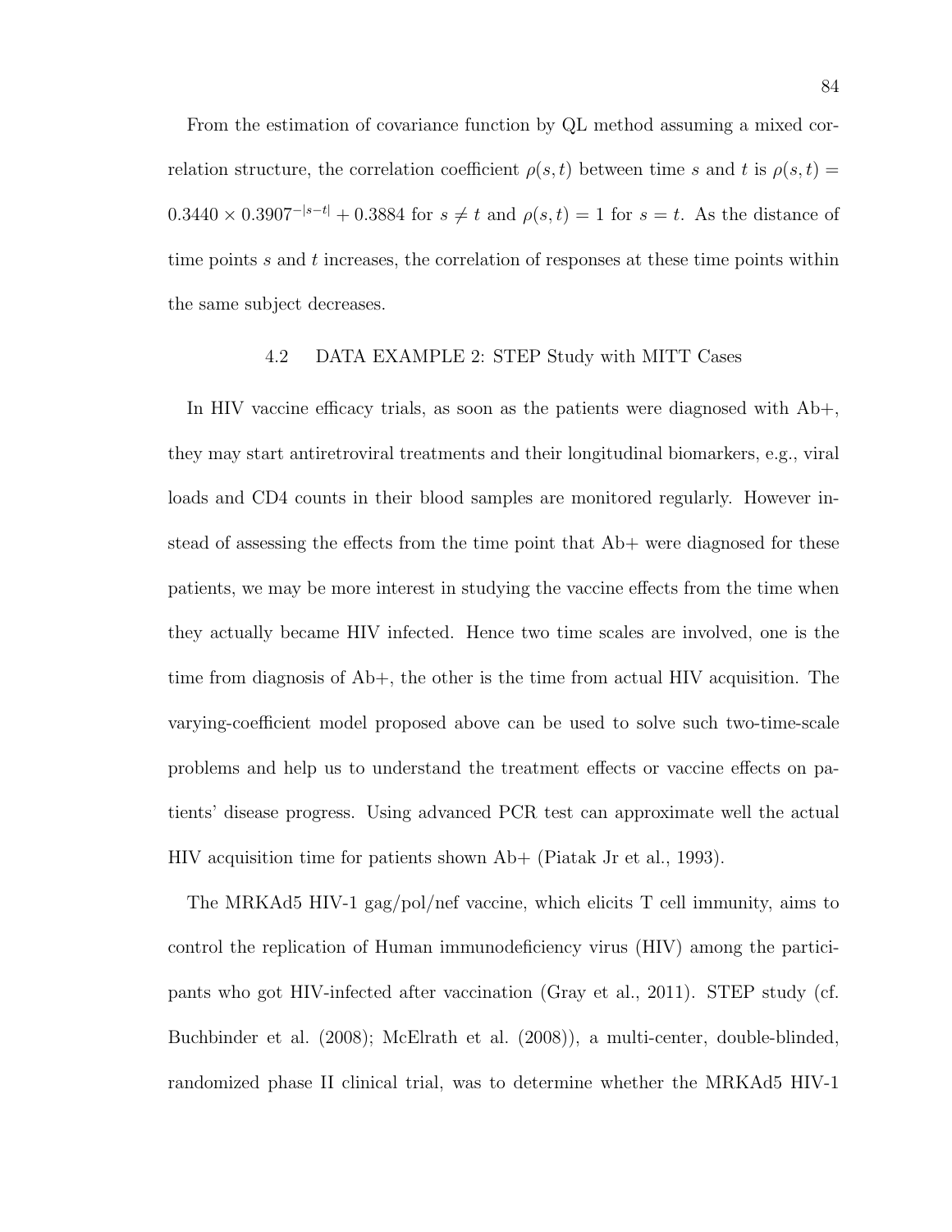From the estimation of covariance function by QL method assuming a mixed correlation structure, the correlation coefficient $\rho(s,t)$ between time $s$ and $t$ is $\rho(s,t) = 0.3440 \times 0.3907^{-|s-t|} + 0.3884$ for $s \neq t$ and $\rho(s,t) = 1$ for $s = t$. As the distance of time points $s$ and $t$ increases, the correlation of responses at these time points within the same subject decreases.

## 4.2 DATA EXAMPLE 2: STEP Study with MITT Cases

In HIV vaccine efficacy trials, as soon as the patients were diagnosed with Ab+, they may start antiretroviral treatments and their longitudinal biomarkers, e.g., viral loads and CD4 counts in their blood samples are monitored regularly. However instead of assessing the effects from the time point that Ab+ were diagnosed for these patients, we may be more interest in studying the vaccine effects from the time when they actually became HIV infected. Hence two time scales are involved, one is the time from diagnosis of Ab+, the other is the time from actual HIV acquisition. The varying-coefficient model proposed above can be used to solve such two-time-scale problems and help us to understand the treatment effects or vaccine effects on patients' disease progress. Using advanced PCR test can approximate well the actual HIV acquisition time for patients shown Ab+ (Piatak Jr et al., 1993).

The MRKAd5 HIV-1 gag/pol/nef vaccine, which elicits T cell immunity, aims to control the replication of Human immunodeficiency virus (HIV) among the participants who got HIV-infected after vaccination (Gray et al., 2011). STEP study (cf. Buchbinder et al. (2008); McElrath et al. (2008)), a multi-center, double-blinded, randomized phase II clinical trial, was to determine whether the MRKAd5 HIV-1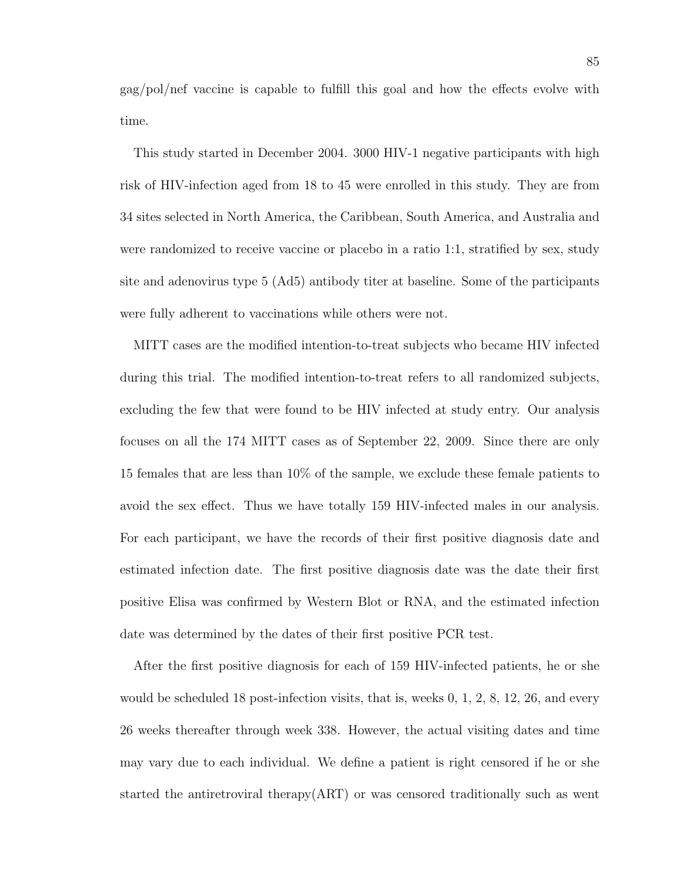gag/pol/nef vaccine is capable to fulfill this goal and how the effects evolve with time.

This study started in December 2004. 3000 HIV-1 negative participants with high risk of HIV-infection aged from 18 to 45 were enrolled in this study. They are from 34 sites selected in North America, the Caribbean, South America, and Australia and were randomized to receive vaccine or placebo in a ratio 1:1, stratified by sex, study site and adenovirus type 5 (Ad5) antibody titer at baseline. Some of the participants were fully adherent to vaccinations while others were not.

MITT cases are the modified intention-to-treat subjects who became HIV infected during this trial. The modified intention-to-treat refers to all randomized subjects, excluding the few that were found to be HIV infected at study entry. Our analysis focuses on all the 174 MITT cases as of September 22, 2009. Since there are only 15 females that are less than 10% of the sample, we exclude these female patients to avoid the sex effect. Thus we have totally 159 HIV-infected males in our analysis. For each participant, we have the records of their first positive diagnosis date and estimated infection date. The first positive diagnosis date was the date their first positive Elisa was confirmed by Western Blot or RNA, and the estimated infection date was determined by the dates of their first positive PCR test.

After the first positive diagnosis for each of 159 HIV-infected patients, he or she would be scheduled 18 post-infection visits, that is, weeks 0, 1, 2, 8, 12, 26, and every 26 weeks thereafter through week 338. However, the actual visiting dates and time may vary due to each individual. We define a patient is right censored if he or she started the antiretroviral therapy(ART) or was censored traditionally such as went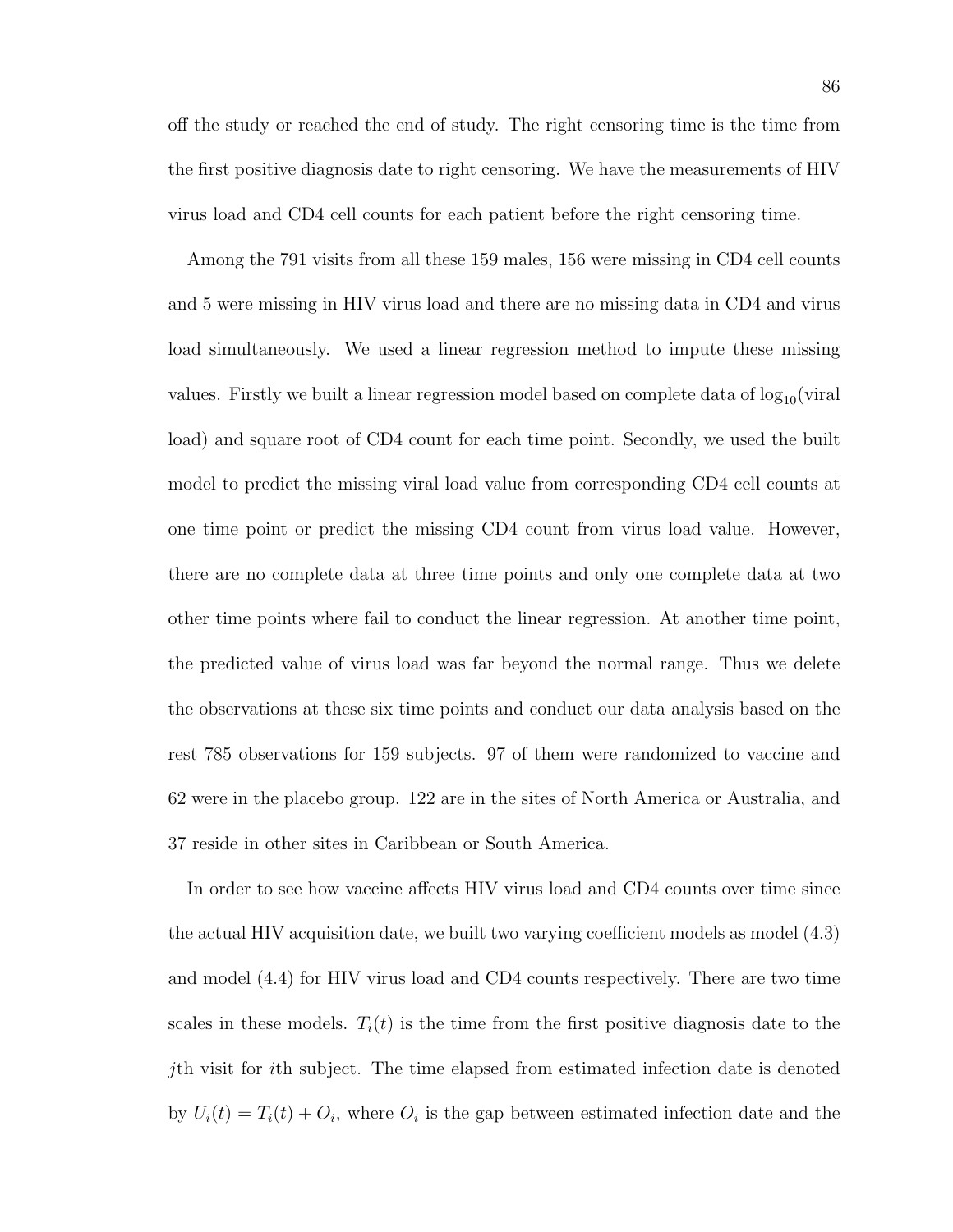off the study or reached the end of study. The right censoring time is the time from the first positive diagnosis date to right censoring. We have the measurements of HIV virus load and CD4 cell counts for each patient before the right censoring time.

Among the 791 visits from all these 159 males, 156 were missing in CD4 cell counts and 5 were missing in HIV virus load and there are no missing data in CD4 and virus load simultaneously. We used a linear regression method to impute these missing values. Firstly we built a linear regression model based on complete data of $\log_{10}$(viral load) and square root of CD4 count for each time point. Secondly, we used the built model to predict the missing viral load value from corresponding CD4 cell counts at one time point or predict the missing CD4 count from virus load value. However, there are no complete data at three time points and only one complete data at two other time points where fail to conduct the linear regression. At another time point, the predicted value of virus load was far beyond the normal range. Thus we delete the observations at these six time points and conduct our data analysis based on the rest 785 observations for 159 subjects. 97 of them were randomized to vaccine and 62 were in the placebo group. 122 are in the sites of North America or Australia, and 37 reside in other sites in Caribbean or South America.

In order to see how vaccine affects HIV virus load and CD4 counts over time since the actual HIV acquisition date, we built two varying coefficient models as model (4.3) and model (4.4) for HIV virus load and CD4 counts respectively. There are two time scales in these models. $T_i(t)$ is the time from the first positive diagnosis date to the $j$th visit for $i$th subject. The time elapsed from estimated infection date is denoted by $U_i(t) = T_i(t) + O_i$, where $O_i$ is the gap between estimated infection date and the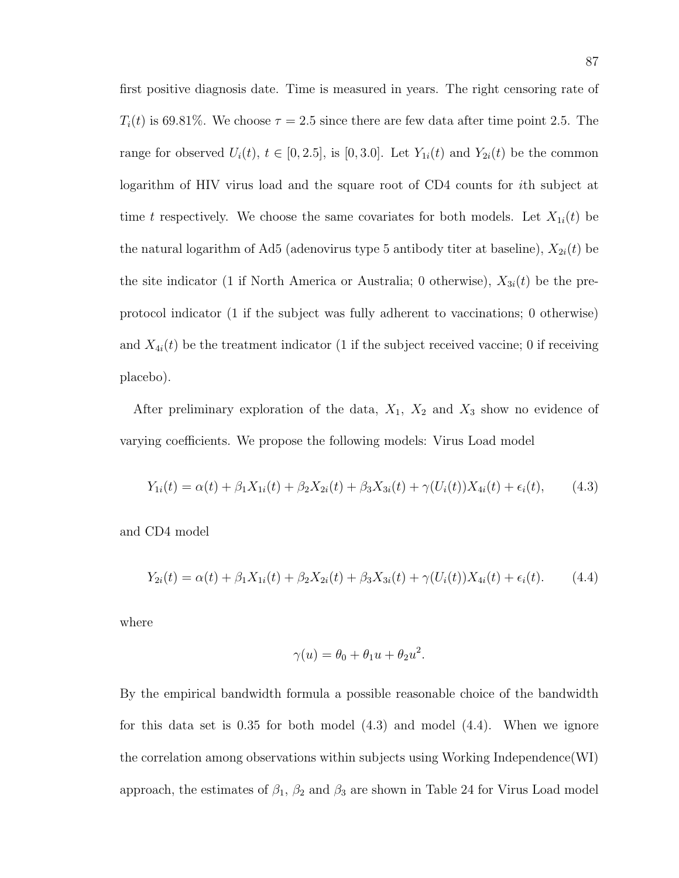first positive diagnosis date. Time is measured in years. The right censoring rate of $T_i(t)$ is 69.81%. We choose $\tau = 2.5$ since there are few data after time point 2.5. The range for observed $U_i(t)$, $t \in [0, 2.5]$, is $[0, 3.0]$. Let $Y_{1i}(t)$ and $Y_{2i}(t)$ be the common logarithm of HIV virus load and the square root of CD4 counts for $i$th subject at time $t$ respectively. We choose the same covariates for both models. Let $X_{1i}(t)$ be the natural logarithm of Ad5 (adenovirus type 5 antibody titer at baseline), $X_{2i}(t)$ be the site indicator (1 if North America or Australia; 0 otherwise), $X_{3i}(t)$ be the pre-protocol indicator (1 if the subject was fully adherent to vaccinations; 0 otherwise) and $X_{4i}(t)$ be the treatment indicator (1 if the subject received vaccine; 0 if receiving placebo).

After preliminary exploration of the data, $X_1$, $X_2$ and $X_3$ show no evidence of varying coefficients. We propose the following models: Virus Load model

$$Y_{1i}(t) = \alpha(t) + \beta_1 X_{1i}(t) + \beta_2 X_{2i}(t) + \beta_3 X_{3i}(t) + \gamma(U_i(t)) X_{4i}(t) + \epsilon_i(t), \qquad (4.3)$$

and CD4 model

$$Y_{2i}(t) = \alpha(t) + \beta_1 X_{1i}(t) + \beta_2 X_{2i}(t) + \beta_3 X_{3i}(t) + \gamma(U_i(t)) X_{4i}(t) + \epsilon_i(t). \qquad (4.4)$$

where

$$\gamma(u) = \theta_0 + \theta_1 u + \theta_2 u^2.$$

By the empirical bandwidth formula a possible reasonable choice of the bandwidth for this data set is 0.35 for both model (4.3) and model (4.4). When we ignore the correlation among observations within subjects using Working Independence(WI) approach, the estimates of $\beta_1$, $\beta_2$ and $\beta_3$ are shown in Table 24 for Virus Load model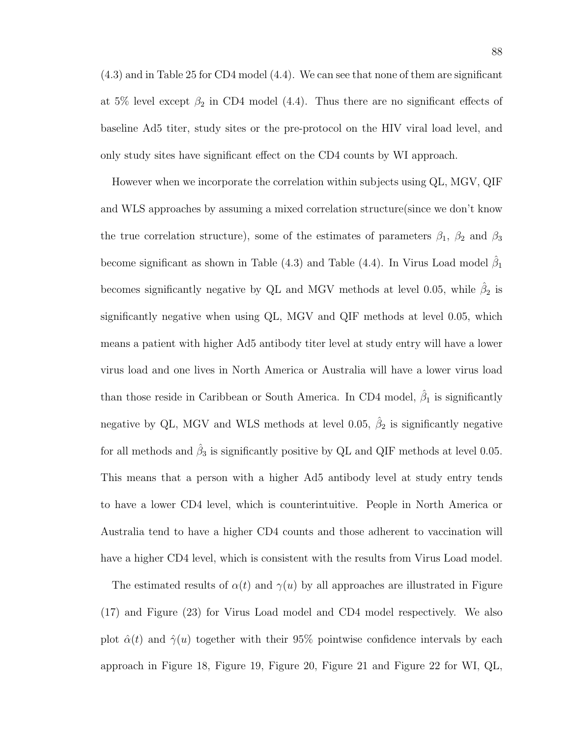(4.3) and in Table 25 for CD4 model (4.4). We can see that none of them are significant at 5% level except $\beta_2$ in CD4 model (4.4). Thus there are no significant effects of baseline Ad5 titer, study sites or the pre-protocol on the HIV viral load level, and only study sites have significant effect on the CD4 counts by WI approach.

However when we incorporate the correlation within subjects using QL, MGV, QIF and WLS approaches by assuming a mixed correlation structure(since we don't know the true correlation structure), some of the estimates of parameters $\beta_1$, $\beta_2$ and $\beta_3$ become significant as shown in Table (4.3) and Table (4.4). In Virus Load model $\hat{\beta}_1$ becomes significantly negative by QL and MGV methods at level 0.05, while $\hat{\beta}_2$ is significantly negative when using QL, MGV and QIF methods at level 0.05, which means a patient with higher Ad5 antibody titer level at study entry will have a lower virus load and one lives in North America or Australia will have a lower virus load than those reside in Caribbean or South America. In CD4 model, $\hat{\beta}_1$ is significantly negative by QL, MGV and WLS methods at level 0.05, $\hat{\beta}_2$ is significantly negative for all methods and $\hat{\beta}_3$ is significantly positive by QL and QIF methods at level 0.05. This means that a person with a higher Ad5 antibody level at study entry tends to have a lower CD4 level, which is counterintuitive. People in North America or Australia tend to have a higher CD4 counts and those adherent to vaccination will have a higher CD4 level, which is consistent with the results from Virus Load model.

The estimated results of $\alpha(t)$ and $\gamma(u)$ by all approaches are illustrated in Figure (17) and Figure (23) for Virus Load model and CD4 model respectively. We also plot $\hat{\alpha}(t)$ and $\hat{\gamma}(u)$ together with their 95% pointwise confidence intervals by each approach in Figure 18, Figure 19, Figure 20, Figure 21 and Figure 22 for WI, QL,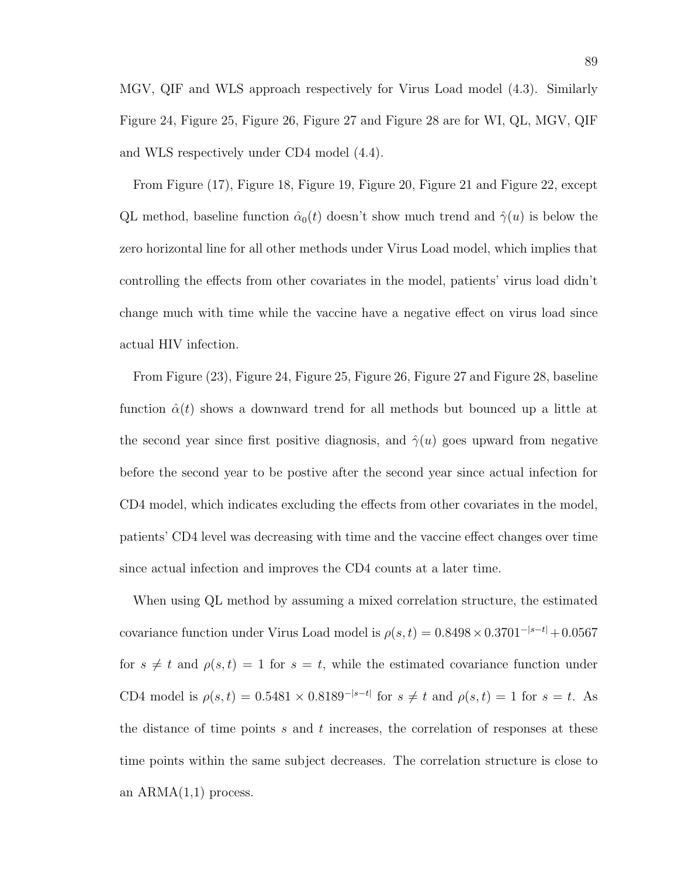MGV, QIF and WLS approach respectively for Virus Load model (4.3). Similarly Figure 24, Figure 25, Figure 26, Figure 27 and Figure 28 are for WI, QL, MGV, QIF and WLS respectively under CD4 model (4.4).

From Figure (17), Figure 18, Figure 19, Figure 20, Figure 21 and Figure 22, except QL method, baseline function $\hat{\alpha}_0(t)$ doesn't show much trend and $\hat{\gamma}(u)$ is below the zero horizontal line for all other methods under Virus Load model, which implies that controlling the effects from other covariates in the model, patients' virus load didn't change much with time while the vaccine have a negative effect on virus load since actual HIV infection.

From Figure (23), Figure 24, Figure 25, Figure 26, Figure 27 and Figure 28, baseline function $\hat{\alpha}(t)$ shows a downward trend for all methods but bounced up a little at the second year since first positive diagnosis, and $\hat{\gamma}(u)$ goes upward from negative before the second year to be postive after the second year since actual infection for CD4 model, which indicates excluding the effects from other covariates in the model, patients' CD4 level was decreasing with time and the vaccine effect changes over time since actual infection and improves the CD4 counts at a later time.

When using QL method by assuming a mixed correlation structure, the estimated covariance function under Virus Load model is $\rho(s,t) = 0.8498 \times 0.3701^{-|s-t|} + 0.0567$ for $s \neq t$ and $\rho(s,t) = 1$ for $s = t$, while the estimated covariance function under CD4 model is $\rho(s,t) = 0.5481 \times 0.8189^{-|s-t|}$ for $s \neq t$ and $\rho(s,t) = 1$ for $s = t$. As the distance of time points $s$ and $t$ increases, the correlation of responses at these time points within the same subject decreases. The correlation structure is close to an ARMA(1,1) process.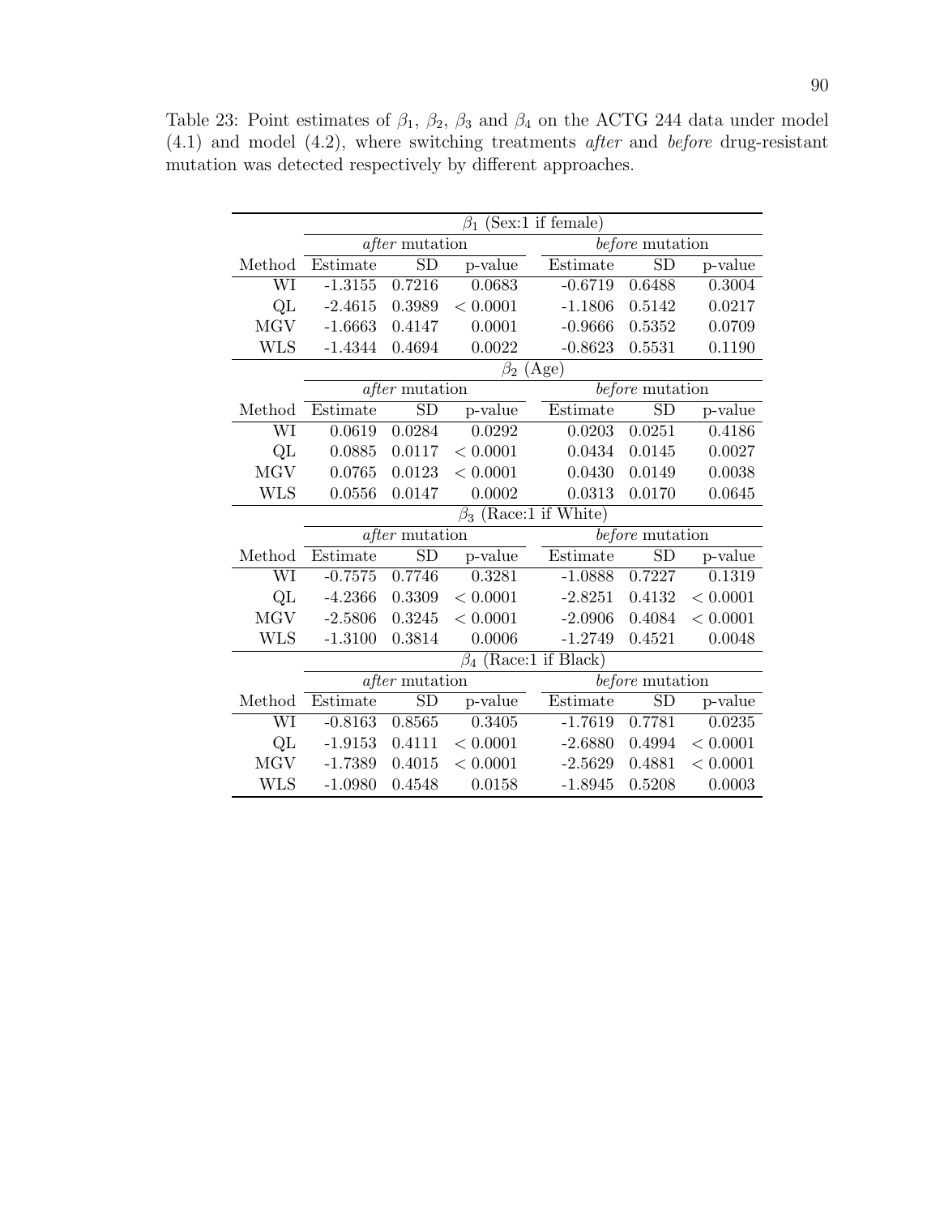Table 23: Point estimates of $\beta_1$, $\beta_2$, $\beta_3$ and $\beta_4$ on the ACTG 244 data under model (4.1) and model (4.2), where switching treatments *after* and *before* drug-resistant mutation was detected respectively by different approaches.

| | $\beta_1$ (Sex:1 if female) | | | | | |
|---|---|---|---|---|---|---|
| | *after* mutation | | | *before* mutation | | |
| Method | Estimate | SD | p-value | Estimate | SD | p-value |
| WI | -1.3155 | 0.7216 | 0.0683 | -0.6719 | 0.6488 | 0.3004 |
| QL | -2.4615 | 0.3989 | < 0.0001 | -1.1806 | 0.5142 | 0.0217 |
| MGV | -1.6663 | 0.4147 | 0.0001 | -0.9666 | 0.5352 | 0.0709 |
| WLS | -1.4344 | 0.4694 | 0.0022 | -0.8623 | 0.5531 | 0.1190 |
| | $\beta_2$ (Age) | | | | | |
| | *after* mutation | | | *before* mutation | | |
| Method | Estimate | SD | p-value | Estimate | SD | p-value |
| WI | 0.0619 | 0.0284 | 0.0292 | 0.0203 | 0.0251 | 0.4186 |
| QL | 0.0885 | 0.0117 | < 0.0001 | 0.0434 | 0.0145 | 0.0027 |
| MGV | 0.0765 | 0.0123 | < 0.0001 | 0.0430 | 0.0149 | 0.0038 |
| WLS | 0.0556 | 0.0147 | 0.0002 | 0.0313 | 0.0170 | 0.0645 |
| | $\beta_3$ (Race:1 if White) | | | | | |
| | *after* mutation | | | *before* mutation | | |
| Method | Estimate | SD | p-value | Estimate | SD | p-value |
| WI | -0.7575 | 0.7746 | 0.3281 | -1.0888 | 0.7227 | 0.1319 |
| QL | -4.2366 | 0.3309 | < 0.0001 | -2.8251 | 0.4132 | < 0.0001 |
| MGV | -2.5806 | 0.3245 | < 0.0001 | -2.0906 | 0.4084 | < 0.0001 |
| WLS | -1.3100 | 0.3814 | 0.0006 | -1.2749 | 0.4521 | 0.0048 |
| | $\beta_4$ (Race:1 if Black) | | | | | |
| | *after* mutation | | | *before* mutation | | |
| Method | Estimate | SD | p-value | Estimate | SD | p-value |
| WI | -0.8163 | 0.8565 | 0.3405 | -1.7619 | 0.7781 | 0.0235 |
| QL | -1.9153 | 0.4111 | < 0.0001 | -2.6880 | 0.4994 | < 0.0001 |
| MGV | -1.7389 | 0.4015 | < 0.0001 | -2.5629 | 0.4881 | < 0.0001 |
| WLS | -1.0980 | 0.4548 | 0.0158 | -1.8945 | 0.5208 | 0.0003 |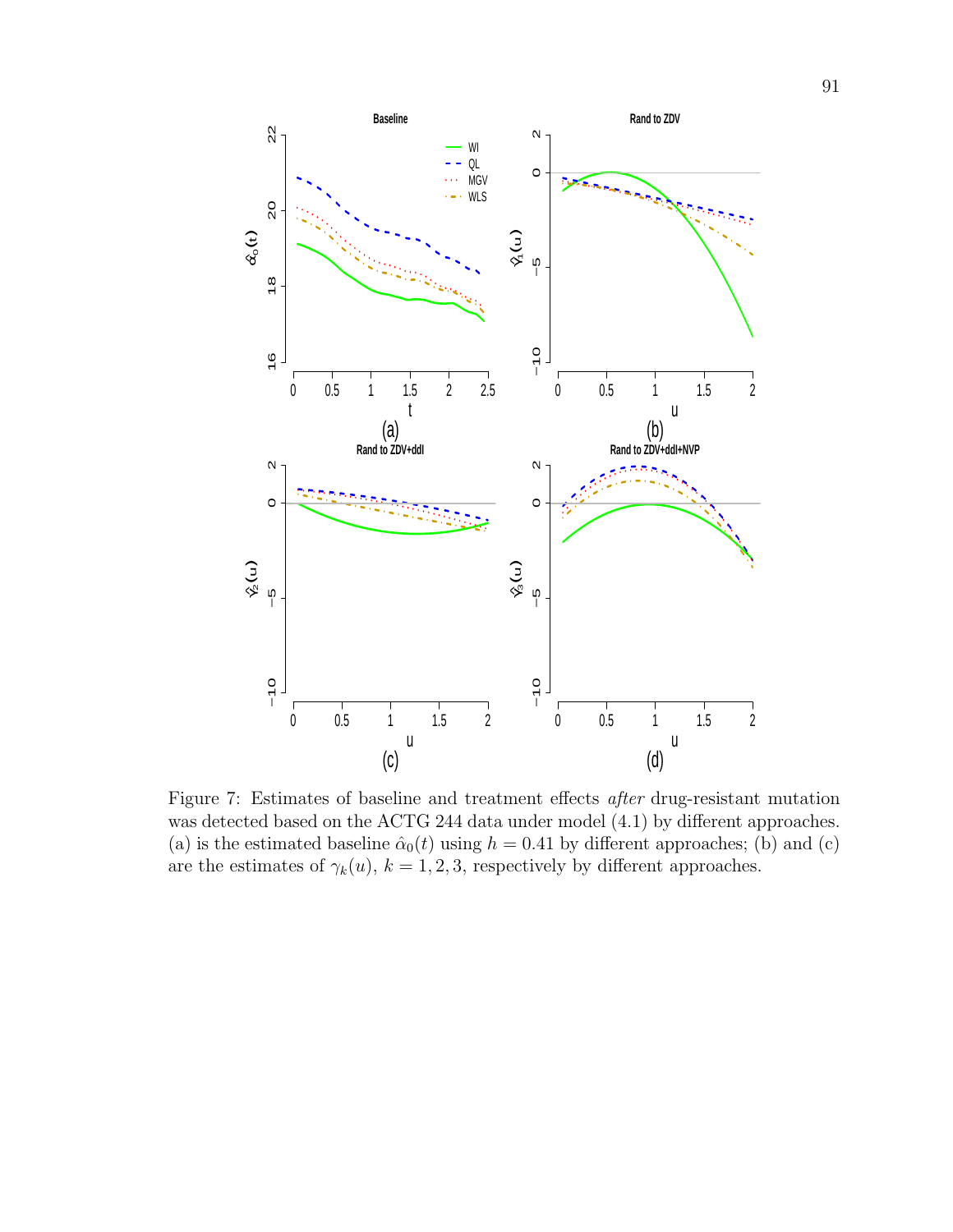Figure 7: Estimates of baseline and treatment effects *after* drug-resistant mutation was detected based on the ACTG 244 data under model (4.1) by different approaches. (a) is the estimated baseline $\hat{\alpha}_0(t)$ using $h = 0.41$ by different approaches; (b) and (c) are the estimates of $\gamma_k(u)$, $k = 1, 2, 3$, respectively by different approaches.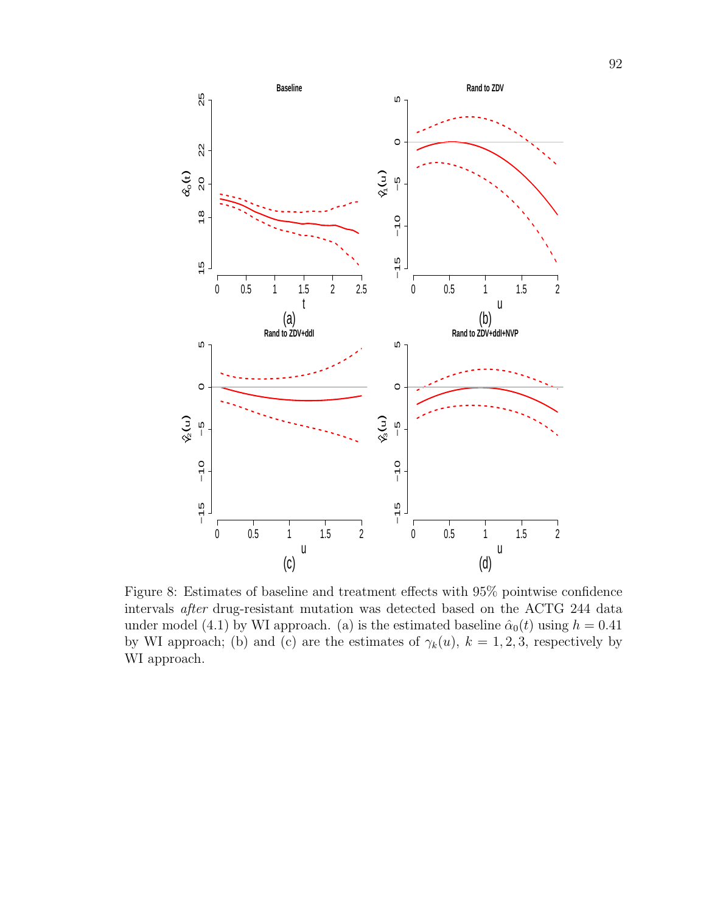Figure 8: Estimates of baseline and treatment effects with 95% pointwise confidence intervals *after* drug-resistant mutation was detected based on the ACTG 244 data under model (4.1) by WI approach. (a) is the estimated baseline $\hat{\alpha}_0(t)$ using $h = 0.41$ by WI approach; (b) and (c) are the estimates of $\gamma_k(u)$, $k = 1, 2, 3$, respectively by WI approach.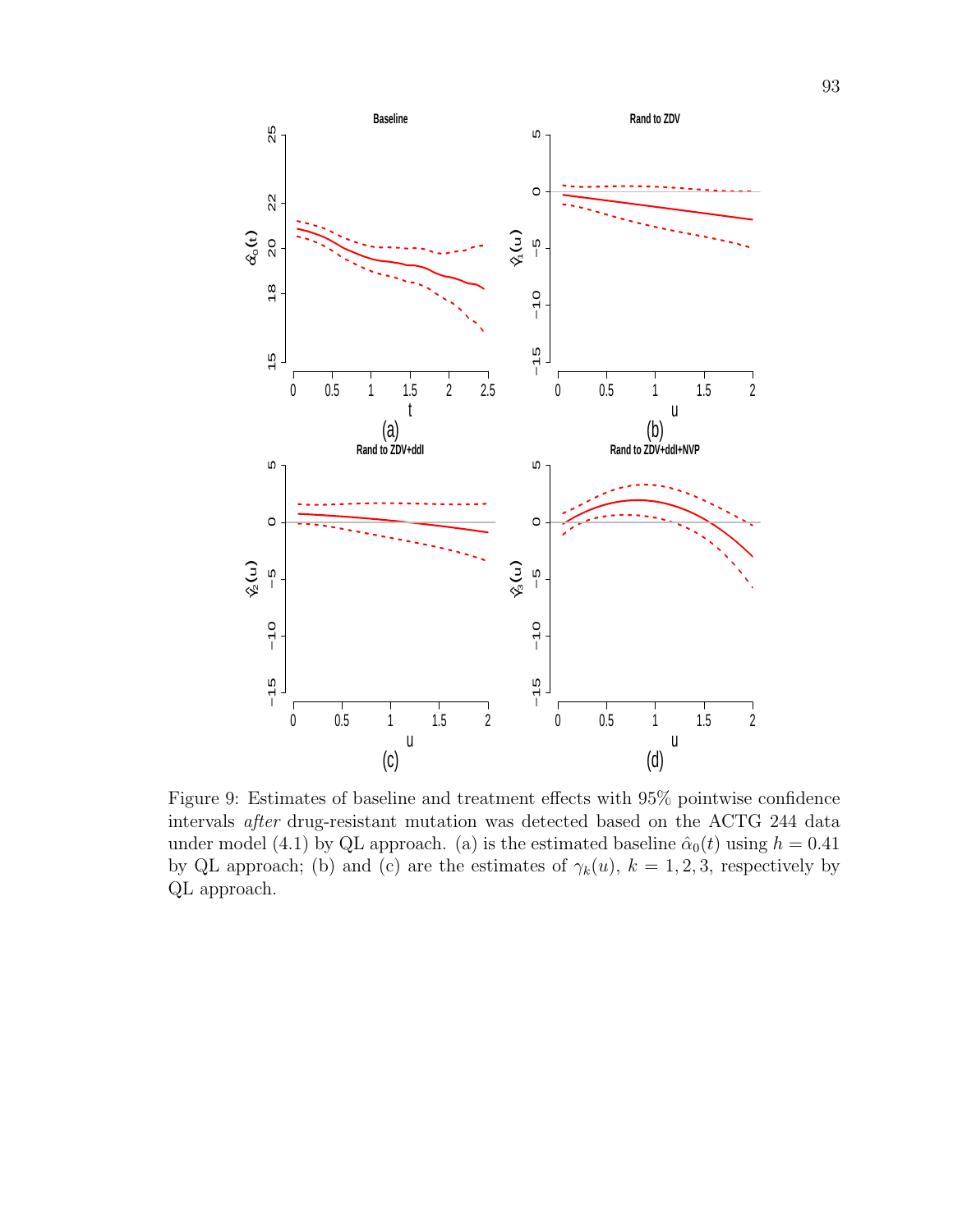Figure 9: Estimates of baseline and treatment effects with 95% pointwise confidence intervals *after* drug-resistant mutation was detected based on the ACTG 244 data under model (4.1) by QL approach. (a) is the estimated baseline $\hat{\alpha}_0(t)$ using $h = 0.41$ by QL approach; (b) and (c) are the estimates of $\gamma_k(u)$, $k = 1, 2, 3$, respectively by QL approach.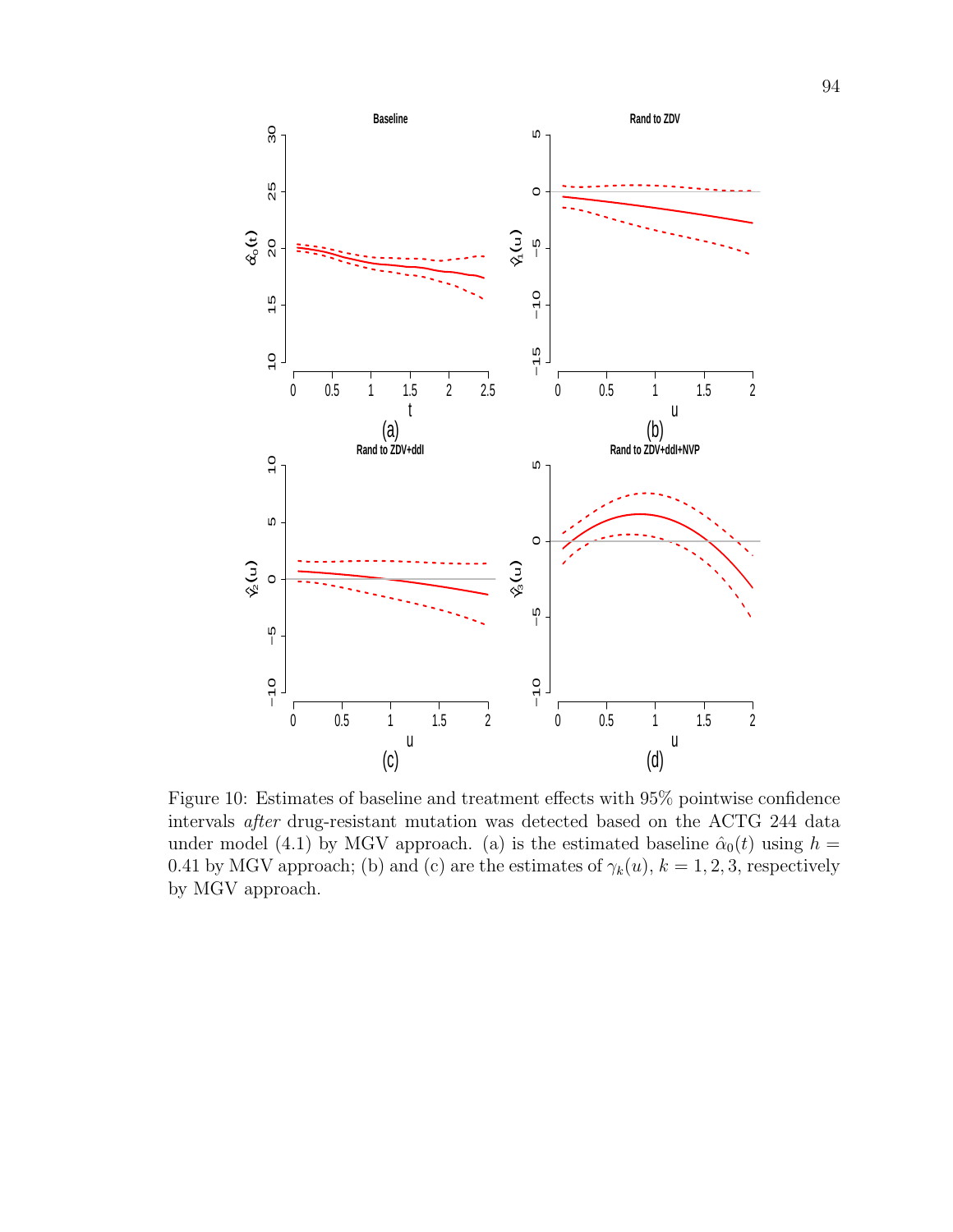Figure 10: Estimates of baseline and treatment effects with 95% pointwise confidence intervals *after* drug-resistant mutation was detected based on the ACTG 244 data under model (4.1) by MGV approach. (a) is the estimated baseline $\hat{\alpha}_0(t)$ using $h = 0.41$ by MGV approach; (b) and (c) are the estimates of $\gamma_k(u)$, $k = 1, 2, 3$, respectively by MGV approach.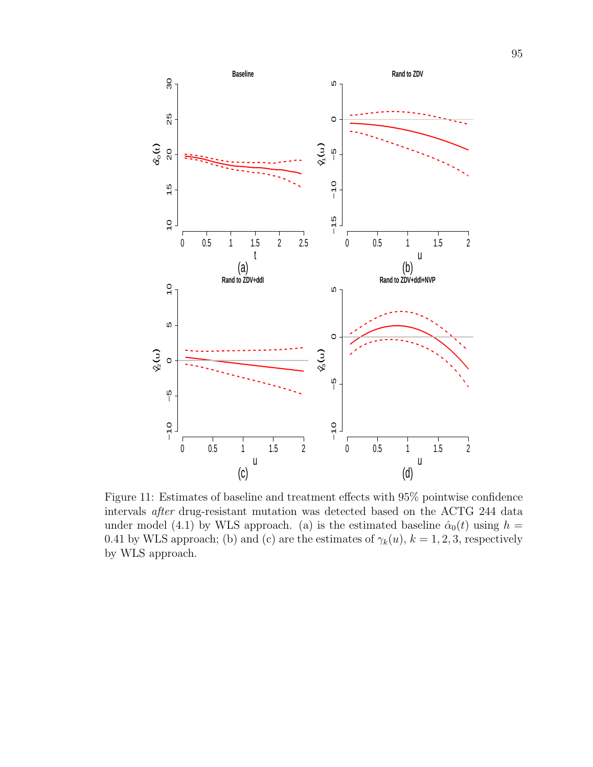Figure 11: Estimates of baseline and treatment effects with 95% pointwise confidence intervals *after* drug-resistant mutation was detected based on the ACTG 244 data under model (4.1) by WLS approach. (a) is the estimated baseline $\hat{\alpha}_0(t)$ using $h = 0.41$ by WLS approach; (b) and (c) are the estimates of $\gamma_k(u)$, $k = 1, 2, 3$, respectively by WLS approach.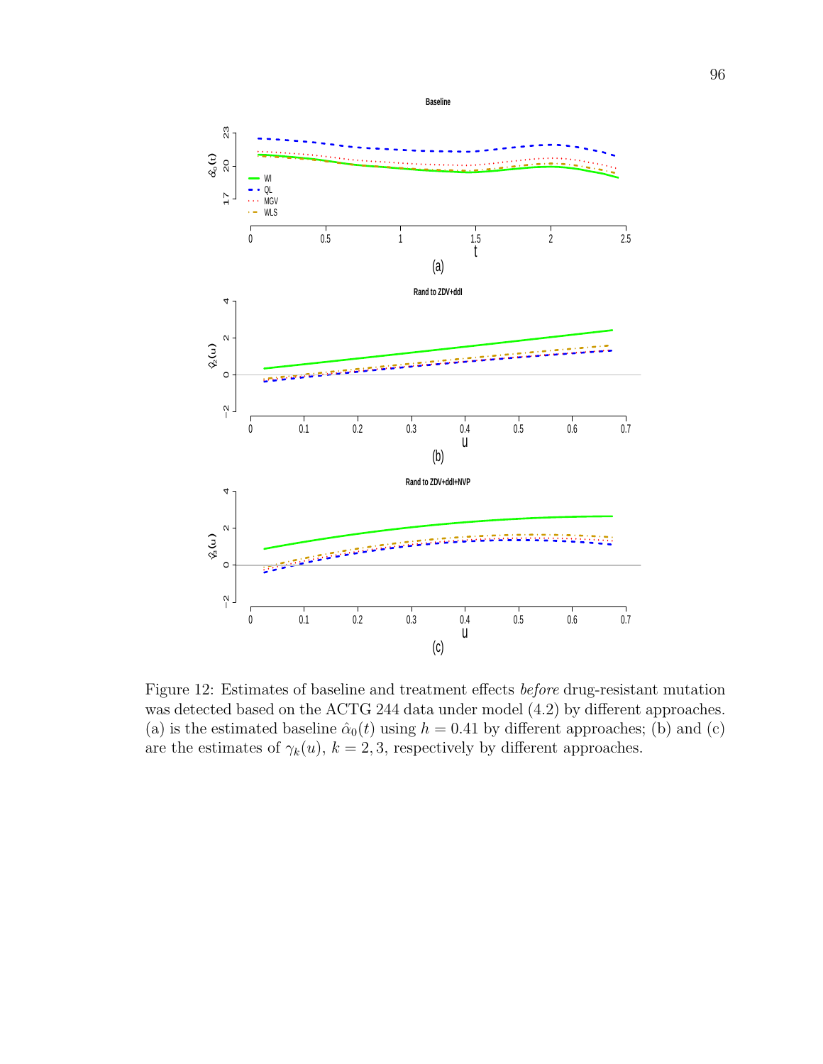Figure 12: Estimates of baseline and treatment effects *before* drug-resistant mutation was detected based on the ACTG 244 data under model (4.2) by different approaches. (a) is the estimated baseline $\hat{\alpha}_0(t)$ using $h = 0.41$ by different approaches; (b) and (c) are the estimates of $\gamma_k(u)$, $k = 2, 3$, respectively by different approaches.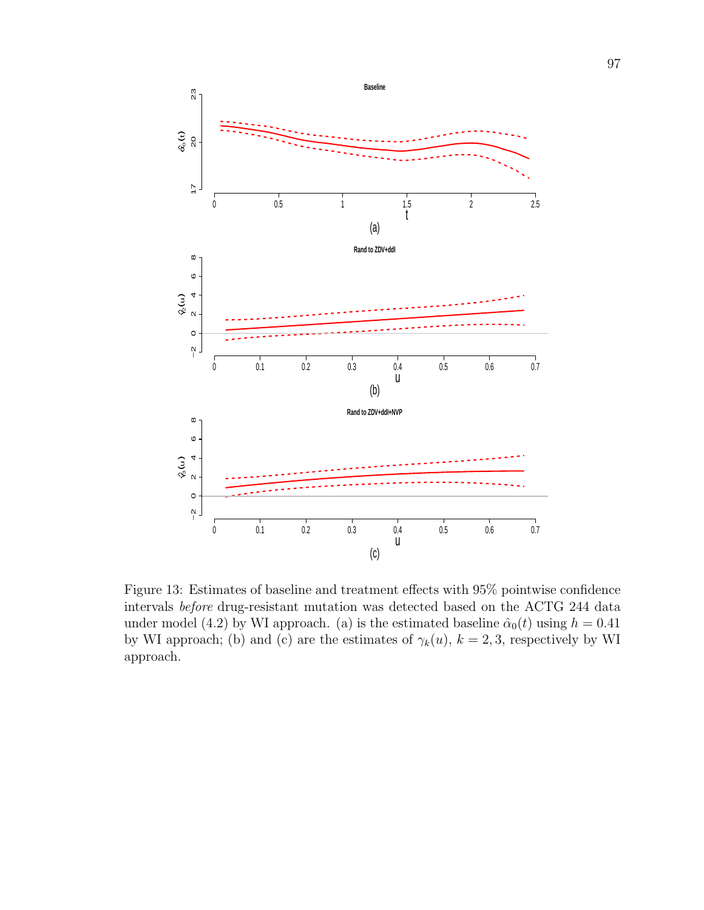Figure 13: Estimates of baseline and treatment effects with 95% pointwise confidence intervals *before* drug-resistant mutation was detected based on the ACTG 244 data under model (4.2) by WI approach. (a) is the estimated baseline $\hat{\alpha}_0(t)$ using $h = 0.41$ by WI approach; (b) and (c) are the estimates of $\gamma_k(u)$, $k = 2, 3$, respectively by WI approach.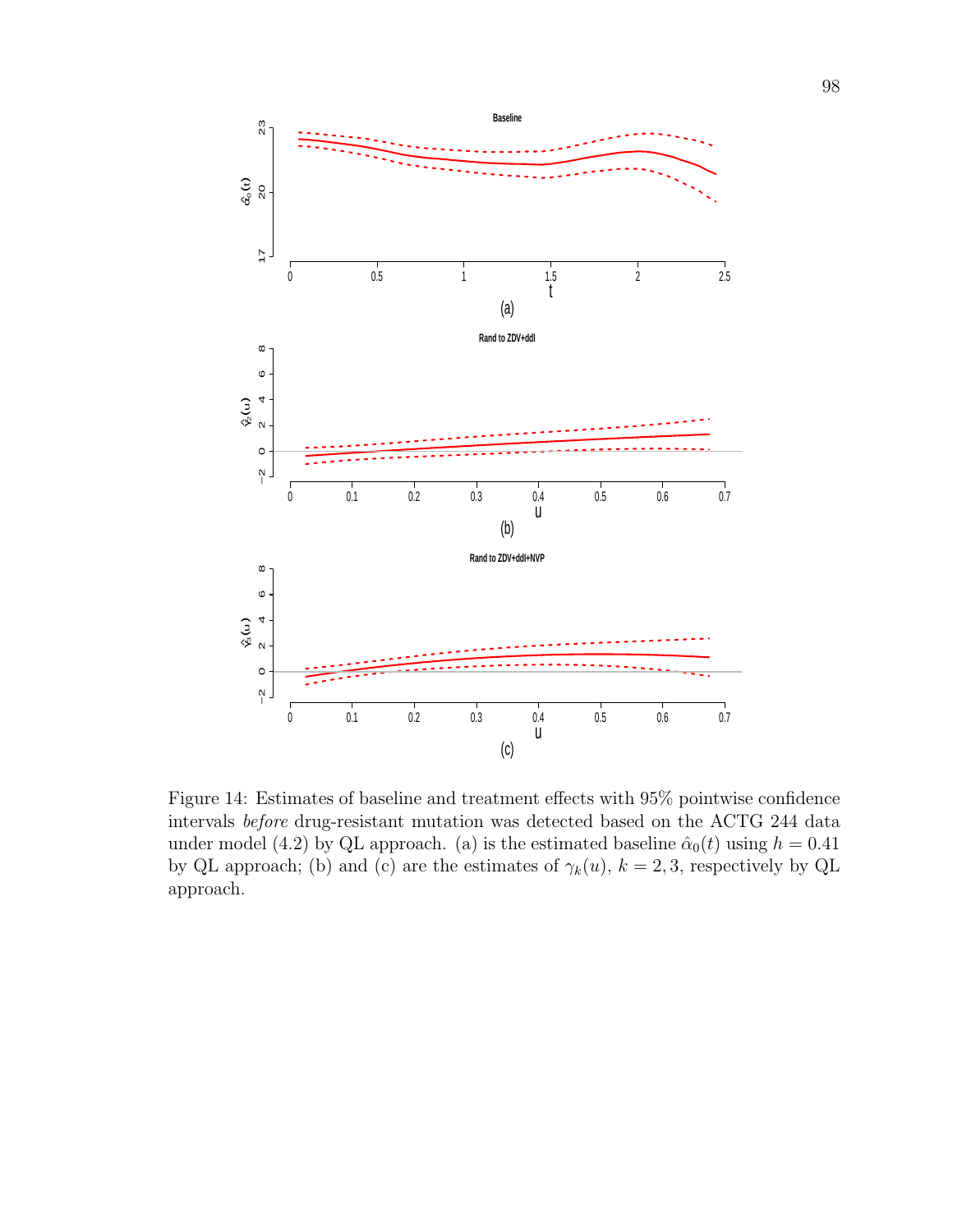Figure 14: Estimates of baseline and treatment effects with 95% pointwise confidence intervals *before* drug-resistant mutation was detected based on the ACTG 244 data under model (4.2) by QL approach. (a) is the estimated baseline $\hat{\alpha}_0(t)$ using $h = 0.41$ by QL approach; (b) and (c) are the estimates of $\gamma_k(u)$, $k = 2, 3$, respectively by QL approach.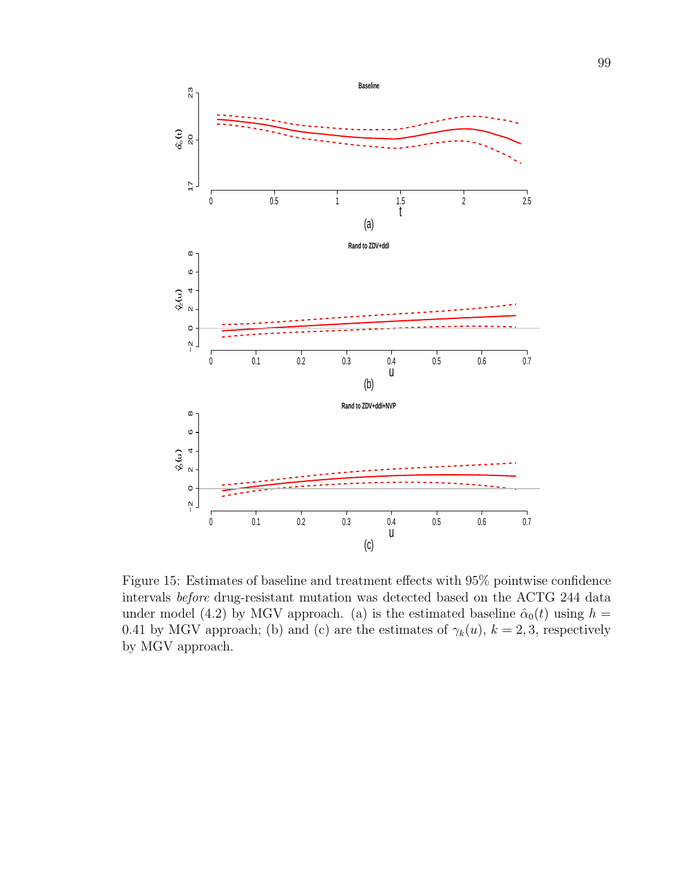Figure 15: Estimates of baseline and treatment effects with 95% pointwise confidence intervals *before* drug-resistant mutation was detected based on the ACTG 244 data under model (4.2) by MGV approach. (a) is the estimated baseline $\hat{\alpha}_0(t)$ using $h = 0.41$ by MGV approach; (b) and (c) are the estimates of $\gamma_k(u)$, $k = 2, 3$, respectively by MGV approach.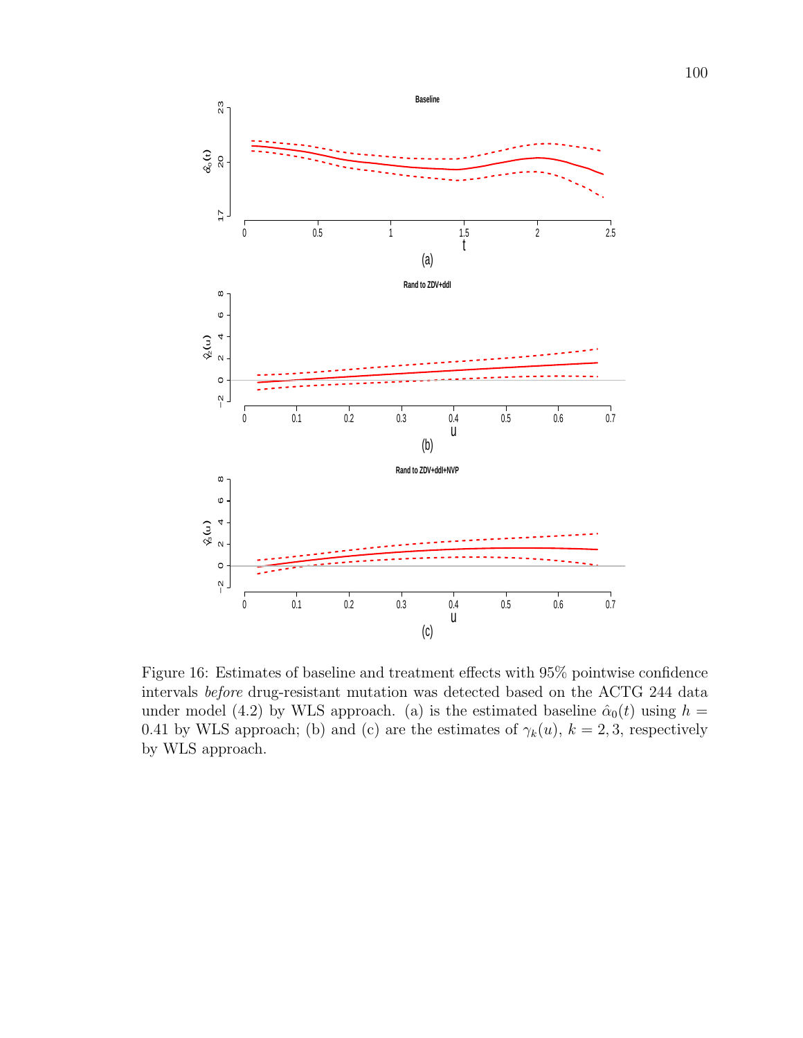Figure 16: Estimates of baseline and treatment effects with 95% pointwise confidence intervals *before* drug-resistant mutation was detected based on the ACTG 244 data under model (4.2) by WLS approach. (a) is the estimated baseline $\hat{\alpha}_0(t)$ using $h = 0.41$ by WLS approach; (b) and (c) are the estimates of $\gamma_k(u)$, $k = 2, 3$, respectively by WLS approach.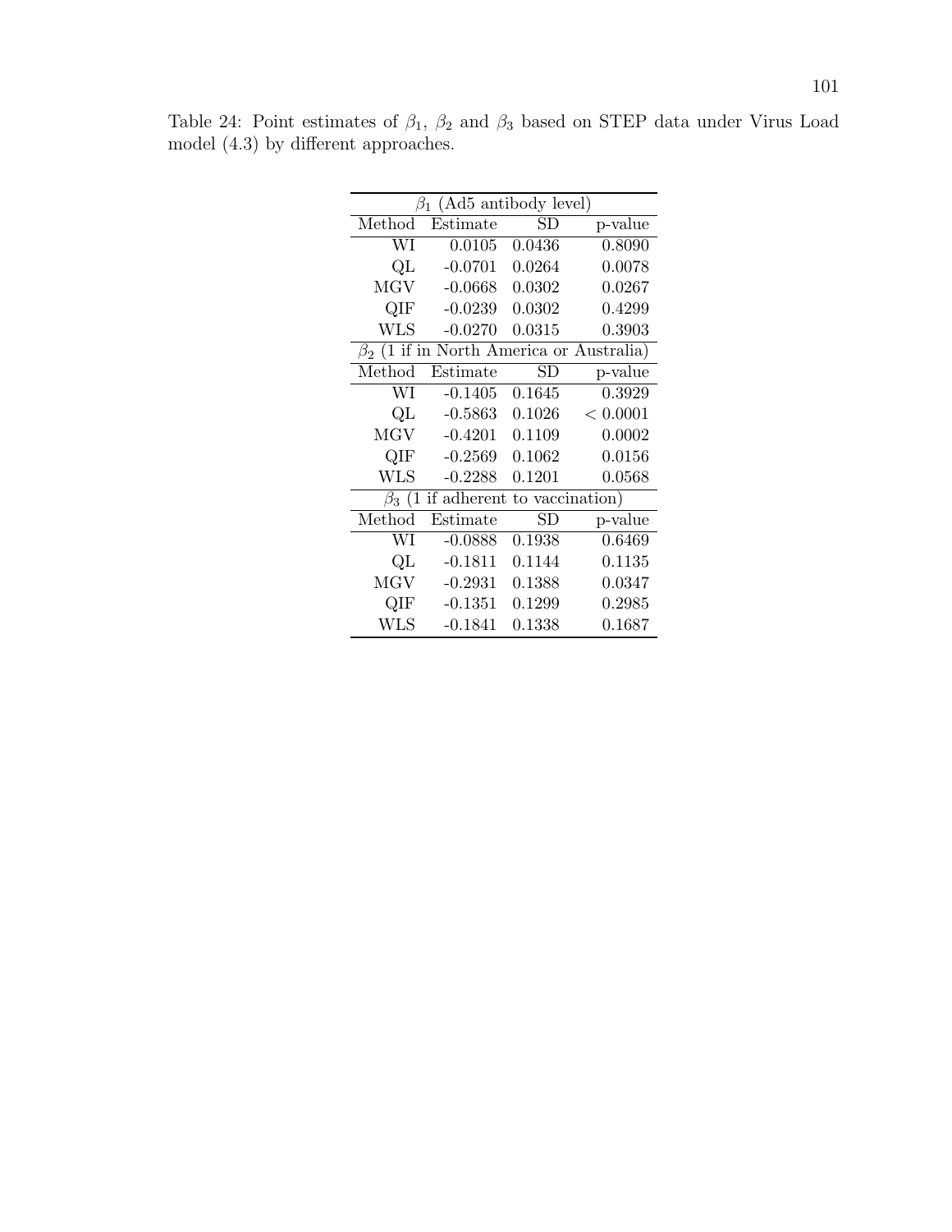Table 24: Point estimates of $\beta_1$, $\beta_2$ and $\beta_3$ based on STEP data under Virus Load model (4.3) by different approaches.

| $\beta_1$ (Ad5 antibody level) | | | |
|---|---|---|---|
| Method | Estimate | SD | p-value |
| WI | 0.0105 | 0.0436 | 0.8090 |
| QL | -0.0701 | 0.0264 | 0.0078 |
| MGV | -0.0668 | 0.0302 | 0.0267 |
| QIF | -0.0239 | 0.0302 | 0.4299 |
| WLS | -0.0270 | 0.0315 | 0.3903 |
| $\beta_2$ (1 if in North America or Australia) | | | |
| Method | Estimate | SD | p-value |
| WI | -0.1405 | 0.1645 | 0.3929 |
| QL | -0.5863 | 0.1026 | $< 0.0001$ |
| MGV | -0.4201 | 0.1109 | 0.0002 |
| QIF | -0.2569 | 0.1062 | 0.0156 |
| WLS | -0.2288 | 0.1201 | 0.0568 |
| $\beta_3$ (1 if adherent to vaccination) | | | |
| Method | Estimate | SD | p-value |
| WI | -0.0888 | 0.1938 | 0.6469 |
| QL | -0.1811 | 0.1144 | 0.1135 |
| MGV | -0.2931 | 0.1388 | 0.0347 |
| QIF | -0.1351 | 0.1299 | 0.2985 |
| WLS | -0.1841 | 0.1338 | 0.1687 |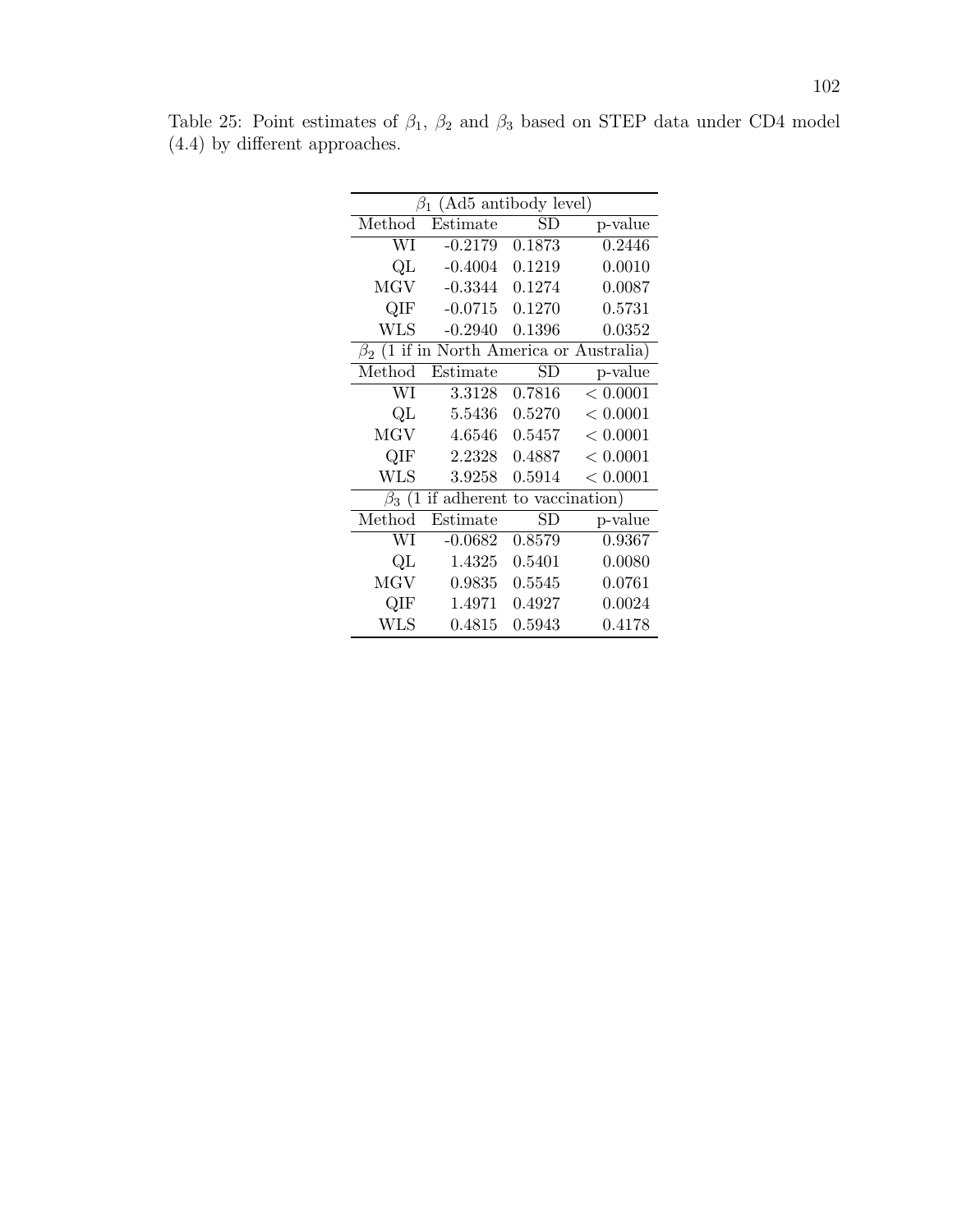Table 25: Point estimates of $\beta_1$, $\beta_2$ and $\beta_3$ based on STEP data under CD4 model (4.4) by different approaches.

| $\beta_1$ (Ad5 antibody level) | | | |
|---|---|---|---|
| Method | Estimate | SD | p-value |
| WI | -0.2179 | 0.1873 | 0.2446 |
| QL | -0.4004 | 0.1219 | 0.0010 |
| MGV | -0.3344 | 0.1274 | 0.0087 |
| QIF | -0.0715 | 0.1270 | 0.5731 |
| WLS | -0.2940 | 0.1396 | 0.0352 |
| $\beta_2$ (1 if in North America or Australia) | | | |
| Method | Estimate | SD | p-value |
| WI | 3.3128 | 0.7816 | $< 0.0001$ |
| QL | 5.5436 | 0.5270 | $< 0.0001$ |
| MGV | 4.6546 | 0.5457 | $< 0.0001$ |
| QIF | 2.2328 | 0.4887 | $< 0.0001$ |
| WLS | 3.9258 | 0.5914 | $< 0.0001$ |
| $\beta_3$ (1 if adherent to vaccination) | | | |
| Method | Estimate | SD | p-value |
| WI | -0.0682 | 0.8579 | 0.9367 |
| QL | 1.4325 | 0.5401 | 0.0080 |
| MGV | 0.9835 | 0.5545 | 0.0761 |
| QIF | 1.4971 | 0.4927 | 0.0024 |
| WLS | 0.4815 | 0.5943 | 0.4178 |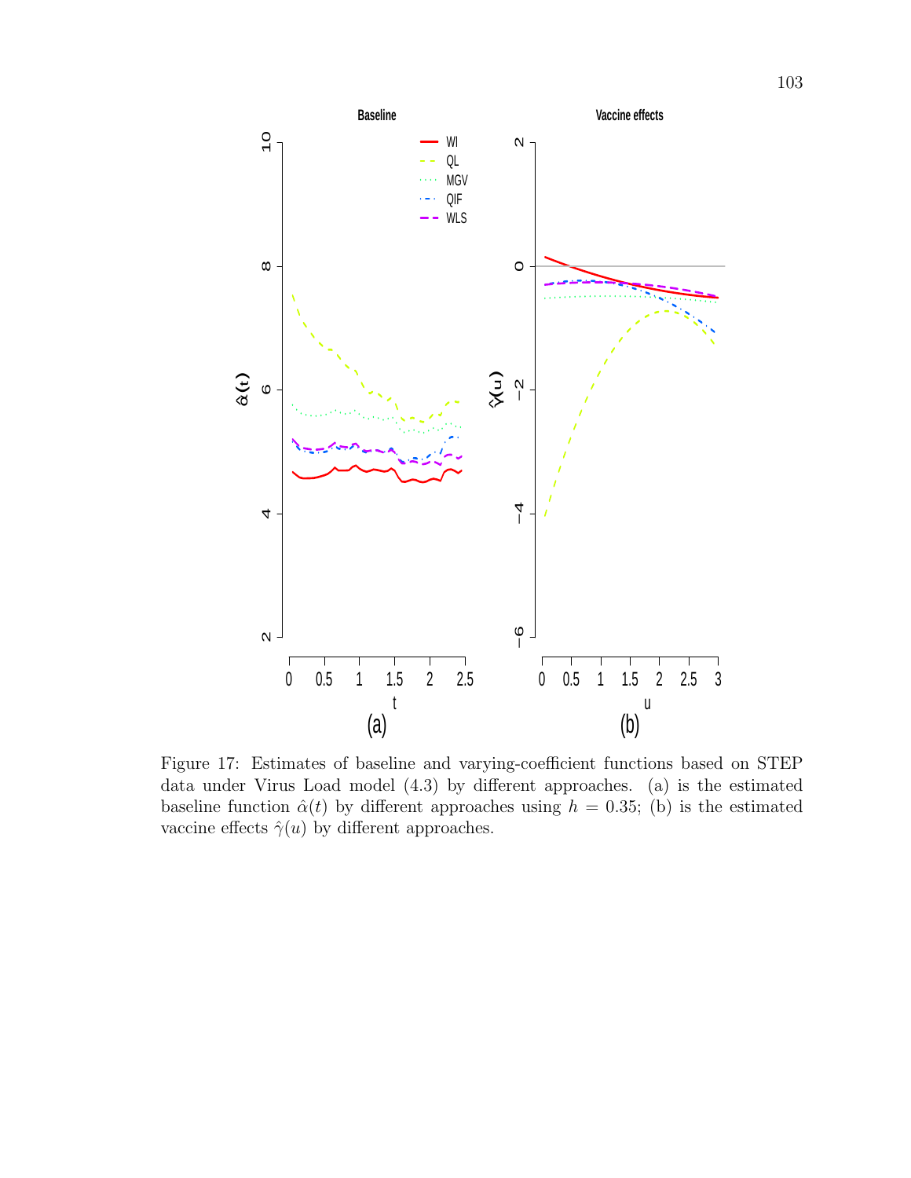Figure 17: Estimates of baseline and varying-coefficient functions based on STEP data under Virus Load model (4.3) by different approaches. (a) is the estimated baseline function $\hat{\alpha}(t)$ by different approaches using $h = 0.35$; (b) is the estimated vaccine effects $\hat{\gamma}(u)$ by different approaches.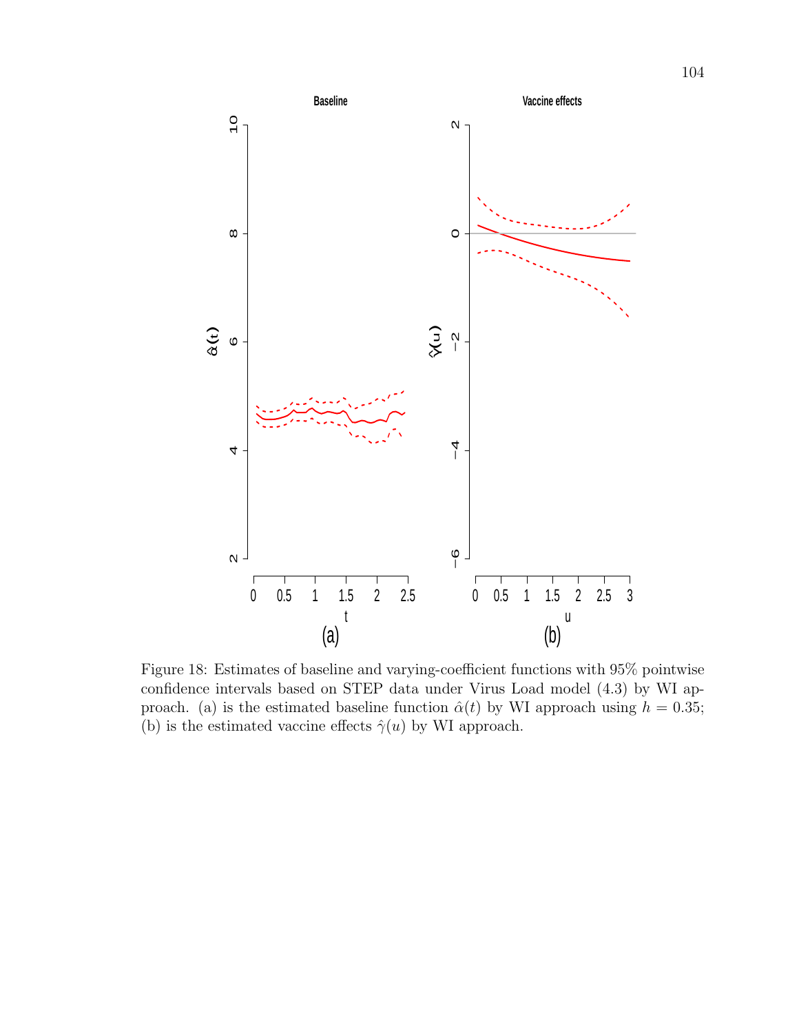Figure 18: Estimates of baseline and varying-coefficient functions with 95% pointwise confidence intervals based on STEP data under Virus Load model (4.3) by WI approach. (a) is the estimated baseline function $\hat{\alpha}(t)$ by WI approach using $h = 0.35$; (b) is the estimated vaccine effects $\hat{\gamma}(u)$ by WI approach.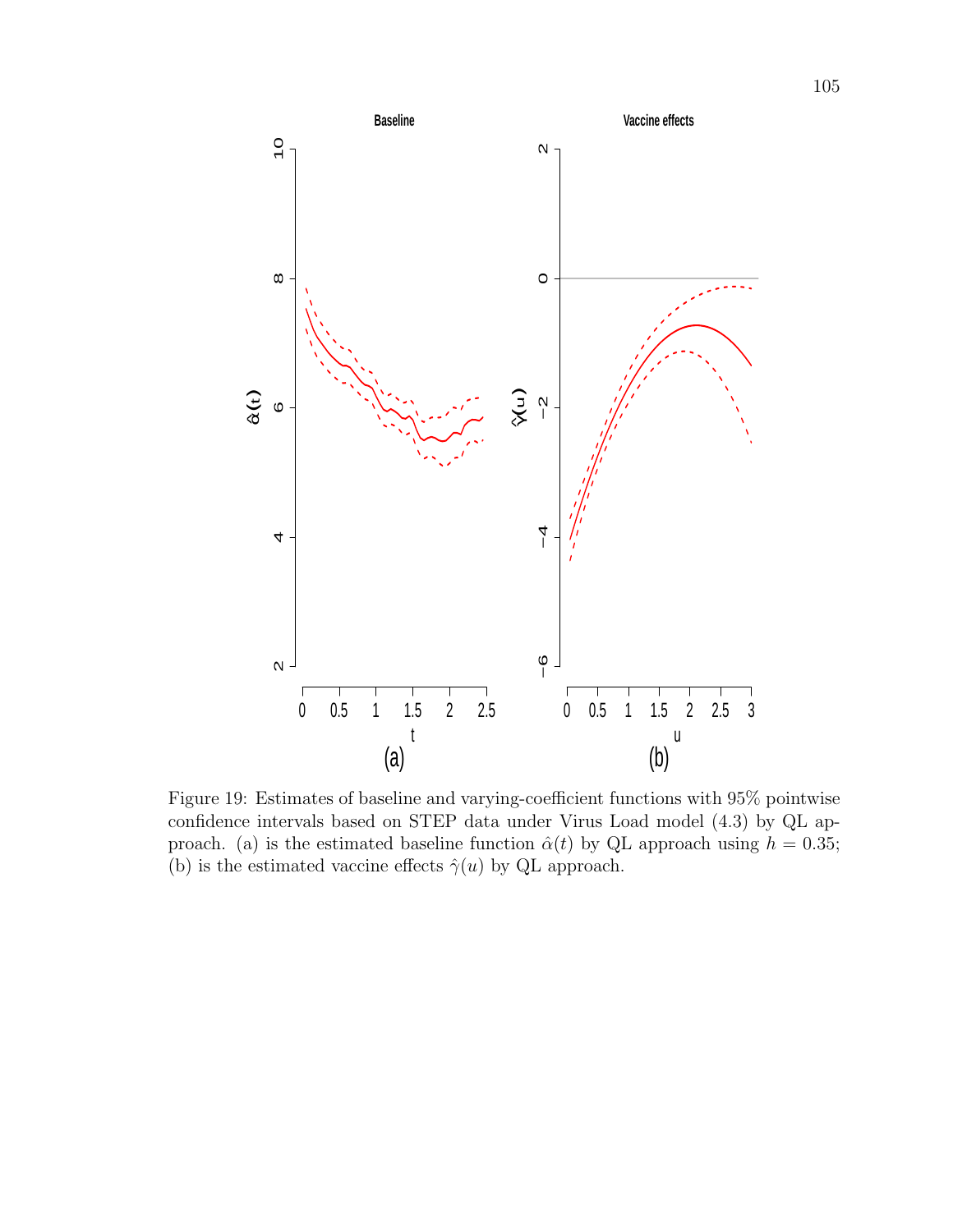Figure 19: Estimates of baseline and varying-coefficient functions with 95% pointwise confidence intervals based on STEP data under Virus Load model (4.3) by QL approach. (a) is the estimated baseline function $\hat{\alpha}(t)$ by QL approach using $h = 0.35$; (b) is the estimated vaccine effects $\hat{\gamma}(u)$ by QL approach.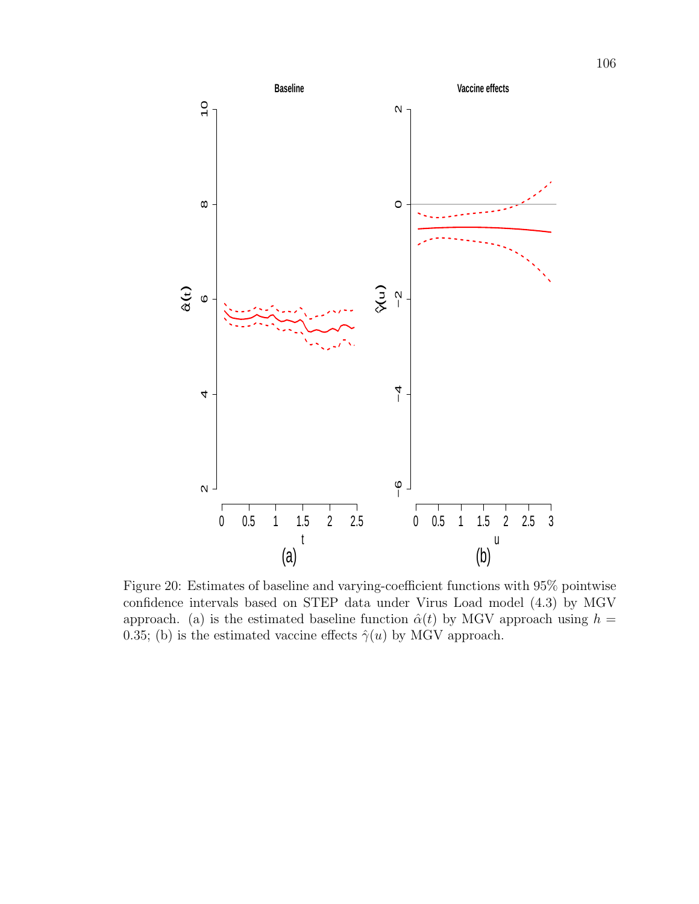Figure 20: Estimates of baseline and varying-coefficient functions with 95% pointwise confidence intervals based on STEP data under Virus Load model (4.3) by MGV approach. (a) is the estimated baseline function $\hat{\alpha}(t)$ by MGV approach using $h = 0.35$; (b) is the estimated vaccine effects $\hat{\gamma}(u)$ by MGV approach.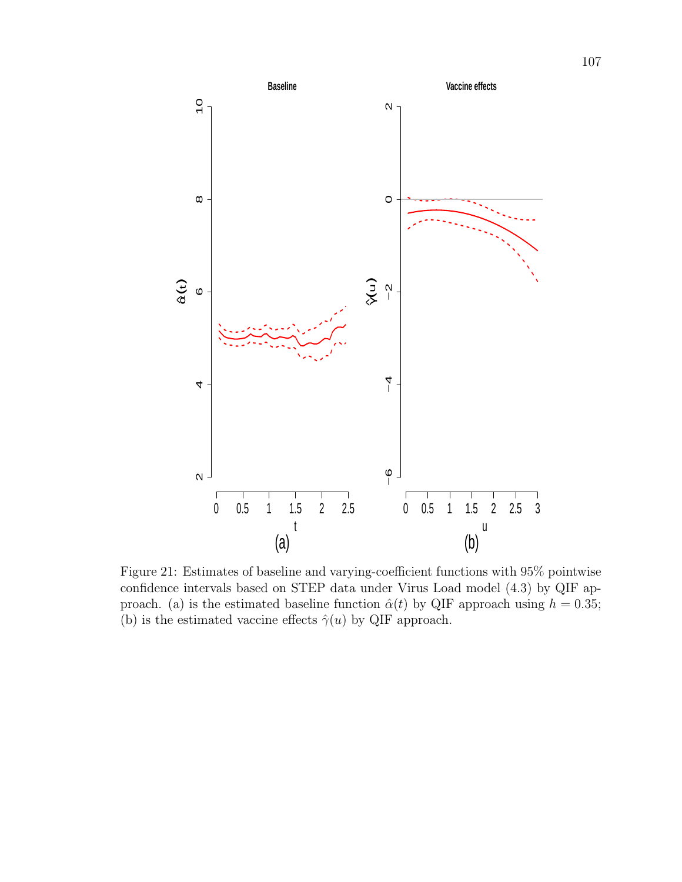Figure 21: Estimates of baseline and varying-coefficient functions with 95% pointwise confidence intervals based on STEP data under Virus Load model (4.3) by QIF approach. (a) is the estimated baseline function $\hat{\alpha}(t)$ by QIF approach using $h = 0.35$; (b) is the estimated vaccine effects $\hat{\gamma}(u)$ by QIF approach.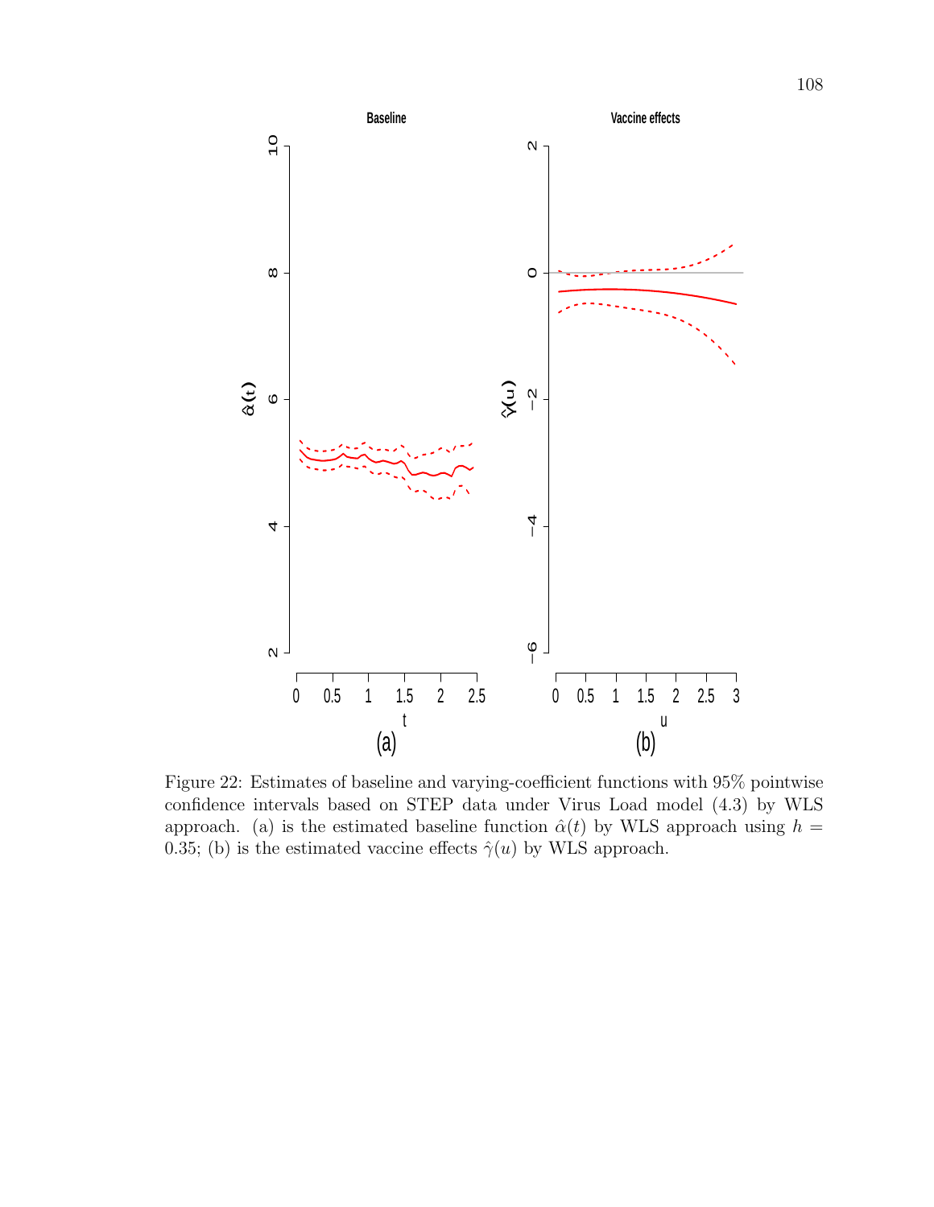Figure 22: Estimates of baseline and varying-coefficient functions with 95% pointwise confidence intervals based on STEP data under Virus Load model (4.3) by WLS approach. (a) is the estimated baseline function $\hat{\alpha}(t)$ by WLS approach using $h = 0.35$; (b) is the estimated vaccine effects $\hat{\gamma}(u)$ by WLS approach.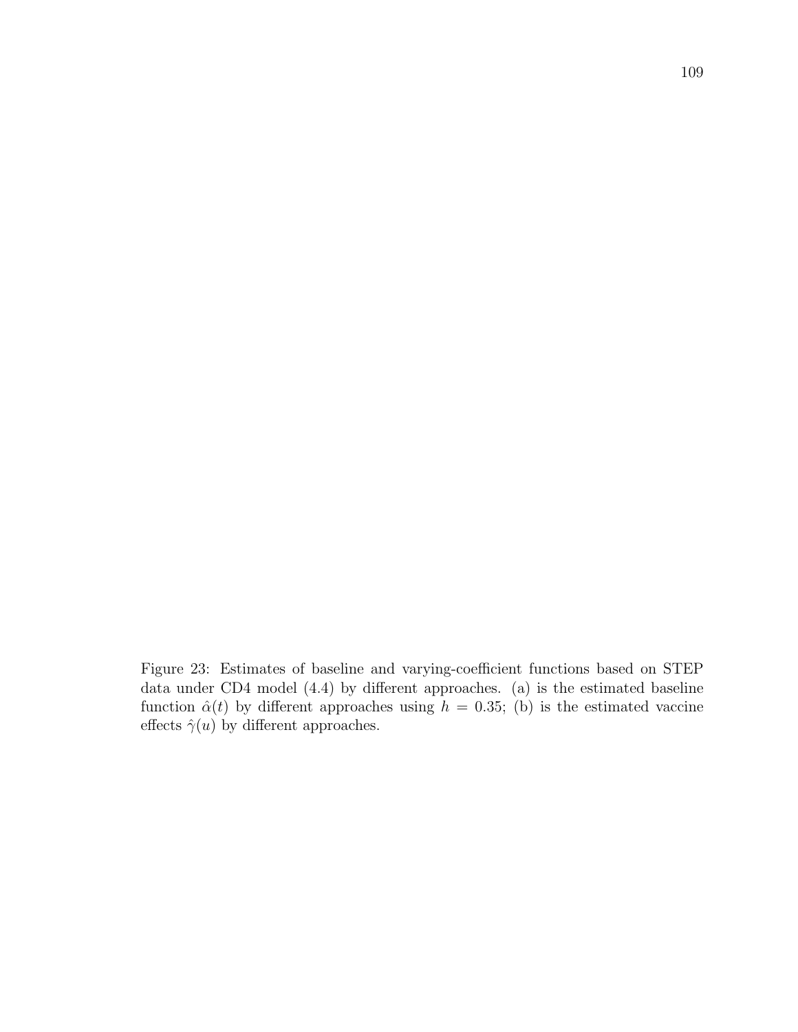Figure 23: Estimates of baseline and varying-coefficient functions based on STEP data under CD4 model (4.4) by different approaches. (a) is the estimated baseline function $\hat{\alpha}(t)$ by different approaches using $h = 0.35$; (b) is the estimated vaccine effects $\hat{\gamma}(u)$ by different approaches.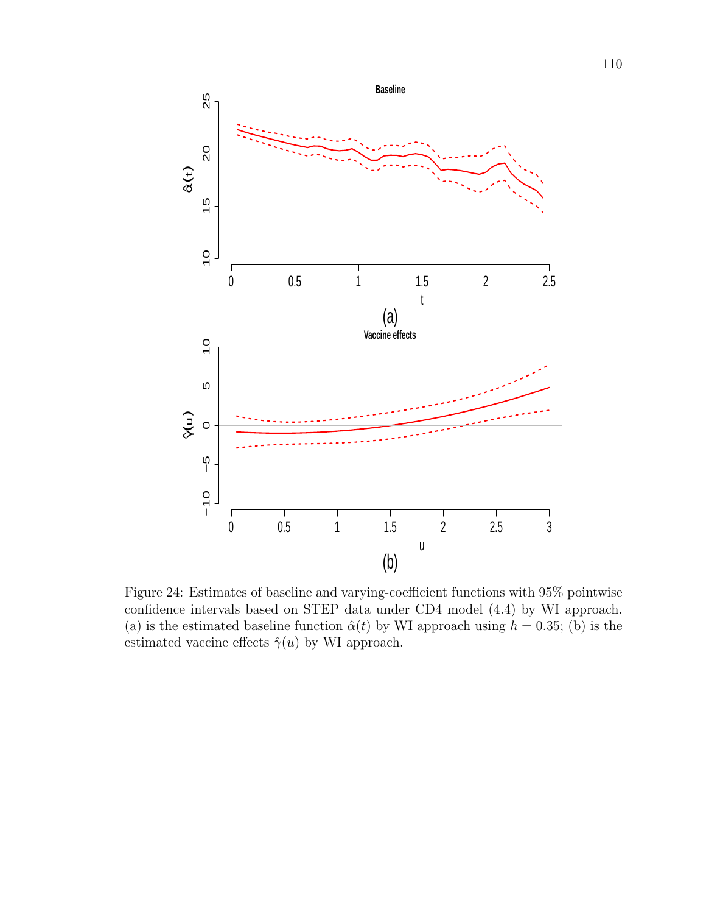Figure 24: Estimates of baseline and varying-coefficient functions with 95% pointwise confidence intervals based on STEP data under CD4 model (4.4) by WI approach. (a) is the estimated baseline function $\hat{\alpha}(t)$ by WI approach using $h = 0.35$; (b) is the estimated vaccine effects $\hat{\gamma}(u)$ by WI approach.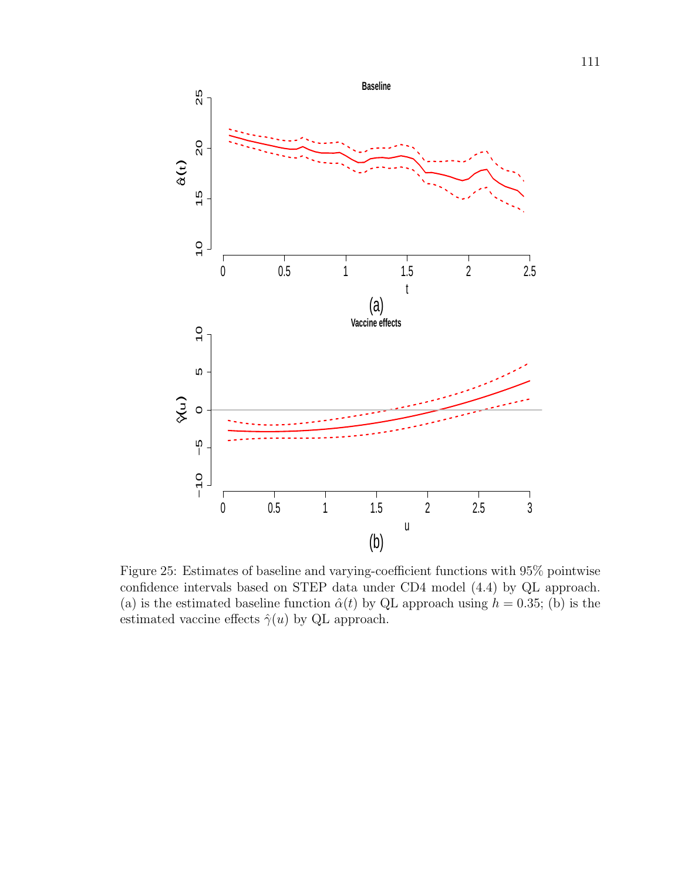Figure 25: Estimates of baseline and varying-coefficient functions with 95% pointwise confidence intervals based on STEP data under CD4 model (4.4) by QL approach. (a) is the estimated baseline function $\hat{\alpha}(t)$ by QL approach using $h = 0.35$; (b) is the estimated vaccine effects $\hat{\gamma}(u)$ by QL approach.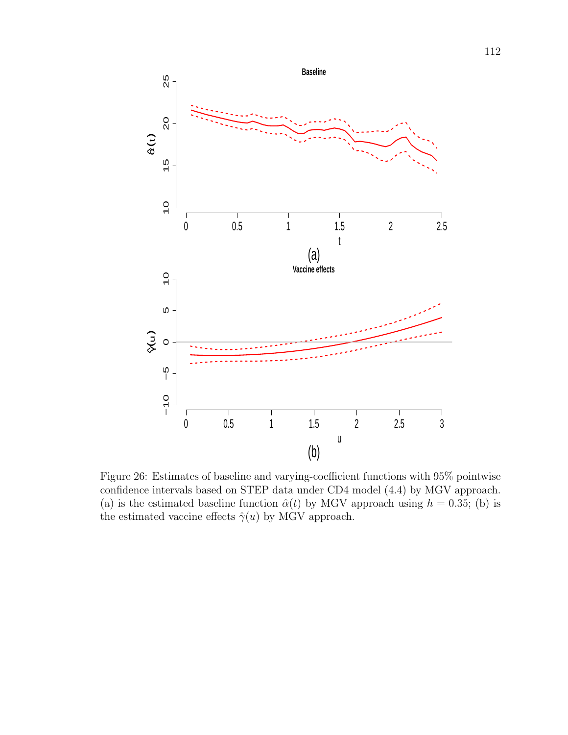Figure 26: Estimates of baseline and varying-coefficient functions with 95% pointwise confidence intervals based on STEP data under CD4 model (4.4) by MGV approach. (a) is the estimated baseline function $\hat{\alpha}(t)$ by MGV approach using $h = 0.35$; (b) is the estimated vaccine effects $\hat{\gamma}(u)$ by MGV approach.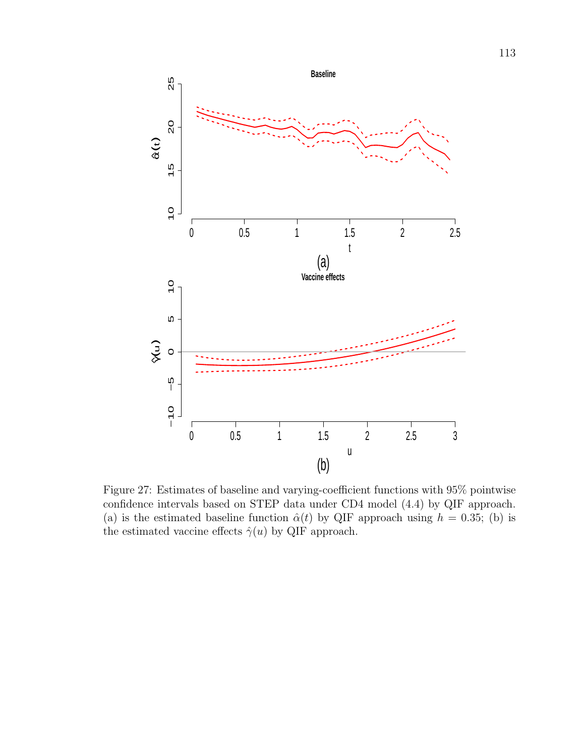Figure 27: Estimates of baseline and varying-coefficient functions with 95% pointwise confidence intervals based on STEP data under CD4 model (4.4) by QIF approach. (a) is the estimated baseline function $\hat{\alpha}(t)$ by QIF approach using $h = 0.35$; (b) is the estimated vaccine effects $\hat{\gamma}(u)$ by QIF approach.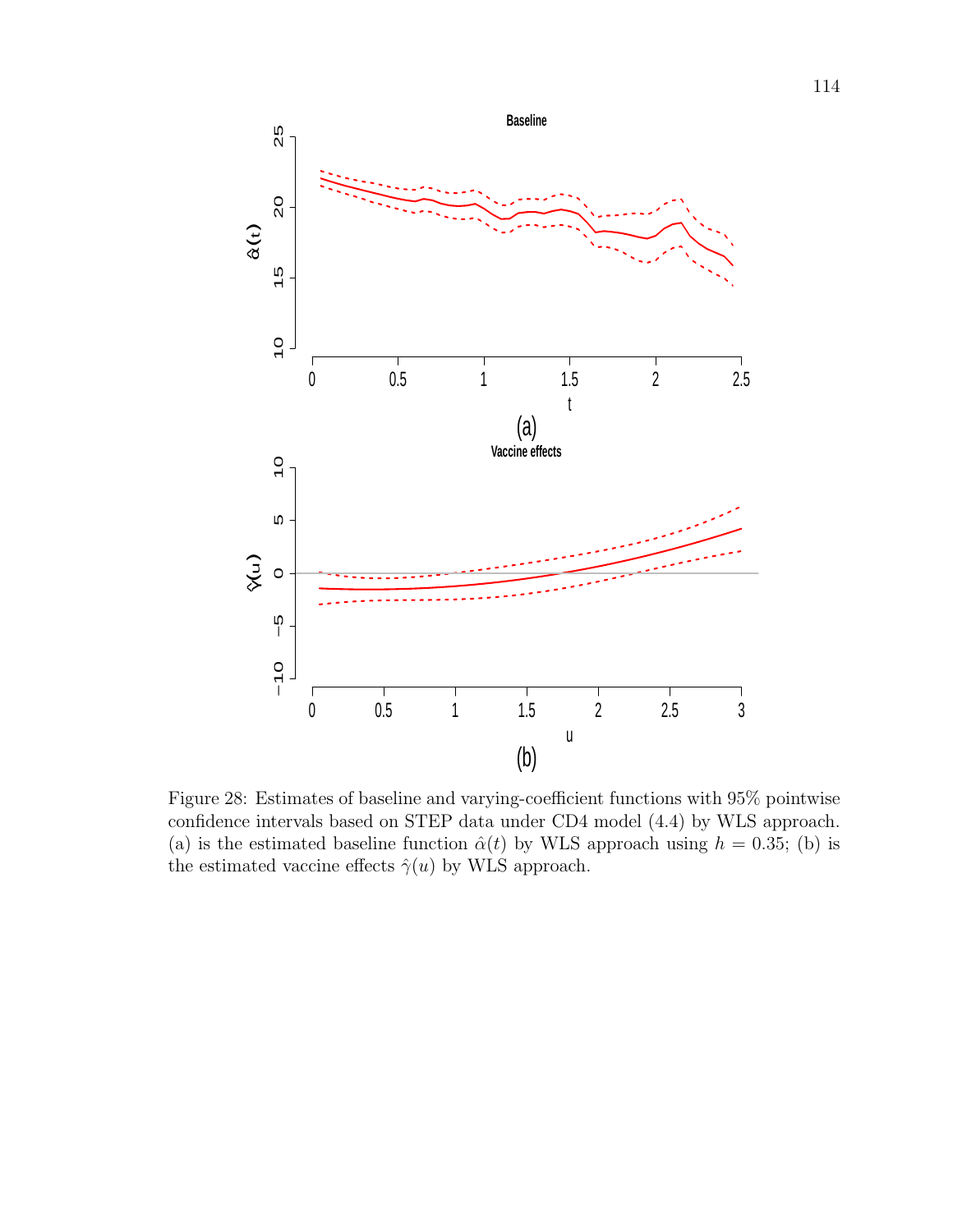Figure 28: Estimates of baseline and varying-coefficient functions with 95% pointwise confidence intervals based on STEP data under CD4 model (4.4) by WLS approach. (a) is the estimated baseline function $\hat{\alpha}(t)$ by WLS approach using $h = 0.35$; (b) is the estimated vaccine effects $\hat{\gamma}(u)$ by WLS approach.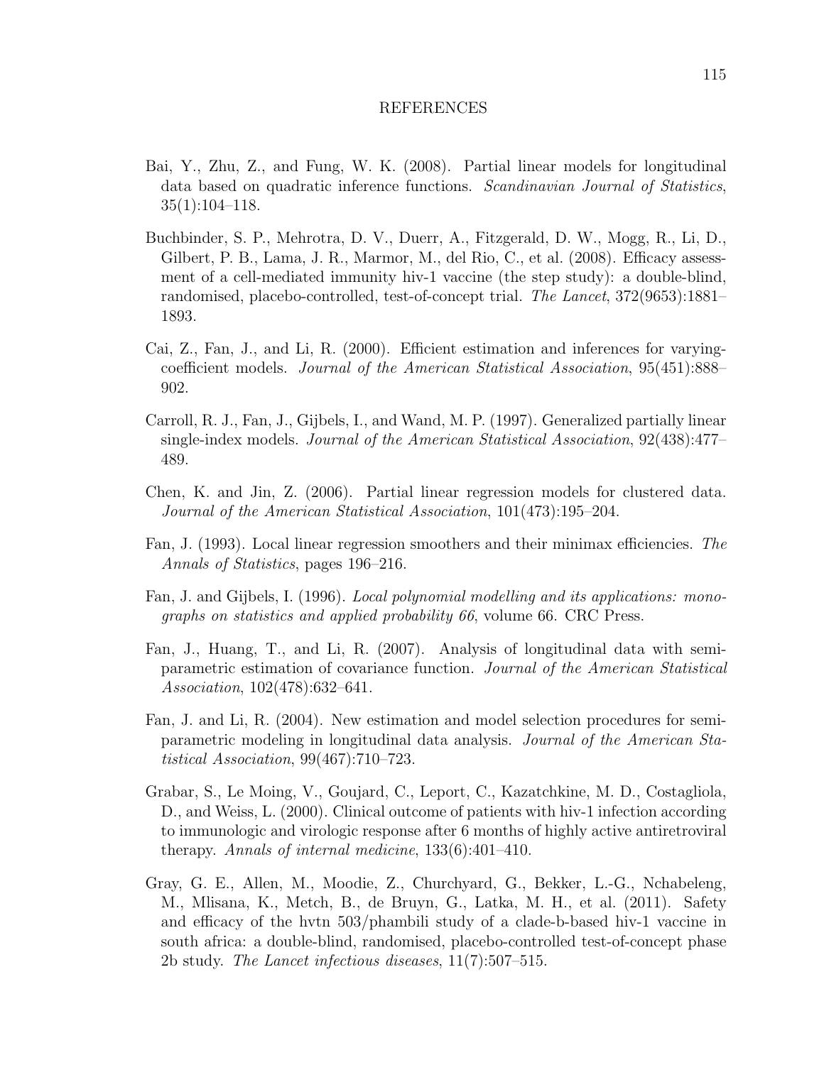# REFERENCES

Bai, Y., Zhu, Z., and Fung, W. K. (2008). Partial linear models for longitudinal data based on quadratic inference functions. *Scandinavian Journal of Statistics*, 35(1):104–118.

Buchbinder, S. P., Mehrotra, D. V., Duerr, A., Fitzgerald, D. W., Mogg, R., Li, D., Gilbert, P. B., Lama, J. R., Marmor, M., del Rio, C., et al. (2008). Efficacy assessment of a cell-mediated immunity hiv-1 vaccine (the step study): a double-blind, randomised, placebo-controlled, test-of-concept trial. *The Lancet*, 372(9653):1881–1893.

Cai, Z., Fan, J., and Li, R. (2000). Efficient estimation and inferences for varying-coefficient models. *Journal of the American Statistical Association*, 95(451):888–902.

Carroll, R. J., Fan, J., Gijbels, I., and Wand, M. P. (1997). Generalized partially linear single-index models. *Journal of the American Statistical Association*, 92(438):477–489.

Chen, K. and Jin, Z. (2006). Partial linear regression models for clustered data. *Journal of the American Statistical Association*, 101(473):195–204.

Fan, J. (1993). Local linear regression smoothers and their minimax efficiencies. *The Annals of Statistics*, pages 196–216.

Fan, J. and Gijbels, I. (1996). *Local polynomial modelling and its applications: monographs on statistics and applied probability 66*, volume 66. CRC Press.

Fan, J., Huang, T., and Li, R. (2007). Analysis of longitudinal data with semiparametric estimation of covariance function. *Journal of the American Statistical Association*, 102(478):632–641.

Fan, J. and Li, R. (2004). New estimation and model selection procedures for semiparametric modeling in longitudinal data analysis. *Journal of the American Statistical Association*, 99(467):710–723.

Grabar, S., Le Moing, V., Goujard, C., Leport, C., Kazatchkine, M. D., Costagliola, D., and Weiss, L. (2000). Clinical outcome of patients with hiv-1 infection according to immunologic and virologic response after 6 months of highly active antiretroviral therapy. *Annals of internal medicine*, 133(6):401–410.

Gray, G. E., Allen, M., Moodie, Z., Churchyard, G., Bekker, L.-G., Nchabeleng, M., Mlisana, K., Metch, B., de Bruyn, G., Latka, M. H., et al. (2011). Safety and efficacy of the hvtn 503/phambili study of a clade-b-based hiv-1 vaccine in south africa: a double-blind, randomised, placebo-controlled test-of-concept phase 2b study. *The Lancet infectious diseases*, 11(7):507–515.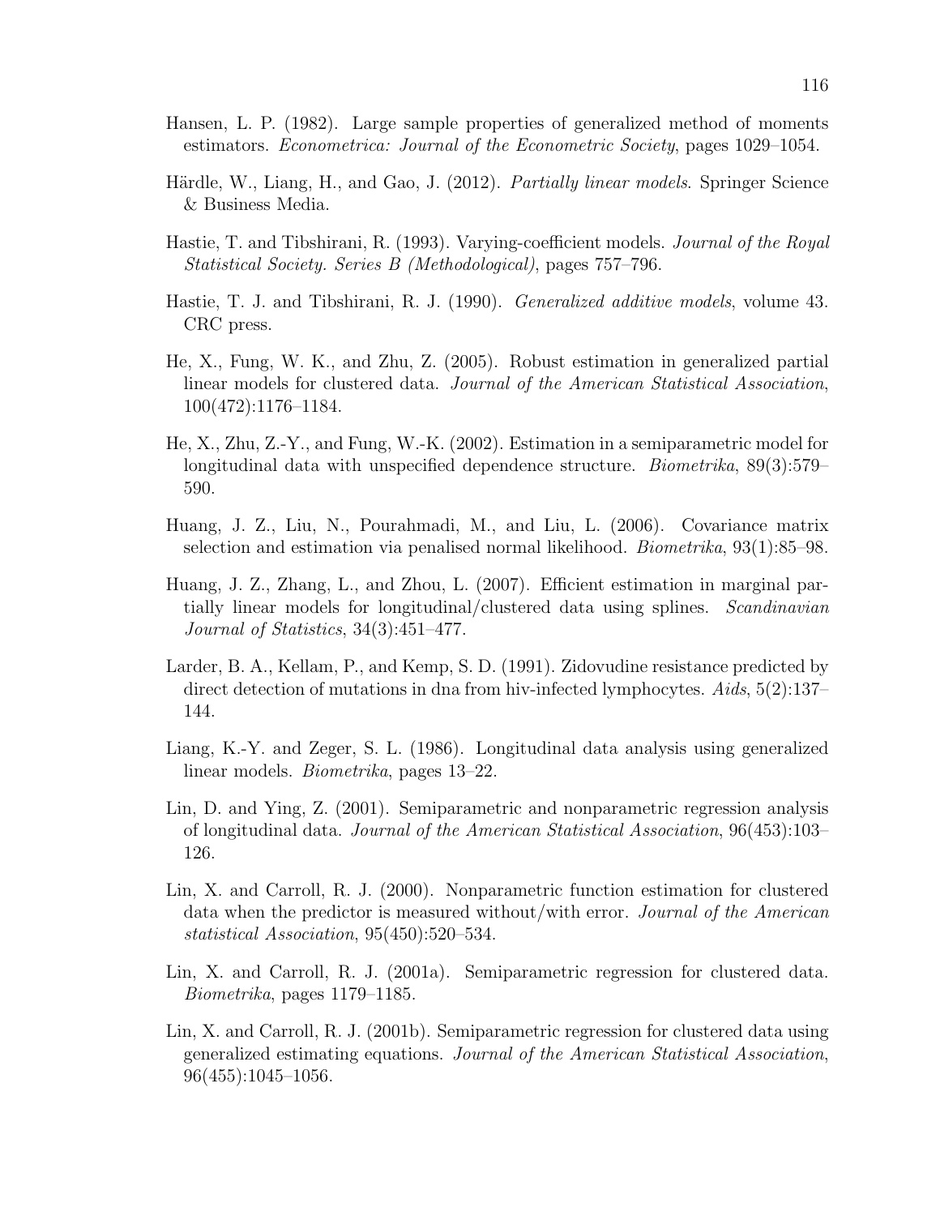Hansen, L. P. (1982). Large sample properties of generalized method of moments estimators. *Econometrica: Journal of the Econometric Society*, pages 1029–1054.

Härdle, W., Liang, H., and Gao, J. (2012). *Partially linear models*. Springer Science & Business Media.

Hastie, T. and Tibshirani, R. (1993). Varying-coefficient models. *Journal of the Royal Statistical Society. Series B (Methodological)*, pages 757–796.

Hastie, T. J. and Tibshirani, R. J. (1990). *Generalized additive models*, volume 43. CRC press.

He, X., Fung, W. K., and Zhu, Z. (2005). Robust estimation in generalized partial linear models for clustered data. *Journal of the American Statistical Association*, 100(472):1176–1184.

He, X., Zhu, Z.-Y., and Fung, W.-K. (2002). Estimation in a semiparametric model for longitudinal data with unspecified dependence structure. *Biometrika*, 89(3):579–590.

Huang, J. Z., Liu, N., Pourahmadi, M., and Liu, L. (2006). Covariance matrix selection and estimation via penalised normal likelihood. *Biometrika*, 93(1):85–98.

Huang, J. Z., Zhang, L., and Zhou, L. (2007). Efficient estimation in marginal partially linear models for longitudinal/clustered data using splines. *Scandinavian Journal of Statistics*, 34(3):451–477.

Larder, B. A., Kellam, P., and Kemp, S. D. (1991). Zidovudine resistance predicted by direct detection of mutations in dna from hiv-infected lymphocytes. *Aids*, 5(2):137–144.

Liang, K.-Y. and Zeger, S. L. (1986). Longitudinal data analysis using generalized linear models. *Biometrika*, pages 13–22.

Lin, D. and Ying, Z. (2001). Semiparametric and nonparametric regression analysis of longitudinal data. *Journal of the American Statistical Association*, 96(453):103–126.

Lin, X. and Carroll, R. J. (2000). Nonparametric function estimation for clustered data when the predictor is measured without/with error. *Journal of the American statistical Association*, 95(450):520–534.

Lin, X. and Carroll, R. J. (2001a). Semiparametric regression for clustered data. *Biometrika*, pages 1179–1185.

Lin, X. and Carroll, R. J. (2001b). Semiparametric regression for clustered data using generalized estimating equations. *Journal of the American Statistical Association*, 96(455):1045–1056.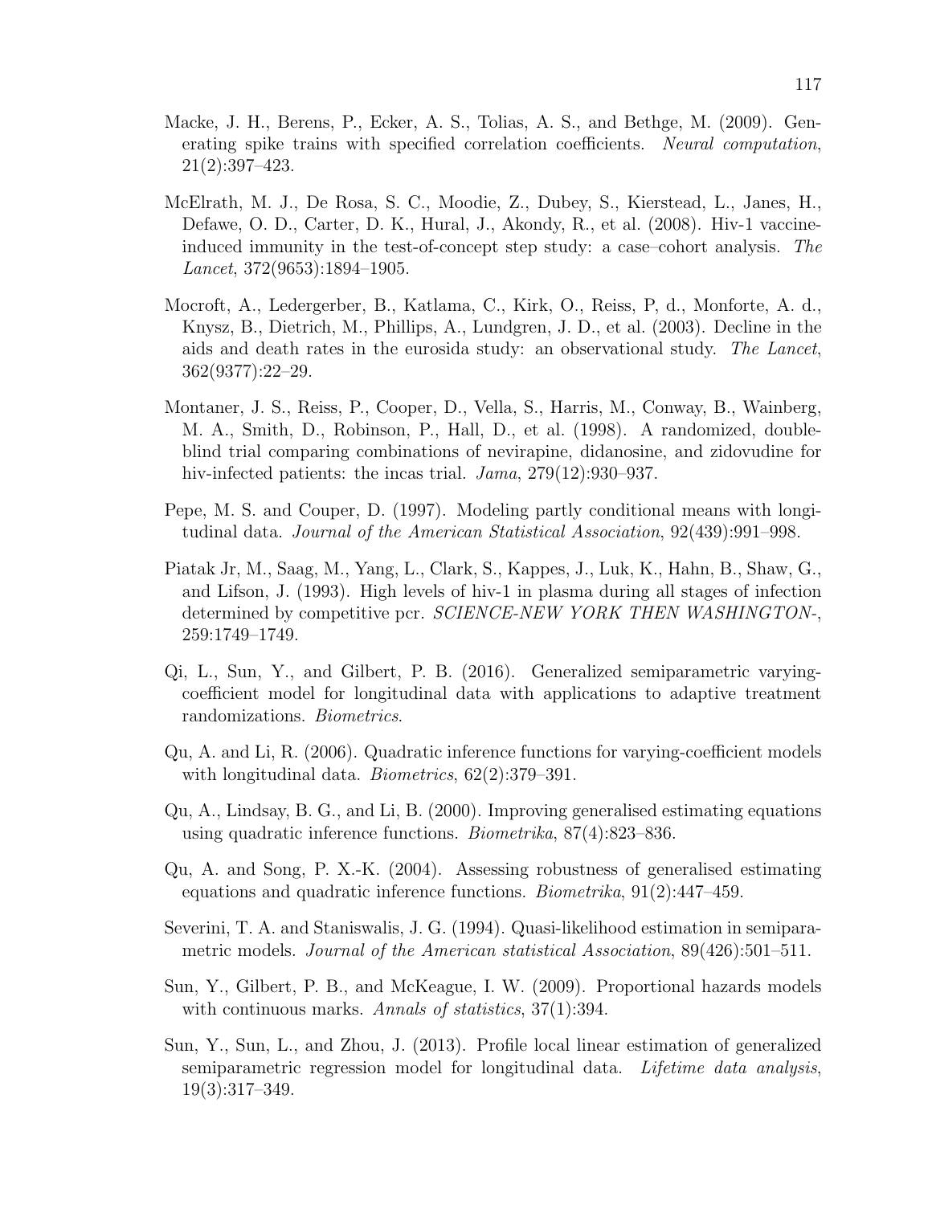Macke, J. H., Berens, P., Ecker, A. S., Tolias, A. S., and Bethge, M. (2009). Generating spike trains with specified correlation coefficients. *Neural computation*, 21(2):397–423.

McElrath, M. J., De Rosa, S. C., Moodie, Z., Dubey, S., Kierstead, L., Janes, H., Defawe, O. D., Carter, D. K., Hural, J., Akondy, R., et al. (2008). Hiv-1 vaccine-induced immunity in the test-of-concept step study: a case–cohort analysis. *The Lancet*, 372(9653):1894–1905.

Mocroft, A., Ledergerber, B., Katlama, C., Kirk, O., Reiss, P, d., Monforte, A. d., Knysz, B., Dietrich, M., Phillips, A., Lundgren, J. D., et al. (2003). Decline in the aids and death rates in the eurosida study: an observational study. *The Lancet*, 362(9377):22–29.

Montaner, J. S., Reiss, P., Cooper, D., Vella, S., Harris, M., Conway, B., Wainberg, M. A., Smith, D., Robinson, P., Hall, D., et al. (1998). A randomized, double-blind trial comparing combinations of nevirapine, didanosine, and zidovudine for hiv-infected patients: the incas trial. *Jama*, 279(12):930–937.

Pepe, M. S. and Couper, D. (1997). Modeling partly conditional means with longitudinal data. *Journal of the American Statistical Association*, 92(439):991–998.

Piatak Jr, M., Saag, M., Yang, L., Clark, S., Kappes, J., Luk, K., Hahn, B., Shaw, G., and Lifson, J. (1993). High levels of hiv-1 in plasma during all stages of infection determined by competitive pcr. *SCIENCE-NEW YORK THEN WASHINGTON-*, 259:1749–1749.

Qi, L., Sun, Y., and Gilbert, P. B. (2016). Generalized semiparametric varying-coefficient model for longitudinal data with applications to adaptive treatment randomizations. *Biometrics*.

Qu, A. and Li, R. (2006). Quadratic inference functions for varying-coefficient models with longitudinal data. *Biometrics*, 62(2):379–391.

Qu, A., Lindsay, B. G., and Li, B. (2000). Improving generalised estimating equations using quadratic inference functions. *Biometrika*, 87(4):823–836.

Qu, A. and Song, P. X.-K. (2004). Assessing robustness of generalised estimating equations and quadratic inference functions. *Biometrika*, 91(2):447–459.

Severini, T. A. and Staniswalis, J. G. (1994). Quasi-likelihood estimation in semiparametric models. *Journal of the American statistical Association*, 89(426):501–511.

Sun, Y., Gilbert, P. B., and McKeague, I. W. (2009). Proportional hazards models with continuous marks. *Annals of statistics*, 37(1):394.

Sun, Y., Sun, L., and Zhou, J. (2013). Profile local linear estimation of generalized semiparametric regression model for longitudinal data. *Lifetime data analysis*, 19(3):317–349.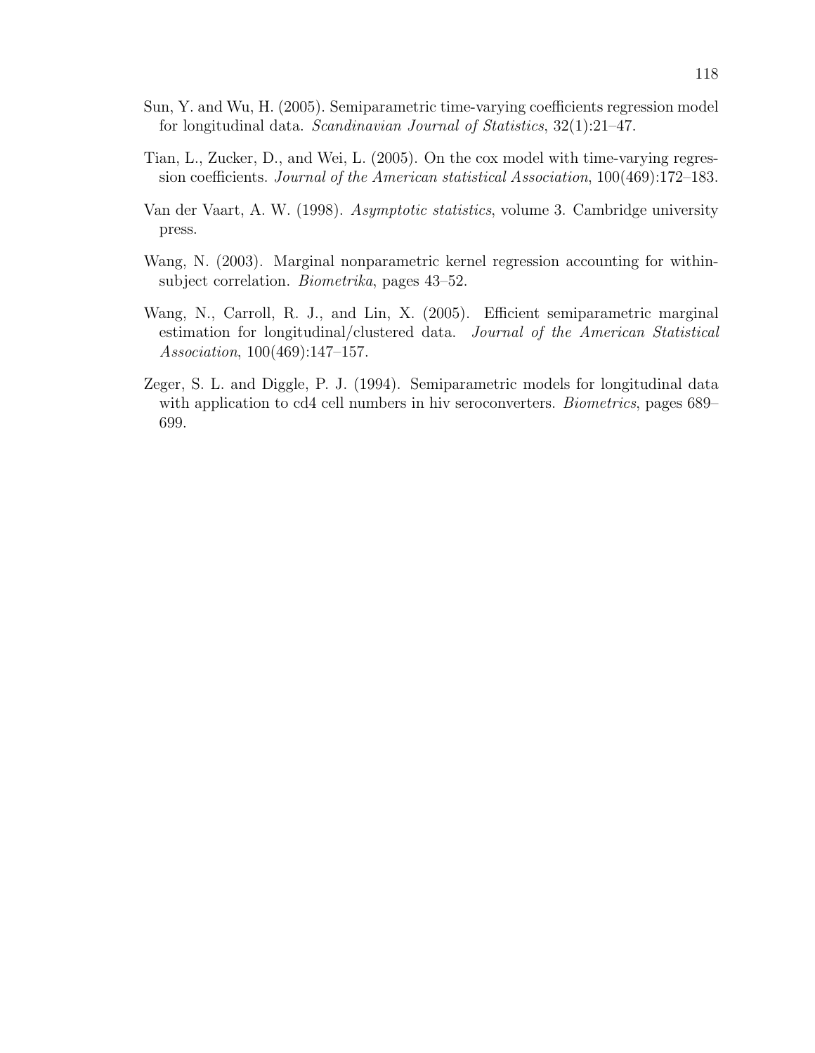Sun, Y. and Wu, H. (2005). Semiparametric time-varying coefficients regression model for longitudinal data. *Scandinavian Journal of Statistics*, 32(1):21–47.

Tian, L., Zucker, D., and Wei, L. (2005). On the cox model with time-varying regression coefficients. *Journal of the American statistical Association*, 100(469):172–183.

Van der Vaart, A. W. (1998). *Asymptotic statistics*, volume 3. Cambridge university press.

Wang, N. (2003). Marginal nonparametric kernel regression accounting for within-subject correlation. *Biometrika*, pages 43–52.

Wang, N., Carroll, R. J., and Lin, X. (2005). Efficient semiparametric marginal estimation for longitudinal/clustered data. *Journal of the American Statistical Association*, 100(469):147–157.

Zeger, S. L. and Diggle, P. J. (1994). Semiparametric models for longitudinal data with application to cd4 cell numbers in hiv seroconverters. *Biometrics*, pages 689–699.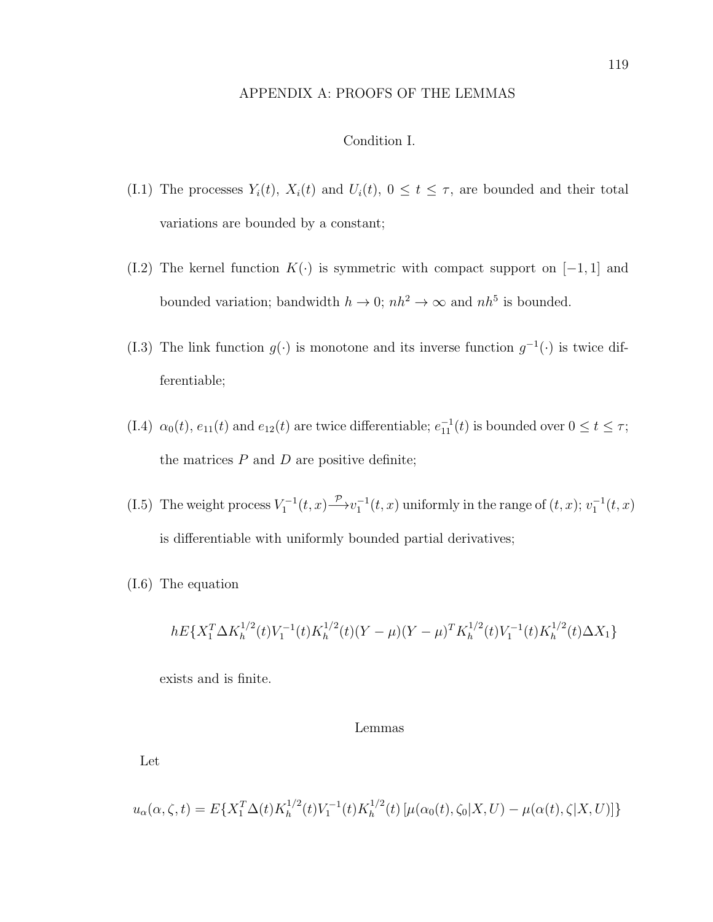# APPENDIX A: PROOFS OF THE LEMMAS

## Condition I.

(I.1) The processes $Y_i(t)$, $X_i(t)$ and $U_i(t)$, $0 \le t \le \tau$, are bounded and their total variations are bounded by a constant;

(I.2) The kernel function $K(\cdot)$ is symmetric with compact support on $[-1, 1]$ and bounded variation; bandwidth $h \to 0$; $nh^2 \to \infty$ and $nh^5$ is bounded.

(I.3) The link function $g(\cdot)$ is monotone and its inverse function $g^{-1}(\cdot)$ is twice differentiable;

(I.4) $\alpha_0(t)$, $e_{11}(t)$ and $e_{12}(t)$ are twice differentiable; $e_{11}^{-1}(t)$ is bounded over $0 \le t \le \tau$; the matrices $P$ and $D$ are positive definite;

(I.5) The weight process $V_1^{-1}(t, x) \xrightarrow{\mathcal{P}} v_1^{-1}(t, x)$ uniformly in the range of $(t, x)$; $v_1^{-1}(t, x)$ is differentiable with uniformly bounded partial derivatives;

(I.6) The equation

$$hE\{X_1^T \Delta K_h^{1/2}(t) V_1^{-1}(t) K_h^{1/2}(t)(Y - \mu)(Y - \mu)^T K_h^{1/2}(t) V_1^{-1}(t) K_h^{1/2}(t) \Delta X_1\}$$

exists and is finite.

## Lemmas

Let

$$u_\alpha(\alpha, \zeta, t) = E\{X_1^T \Delta(t) K_h^{1/2}(t) V_1^{-1}(t) K_h^{1/2}(t) \left[\mu(\alpha_0(t), \zeta_0 | X, U) - \mu(\alpha(t), \zeta | X, U)\right]\}$$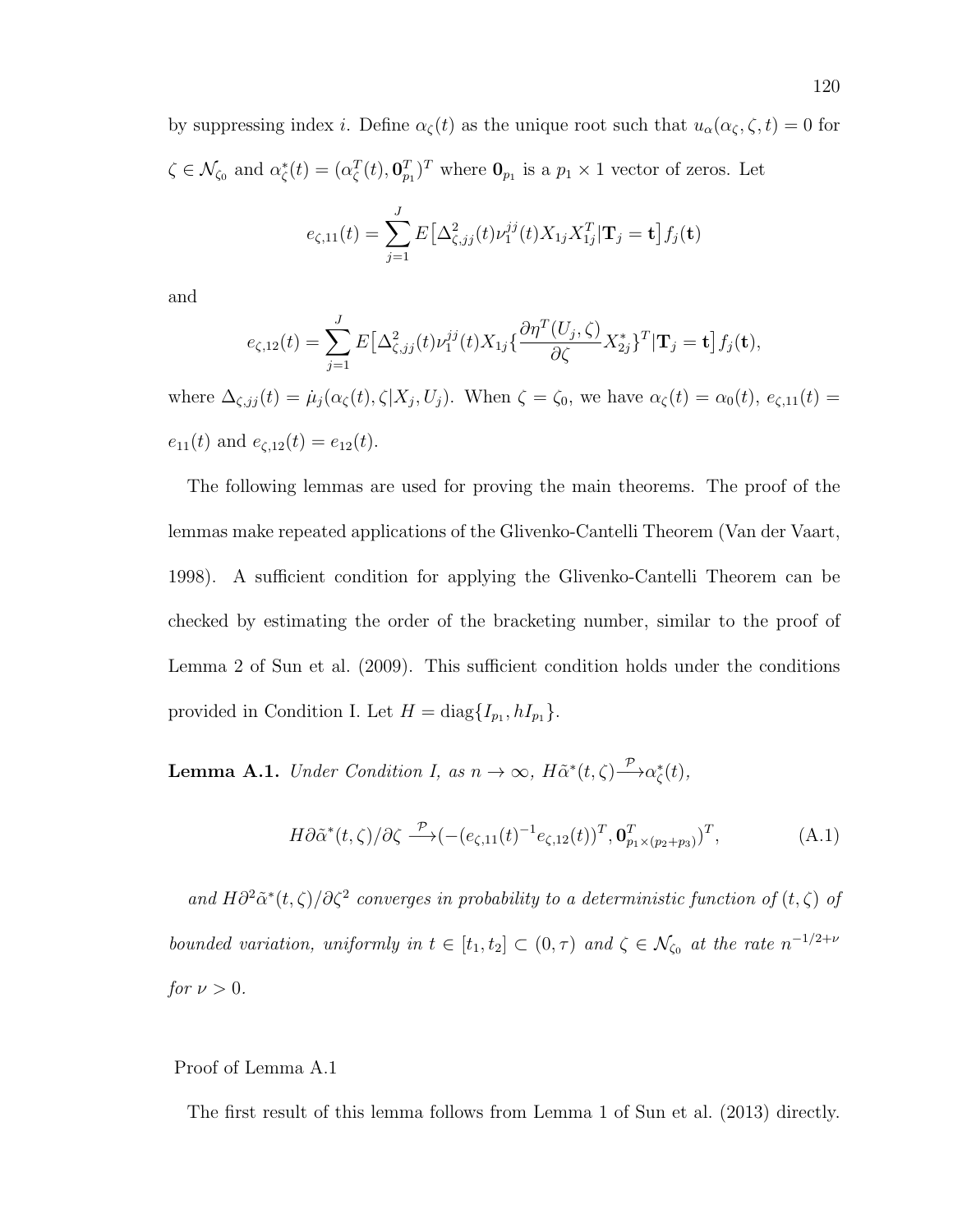by suppressing index $i$. Define $\alpha_\zeta(t)$ as the unique root such that $u_\alpha(\alpha_\zeta, \zeta, t) = 0$ for $\zeta \in \mathcal{N}_{\zeta_0}$ and $\alpha^*_\zeta(t) = (\alpha^T_\zeta(t), \mathbf{0}^T_{p_1})^T$ where $\mathbf{0}_{p_1}$ is a $p_1 \times 1$ vector of zeros. Let

$$e_{\zeta,11}(t) = \sum_{j=1}^{J} E\big[\Delta^2_{\zeta,jj}(t)\nu_1^{jj}(t)X_{1j}X^T_{1j}|\mathbf{T}_j = \mathbf{t}\big]f_j(\mathbf{t})$$

and

$$e_{\zeta,12}(t) = \sum_{j=1}^{J} E\big[\Delta^2_{\zeta,jj}(t)\nu_1^{jj}(t)X_{1j}\{\frac{\partial \eta^T(U_j, \zeta)}{\partial \zeta}X^*_{2j}\}^T|\mathbf{T}_j = \mathbf{t}\big]f_j(\mathbf{t}),$$

where $\Delta_{\zeta,jj}(t) = \dot{\mu}_j(\alpha_\zeta(t), \zeta|X_j, U_j)$. When $\zeta = \zeta_0$, we have $\alpha_\zeta(t) = \alpha_0(t)$, $e_{\zeta,11}(t) = e_{11}(t)$ and $e_{\zeta,12}(t) = e_{12}(t)$.

The following lemmas are used for proving the main theorems. The proof of the lemmas make repeated applications of the Glivenko-Cantelli Theorem (Van der Vaart, 1998). A sufficient condition for applying the Glivenko-Cantelli Theorem can be checked by estimating the order of the bracketing number, similar to the proof of Lemma 2 of Sun et al. (2009). This sufficient condition holds under the conditions provided in Condition I. Let $H = \text{diag}\{I_{p_1}, hI_{p_1}\}$.

**Lemma A.1.** *Under Condition I, as $n \to \infty$, $H\tilde{\alpha}^*(t, \zeta) \xrightarrow{\mathcal{P}} \alpha^*_\zeta(t)$,*

$$H\partial\tilde{\alpha}^*(t, \zeta)/\partial\zeta \xrightarrow{\mathcal{P}} (-(e_{\zeta,11}(t)^{-1}e_{\zeta,12}(t))^T, \mathbf{0}^T_{p_1\times(p_2+p_3)})^T, \tag{A.1}$$

*and $H\partial^2\tilde{\alpha}^*(t, \zeta)/\partial\zeta^2$ converges in probability to a deterministic function of $(t, \zeta)$ of bounded variation, uniformly in $t \in [t_1, t_2] \subset (0, \tau)$ and $\zeta \in \mathcal{N}_{\zeta_0}$ at the rate $n^{-1/2+\nu}$ for $\nu > 0$.*

Proof of Lemma A.1

The first result of this lemma follows from Lemma 1 of Sun et al. (2013) directly.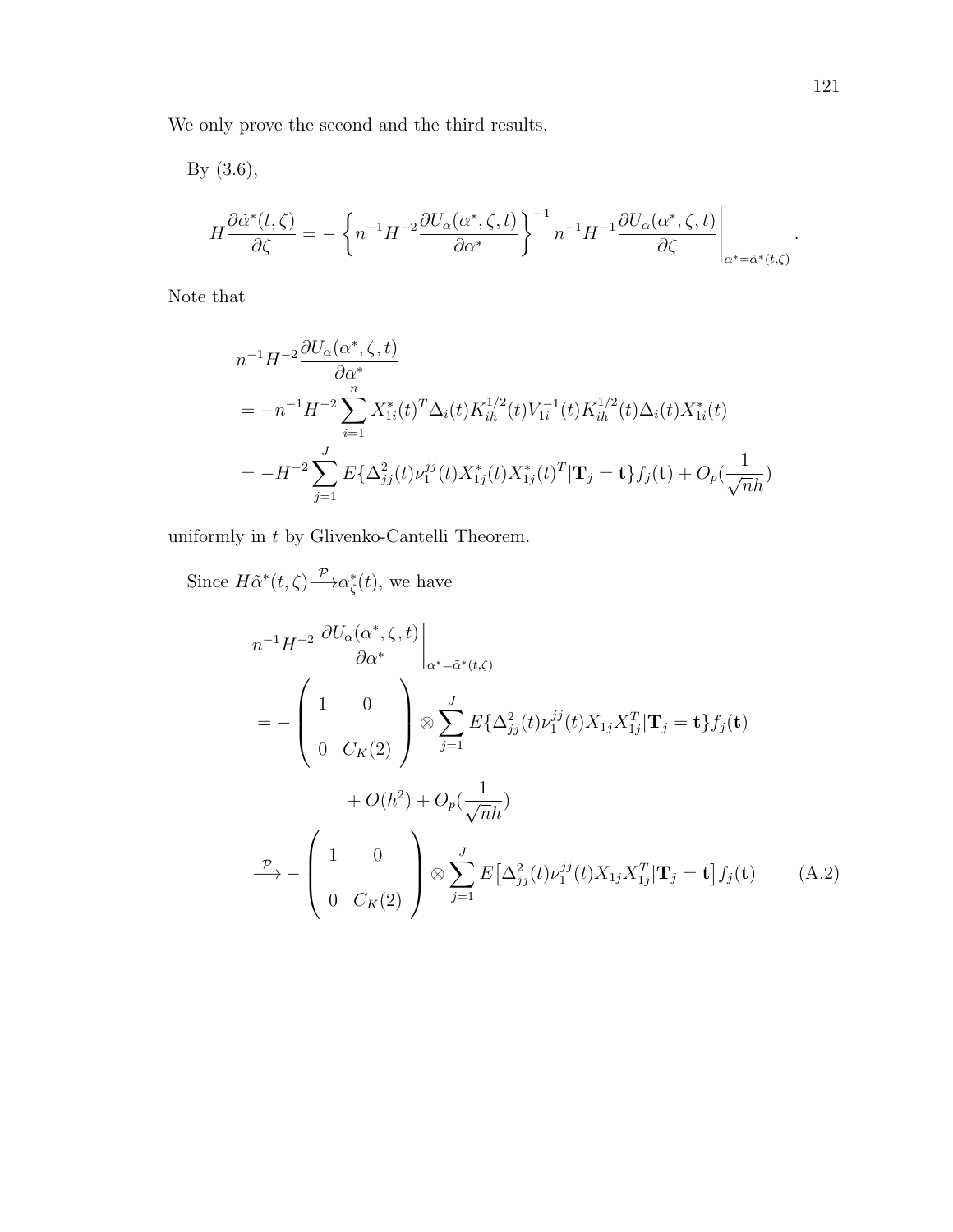We only prove the second and the third results.

By (3.6),

$$H\frac{\partial\tilde{\alpha}^*(t,\zeta)}{\partial\zeta} = -\left\{n^{-1}H^{-2}\frac{\partial U_\alpha(\alpha^*,\zeta,t)}{\partial\alpha^*}\right\}^{-1} n^{-1}H^{-1}\frac{\partial U_\alpha(\alpha^*,\zeta,t)}{\partial\zeta}\Bigg|_{\alpha^*=\tilde{\alpha}^*(t,\zeta)}.$$

Note that

$$\begin{aligned}
&n^{-1}H^{-2}\frac{\partial U_\alpha(\alpha^*,\zeta,t)}{\partial\alpha^*}\\
&= -n^{-1}H^{-2}\sum_{i=1}^{n} X_{1i}^*(t)^T\Delta_i(t)K_{ih}^{1/2}(t)V_{1i}^{-1}(t)K_{ih}^{1/2}(t)\Delta_i(t)X_{1i}^*(t)\\
&= -H^{-2}\sum_{j=1}^{J} E\{\Delta_{jj}^2(t)\nu_1^{jj}(t)X_{1j}^*(t)X_{1j}^*(t)^T|\mathbf{T}_j=\mathbf{t}\}f_j(\mathbf{t}) + O_p(\frac{1}{\sqrt{n}h})
\end{aligned}$$

uniformly in $t$ by Glivenko-Cantelli Theorem.

Since $H\tilde{\alpha}^*(t,\zeta)\xrightarrow{\mathcal{P}}\alpha_\zeta^*(t)$, we have

$$\begin{aligned}
&n^{-1}H^{-2}\left.\frac{\partial U_\alpha(\alpha^*,\zeta,t)}{\partial\alpha^*}\right|_{\alpha^*=\tilde{\alpha}^*(t,\zeta)}\\
&= -\begin{pmatrix} 1 & 0 \\ 0 & C_K(2)\end{pmatrix}\otimes\sum_{j=1}^{J} E\{\Delta_{jj}^2(t)\nu_1^{jj}(t)X_{1j}X_{1j}^T|\mathbf{T}_j=\mathbf{t}\}f_j(\mathbf{t})\\
&\qquad + O(h^2) + O_p(\frac{1}{\sqrt{n}h})\\
&\xrightarrow{\mathcal{P}} -\begin{pmatrix} 1 & 0 \\ 0 & C_K(2)\end{pmatrix}\otimes\sum_{j=1}^{J} E\big[\Delta_{jj}^2(t)\nu_1^{jj}(t)X_{1j}X_{1j}^T|\mathbf{T}_j=\mathbf{t}\big]f_j(\mathbf{t}) \qquad \text{(A.2)}
\end{aligned}$$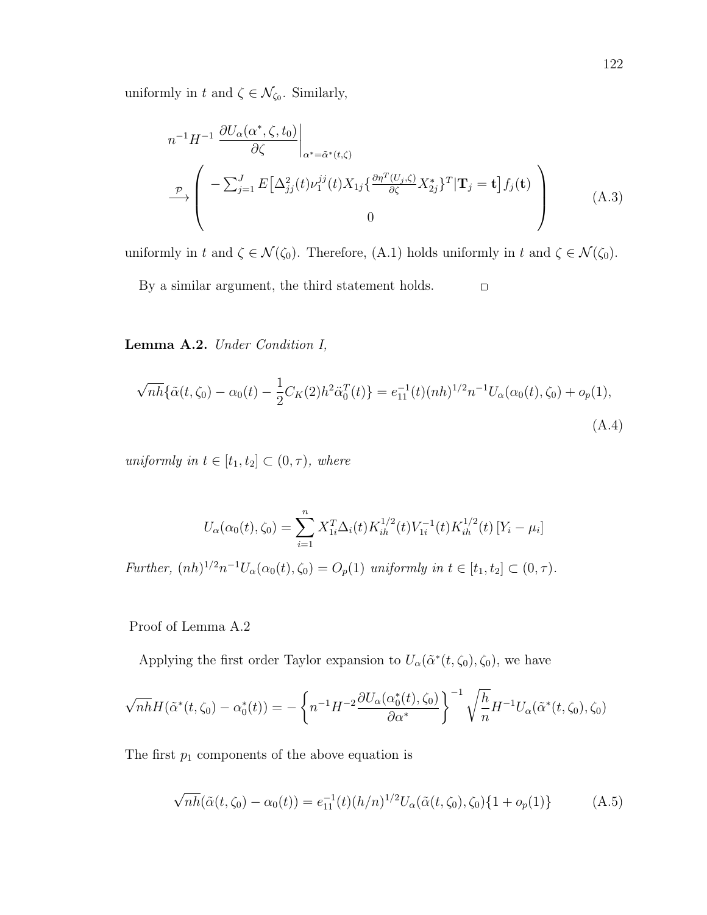uniformly in $t$ and $\zeta \in \mathcal{N}_{\zeta_0}$. Similarly,

$$
n^{-1}H^{-1} \left. \frac{\partial U_\alpha(\alpha^*, \zeta, t_0)}{\partial \zeta} \right|_{\alpha^* = \tilde{\alpha}^*(t,\zeta)} \xrightarrow{\mathcal{P}} \begin{pmatrix} -\sum_{j=1}^{J} E\big[\Delta_{jj}^2(t)\nu_1^{jj}(t) X_{1j}\{\frac{\partial \eta^T(U_j,\zeta)}{\partial \zeta} X_{2j}^*\}^T | \mathbf{T}_j = \mathbf{t}\big] f_j(\mathbf{t}) \\ 0 \end{pmatrix} \tag{A.3}
$$

uniformly in $t$ and $\zeta \in \mathcal{N}(\zeta_0)$. Therefore, (A.1) holds uniformly in $t$ and $\zeta \in \mathcal{N}(\zeta_0)$.

By a similar argument, the third statement holds. □

**Lemma A.2.** *Under Condition I,*

$$
\sqrt{nh}\{\tilde{\alpha}(t,\zeta_0) - \alpha_0(t) - \frac{1}{2}C_K(2)h^2\ddot{\alpha}_0^T(t)\} = e_{11}^{-1}(t)(nh)^{1/2}n^{-1}U_\alpha(\alpha_0(t),\zeta_0) + o_p(1), \tag{A.4}
$$

*uniformly in $t \in [t_1, t_2] \subset (0, \tau)$, where*

$$
U_\alpha(\alpha_0(t),\zeta_0) = \sum_{i=1}^{n} X_{1i}^T \Delta_i(t) K_{ih}^{1/2}(t) V_{1i}^{-1}(t) K_{ih}^{1/2}(t)\,[Y_i - \mu_i]
$$

*Further, $(nh)^{1/2}n^{-1}U_\alpha(\alpha_0(t),\zeta_0) = O_p(1)$ uniformly in $t \in [t_1, t_2] \subset (0, \tau)$.*

Proof of Lemma A.2

Applying the first order Taylor expansion to $U_\alpha(\tilde{\alpha}^*(t,\zeta_0),\zeta_0)$, we have

$$
\sqrt{nh}H(\tilde{\alpha}^*(t,\zeta_0) - \alpha_0^*(t)) = -\left\{n^{-1}H^{-2}\frac{\partial U_\alpha(\alpha_0^*(t),\zeta_0)}{\partial \alpha^*}\right\}^{-1}\sqrt{\frac{h}{n}}H^{-1}U_\alpha(\tilde{\alpha}^*(t,\zeta_0),\zeta_0)
$$

The first $p_1$ components of the above equation is

$$
\sqrt{nh}(\tilde{\alpha}(t,\zeta_0) - \alpha_0(t)) = e_{11}^{-1}(t)(h/n)^{1/2}U_\alpha(\tilde{\alpha}(t,\zeta_0),\zeta_0)\{1 + o_p(1)\} \tag{A.5}
$$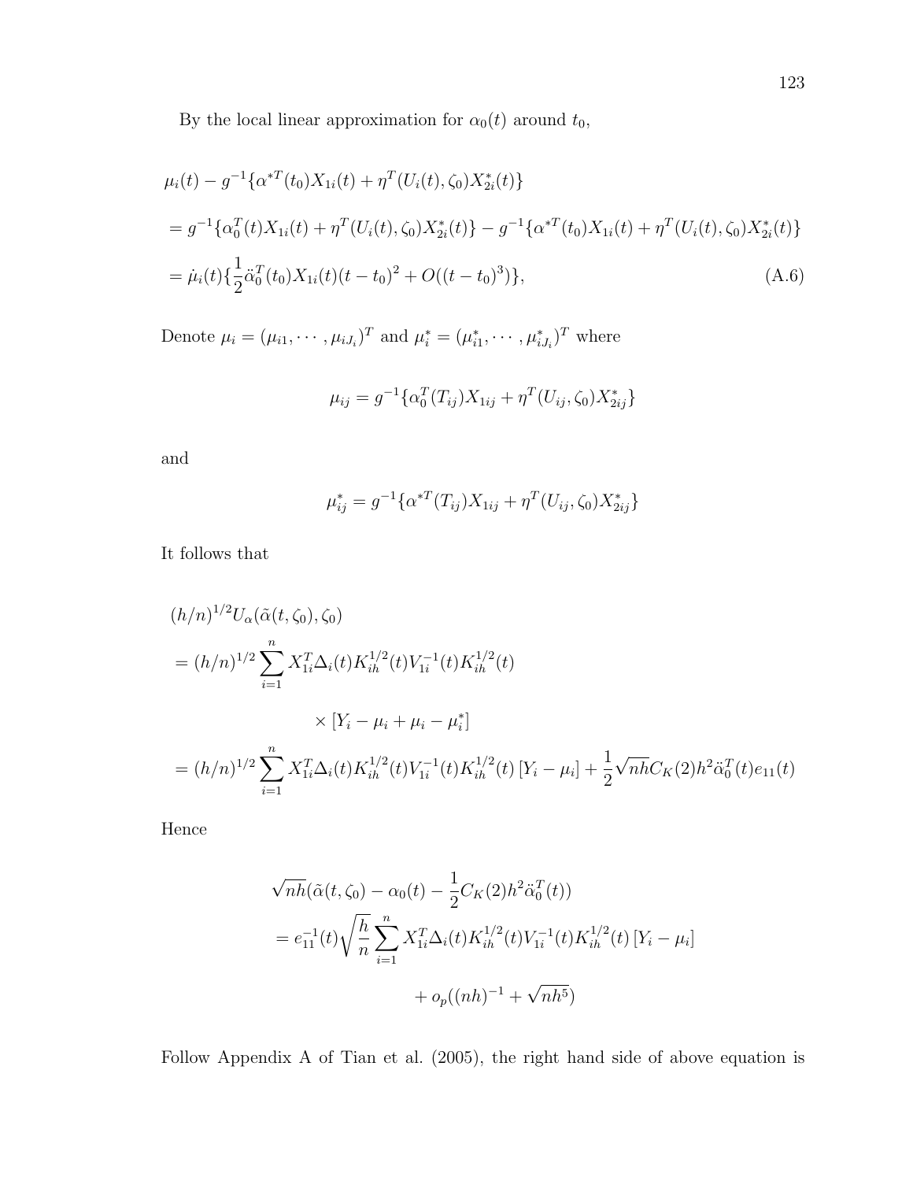By the local linear approximation for $\alpha_0(t)$ around $t_0$,

$$
\begin{aligned}
&\mu_i(t) - g^{-1}\{\alpha^{*T}(t_0)X_{1i}(t) + \eta^T(U_i(t), \zeta_0)X_{2i}^*(t)\} \\
&= g^{-1}\{\alpha_0^T(t)X_{1i}(t) + \eta^T(U_i(t), \zeta_0)X_{2i}^*(t)\} - g^{-1}\{\alpha^{*T}(t_0)X_{1i}(t) + \eta^T(U_i(t), \zeta_0)X_{2i}^*(t)\} \\
&= \dot{\mu}_i(t)\{\frac{1}{2}\ddot{\alpha}_0^T(t_0)X_{1i}(t)(t-t_0)^2 + O((t-t_0)^3)\},
\end{aligned} \tag{A.6}
$$

Denote $\mu_i = (\mu_{i1}, \cdots, \mu_{iJ_i})^T$ and $\mu_i^* = (\mu_{i1}^*, \cdots, \mu_{iJ_i}^*)^T$ where

$$
\mu_{ij} = g^{-1}\{\alpha_0^T(T_{ij})X_{1ij} + \eta^T(U_{ij}, \zeta_0)X_{2ij}^*\}
$$

and

$$
\mu_{ij}^* = g^{-1}\{\alpha^{*T}(T_{ij})X_{1ij} + \eta^T(U_{ij}, \zeta_0)X_{2ij}^*\}
$$

It follows that

$$
\begin{aligned}
&(h/n)^{1/2}U_\alpha(\tilde{\alpha}(t, \zeta_0), \zeta_0) \\
&= (h/n)^{1/2}\sum_{i=1}^n X_{1i}^T\Delta_i(t)K_{ih}^{1/2}(t)V_{1i}^{-1}(t)K_{ih}^{1/2}(t) \\
&\qquad\qquad \times [Y_i - \mu_i + \mu_i - \mu_i^*] \\
&= (h/n)^{1/2}\sum_{i=1}^n X_{1i}^T\Delta_i(t)K_{ih}^{1/2}(t)V_{1i}^{-1}(t)K_{ih}^{1/2}(t)\,[Y_i - \mu_i] + \frac{1}{2}\sqrt{nh}C_K(2)h^2\ddot{\alpha}_0^T(t)e_{11}(t)
\end{aligned}
$$

Hence

$$
\begin{aligned}
&\sqrt{nh}(\tilde{\alpha}(t, \zeta_0) - \alpha_0(t) - \frac{1}{2}C_K(2)h^2\ddot{\alpha}_0^T(t)) \\
&= e_{11}^{-1}(t)\sqrt{\frac{h}{n}}\sum_{i=1}^n X_{1i}^T\Delta_i(t)K_{ih}^{1/2}(t)V_{1i}^{-1}(t)K_{ih}^{1/2}(t)\,[Y_i - \mu_i] \\
&\qquad + o_p((nh)^{-1} + \sqrt{nh^5})
\end{aligned}
$$

Follow Appendix A of Tian et al. (2005), the right hand side of above equation is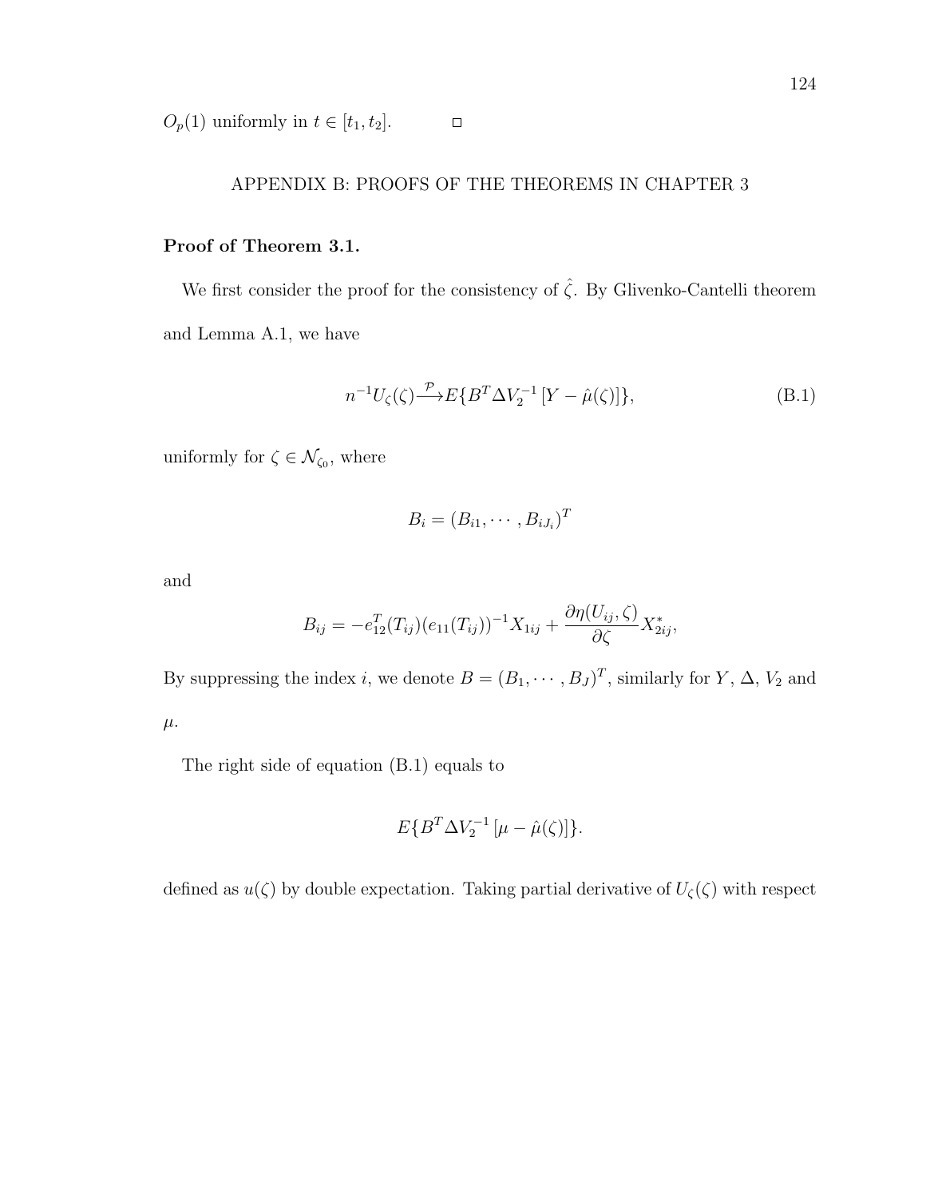$O_p(1)$ uniformly in $t \in [t_1, t_2]$. $\square$

## APPENDIX B: PROOFS OF THE THEOREMS IN CHAPTER 3

**Proof of Theorem 3.1.**

We first consider the proof for the consistency of $\hat{\zeta}$. By Glivenko-Cantelli theorem and Lemma A.1, we have

$$n^{-1} U_\zeta(\zeta) \xrightarrow{\mathcal{P}} E\{B^T \Delta V_2^{-1} [Y - \hat{\mu}(\zeta)]\}, \tag{B.1}$$

uniformly for $\zeta \in \mathcal{N}_{\zeta_0}$, where

$$B_i = (B_{i1}, \cdots, B_{iJ_i})^T$$

and

$$B_{ij} = -e_{12}^T(T_{ij})(e_{11}(T_{ij}))^{-1} X_{1ij} + \frac{\partial \eta(U_{ij}, \zeta)}{\partial \zeta} X_{2ij}^*,$$

By suppressing the index $i$, we denote $B = (B_1, \cdots, B_J)^T$, similarly for $Y$, $\Delta$, $V_2$ and $\mu$.

The right side of equation (B.1) equals to

$$E\{B^T \Delta V_2^{-1} [\mu - \hat{\mu}(\zeta)]\}.$$

defined as $u(\zeta)$ by double expectation. Taking partial derivative of $U_\zeta(\zeta)$ with respect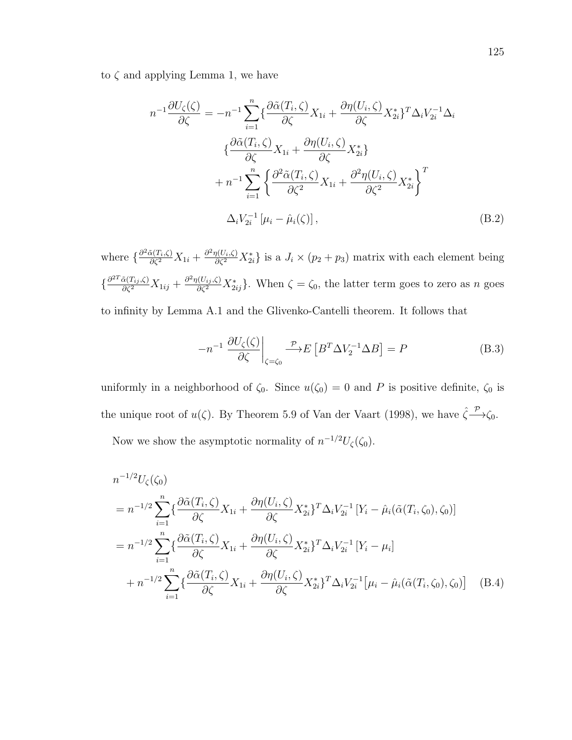to $\zeta$ and applying Lemma 1, we have

$$
\begin{aligned}
n^{-1}\frac{\partial U_\zeta(\zeta)}{\partial \zeta} = & -n^{-1}\sum_{i=1}^{n}\{\frac{\partial \tilde{\alpha}(T_i,\zeta)}{\partial \zeta}X_{1i} + \frac{\partial \eta(U_i,\zeta)}{\partial \zeta}X_{2i}^*\}^T \Delta_i V_{2i}^{-1}\Delta_i \\
& \{\frac{\partial \tilde{\alpha}(T_i,\zeta)}{\partial \zeta}X_{1i} + \frac{\partial \eta(U_i,\zeta)}{\partial \zeta}X_{2i}^*\} \\
& + n^{-1}\sum_{i=1}^{n}\left\{\frac{\partial^2 \tilde{\alpha}(T_i,\zeta)}{\partial \zeta^2}X_{1i} + \frac{\partial^2 \eta(U_i,\zeta)}{\partial \zeta^2}X_{2i}^*\right\}^T \\
& \Delta_i V_{2i}^{-1}\left[\mu_i - \hat{\mu}_i(\zeta)\right], \qquad \text{(B.2)}
\end{aligned}
$$

where $\{\frac{\partial^2 \tilde{\alpha}(T_i,\zeta)}{\partial \zeta^2}X_{1i} + \frac{\partial^2 \eta(U_i,\zeta)}{\partial \zeta^2}X_{2i}^*\}$ is a $J_i \times (p_2 + p_3)$ matrix with each element being $\{\frac{\partial^{2T} \tilde{\alpha}(T_{ij},\zeta)}{\partial \zeta^2}X_{1ij} + \frac{\partial^2 \eta(U_{ij},\zeta)}{\partial \zeta^2}X_{2ij}^*\}$. When $\zeta = \zeta_0$, the latter term goes to zero as $n$ goes to infinity by Lemma A.1 and the Glivenko-Cantelli theorem. It follows that

$$
-n^{-1}\left.\frac{\partial U_\zeta(\zeta)}{\partial \zeta}\right|_{\zeta=\zeta_0} \xrightarrow{\mathcal{P}} E\left[B^T \Delta V_2^{-1}\Delta B\right] = P \qquad \text{(B.3)}
$$

uniformly in a neighborhood of $\zeta_0$. Since $u(\zeta_0) = 0$ and $P$ is positive definite, $\zeta_0$ is the unique root of $u(\zeta)$. By Theorem 5.9 of Van der Vaart (1998), we have $\hat{\zeta} \xrightarrow{\mathcal{P}} \zeta_0$.

Now we show the asymptotic normality of $n^{-1/2}U_\zeta(\zeta_0)$.

$$
\begin{aligned}
& n^{-1/2}U_\zeta(\zeta_0) \\
& = n^{-1/2}\sum_{i=1}^{n}\{\frac{\partial \tilde{\alpha}(T_i,\zeta)}{\partial \zeta}X_{1i} + \frac{\partial \eta(U_i,\zeta)}{\partial \zeta}X_{2i}^*\}^T \Delta_i V_{2i}^{-1}\left[Y_i - \hat{\mu}_i(\tilde{\alpha}(T_i,\zeta_0),\zeta_0)\right] \\
& = n^{-1/2}\sum_{i=1}^{n}\{\frac{\partial \tilde{\alpha}(T_i,\zeta)}{\partial \zeta}X_{1i} + \frac{\partial \eta(U_i,\zeta)}{\partial \zeta}X_{2i}^*\}^T \Delta_i V_{2i}^{-1}\left[Y_i - \mu_i\right] \\
& \quad + n^{-1/2}\sum_{i=1}^{n}\{\frac{\partial \tilde{\alpha}(T_i,\zeta)}{\partial \zeta}X_{1i} + \frac{\partial \eta(U_i,\zeta)}{\partial \zeta}X_{2i}^*\}^T \Delta_i V_{2i}^{-1}\left[\mu_i - \hat{\mu}_i(\tilde{\alpha}(T_i,\zeta_0),\zeta_0)\right] \qquad \text{(B.4)}
\end{aligned}
$$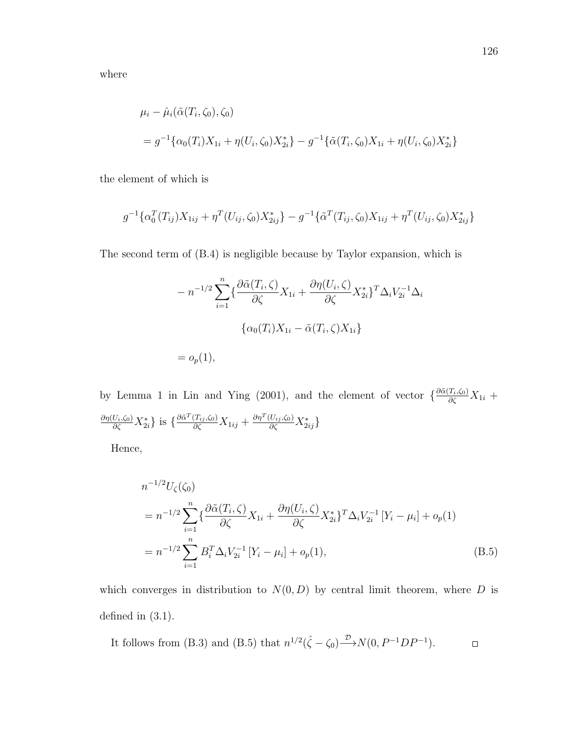where

$$
\begin{aligned}
&\mu_i - \hat{\mu}_i(\tilde{\alpha}(T_i, \zeta_0), \zeta_0) \\
&= g^{-1}\{\alpha_0(T_i)X_{1i} + \eta(U_i, \zeta_0)X_{2i}^*\} - g^{-1}\{\tilde{\alpha}(T_i, \zeta_0)X_{1i} + \eta(U_i, \zeta_0)X_{2i}^*\}
\end{aligned}
$$

the element of which is

$$
g^{-1}\{\alpha_0^T(T_{ij})X_{1ij} + \eta^T(U_{ij}, \zeta_0)X_{2ij}^*\} - g^{-1}\{\tilde{\alpha}^T(T_{ij}, \zeta_0)X_{1ij} + \eta^T(U_{ij}, \zeta_0)X_{2ij}^*\}
$$

The second term of (B.4) is negligible because by Taylor expansion, which is

$$
\begin{aligned}
&- n^{-1/2}\sum_{i=1}^{n}\{\frac{\partial \tilde{\alpha}(T_i, \zeta)}{\partial \zeta}X_{1i} + \frac{\partial \eta(U_i, \zeta)}{\partial \zeta}X_{2i}^*\}^T \Delta_i V_{2i}^{-1}\Delta_i \\
&\qquad \{\alpha_0(T_i)X_{1i} - \tilde{\alpha}(T_i, \zeta)X_{1i}\} \\
&= o_p(1),
\end{aligned}
$$

by Lemma 1 in Lin and Ying (2001), and the element of vector $\{\frac{\partial \tilde{\alpha}(T_i,\zeta_0)}{\partial \zeta}X_{1i} + \frac{\partial \eta(U_i,\zeta_0)}{\partial \zeta}X_{2i}^*\}$ is $\{\frac{\partial \tilde{\alpha}^T(T_{ij},\zeta_0)}{\partial \zeta}X_{1ij} + \frac{\partial \eta^T(U_{ij},\zeta_0)}{\partial \zeta}X_{2ij}^*\}$

Hence,

$$
\begin{aligned}
&n^{-1/2}U_\zeta(\zeta_0) \\
&= n^{-1/2}\sum_{i=1}^{n}\{\frac{\partial \tilde{\alpha}(T_i, \zeta)}{\partial \zeta}X_{1i} + \frac{\partial \eta(U_i, \zeta)}{\partial \zeta}X_{2i}^*\}^T \Delta_i V_{2i}^{-1}\left[Y_i - \mu_i\right] + o_p(1) \\
&= n^{-1/2}\sum_{i=1}^{n} B_i^T \Delta_i V_{2i}^{-1}\left[Y_i - \mu_i\right] + o_p(1), \qquad \text{(B.5)}
\end{aligned}
$$

which converges in distribution to $N(0, D)$ by central limit theorem, where $D$ is defined in (3.1).

It follows from (B.3) and (B.5) that $n^{1/2}(\hat{\zeta} - \zeta_0) \xrightarrow{\mathcal{D}} N(0, P^{-1}DP^{-1})$. □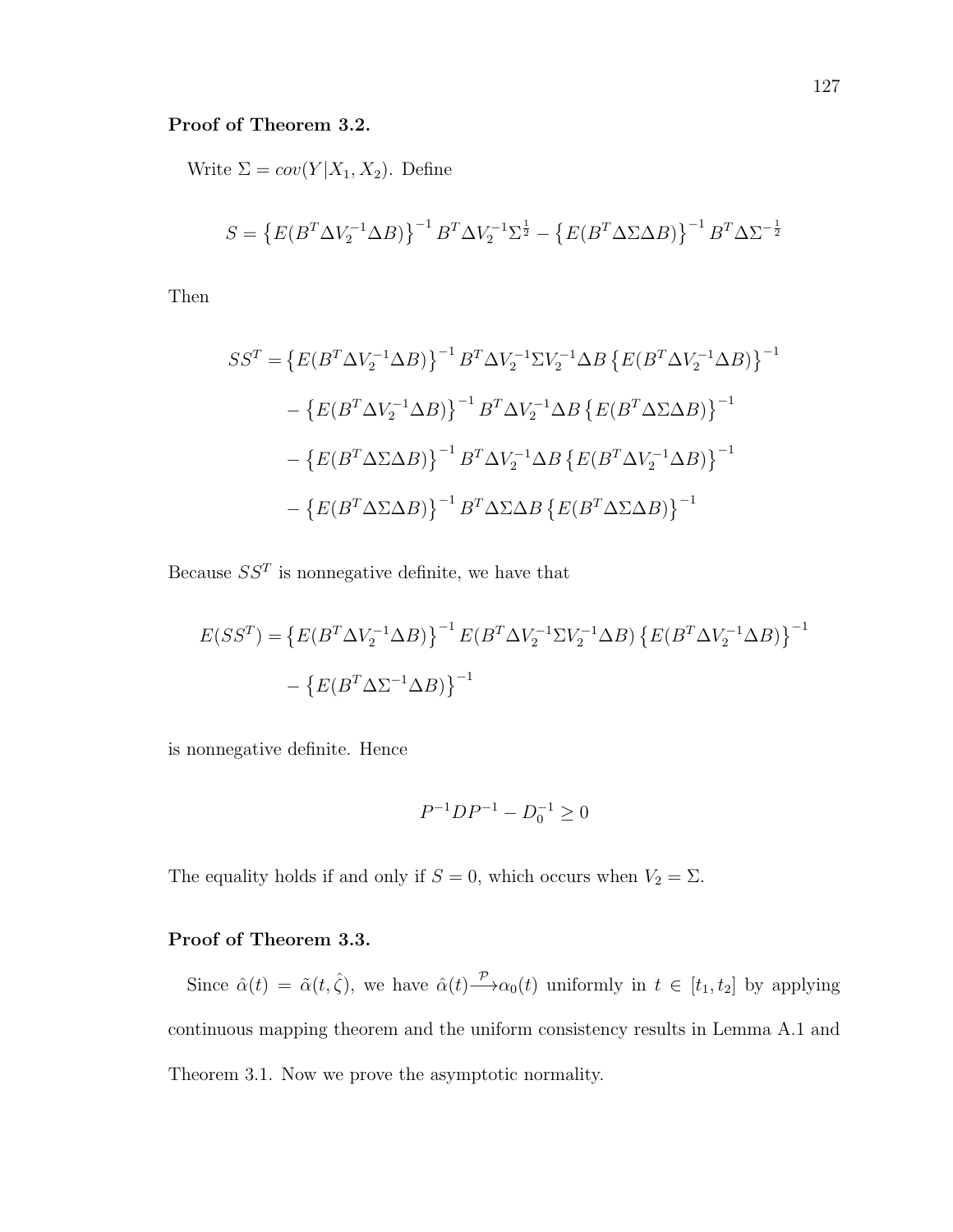**Proof of Theorem 3.2.**

Write $\Sigma = cov(Y|X_1, X_2)$. Define

$$S = \left\{E(B^T \Delta V_2^{-1} \Delta B)\right\}^{-1} B^T \Delta V_2^{-1} \Sigma^{\frac{1}{2}} - \left\{E(B^T \Delta \Sigma \Delta B)\right\}^{-1} B^T \Delta \Sigma^{-\frac{1}{2}}$$

Then

$$\begin{aligned}
SS^T =& \left\{E(B^T \Delta V_2^{-1} \Delta B)\right\}^{-1} B^T \Delta V_2^{-1} \Sigma V_2^{-1} \Delta B \left\{E(B^T \Delta V_2^{-1} \Delta B)\right\}^{-1} \\
&- \left\{E(B^T \Delta V_2^{-1} \Delta B)\right\}^{-1} B^T \Delta V_2^{-1} \Delta B \left\{E(B^T \Delta \Sigma \Delta B)\right\}^{-1} \\
&- \left\{E(B^T \Delta \Sigma \Delta B)\right\}^{-1} B^T \Delta V_2^{-1} \Delta B \left\{E(B^T \Delta V_2^{-1} \Delta B)\right\}^{-1} \\
&- \left\{E(B^T \Delta \Sigma \Delta B)\right\}^{-1} B^T \Delta \Sigma \Delta B \left\{E(B^T \Delta \Sigma \Delta B)\right\}^{-1}
\end{aligned}$$

Because $SS^T$ is nonnegative definite, we have that

$$\begin{aligned}
E(SS^T) =& \left\{E(B^T \Delta V_2^{-1} \Delta B)\right\}^{-1} E(B^T \Delta V_2^{-1} \Sigma V_2^{-1} \Delta B) \left\{E(B^T \Delta V_2^{-1} \Delta B)\right\}^{-1} \\
&- \left\{E(B^T \Delta \Sigma^{-1} \Delta B)\right\}^{-1}
\end{aligned}$$

is nonnegative definite. Hence

$$P^{-1} D P^{-1} - D_0^{-1} \geq 0$$

The equality holds if and only if $S = 0$, which occurs when $V_2 = \Sigma$.

**Proof of Theorem 3.3.**

Since $\hat{\alpha}(t) = \tilde{\alpha}(t, \hat{\zeta})$, we have $\hat{\alpha}(t) \xrightarrow{\mathcal{P}} \alpha_0(t)$ uniformly in $t \in [t_1, t_2]$ by applying continuous mapping theorem and the uniform consistency results in Lemma A.1 and Theorem 3.1. Now we prove the asymptotic normality.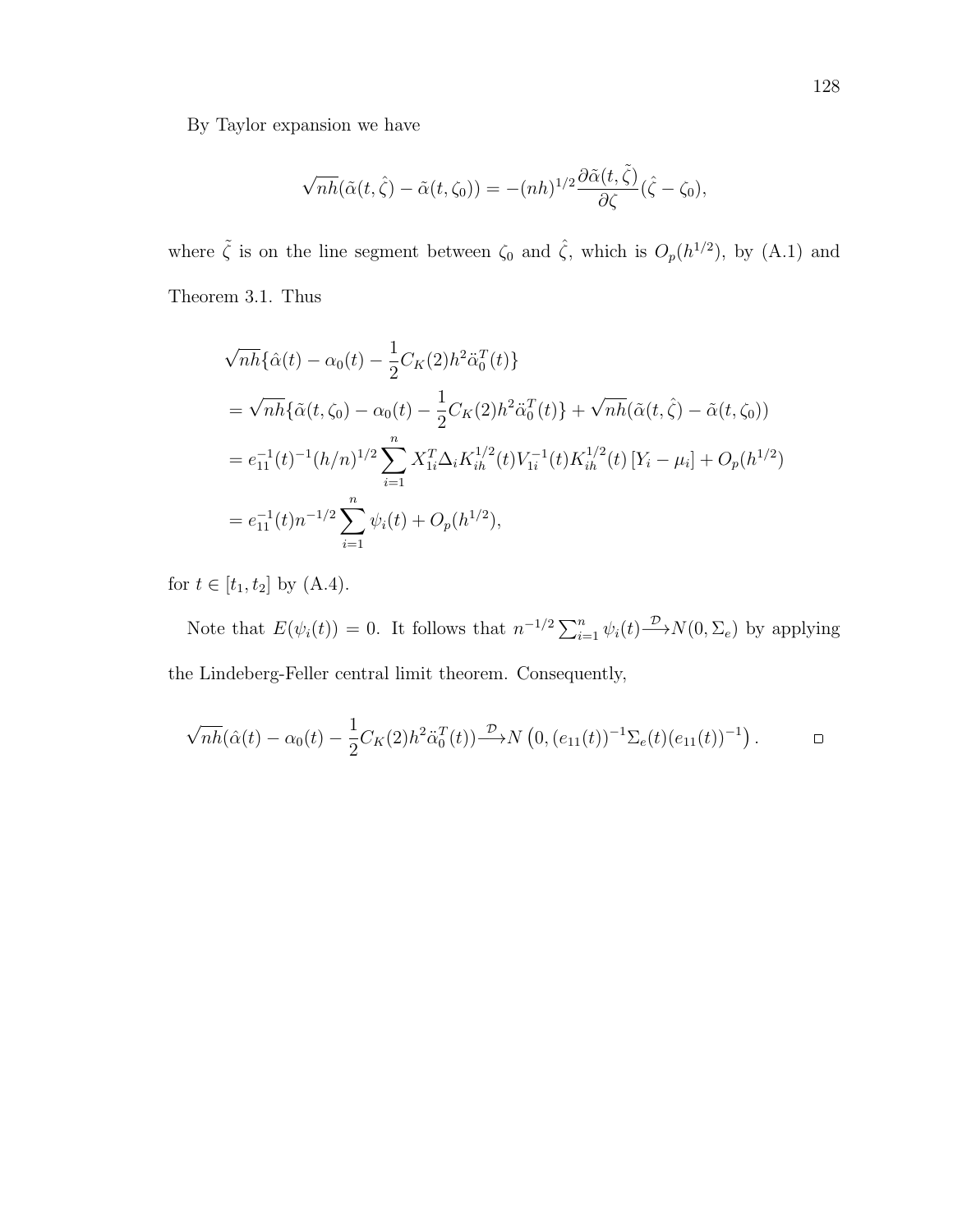By Taylor expansion we have

$$\sqrt{nh}(\tilde{\alpha}(t,\hat{\zeta}) - \tilde{\alpha}(t,\zeta_0)) = -(nh)^{1/2}\frac{\partial\tilde{\alpha}(t,\tilde{\zeta})}{\partial\zeta}(\hat{\zeta} - \zeta_0),$$

where $\tilde{\zeta}$ is on the line segment between $\zeta_0$ and $\hat{\zeta}$, which is $O_p(h^{1/2})$, by (A.1) and Theorem 3.1. Thus

$$\begin{aligned}
&\sqrt{nh}\{\hat{\alpha}(t) - \alpha_0(t) - \frac{1}{2}C_K(2)h^2\ddot{\alpha}_0^T(t)\} \\
&= \sqrt{nh}\{\tilde{\alpha}(t,\zeta_0) - \alpha_0(t) - \frac{1}{2}C_K(2)h^2\ddot{\alpha}_0^T(t)\} + \sqrt{nh}(\tilde{\alpha}(t,\hat{\zeta}) - \tilde{\alpha}(t,\zeta_0)) \\
&= e_{11}^{-1}(t)^{-1}(h/n)^{1/2}\sum_{i=1}^{n} X_{1i}^T\Delta_i K_{ih}^{1/2}(t)V_{1i}^{-1}(t)K_{ih}^{1/2}(t)\left[Y_i - \mu_i\right] + O_p(h^{1/2}) \\
&= e_{11}^{-1}(t)n^{-1/2}\sum_{i=1}^{n}\psi_i(t) + O_p(h^{1/2}),
\end{aligned}$$

for $t \in [t_1, t_2]$ by (A.4).

Note that $E(\psi_i(t)) = 0$. It follows that $n^{-1/2}\sum_{i=1}^{n}\psi_i(t)\xrightarrow{\mathcal{D}}N(0,\Sigma_e)$ by applying the Lindeberg-Feller central limit theorem. Consequently,

$$\sqrt{nh}(\hat{\alpha}(t) - \alpha_0(t) - \frac{1}{2}C_K(2)h^2\ddot{\alpha}_0^T(t))\xrightarrow{\mathcal{D}}N\left(0,(e_{11}(t))^{-1}\Sigma_e(t)(e_{11}(t))^{-1}\right). \qquad \square$$